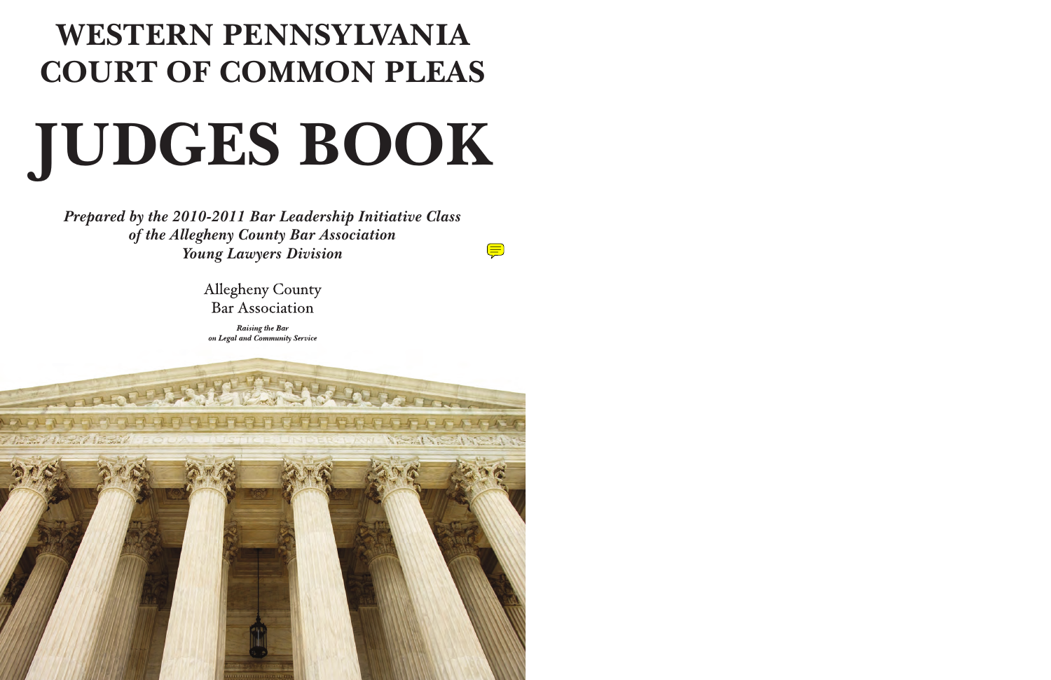# WESTERN PENNSYLVANIA COURT OF COMMON PLEAS

# JUDGES BOOK

***Prepared by the 2010-2011 Bar Leadership Initiative Class of the Allegheny County Bar Association Young Lawyers Division***

Allegheny County
Bar Association

*Raising the Bar on Legal and Community Service*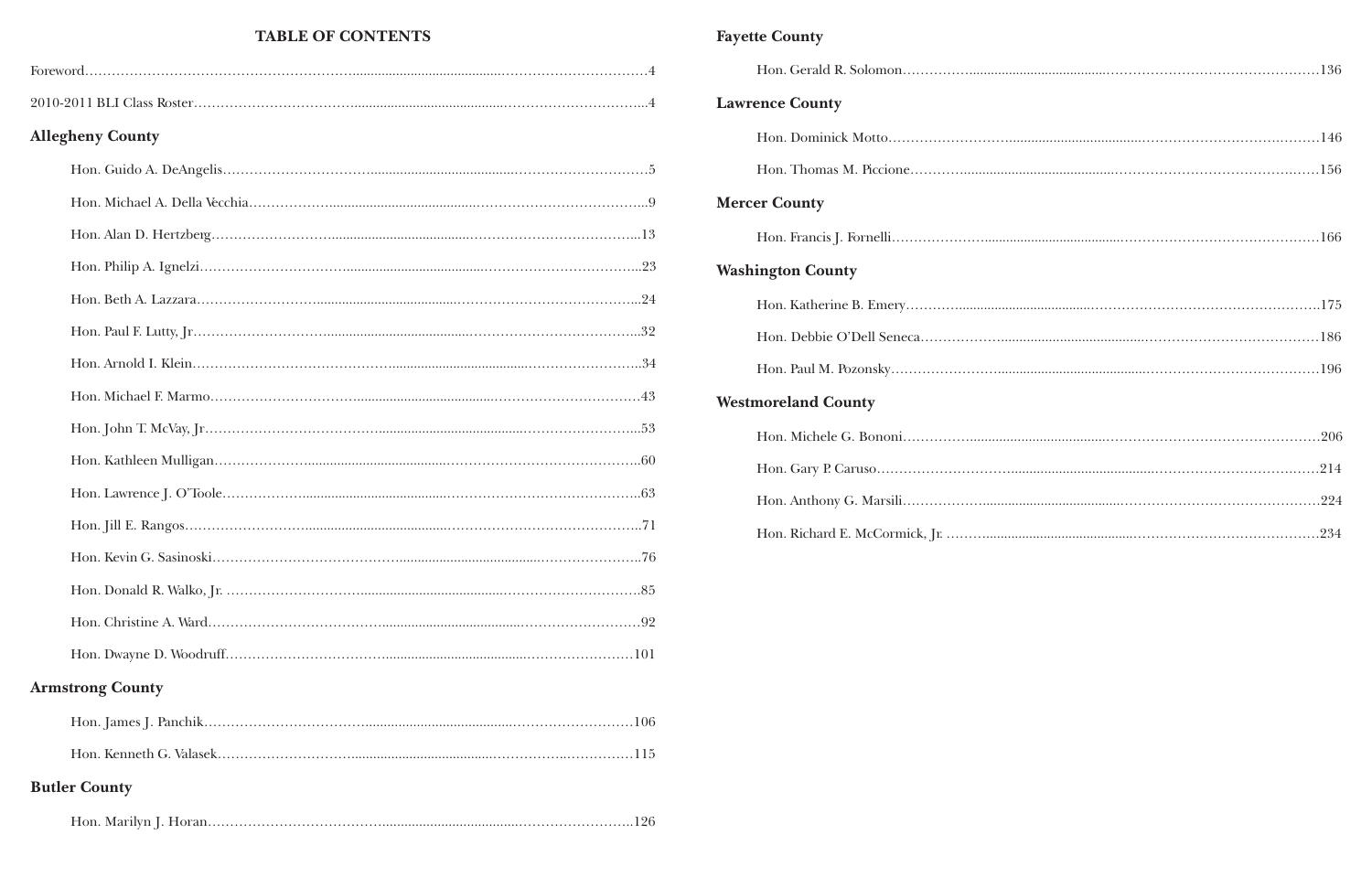# TABLE OF CONTENTS

Foreword……4

2010-2011 BLI Class Roster……4

## Allegheny County

- Hon. Guido A. DeAngelis……5
- Hon. Michael A. Della Vecchia……9
- Hon. Alan D. Hertzberg……13
- Hon. Philip A. Ignelzi……23
- Hon. Beth A. Lazzara……24
- Hon. Paul F. Lutty, Jr……32
- Hon. Arnold I. Klein……34
- Hon. Michael F. Marmo……43
- Hon. John T. McVay, Jr……53
- Hon. Kathleen Mulligan……60
- Hon. Lawrence J. O'Toole……63
- Hon. Jill E. Rangos……71
- Hon. Kevin G. Sasinoski……76
- Hon. Donald R. Walko, Jr. ……85
- Hon. Christine A. Ward……92
- Hon. Dwayne D. Woodruff……101

## Armstrong County

- Hon. James J. Panchik……106
- Hon. Kenneth G. Valasek……115

## Butler County

- Hon. Marilyn J. Horan……126

## Fayette County

- Hon. Gerald R. Solomon……136

## Lawrence County

- Hon. Dominick Motto……146
- Hon. Thomas M. Piccione……156

## Mercer County

- Hon. Francis J. Fornelli……166

## Washington County

- Hon. Katherine B. Emery……175
- Hon. Debbie O'Dell Seneca……186
- Hon. Paul M. Pozonsky……196

## Westmoreland County

- Hon. Michele G. Bononi……206
- Hon. Gary P. Caruso……214
- Hon. Anthony G. Marsili……224
- Hon. Richard E. McCormick, Jr. ……234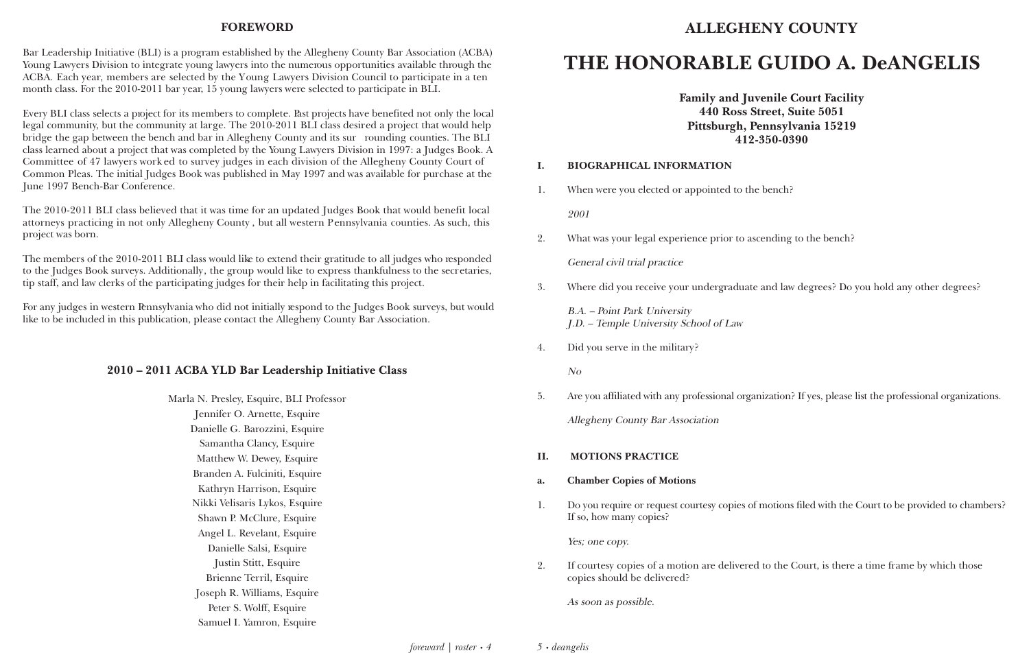## FOREWORD

Bar Leadership Initiative (BLI) is a program established by the Allegheny County Bar Association (ACBA) Young Lawyers Division to integrate young lawyers into the numerous opportunities available through the ACBA. Each year, members are selected by the Young Lawyers Division Council to participate in a ten month class. For the 2010-2011 bar year, 15 young lawyers were selected to participate in BLI.

Every BLI class selects a project for its members to complete. Past projects have benefited not only the local legal community, but the community at large. The 2010-2011 BLI class desired a project that would help bridge the gap between the bench and bar in Allegheny County and its surrounding counties. The BLI class learned about a project that was completed by the Young Lawyers Division in 1997: a Judges Book. A Committee of 47 lawyers worked to survey judges in each division of the Allegheny County Court of Common Pleas. The initial Judges Book was published in May 1997 and was available for purchase at the June 1997 Bench-Bar Conference.

The 2010-2011 BLI class believed that it was time for an updated Judges Book that would benefit local attorneys practicing in not only Allegheny County, but all western Pennsylvania counties. As such, this project was born.

The members of the 2010-2011 BLI class would like to extend their gratitude to all judges who responded to the Judges Book surveys. Additionally, the group would like to express thankfulness to the secretaries, tip staff, and law clerks of the participating judges for their help in facilitating this project.

For any judges in western Pennsylvania who did not initially respond to the Judges Book surveys, but would like to be included in this publication, please contact the Allegheny County Bar Association.

### 2010 – 2011 ACBA YLD Bar Leadership Initiative Class

Marla N. Presley, Esquire, BLI Professor
Jennifer O. Arnette, Esquire
Danielle G. Barozzini, Esquire
Samantha Clancy, Esquire
Matthew W. Dewey, Esquire
Branden A. Fulciniti, Esquire
Kathryn Harrison, Esquire
Nikki Velisaris Lykos, Esquire
Shawn P. McClure, Esquire
Angel L. Revelant, Esquire
Danielle Salsi, Esquire
Justin Stitt, Esquire
Brienne Terril, Esquire
Joseph R. Williams, Esquire
Peter S. Wolff, Esquire
Samuel I. Yamron, Esquire

## ALLEGHENY COUNTY

# THE HONORABLE GUIDO A. DeANGELIS

**Family and Juvenile Court Facility**
**440 Ross Street, Suite 5051**
**Pittsburgh, Pennsylvania 15219**
**412-350-0390**

### I. BIOGRAPHICAL INFORMATION

1. When were you elected or appointed to the bench?

   *2001*

2. What was your legal experience prior to ascending to the bench?

   *General civil trial practice*

3. Where did you receive your undergraduate and law degrees? Do you hold any other degrees?

   *B.A. – Point Park University*
   *J.D. – Temple University School of Law*

4. Did you serve in the military?

   *No*

5. Are you affiliated with any professional organization? If yes, please list the professional organizations.

   *Allegheny County Bar Association*

### II. MOTIONS PRACTICE

**a. Chamber Copies of Motions**

1. Do you require or request courtesy copies of motions filed with the Court to be provided to chambers? If so, how many copies?

   *Yes; one copy.*

2. If courtesy copies of a motion are delivered to the Court, is there a time frame by which those copies should be delivered?

   *As soon as possible.*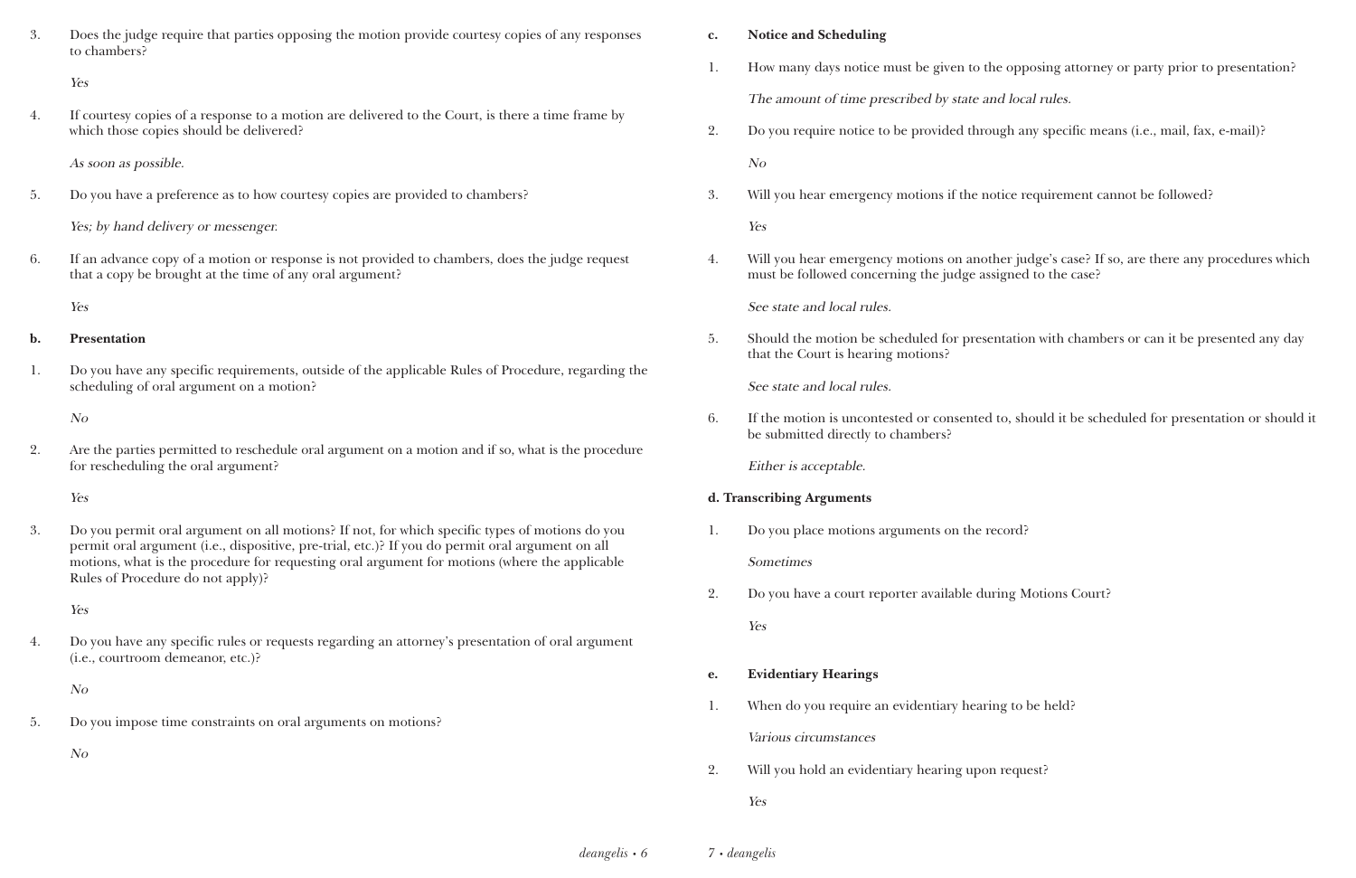3. Does the judge require that parties opposing the motion provide courtesy copies of any responses to chambers?

   *Yes*

4. If courtesy copies of a response to a motion are delivered to the Court, is there a time frame by which those copies should be delivered?

   *As soon as possible.*

5. Do you have a preference as to how courtesy copies are provided to chambers?

   *Yes; by hand delivery or messenger.*

6. If an advance copy of a motion or response is not provided to chambers, does the judge request that a copy be brought at the time of any oral argument?

   *Yes*

**b. Presentation**

1. Do you have any specific requirements, outside of the applicable Rules of Procedure, regarding the scheduling of oral argument on a motion?

   *No*

2. Are the parties permitted to reschedule oral argument on a motion and if so, what is the procedure for rescheduling the oral argument?

   *Yes*

3. Do you permit oral argument on all motions? If not, for which specific types of motions do you permit oral argument (i.e., dispositive, pre-trial, etc.)? If you do permit oral argument on all motions, what is the procedure for requesting oral argument for motions (where the applicable Rules of Procedure do not apply)?

   *Yes*

4. Do you have any specific rules or requests regarding an attorney's presentation of oral argument (i.e., courtroom demeanor, etc.)?

   *No*

5. Do you impose time constraints on oral arguments on motions?

   *No*

**c. Notice and Scheduling**

1. How many days notice must be given to the opposing attorney or party prior to presentation?

   *The amount of time prescribed by state and local rules.*

2. Do you require notice to be provided through any specific means (i.e., mail, fax, e-mail)?

   *No*

3. Will you hear emergency motions if the notice requirement cannot be followed?

   *Yes*

4. Will you hear emergency motions on another judge's case? If so, are there any procedures which must be followed concerning the judge assigned to the case?

   *See state and local rules.*

5. Should the motion be scheduled for presentation with chambers or can it be presented any day that the Court is hearing motions?

   *See state and local rules.*

6. If the motion is uncontested or consented to, should it be scheduled for presentation or should it be submitted directly to chambers?

   *Either is acceptable.*

**d. Transcribing Arguments**

1. Do you place motions arguments on the record?

   *Sometimes*

2. Do you have a court reporter available during Motions Court?

   *Yes*

**e. Evidentiary Hearings**

1. When do you require an evidentiary hearing to be held?

   *Various circumstances*

2. Will you hold an evidentiary hearing upon request?

   *Yes*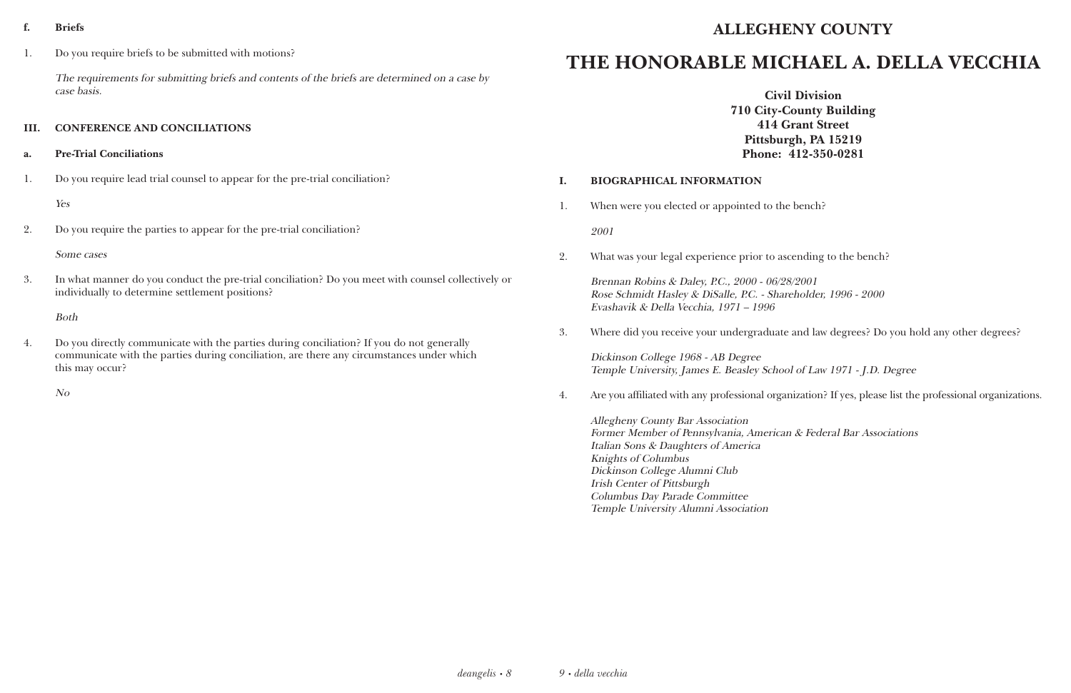### f. Briefs

1. Do you require briefs to be submitted with motions?

   *The requirements for submitting briefs and contents of the briefs are determined on a case by case basis.*

## III. CONFERENCE AND CONCILIATIONS

### a. Pre-Trial Conciliations

1. Do you require lead trial counsel to appear for the pre-trial conciliation?

   *Yes*

2. Do you require the parties to appear for the pre-trial conciliation?

   *Some cases*

3. In what manner do you conduct the pre-trial conciliation? Do you meet with counsel collectively or individually to determine settlement positions?

   *Both*

4. Do you directly communicate with the parties during conciliation? If you do not generally communicate with the parties during conciliation, are there any circumstances under which this may occur?

   *No*

# ALLEGHENY COUNTY

# THE HONORABLE MICHAEL A. DELLA VECCHIA

**Civil Division**
**710 City-County Building**
**414 Grant Street**
**Pittsburgh, PA 15219**
**Phone: 412-350-0281**

## I. BIOGRAPHICAL INFORMATION

1. When were you elected or appointed to the bench?

   *2001*

2. What was your legal experience prior to ascending to the bench?

   *Brennan Robins & Daley, P.C., 2000 - 06/28/2001*
   *Rose Schmidt Hasley & DiSalle, P.C. - Shareholder, 1996 - 2000*
   *Evashavik & Della Vecchia, 1971 – 1996*

3. Where did you receive your undergraduate and law degrees? Do you hold any other degrees?

   *Dickinson College 1968 - AB Degree*
   *Temple University, James E. Beasley School of Law 1971 - J.D. Degree*

4. Are you affiliated with any professional organization? If yes, please list the professional organizations.

   *Allegheny County Bar Association*
   *Former Member of Pennsylvania, American & Federal Bar Associations*
   *Italian Sons & Daughters of America*
   *Knights of Columbus*
   *Dickinson College Alumni Club*
   *Irish Center of Pittsburgh*
   *Columbus Day Parade Committee*
   *Temple University Alumni Association*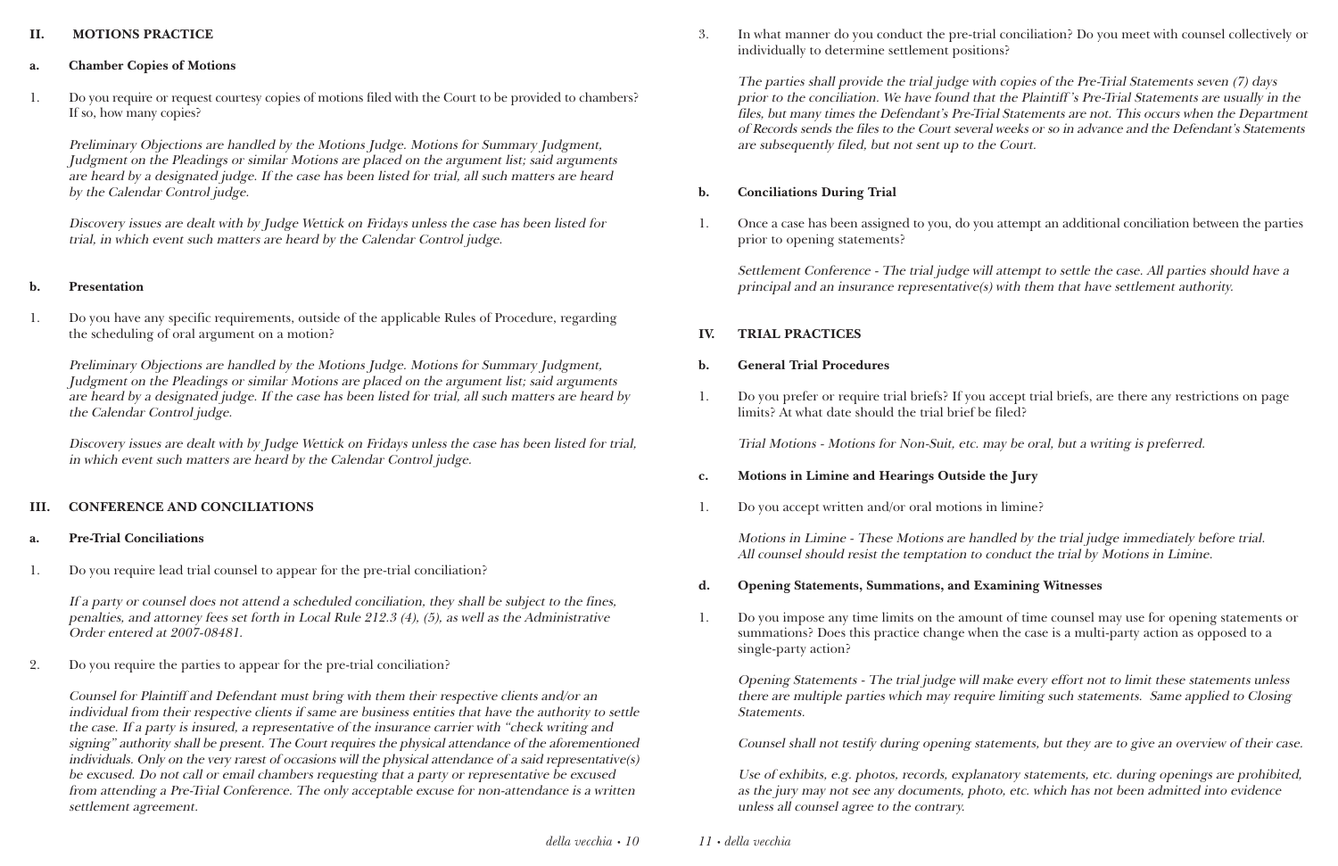## II. MOTIONS PRACTICE

### a. Chamber Copies of Motions

1. Do you require or request courtesy copies of motions filed with the Court to be provided to chambers? If so, how many copies?

   *Preliminary Objections are handled by the Motions Judge. Motions for Summary Judgment, Judgment on the Pleadings or similar Motions are placed on the argument list; said arguments are heard by a designated judge. If the case has been listed for trial, all such matters are heard by the Calendar Control judge.*

   *Discovery issues are dealt with by Judge Wettick on Fridays unless the case has been listed for trial, in which event such matters are heard by the Calendar Control judge.*

### b. Presentation

1. Do you have any specific requirements, outside of the applicable Rules of Procedure, regarding the scheduling of oral argument on a motion?

   *Preliminary Objections are handled by the Motions Judge. Motions for Summary Judgment, Judgment on the Pleadings or similar Motions are placed on the argument list; said arguments are heard by a designated judge. If the case has been listed for trial, all such matters are heard by the Calendar Control judge.*

   *Discovery issues are dealt with by Judge Wettick on Fridays unless the case has been listed for trial, in which event such matters are heard by the Calendar Control judge.*

## III. CONFERENCE AND CONCILIATIONS

### a. Pre-Trial Conciliations

1. Do you require lead trial counsel to appear for the pre-trial conciliation?

   *If a party or counsel does not attend a scheduled conciliation, they shall be subject to the fines, penalties, and attorney fees set forth in Local Rule 212.3 (4), (5), as well as the Administrative Order entered at 2007-08481.*

2. Do you require the parties to appear for the pre-trial conciliation?

   *Counsel for Plaintiff and Defendant must bring with them their respective clients and/or an individual from their respective clients if same are business entities that have the authority to settle the case. If a party is insured, a representative of the insurance carrier with "check writing and signing" authority shall be present. The Court requires the physical attendance of the aforementioned individuals. Only on the very rarest of occasions will the physical attendance of a said representative(s) be excused. Do not call or email chambers requesting that a party or representative be excused from attending a Pre-Trial Conference. The only acceptable excuse for non-attendance is a written settlement agreement.*

3. In what manner do you conduct the pre-trial conciliation? Do you meet with counsel collectively or individually to determine settlement positions?

   *The parties shall provide the trial judge with copies of the Pre-Trial Statements seven (7) days prior to the conciliation. We have found that the Plaintiff's Pre-Trial Statements are usually in the files, but many times the Defendant's Pre-Trial Statements are not. This occurs when the Department of Records sends the files to the Court several weeks or so in advance and the Defendant's Statements are subsequently filed, but not sent up to the Court.*

### b. Conciliations During Trial

1. Once a case has been assigned to you, do you attempt an additional conciliation between the parties prior to opening statements?

   *Settlement Conference - The trial judge will attempt to settle the case. All parties should have a principal and an insurance representative(s) with them that have settlement authority.*

## IV. TRIAL PRACTICES

### b. General Trial Procedures

1. Do you prefer or require trial briefs? If you accept trial briefs, are there any restrictions on page limits? At what date should the trial brief be filed?

   *Trial Motions - Motions for Non-Suit, etc. may be oral, but a writing is preferred.*

### c. Motions in Limine and Hearings Outside the Jury

1. Do you accept written and/or oral motions in limine?

   *Motions in Limine - These Motions are handled by the trial judge immediately before trial. All counsel should resist the temptation to conduct the trial by Motions in Limine.*

### d. Opening Statements, Summations, and Examining Witnesses

1. Do you impose any time limits on the amount of time counsel may use for opening statements or summations? Does this practice change when the case is a multi-party action as opposed to a single-party action?

   *Opening Statements - The trial judge will make every effort not to limit these statements unless there are multiple parties which may require limiting such statements. Same applied to Closing Statements.*

   *Counsel shall not testify during opening statements, but they are to give an overview of their case.*

   *Use of exhibits, e.g. photos, records, explanatory statements, etc. during openings are prohibited, as the jury may not see any documents, photo, etc. which has not been admitted into evidence unless all counsel agree to the contrary.*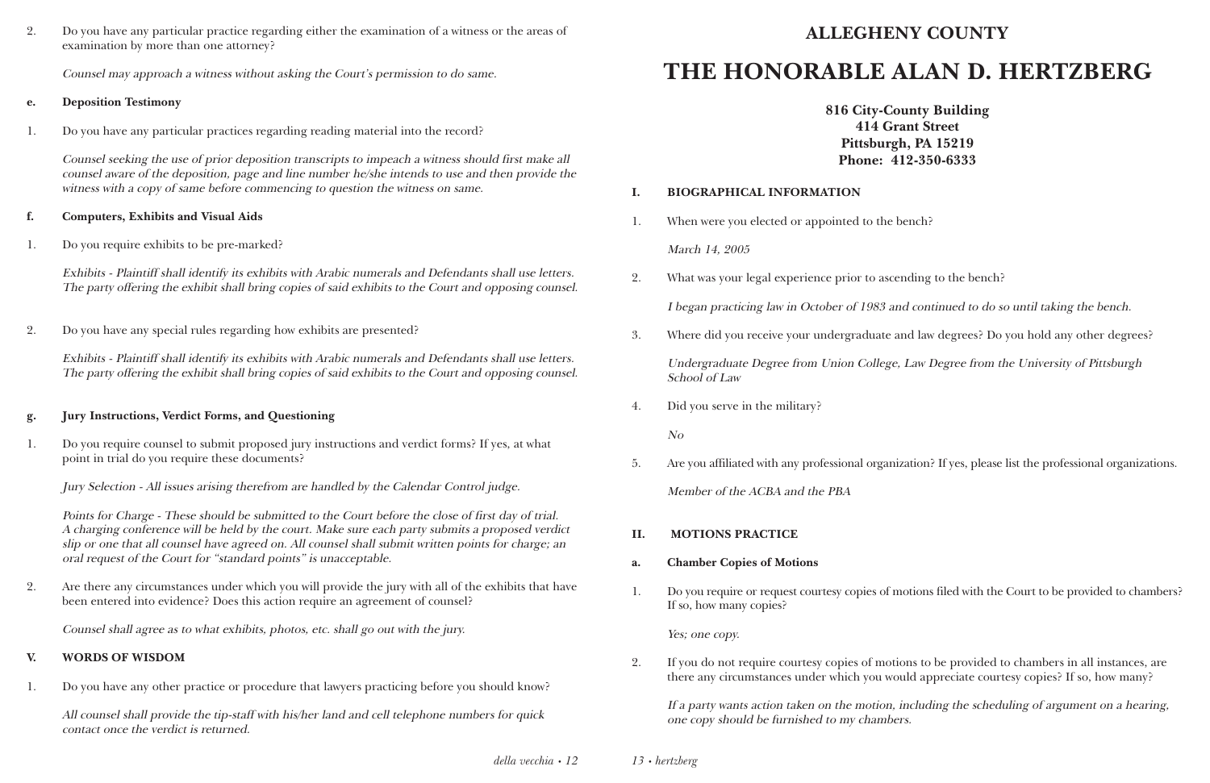2. Do you have any particular practice regarding either the examination of a witness or the areas of examination by more than one attorney?

   *Counsel may approach a witness without asking the Court's permission to do same.*

**e. Deposition Testimony**

1. Do you have any particular practices regarding reading material into the record?

   *Counsel seeking the use of prior deposition transcripts to impeach a witness should first make all counsel aware of the deposition, page and line number he/she intends to use and then provide the witness with a copy of same before commencing to question the witness on same.*

**f. Computers, Exhibits and Visual Aids**

1. Do you require exhibits to be pre-marked?

   *Exhibits - Plaintiff shall identify its exhibits with Arabic numerals and Defendants shall use letters. The party offering the exhibit shall bring copies of said exhibits to the Court and opposing counsel.*

2. Do you have any special rules regarding how exhibits are presented?

   *Exhibits - Plaintiff shall identify its exhibits with Arabic numerals and Defendants shall use letters. The party offering the exhibit shall bring copies of said exhibits to the Court and opposing counsel.*

**g. Jury Instructions, Verdict Forms, and Questioning**

1. Do you require counsel to submit proposed jury instructions and verdict forms? If yes, at what point in trial do you require these documents?

   *Jury Selection - All issues arising therefrom are handled by the Calendar Control judge.*

   *Points for Charge - These should be submitted to the Court before the close of first day of trial. A charging conference will be held by the court. Make sure each party submits a proposed verdict slip or one that all counsel have agreed on. All counsel shall submit written points for charge; an oral request of the Court for "standard points" is unacceptable.*

2. Are there any circumstances under which you will provide the jury with all of the exhibits that have been entered into evidence? Does this action require an agreement of counsel?

   *Counsel shall agree as to what exhibits, photos, etc. shall go out with the jury.*

**V. WORDS OF WISDOM**

1. Do you have any other practice or procedure that lawyers practicing before you should know?

   *All counsel shall provide the tip-staff with his/her land and cell telephone numbers for quick contact once the verdict is returned.*

## ALLEGHENY COUNTY

# THE HONORABLE ALAN D. HERTZBERG

**816 City-County Building**
**414 Grant Street**
**Pittsburgh, PA 15219**
**Phone: 412-350-6333**

**I. BIOGRAPHICAL INFORMATION**

1. When were you elected or appointed to the bench?

   *March 14, 2005*

2. What was your legal experience prior to ascending to the bench?

   *I began practicing law in October of 1983 and continued to do so until taking the bench.*

3. Where did you receive your undergraduate and law degrees? Do you hold any other degrees?

   *Undergraduate Degree from Union College, Law Degree from the University of Pittsburgh School of Law*

4. Did you serve in the military?

   *No*

5. Are you affiliated with any professional organization? If yes, please list the professional organizations.

   *Member of the ACBA and the PBA*

**II. MOTIONS PRACTICE**

**a. Chamber Copies of Motions**

1. Do you require or request courtesy copies of motions filed with the Court to be provided to chambers? If so, how many copies?

   *Yes; one copy.*

2. If you do not require courtesy copies of motions to be provided to chambers in all instances, are there any circumstances under which you would appreciate courtesy copies? If so, how many?

   *If a party wants action taken on the motion, including the scheduling of argument on a hearing, one copy should be furnished to my chambers.*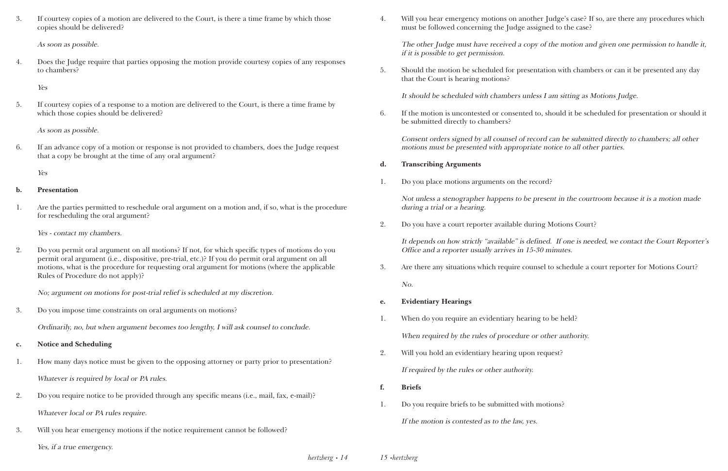3. If courtesy copies of a motion are delivered to the Court, is there a time frame by which those copies should be delivered?

   *As soon as possible.*

4. Does the Judge require that parties opposing the motion provide courtesy copies of any responses to chambers?

   *Yes*

5. If courtesy copies of a response to a motion are delivered to the Court, is there a time frame by which those copies should be delivered?

   *As soon as possible.*

6. If an advance copy of a motion or response is not provided to chambers, does the Judge request that a copy be brought at the time of any oral argument?

   *Yes*

**b. Presentation**

1. Are the parties permitted to reschedule oral argument on a motion and, if so, what is the procedure for rescheduling the oral argument?

   *Yes - contact my chambers.*

2. Do you permit oral argument on all motions? If not, for which specific types of motions do you permit oral argument (i.e., dispositive, pre-trial, etc.)? If you do permit oral argument on all motions, what is the procedure for requesting oral argument for motions (where the applicable Rules of Procedure do not apply)?

   *No; argument on motions for post-trial relief is scheduled at my discretion.*

3. Do you impose time constraints on oral arguments on motions?

   *Ordinarily, no, but when argument becomes too lengthy, I will ask counsel to conclude.*

**c. Notice and Scheduling**

1. How many days notice must be given to the opposing attorney or party prior to presentation?

   *Whatever is required by local or PA rules.*

2. Do you require notice to be provided through any specific means (i.e., mail, fax, e-mail)?

   *Whatever local or PA rules require.*

3. Will you hear emergency motions if the notice requirement cannot be followed?

   *Yes, if a true emergency.*

4. Will you hear emergency motions on another Judge's case? If so, are there any procedures which must be followed concerning the Judge assigned to the case?

   *The other Judge must have received a copy of the motion and given one permission to handle it, if it is possible to get permission.*

5. Should the motion be scheduled for presentation with chambers or can it be presented any day that the Court is hearing motions?

   *It should be scheduled with chambers unless I am sitting as Motions Judge.*

6. If the motion is uncontested or consented to, should it be scheduled for presentation or should it be submitted directly to chambers?

   *Consent orders signed by all counsel of record can be submitted directly to chambers; all other motions must be presented with appropriate notice to all other parties.*

**d. Transcribing Arguments**

1. Do you place motions arguments on the record?

   *Not unless a stenographer happens to be present in the courtroom because it is a motion made during a trial or a hearing.*

2. Do you have a court reporter available during Motions Court?

   *It depends on how strictly "available" is defined. If one is needed, we contact the Court Reporter's Office and a reporter usually arrives in 15-30 minutes.*

3. Are there any situations which require counsel to schedule a court reporter for Motions Court?

   *No.*

**e. Evidentiary Hearings**

1. When do you require an evidentiary hearing to be held?

   *When required by the rules of procedure or other authority.*

2. Will you hold an evidentiary hearing upon request?

   *If required by the rules or other authority.*

**f. Briefs**

1. Do you require briefs to be submitted with motions?

   *If the motion is contested as to the law, yes.*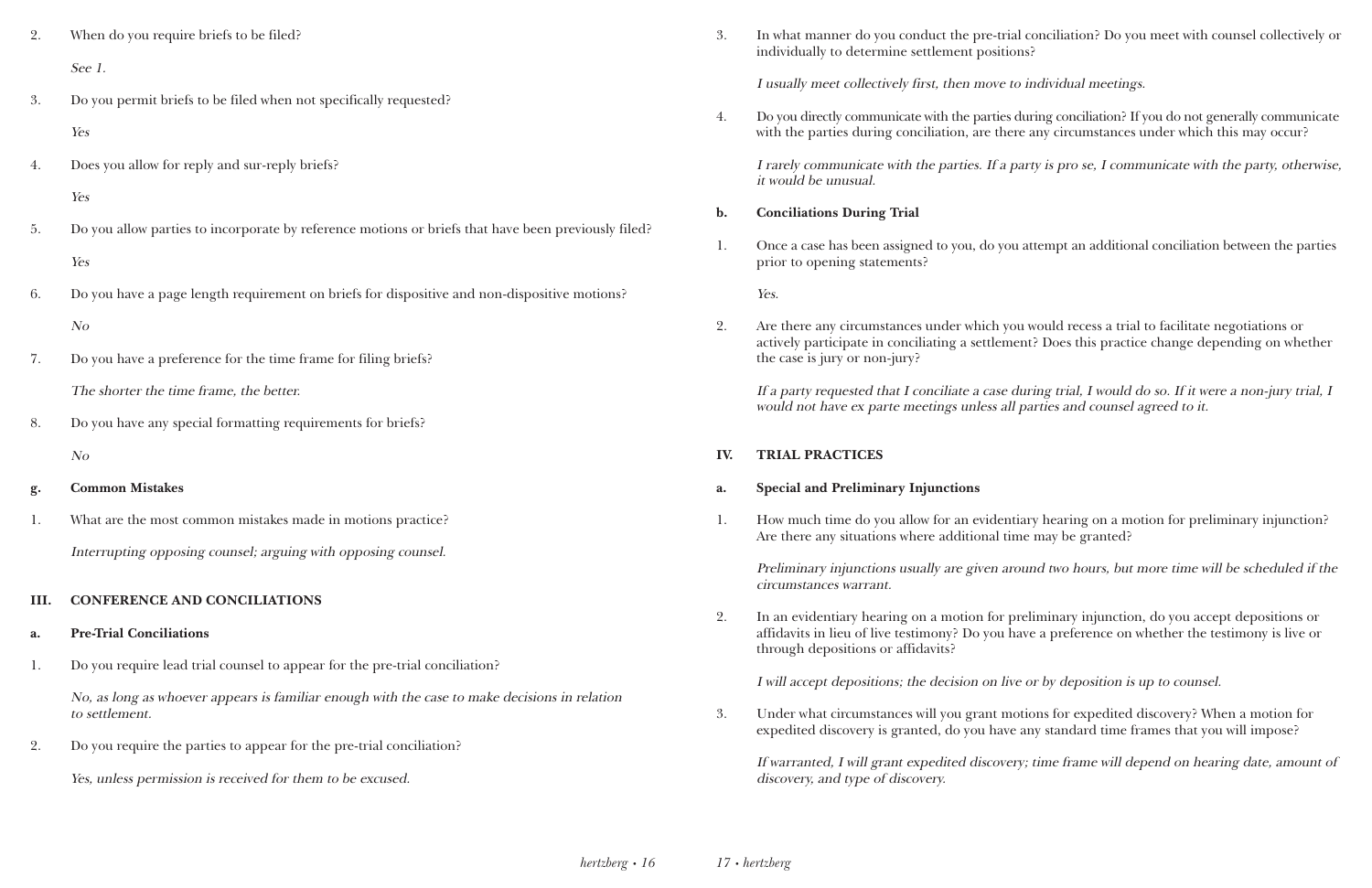2. When do you require briefs to be filed?

   *See 1.*

3. Do you permit briefs to be filed when not specifically requested?

   *Yes*

4. Does you allow for reply and sur-reply briefs?

   *Yes*

5. Do you allow parties to incorporate by reference motions or briefs that have been previously filed?

   *Yes*

6. Do you have a page length requirement on briefs for dispositive and non-dispositive motions?

   *No*

7. Do you have a preference for the time frame for filing briefs?

   *The shorter the time frame, the better.*

8. Do you have any special formatting requirements for briefs?

   *No*

### g. Common Mistakes

1. What are the most common mistakes made in motions practice?

   *Interrupting opposing counsel; arguing with opposing counsel.*

## III. CONFERENCE AND CONCILIATIONS

### a. Pre-Trial Conciliations

1. Do you require lead trial counsel to appear for the pre-trial conciliation?

   *No, as long as whoever appears is familiar enough with the case to make decisions in relation to settlement.*

2. Do you require the parties to appear for the pre-trial conciliation?

   *Yes, unless permission is received for them to be excused.*

3. In what manner do you conduct the pre-trial conciliation? Do you meet with counsel collectively or individually to determine settlement positions?

   *I usually meet collectively first, then move to individual meetings.*

4. Do you directly communicate with the parties during conciliation? If you do not generally communicate with the parties during conciliation, are there any circumstances under which this may occur?

   *I rarely communicate with the parties. If a party is pro se, I communicate with the party, otherwise, it would be unusual.*

### b. Conciliations During Trial

1. Once a case has been assigned to you, do you attempt an additional conciliation between the parties prior to opening statements?

   *Yes.*

2. Are there any circumstances under which you would recess a trial to facilitate negotiations or actively participate in conciliating a settlement? Does this practice change depending on whether the case is jury or non-jury?

   *If a party requested that I conciliate a case during trial, I would do so. If it were a non-jury trial, I would not have ex parte meetings unless all parties and counsel agreed to it.*

## IV. TRIAL PRACTICES

### a. Special and Preliminary Injunctions

1. How much time do you allow for an evidentiary hearing on a motion for preliminary injunction? Are there any situations where additional time may be granted?

   *Preliminary injunctions usually are given around two hours, but more time will be scheduled if the circumstances warrant.*

2. In an evidentiary hearing on a motion for preliminary injunction, do you accept depositions or affidavits in lieu of live testimony? Do you have a preference on whether the testimony is live or through depositions or affidavits?

   *I will accept depositions; the decision on live or by deposition is up to counsel.*

3. Under what circumstances will you grant motions for expedited discovery? When a motion for expedited discovery is granted, do you have any standard time frames that you will impose?

   *If warranted, I will grant expedited discovery; time frame will depend on hearing date, amount of discovery, and type of discovery.*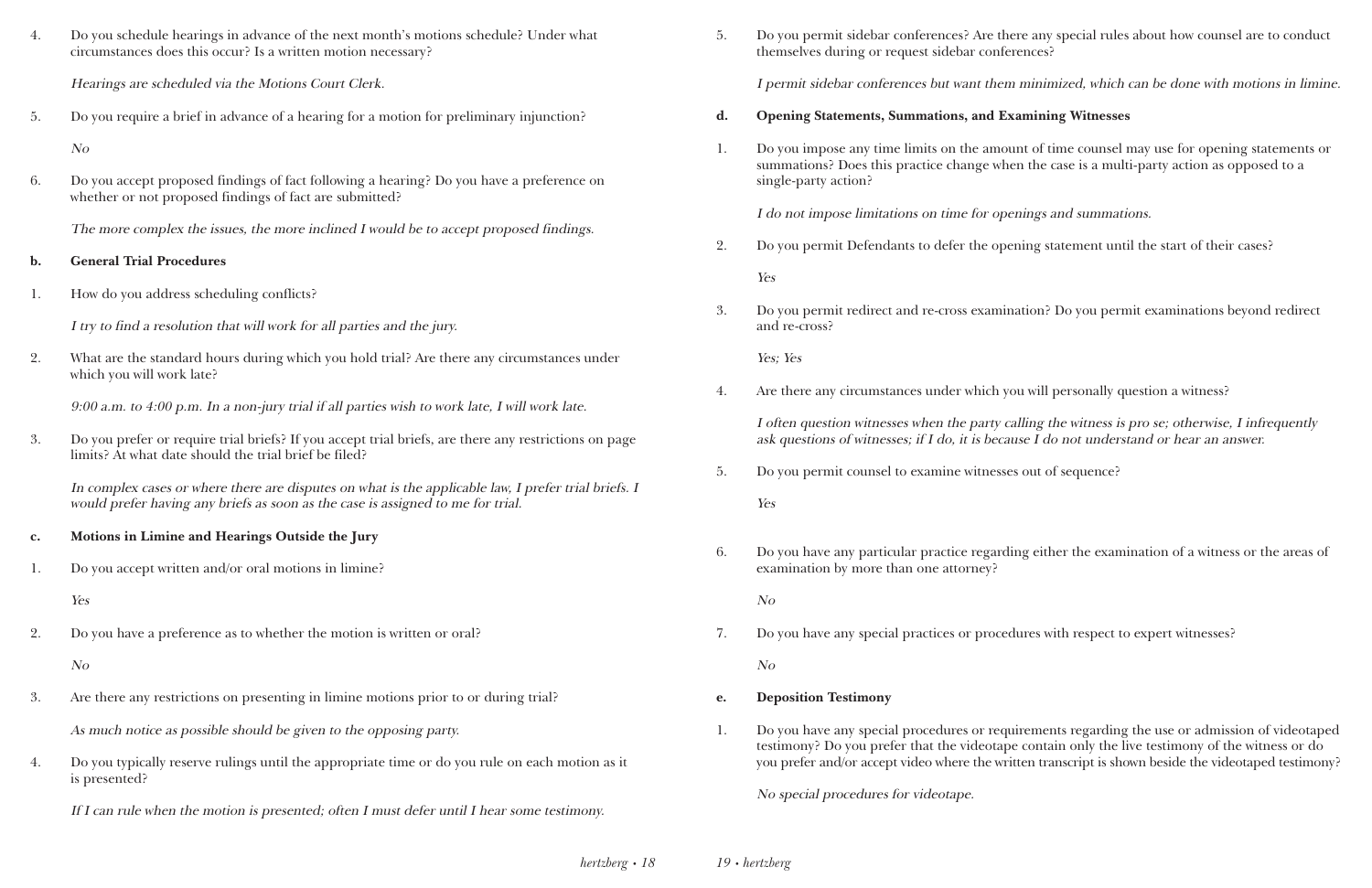4. Do you schedule hearings in advance of the next month's motions schedule? Under what circumstances does this occur? Is a written motion necessary?

   *Hearings are scheduled via the Motions Court Clerk.*

5. Do you require a brief in advance of a hearing for a motion for preliminary injunction?

   *No*

6. Do you accept proposed findings of fact following a hearing? Do you have a preference on whether or not proposed findings of fact are submitted?

   *The more complex the issues, the more inclined I would be to accept proposed findings.*

**b. General Trial Procedures**

1. How do you address scheduling conflicts?

   *I try to find a resolution that will work for all parties and the jury.*

2. What are the standard hours during which you hold trial? Are there any circumstances under which you will work late?

   *9:00 a.m. to 4:00 p.m. In a non-jury trial if all parties wish to work late, I will work late.*

3. Do you prefer or require trial briefs? If you accept trial briefs, are there any restrictions on page limits? At what date should the trial brief be filed?

   *In complex cases or where there are disputes on what is the applicable law, I prefer trial briefs. I would prefer having any briefs as soon as the case is assigned to me for trial.*

**c. Motions in Limine and Hearings Outside the Jury**

1. Do you accept written and/or oral motions in limine?

   *Yes*

2. Do you have a preference as to whether the motion is written or oral?

   *No*

3. Are there any restrictions on presenting in limine motions prior to or during trial?

   *As much notice as possible should be given to the opposing party.*

4. Do you typically reserve rulings until the appropriate time or do you rule on each motion as it is presented?

   *If I can rule when the motion is presented; often I must defer until I hear some testimony.*

5. Do you permit sidebar conferences? Are there any special rules about how counsel are to conduct themselves during or request sidebar conferences?

   *I permit sidebar conferences but want them minimized, which can be done with motions in limine.*

**d. Opening Statements, Summations, and Examining Witnesses**

1. Do you impose any time limits on the amount of time counsel may use for opening statements or summations? Does this practice change when the case is a multi-party action as opposed to a single-party action?

   *I do not impose limitations on time for openings and summations.*

2. Do you permit Defendants to defer the opening statement until the start of their cases?

   *Yes*

3. Do you permit redirect and re-cross examination? Do you permit examinations beyond redirect and re-cross?

   *Yes; Yes*

4. Are there any circumstances under which you will personally question a witness?

   *I often question witnesses when the party calling the witness is pro se; otherwise, I infrequently ask questions of witnesses; if I do, it is because I do not understand or hear an answer.*

5. Do you permit counsel to examine witnesses out of sequence?

   *Yes*

6. Do you have any particular practice regarding either the examination of a witness or the areas of examination by more than one attorney?

   *No*

7. Do you have any special practices or procedures with respect to expert witnesses?

   *No*

**e. Deposition Testimony**

1. Do you have any special procedures or requirements regarding the use or admission of videotaped testimony? Do you prefer that the videotape contain only the live testimony of the witness or do you prefer and/or accept video where the written transcript is shown beside the videotaped testimony?

   *No special procedures for videotape.*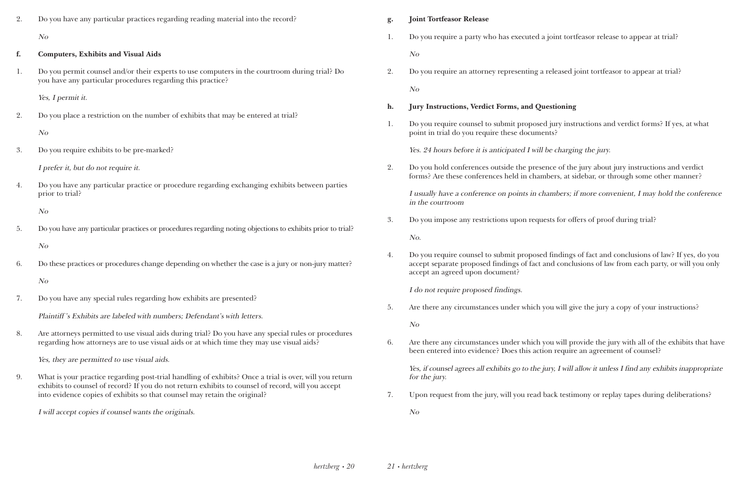2. Do you have any particular practices regarding reading material into the record?

   *No*

**f. Computers, Exhibits and Visual Aids**

1. Do you permit counsel and/or their experts to use computers in the courtroom during trial? Do you have any particular procedures regarding this practice?

   *Yes, I permit it.*

2. Do you place a restriction on the number of exhibits that may be entered at trial?

   *No*

3. Do you require exhibits to be pre-marked?

   *I prefer it, but do not require it.*

4. Do you have any particular practice or procedure regarding exchanging exhibits between parties prior to trial?

   *No*

5. Do you have any particular practices or procedures regarding noting objections to exhibits prior to trial?

   *No*

6. Do these practices or procedures change depending on whether the case is a jury or non-jury matter?

   *No*

7. Do you have any special rules regarding how exhibits are presented?

   *Plaintiff 's Exhibits are labeled with numbers; Defendant's with letters.*

8. Are attorneys permitted to use visual aids during trial? Do you have any special rules or procedures regarding how attorneys are to use visual aids or at which time they may use visual aids?

   *Yes, they are permitted to use visual aids.*

9. What is your practice regarding post-trial handling of exhibits? Once a trial is over, will you return exhibits to counsel of record? If you do not return exhibits to counsel of record, will you accept into evidence copies of exhibits so that counsel may retain the original?

   *I will accept copies if counsel wants the originals.*

**g. Joint Tortfeasor Release**

1. Do you require a party who has executed a joint tortfeasor release to appear at trial?

   *No*

2. Do you require an attorney representing a released joint tortfeasor to appear at trial?

   *No*

**h. Jury Instructions, Verdict Forms, and Questioning**

1. Do you require counsel to submit proposed jury instructions and verdict forms? If yes, at what point in trial do you require these documents?

   *Yes. 24 hours before it is anticipated I will be charging the jury.*

2. Do you hold conferences outside the presence of the jury about jury instructions and verdict forms? Are these conferences held in chambers, at sidebar, or through some other manner?

   *I usually have a conference on points in chambers; if more convenient, I may hold the conference in the courtroom*

3. Do you impose any restrictions upon requests for offers of proof during trial?

   *No.*

4. Do you require counsel to submit proposed findings of fact and conclusions of law? If yes, do you accept separate proposed findings of fact and conclusions of law from each party, or will you only accept an agreed upon document?

   *I do not require proposed findings.*

5. Are there any circumstances under which you will give the jury a copy of your instructions?

   *No*

6. Are there any circumstances under which you will provide the jury with all of the exhibits that have been entered into evidence? Does this action require an agreement of counsel?

   *Yes, if counsel agrees all exhibits go to the jury, I will allow it unless I find any exhibits inappropriate for the jury.*

7. Upon request from the jury, will you read back testimony or replay tapes during deliberations?

   *No*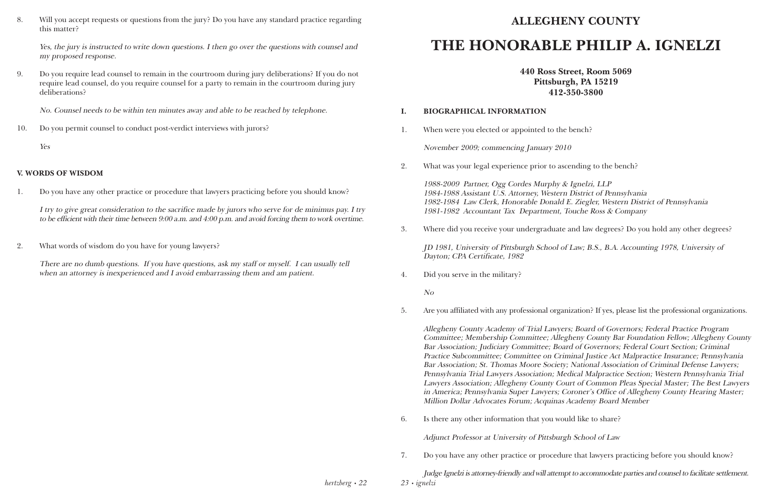8. Will you accept requests or questions from the jury? Do you have any standard practice regarding this matter?

   *Yes, the jury is instructed to write down questions. I then go over the questions with counsel and my proposed response.*

9. Do you require lead counsel to remain in the courtroom during jury deliberations? If you do not require lead counsel, do you require counsel for a party to remain in the courtroom during jury deliberations?

   *No. Counsel needs to be within ten minutes away and able to be reached by telephone.*

10. Do you permit counsel to conduct post-verdict interviews with jurors?

    *Yes*

**V. WORDS OF WISDOM**

1. Do you have any other practice or procedure that lawyers practicing before you should know?

   *I try to give great consideration to the sacrifice made by jurors who serve for de minimus pay. I try to be efficient with their time between 9:00 a.m. and 4:00 p.m. and avoid forcing them to work overtime.*

2. What words of wisdom do you have for young lawyers?

   *There are no dumb questions. If you have questions, ask my staff or myself. I can usually tell when an attorney is inexperienced and I avoid embarrassing them and am patient.*

## ALLEGHENY COUNTY

# THE HONORABLE PHILIP A. IGNELZI

**440 Ross Street, Room 5069**
**Pittsburgh, PA 15219**
**412-350-3800**

**I. BIOGRAPHICAL INFORMATION**

1. When were you elected or appointed to the bench?

   *November 2009; commencing January 2010*

2. What was your legal experience prior to ascending to the bench?

   *1988-2009 Partner, Ogg Cordes Murphy & Ignelzi, LLP*
   *1984-1988 Assistant U.S. Attorney, Western District of Pennsylvania*
   *1982-1984 Law Clerk, Honorable Donald E. Ziegler, Western District of Pennsylvania*
   *1981-1982 Accountant Tax Department, Touche Ross & Company*

3. Where did you receive your undergraduate and law degrees? Do you hold any other degrees?

   *JD 1981, University of Pittsburgh School of Law; B.S., B.A. Accounting 1978, University of Dayton; CPA Certificate, 1982*

4. Did you serve in the military?

   *No*

5. Are you affiliated with any professional organization? If yes, please list the professional organizations.

   *Allegheny County Academy of Trial Lawyers; Board of Governors; Federal Practice Program Committee; Membership Committee; Allegheny County Bar Foundation Fellow; Allegheny County Bar Association; Judiciary Committee; Board of Governors; Federal Court Section; Criminal Practice Subcommittee; Committee on Criminal Justice Act Malpractice Insurance; Pennsylvania Bar Association; St. Thomas Moore Society; National Association of Criminal Defense Lawyers; Pennsylvania Trial Lawyers Association; Medical Malpractice Section; Western Pennsylvania Trial Lawyers Association; Allegheny County Court of Common Pleas Special Master; The Best Lawyers in America; Pennsylvania Super Lawyers; Coroner's Office of Allegheny County Hearing Master; Million Dollar Advocates Forum; Acquinas Academy Board Member*

6. Is there any other information that you would like to share?

   *Adjunct Professor at University of Pittsburgh School of Law*

7. Do you have any other practice or procedure that lawyers practicing before you should know?

   *Judge Ignelzi is attorney-friendly and will attempt to accommodate parties and counsel to facilitate settlement.*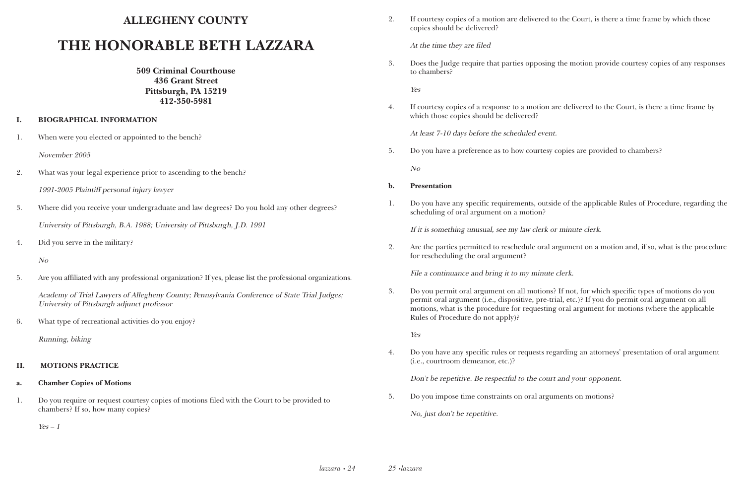# ALLEGHENY COUNTY

# THE HONORABLE BETH LAZZARA

**509 Criminal Courthouse**
**436 Grant Street**
**Pittsburgh, PA 15219**
**412-350-5981**

## I. BIOGRAPHICAL INFORMATION

1. When were you elected or appointed to the bench?

   *November 2005*

2. What was your legal experience prior to ascending to the bench?

   *1991-2005 Plaintiff personal injury lawyer*

3. Where did you receive your undergraduate and law degrees? Do you hold any other degrees?

   *University of Pittsburgh, B.A. 1988; University of Pittsburgh, J.D. 1991*

4. Did you serve in the military?

   *No*

5. Are you affiliated with any professional organization? If yes, please list the professional organizations.

   *Academy of Trial Lawyers of Allegheny County; Pennsylvania Conference of State Trial Judges; University of Pittsburgh adjunct professor*

6. What type of recreational activities do you enjoy?

   *Running, biking*

## II. MOTIONS PRACTICE

### a. Chamber Copies of Motions

1. Do you require or request courtesy copies of motions filed with the Court to be provided to chambers? If so, how many copies?

   *Yes – 1*

2. If courtesy copies of a motion are delivered to the Court, is there a time frame by which those copies should be delivered?

   *At the time they are filed*

3. Does the Judge require that parties opposing the motion provide courtesy copies of any responses to chambers?

   *Yes*

4. If courtesy copies of a response to a motion are delivered to the Court, is there a time frame by which those copies should be delivered?

   *At least 7-10 days before the scheduled event.*

5. Do you have a preference as to how courtesy copies are provided to chambers?

   *No*

### b. Presentation

1. Do you have any specific requirements, outside of the applicable Rules of Procedure, regarding the scheduling of oral argument on a motion?

   *If it is something unusual, see my law clerk or minute clerk.*

2. Are the parties permitted to reschedule oral argument on a motion and, if so, what is the procedure for rescheduling the oral argument?

   *File a continuance and bring it to my minute clerk.*

3. Do you permit oral argument on all motions? If not, for which specific types of motions do you permit oral argument (i.e., dispositive, pre-trial, etc.)? If you do permit oral argument on all motions, what is the procedure for requesting oral argument for motions (where the applicable Rules of Procedure do not apply)?

   *Yes*

4. Do you have any specific rules or requests regarding an attorneys' presentation of oral argument (i.e., courtroom demeanor, etc.)?

   *Don't be repetitive. Be respectful to the court and your opponent.*

5. Do you impose time constraints on oral arguments on motions?

   *No, just don't be repetitive.*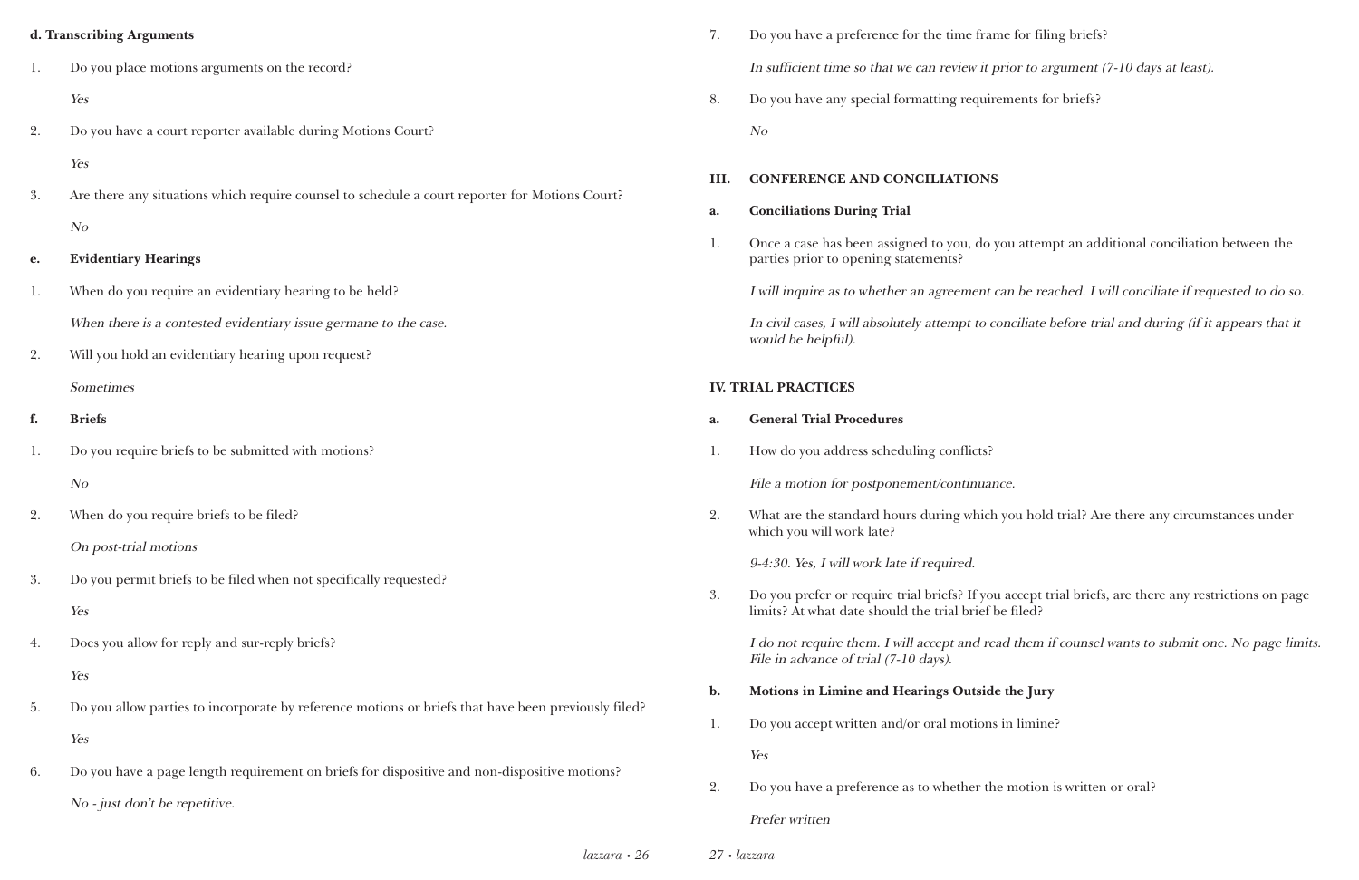#### d. Transcribing Arguments

1. Do you place motions arguments on the record?

   *Yes*

2. Do you have a court reporter available during Motions Court?

   *Yes*

3. Are there any situations which require counsel to schedule a court reporter for Motions Court?

   *No*

#### e. Evidentiary Hearings

1. When do you require an evidentiary hearing to be held?

   *When there is a contested evidentiary issue germane to the case.*

2. Will you hold an evidentiary hearing upon request?

   *Sometimes*

#### f. Briefs

1. Do you require briefs to be submitted with motions?

   *No*

2. When do you require briefs to be filed?

   *On post-trial motions*

3. Do you permit briefs to be filed when not specifically requested?

   *Yes*

4. Does you allow for reply and sur-reply briefs?

   *Yes*

5. Do you allow parties to incorporate by reference motions or briefs that have been previously filed?

   *Yes*

6. Do you have a page length requirement on briefs for dispositive and non-dispositive motions?

   *No - just don't be repetitive.*

7. Do you have a preference for the time frame for filing briefs?

   *In sufficient time so that we can review it prior to argument (7-10 days at least).*

8. Do you have any special formatting requirements for briefs?

   *No*

## III. CONFERENCE AND CONCILIATIONS

#### a. Conciliations During Trial

1. Once a case has been assigned to you, do you attempt an additional conciliation between the parties prior to opening statements?

   *I will inquire as to whether an agreement can be reached. I will conciliate if requested to do so.*

   *In civil cases, I will absolutely attempt to conciliate before trial and during (if it appears that it would be helpful).*

## IV. TRIAL PRACTICES

#### a. General Trial Procedures

1. How do you address scheduling conflicts?

   *File a motion for postponement/continuance.*

2. What are the standard hours during which you hold trial? Are there any circumstances under which you will work late?

   *9-4:30. Yes, I will work late if required.*

3. Do you prefer or require trial briefs? If you accept trial briefs, are there any restrictions on page limits? At what date should the trial brief be filed?

   *I do not require them. I will accept and read them if counsel wants to submit one. No page limits. File in advance of trial (7-10 days).*

#### b. Motions in Limine and Hearings Outside the Jury

1. Do you accept written and/or oral motions in limine?

   *Yes*

2. Do you have a preference as to whether the motion is written or oral?

   *Prefer written*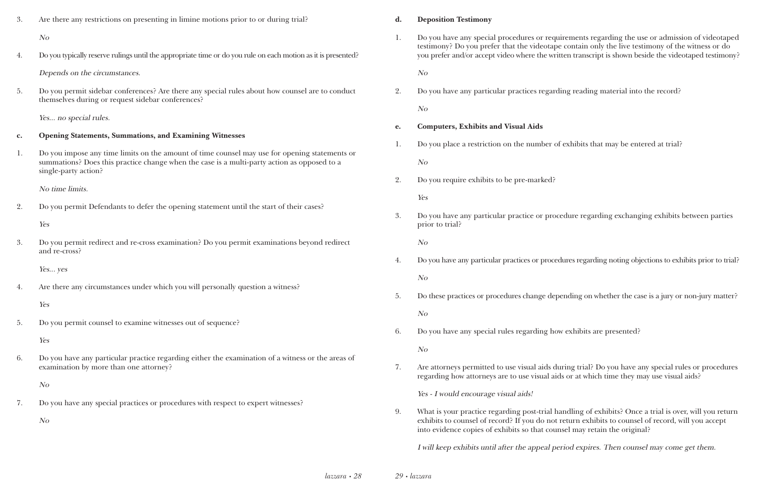3. Are there any restrictions on presenting in limine motions prior to or during trial?

   *No*

4. Do you typically reserve rulings until the appropriate time or do you rule on each motion as it is presented?

   *Depends on the circumstances.*

5. Do you permit sidebar conferences? Are there any special rules about how counsel are to conduct themselves during or request sidebar conferences?

   *Yes... no special rules.*

**c. Opening Statements, Summations, and Examining Witnesses**

1. Do you impose any time limits on the amount of time counsel may use for opening statements or summations? Does this practice change when the case is a multi-party action as opposed to a single-party action?

   *No time limits.*

2. Do you permit Defendants to defer the opening statement until the start of their cases?

   *Yes*

3. Do you permit redirect and re-cross examination? Do you permit examinations beyond redirect and re-cross?

   *Yes... yes*

4. Are there any circumstances under which you will personally question a witness?

   *Yes*

5. Do you permit counsel to examine witnesses out of sequence?

   *Yes*

6. Do you have any particular practice regarding either the examination of a witness or the areas of examination by more than one attorney?

   *No*

7. Do you have any special practices or procedures with respect to expert witnesses?

   *No*

**d. Deposition Testimony**

1. Do you have any special procedures or requirements regarding the use or admission of videotaped testimony? Do you prefer that the videotape contain only the live testimony of the witness or do you prefer and/or accept video where the written transcript is shown beside the videotaped testimony?

   *No*

2. Do you have any particular practices regarding reading material into the record?

   *No*

**e. Computers, Exhibits and Visual Aids**

1. Do you place a restriction on the number of exhibits that may be entered at trial?

   *No*

2. Do you require exhibits to be pre-marked?

   *Yes*

3. Do you have any particular practice or procedure regarding exchanging exhibits between parties prior to trial?

   *No*

4. Do you have any particular practices or procedures regarding noting objections to exhibits prior to trial?

   *No*

5. Do these practices or procedures change depending on whether the case is a jury or non-jury matter?

   *No*

6. Do you have any special rules regarding how exhibits are presented?

   *No*

7. Are attorneys permitted to use visual aids during trial? Do you have any special rules or procedures regarding how attorneys are to use visual aids or at which time they may use visual aids?

   *Yes - I would encourage visual aids!*

9. What is your practice regarding post-trial handling of exhibits? Once a trial is over, will you return exhibits to counsel of record? If you do not return exhibits to counsel of record, will you accept into evidence copies of exhibits so that counsel may retain the original?

   *I will keep exhibits until after the appeal period expires. Then counsel may come get them.*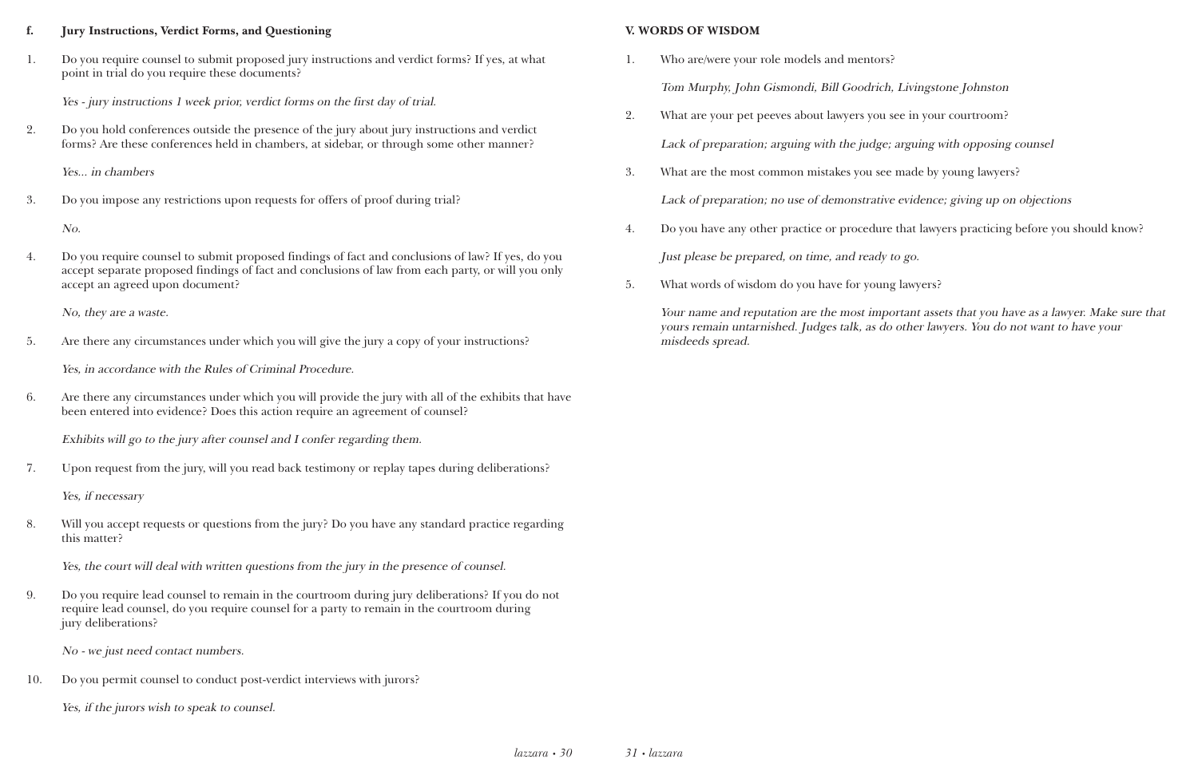### f. Jury Instructions, Verdict Forms, and Questioning

1. Do you require counsel to submit proposed jury instructions and verdict forms? If yes, at what point in trial do you require these documents?

   *Yes - jury instructions 1 week prior, verdict forms on the first day of trial.*

2. Do you hold conferences outside the presence of the jury about jury instructions and verdict forms? Are these conferences held in chambers, at sidebar, or through some other manner?

   *Yes... in chambers*

3. Do you impose any restrictions upon requests for offers of proof during trial?

   *No.*

4. Do you require counsel to submit proposed findings of fact and conclusions of law? If yes, do you accept separate proposed findings of fact and conclusions of law from each party, or will you only accept an agreed upon document?

   *No, they are a waste.*

5. Are there any circumstances under which you will give the jury a copy of your instructions?

   *Yes, in accordance with the Rules of Criminal Procedure.*

6. Are there any circumstances under which you will provide the jury with all of the exhibits that have been entered into evidence? Does this action require an agreement of counsel?

   *Exhibits will go to the jury after counsel and I confer regarding them.*

7. Upon request from the jury, will you read back testimony or replay tapes during deliberations?

   *Yes, if necessary*

8. Will you accept requests or questions from the jury? Do you have any standard practice regarding this matter?

   *Yes, the court will deal with written questions from the jury in the presence of counsel.*

9. Do you require lead counsel to remain in the courtroom during jury deliberations? If you do not require lead counsel, do you require counsel for a party to remain in the courtroom during jury deliberations?

   *No - we just need contact numbers.*

10. Do you permit counsel to conduct post-verdict interviews with jurors?

    *Yes, if the jurors wish to speak to counsel.*

## V. WORDS OF WISDOM

1. Who are/were your role models and mentors?

   *Tom Murphy, John Gismondi, Bill Goodrich, Livingstone Johnston*

2. What are your pet peeves about lawyers you see in your courtroom?

   *Lack of preparation; arguing with the judge; arguing with opposing counsel*

3. What are the most common mistakes you see made by young lawyers?

   *Lack of preparation; no use of demonstrative evidence; giving up on objections*

4. Do you have any other practice or procedure that lawyers practicing before you should know?

   *Just please be prepared, on time, and ready to go.*

5. What words of wisdom do you have for young lawyers?

   *Your name and reputation are the most important assets that you have as a lawyer. Make sure that yours remain untarnished. Judges talk, as do other lawyers. You do not want to have your misdeeds spread.*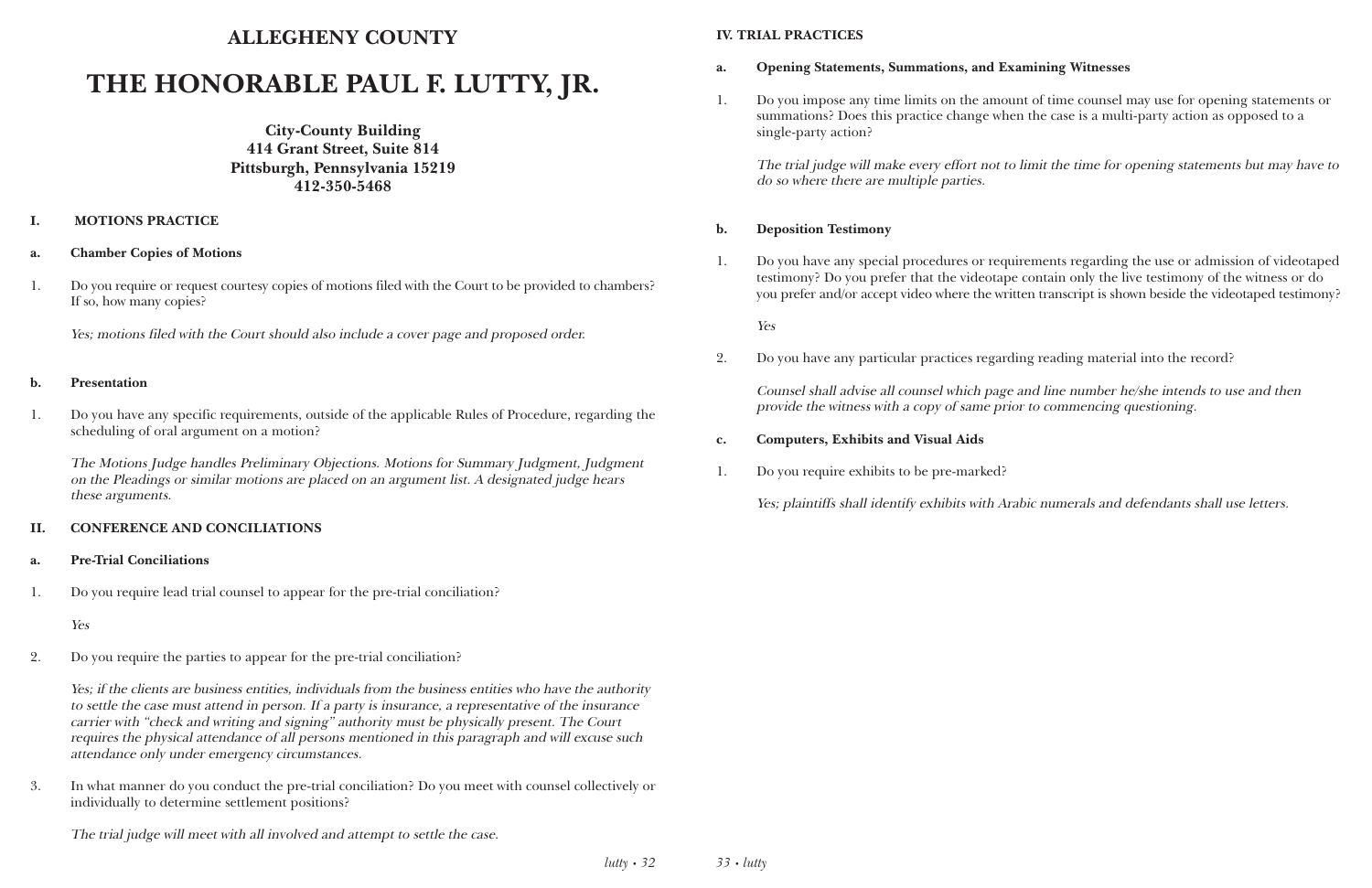# ALLEGHENY COUNTY

# THE HONORABLE PAUL F. LUTTY, JR.

**City-County Building**
**414 Grant Street, Suite 814**
**Pittsburgh, Pennsylvania 15219**
**412-350-5468**

## I. MOTIONS PRACTICE

### a. Chamber Copies of Motions

1. Do you require or request courtesy copies of motions filed with the Court to be provided to chambers? If so, how many copies?

   *Yes; motions filed with the Court should also include a cover page and proposed order.*

### b. Presentation

1. Do you have any specific requirements, outside of the applicable Rules of Procedure, regarding the scheduling of oral argument on a motion?

   *The Motions Judge handles Preliminary Objections. Motions for Summary Judgment, Judgment on the Pleadings or similar motions are placed on an argument list. A designated judge hears these arguments.*

## II. CONFERENCE AND CONCILIATIONS

### a. Pre-Trial Conciliations

1. Do you require lead trial counsel to appear for the pre-trial conciliation?

   *Yes*

2. Do you require the parties to appear for the pre-trial conciliation?

   *Yes; if the clients are business entities, individuals from the business entities who have the authority to settle the case must attend in person. If a party is insurance, a representative of the insurance carrier with "check and writing and signing" authority must be physically present. The Court requires the physical attendance of all persons mentioned in this paragraph and will excuse such attendance only under emergency circumstances.*

3. In what manner do you conduct the pre-trial conciliation? Do you meet with counsel collectively or individually to determine settlement positions?

   *The trial judge will meet with all involved and attempt to settle the case.*

## IV. TRIAL PRACTICES

### a. Opening Statements, Summations, and Examining Witnesses

1. Do you impose any time limits on the amount of time counsel may use for opening statements or summations? Does this practice change when the case is a multi-party action as opposed to a single-party action?

   *The trial judge will make every effort not to limit the time for opening statements but may have to do so where there are multiple parties.*

### b. Deposition Testimony

1. Do you have any special procedures or requirements regarding the use or admission of videotaped testimony? Do you prefer that the videotape contain only the live testimony of the witness or do you prefer and/or accept video where the written transcript is shown beside the videotaped testimony?

   *Yes*

2. Do you have any particular practices regarding reading material into the record?

   *Counsel shall advise all counsel which page and line number he/she intends to use and then provide the witness with a copy of same prior to commencing questioning.*

### c. Computers, Exhibits and Visual Aids

1. Do you require exhibits to be pre-marked?

   *Yes; plaintiffs shall identify exhibits with Arabic numerals and defendants shall use letters.*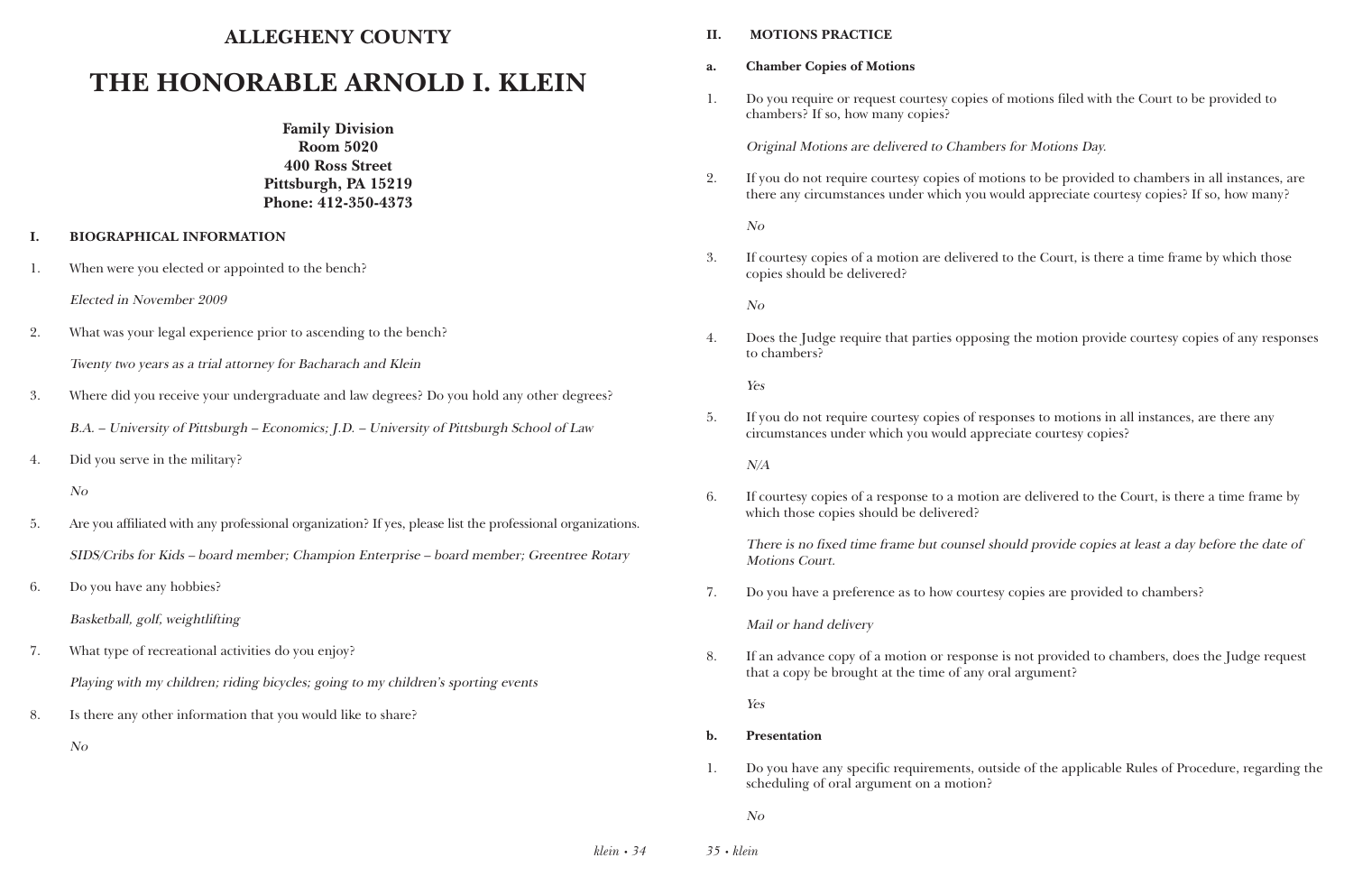# ALLEGHENY COUNTY

# THE HONORABLE ARNOLD I. KLEIN

**Family Division**
**Room 5020**
**400 Ross Street**
**Pittsburgh, PA 15219**
**Phone: 412-350-4373**

## I. BIOGRAPHICAL INFORMATION

1. When were you elected or appointed to the bench?

   *Elected in November 2009*

2. What was your legal experience prior to ascending to the bench?

   *Twenty two years as a trial attorney for Bacharach and Klein*

3. Where did you receive your undergraduate and law degrees? Do you hold any other degrees?

   *B.A. – University of Pittsburgh – Economics; J.D. – University of Pittsburgh School of Law*

4. Did you serve in the military?

   *No*

5. Are you affiliated with any professional organization? If yes, please list the professional organizations.

   *SIDS/Cribs for Kids – board member; Champion Enterprise – board member; Greentree Rotary*

6. Do you have any hobbies?

   *Basketball, golf, weightlifting*

7. What type of recreational activities do you enjoy?

   *Playing with my children; riding bicycles; going to my children's sporting events*

8. Is there any other information that you would like to share?

   *No*

## II. MOTIONS PRACTICE

### a. Chamber Copies of Motions

1. Do you require or request courtesy copies of motions filed with the Court to be provided to chambers? If so, how many copies?

   *Original Motions are delivered to Chambers for Motions Day.*

2. If you do not require courtesy copies of motions to be provided to chambers in all instances, are there any circumstances under which you would appreciate courtesy copies? If so, how many?

   *No*

3. If courtesy copies of a motion are delivered to the Court, is there a time frame by which those copies should be delivered?

   *No*

4. Does the Judge require that parties opposing the motion provide courtesy copies of any responses to chambers?

   *Yes*

5. If you do not require courtesy copies of responses to motions in all instances, are there any circumstances under which you would appreciate courtesy copies?

   *N/A*

6. If courtesy copies of a response to a motion are delivered to the Court, is there a time frame by which those copies should be delivered?

   *There is no fixed time frame but counsel should provide copies at least a day before the date of Motions Court.*

7. Do you have a preference as to how courtesy copies are provided to chambers?

   *Mail or hand delivery*

8. If an advance copy of a motion or response is not provided to chambers, does the Judge request that a copy be brought at the time of any oral argument?

   *Yes*

### b. Presentation

1. Do you have any specific requirements, outside of the applicable Rules of Procedure, regarding the scheduling of oral argument on a motion?

   *No*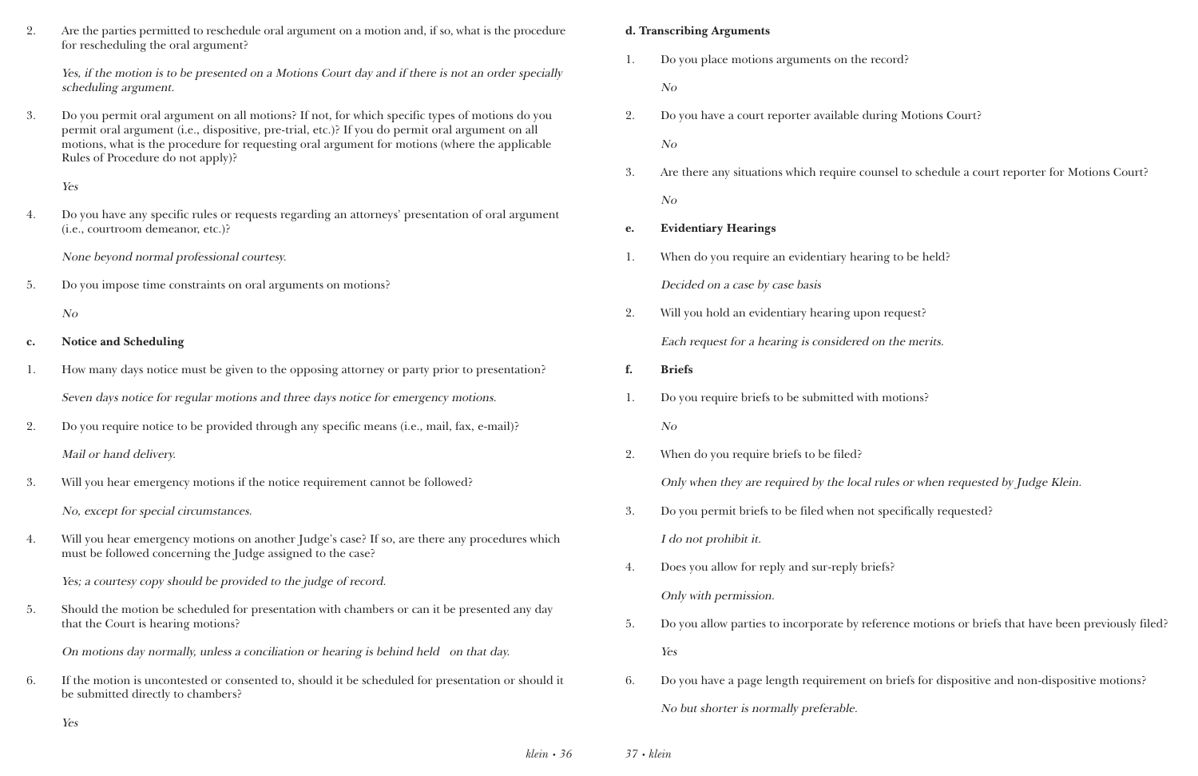2. Are the parties permitted to reschedule oral argument on a motion and, if so, what is the procedure for rescheduling the oral argument?

   *Yes, if the motion is to be presented on a Motions Court day and if there is not an order specially scheduling argument.*

3. Do you permit oral argument on all motions? If not, for which specific types of motions do you permit oral argument (i.e., dispositive, pre-trial, etc.)? If you do permit oral argument on all motions, what is the procedure for requesting oral argument for motions (where the applicable Rules of Procedure do not apply)?

   *Yes*

4. Do you have any specific rules or requests regarding an attorneys' presentation of oral argument (i.e., courtroom demeanor, etc.)?

   *None beyond normal professional courtesy.*

5. Do you impose time constraints on oral arguments on motions?

   *No*

**c. Notice and Scheduling**

1. How many days notice must be given to the opposing attorney or party prior to presentation?

   *Seven days notice for regular motions and three days notice for emergency motions.*

2. Do you require notice to be provided through any specific means (i.e., mail, fax, e-mail)?

   *Mail or hand delivery.*

3. Will you hear emergency motions if the notice requirement cannot be followed?

   *No, except for special circumstances.*

4. Will you hear emergency motions on another Judge's case? If so, are there any procedures which must be followed concerning the Judge assigned to the case?

   *Yes; a courtesy copy should be provided to the judge of record.*

5. Should the motion be scheduled for presentation with chambers or can it be presented any day that the Court is hearing motions?

   *On motions day normally, unless a conciliation or hearing is behind held on that day.*

6. If the motion is uncontested or consented to, should it be scheduled for presentation or should it be submitted directly to chambers?

   *Yes*

**d. Transcribing Arguments**

1. Do you place motions arguments on the record?

   *No*

2. Do you have a court reporter available during Motions Court?

   *No*

3. Are there any situations which require counsel to schedule a court reporter for Motions Court?

   *No*

**e. Evidentiary Hearings**

1. When do you require an evidentiary hearing to be held?

   *Decided on a case by case basis*

2. Will you hold an evidentiary hearing upon request?

   *Each request for a hearing is considered on the merits.*

**f. Briefs**

1. Do you require briefs to be submitted with motions?

   *No*

2. When do you require briefs to be filed?

   *Only when they are required by the local rules or when requested by Judge Klein.*

3. Do you permit briefs to be filed when not specifically requested?

   *I do not prohibit it.*

4. Does you allow for reply and sur-reply briefs?

   *Only with permission.*

5. Do you allow parties to incorporate by reference motions or briefs that have been previously filed?

   *Yes*

6. Do you have a page length requirement on briefs for dispositive and non-dispositive motions?

   *No but shorter is normally preferable.*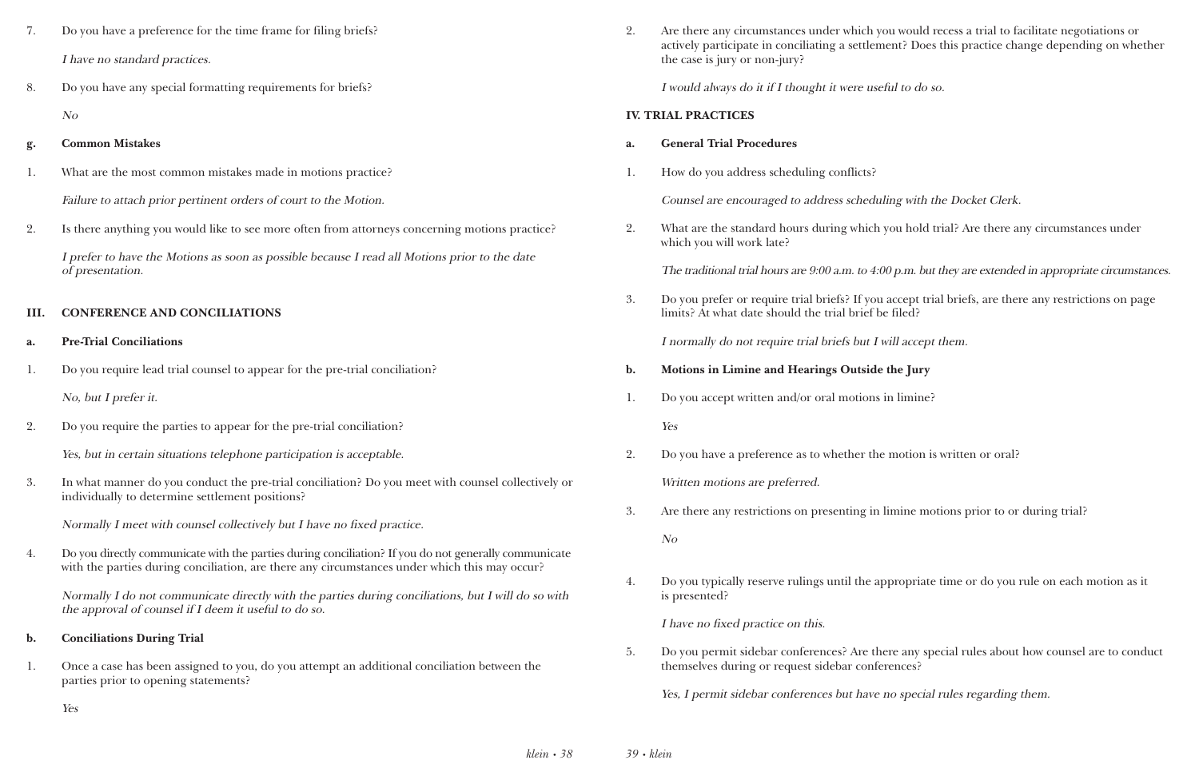7. Do you have a preference for the time frame for filing briefs?

*I have no standard practices.*

8. Do you have any special formatting requirements for briefs?

*No*

**g. Common Mistakes**

1. What are the most common mistakes made in motions practice?

*Failure to attach prior pertinent orders of court to the Motion.*

2. Is there anything you would like to see more often from attorneys concerning motions practice?

*I prefer to have the Motions as soon as possible because I read all Motions prior to the date of presentation.*

## III. CONFERENCE AND CONCILIATIONS

**a. Pre-Trial Conciliations**

1. Do you require lead trial counsel to appear for the pre-trial conciliation?

*No, but I prefer it.*

2. Do you require the parties to appear for the pre-trial conciliation?

*Yes, but in certain situations telephone participation is acceptable.*

3. In what manner do you conduct the pre-trial conciliation? Do you meet with counsel collectively or individually to determine settlement positions?

*Normally I meet with counsel collectively but I have no fixed practice.*

4. Do you directly communicate with the parties during conciliation? If you do not generally communicate with the parties during conciliation, are there any circumstances under which this may occur?

*Normally I do not communicate directly with the parties during conciliations, but I will do so with the approval of counsel if I deem it useful to do so.*

**b. Conciliations During Trial**

1. Once a case has been assigned to you, do you attempt an additional conciliation between the parties prior to opening statements?

*Yes*

2. Are there any circumstances under which you would recess a trial to facilitate negotiations or actively participate in conciliating a settlement? Does this practice change depending on whether the case is jury or non-jury?

*I would always do it if I thought it were useful to do so.*

## IV. TRIAL PRACTICES

**a. General Trial Procedures**

1. How do you address scheduling conflicts?

*Counsel are encouraged to address scheduling with the Docket Clerk.*

2. What are the standard hours during which you hold trial? Are there any circumstances under which you will work late?

*The traditional trial hours are 9:00 a.m. to 4:00 p.m. but they are extended in appropriate circumstances.*

3. Do you prefer or require trial briefs? If you accept trial briefs, are there any restrictions on page limits? At what date should the trial brief be filed?

*I normally do not require trial briefs but I will accept them.*

**b. Motions in Limine and Hearings Outside the Jury**

1. Do you accept written and/or oral motions in limine?

*Yes*

2. Do you have a preference as to whether the motion is written or oral?

*Written motions are preferred.*

3. Are there any restrictions on presenting in limine motions prior to or during trial?

*No*

4. Do you typically reserve rulings until the appropriate time or do you rule on each motion as it is presented?

*I have no fixed practice on this.*

5. Do you permit sidebar conferences? Are there any special rules about how counsel are to conduct themselves during or request sidebar conferences?

*Yes, I permit sidebar conferences but have no special rules regarding them.*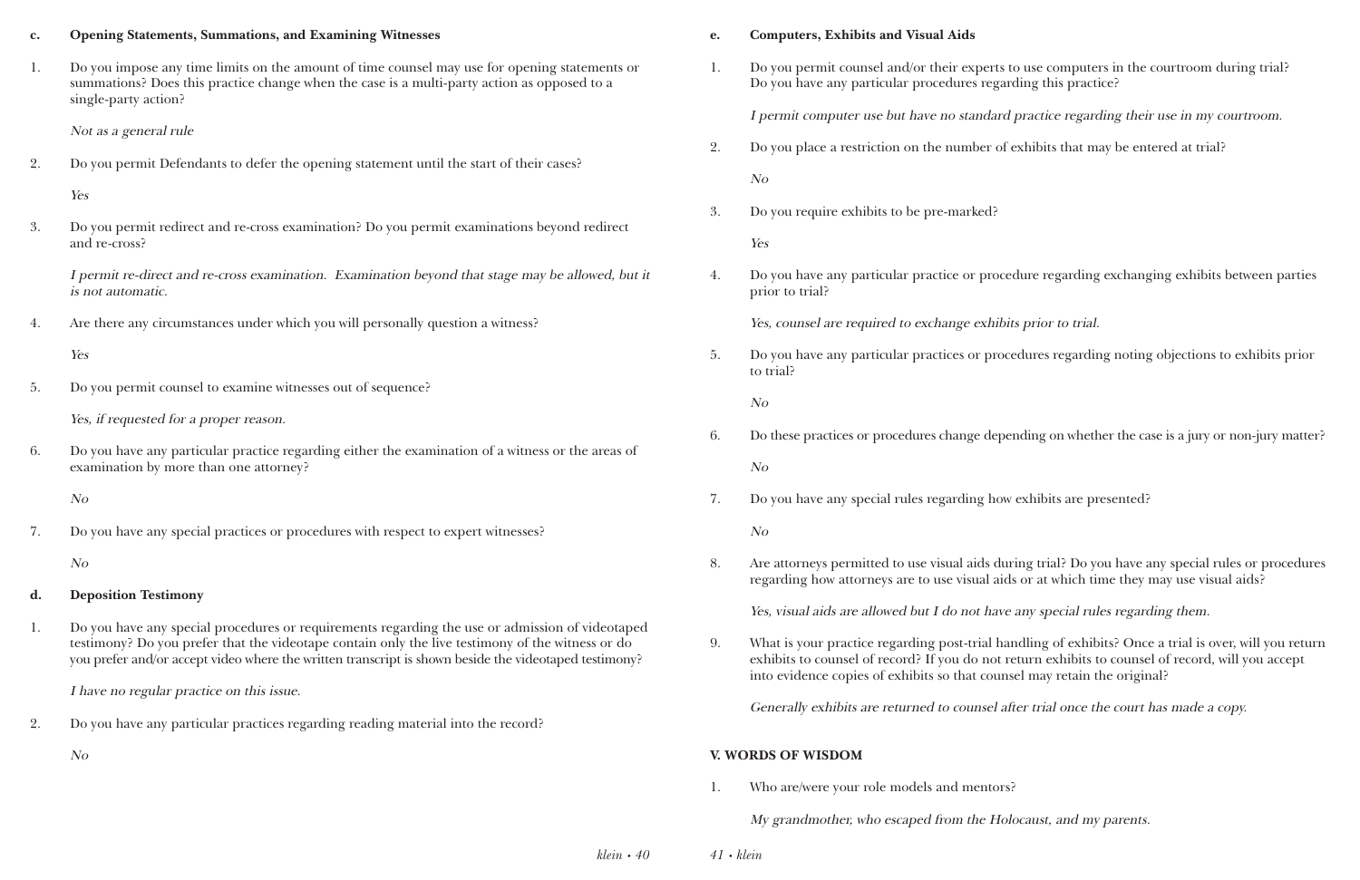### c. Opening Statements, Summations, and Examining Witnesses

1. Do you impose any time limits on the amount of time counsel may use for opening statements or summations? Does this practice change when the case is a multi-party action as opposed to a single-party action?

   *Not as a general rule*

2. Do you permit Defendants to defer the opening statement until the start of their cases?

   *Yes*

3. Do you permit redirect and re-cross examination? Do you permit examinations beyond redirect and re-cross?

   *I permit re-direct and re-cross examination. Examination beyond that stage may be allowed, but it is not automatic.*

4. Are there any circumstances under which you will personally question a witness?

   *Yes*

5. Do you permit counsel to examine witnesses out of sequence?

   *Yes, if requested for a proper reason.*

6. Do you have any particular practice regarding either the examination of a witness or the areas of examination by more than one attorney?

   *No*

7. Do you have any special practices or procedures with respect to expert witnesses?

   *No*

### d. Deposition Testimony

1. Do you have any special procedures or requirements regarding the use or admission of videotaped testimony? Do you prefer that the videotape contain only the live testimony of the witness or do you prefer and/or accept video where the written transcript is shown beside the videotaped testimony?

   *I have no regular practice on this issue.*

2. Do you have any particular practices regarding reading material into the record?

   *No*

### e. Computers, Exhibits and Visual Aids

1. Do you permit counsel and/or their experts to use computers in the courtroom during trial? Do you have any particular procedures regarding this practice?

   *I permit computer use but have no standard practice regarding their use in my courtroom.*

2. Do you place a restriction on the number of exhibits that may be entered at trial?

   *No*

3. Do you require exhibits to be pre-marked?

   *Yes*

4. Do you have any particular practice or procedure regarding exchanging exhibits between parties prior to trial?

   *Yes, counsel are required to exchange exhibits prior to trial.*

5. Do you have any particular practices or procedures regarding noting objections to exhibits prior to trial?

   *No*

6. Do these practices or procedures change depending on whether the case is a jury or non-jury matter?

   *No*

7. Do you have any special rules regarding how exhibits are presented?

   *No*

8. Are attorneys permitted to use visual aids during trial? Do you have any special rules or procedures regarding how attorneys are to use visual aids or at which time they may use visual aids?

   *Yes, visual aids are allowed but I do not have any special rules regarding them.*

9. What is your practice regarding post-trial handling of exhibits? Once a trial is over, will you return exhibits to counsel of record? If you do not return exhibits to counsel of record, will you accept into evidence copies of exhibits so that counsel may retain the original?

   *Generally exhibits are returned to counsel after trial once the court has made a copy.*

## V. WORDS OF WISDOM

1. Who are/were your role models and mentors?

   *My grandmother, who escaped from the Holocaust, and my parents.*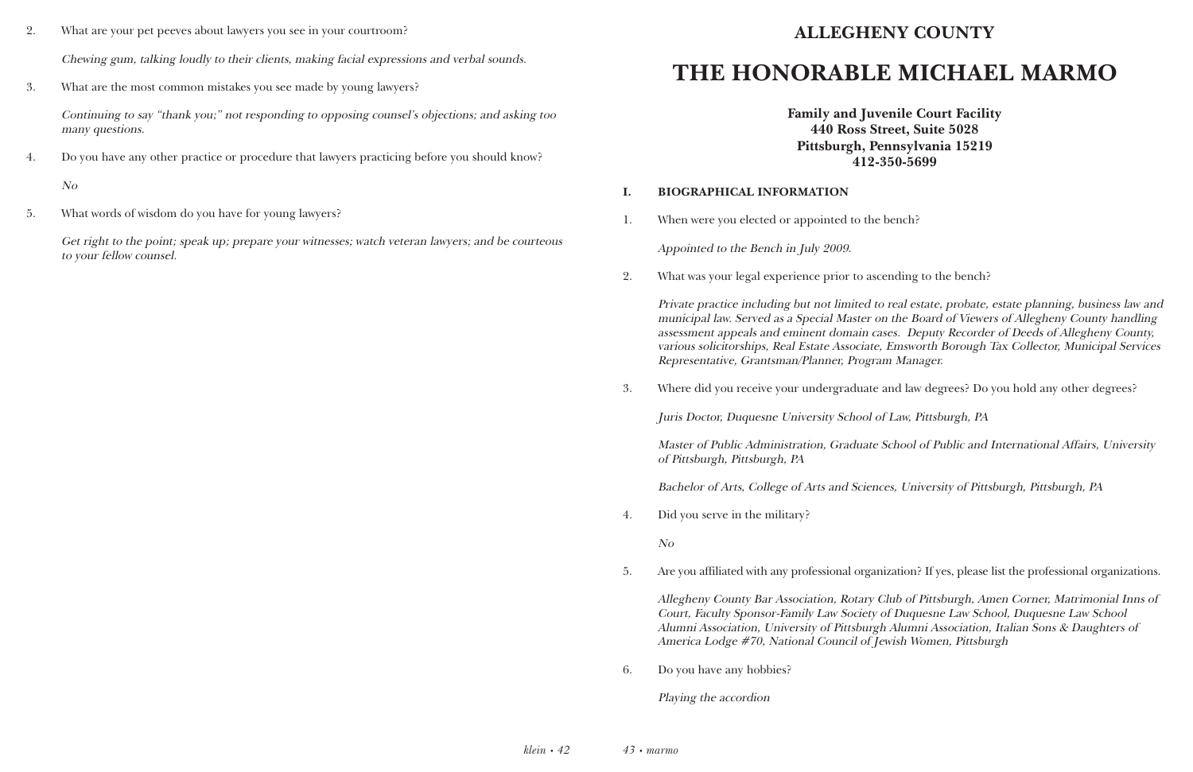2. What are your pet peeves about lawyers you see in your courtroom?

   *Chewing gum, talking loudly to their clients, making facial expressions and verbal sounds.*

3. What are the most common mistakes you see made by young lawyers?

   *Continuing to say "thank you;" not responding to opposing counsel's objections; and asking too many questions.*

4. Do you have any other practice or procedure that lawyers practicing before you should know?

   *No*

5. What words of wisdom do you have for young lawyers?

   *Get right to the point; speak up; prepare your witnesses; watch veteran lawyers; and be courteous to your fellow counsel.*

## ALLEGHENY COUNTY

# THE HONORABLE MICHAEL MARMO

**Family and Juvenile Court Facility**
**440 Ross Street, Suite 5028**
**Pittsburgh, Pennsylvania 15219**
**412-350-5699**

### I. BIOGRAPHICAL INFORMATION

1. When were you elected or appointed to the bench?

   *Appointed to the Bench in July 2009.*

2. What was your legal experience prior to ascending to the bench?

   *Private practice including but not limited to real estate, probate, estate planning, business law and municipal law. Served as a Special Master on the Board of Viewers of Allegheny County handling assessment appeals and eminent domain cases. Deputy Recorder of Deeds of Allegheny County, various solicitorships, Real Estate Associate, Emsworth Borough Tax Collector, Municipal Services Representative, Grantsman/Planner, Program Manager.*

3. Where did you receive your undergraduate and law degrees? Do you hold any other degrees?

   *Juris Doctor, Duquesne University School of Law, Pittsburgh, PA*

   *Master of Public Administration, Graduate School of Public and International Affairs, University of Pittsburgh, Pittsburgh, PA*

   *Bachelor of Arts, College of Arts and Sciences, University of Pittsburgh, Pittsburgh, PA*

4. Did you serve in the military?

   *No*

5. Are you affiliated with any professional organization? If yes, please list the professional organizations.

   *Allegheny County Bar Association, Rotary Club of Pittsburgh, Amen Corner, Matrimonial Inns of Court, Faculty Sponsor-Family Law Society of Duquesne Law School, Duquesne Law School Alumni Association, University of Pittsburgh Alumni Association, Italian Sons & Daughters of America Lodge #70, National Council of Jewish Women, Pittsburgh*

6. Do you have any hobbies?

   *Playing the accordion*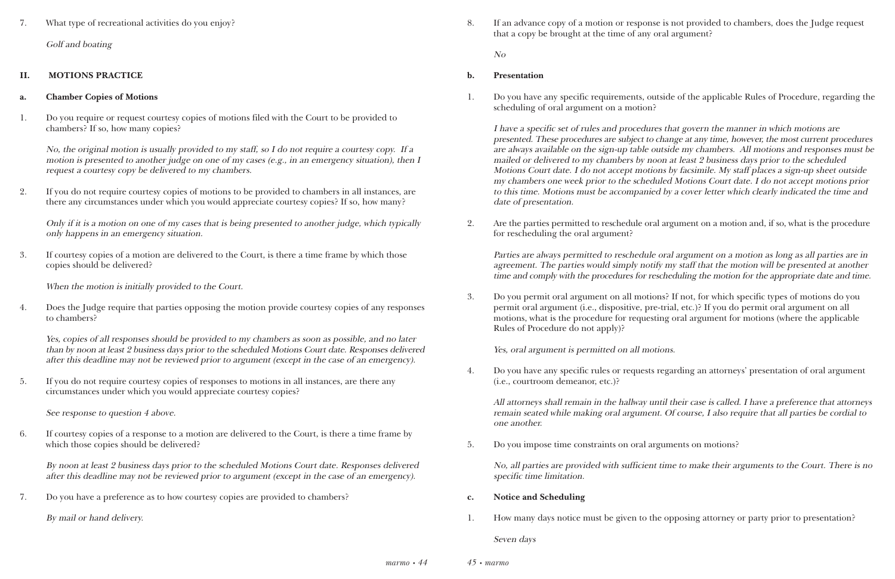7. What type of recreational activities do you enjoy?

   *Golf and boating*

## II. MOTIONS PRACTICE

### a. Chamber Copies of Motions

1. Do you require or request courtesy copies of motions filed with the Court to be provided to chambers? If so, how many copies?

   *No, the original motion is usually provided to my staff, so I do not require a courtesy copy. If a motion is presented to another judge on one of my cases (e.g., in an emergency situation), then I request a courtesy copy be delivered to my chambers.*

2. If you do not require courtesy copies of motions to be provided to chambers in all instances, are there any circumstances under which you would appreciate courtesy copies? If so, how many?

   *Only if it is a motion on one of my cases that is being presented to another judge, which typically only happens in an emergency situation.*

3. If courtesy copies of a motion are delivered to the Court, is there a time frame by which those copies should be delivered?

   *When the motion is initially provided to the Court.*

4. Does the Judge require that parties opposing the motion provide courtesy copies of any responses to chambers?

   *Yes, copies of all responses should be provided to my chambers as soon as possible, and no later than by noon at least 2 business days prior to the scheduled Motions Court date. Responses delivered after this deadline may not be reviewed prior to argument (except in the case of an emergency).*

5. If you do not require courtesy copies of responses to motions in all instances, are there any circumstances under which you would appreciate courtesy copies?

   *See response to question 4 above.*

6. If courtesy copies of a response to a motion are delivered to the Court, is there a time frame by which those copies should be delivered?

   *By noon at least 2 business days prior to the scheduled Motions Court date. Responses delivered after this deadline may not be reviewed prior to argument (except in the case of an emergency).*

7. Do you have a preference as to how courtesy copies are provided to chambers?

   *By mail or hand delivery.*

8. If an advance copy of a motion or response is not provided to chambers, does the Judge request that a copy be brought at the time of any oral argument?

   *No*

### b. Presentation

1. Do you have any specific requirements, outside of the applicable Rules of Procedure, regarding the scheduling of oral argument on a motion?

   *I have a specific set of rules and procedures that govern the manner in which motions are presented. These procedures are subject to change at any time, however, the most current procedures are always available on the sign-up table outside my chambers. All motions and responses must be mailed or delivered to my chambers by noon at least 2 business days prior to the scheduled Motions Court date. I do not accept motions by facsimile. My staff places a sign-up sheet outside my chambers one week prior to the scheduled Motions Court date. I do not accept motions prior to this time. Motions must be accompanied by a cover letter which clearly indicated the time and date of presentation.*

2. Are the parties permitted to reschedule oral argument on a motion and, if so, what is the procedure for rescheduling the oral argument?

   *Parties are always permitted to reschedule oral argument on a motion as long as all parties are in agreement. The parties would simply notify my staff that the motion will be presented at another time and comply with the procedures for rescheduling the motion for the appropriate date and time.*

3. Do you permit oral argument on all motions? If not, for which specific types of motions do you permit oral argument (i.e., dispositive, pre-trial, etc.)? If you do permit oral argument on all motions, what is the procedure for requesting oral argument for motions (where the applicable Rules of Procedure do not apply)?

   *Yes, oral argument is permitted on all motions.*

4. Do you have any specific rules or requests regarding an attorneys' presentation of oral argument (i.e., courtroom demeanor, etc.)?

   *All attorneys shall remain in the hallway until their case is called. I have a preference that attorneys remain seated while making oral argument. Of course, I also require that all parties be cordial to one another.*

5. Do you impose time constraints on oral arguments on motions?

   *No, all parties are provided with sufficient time to make their arguments to the Court. There is no specific time limitation.*

### c. Notice and Scheduling

1. How many days notice must be given to the opposing attorney or party prior to presentation?

   *Seven days*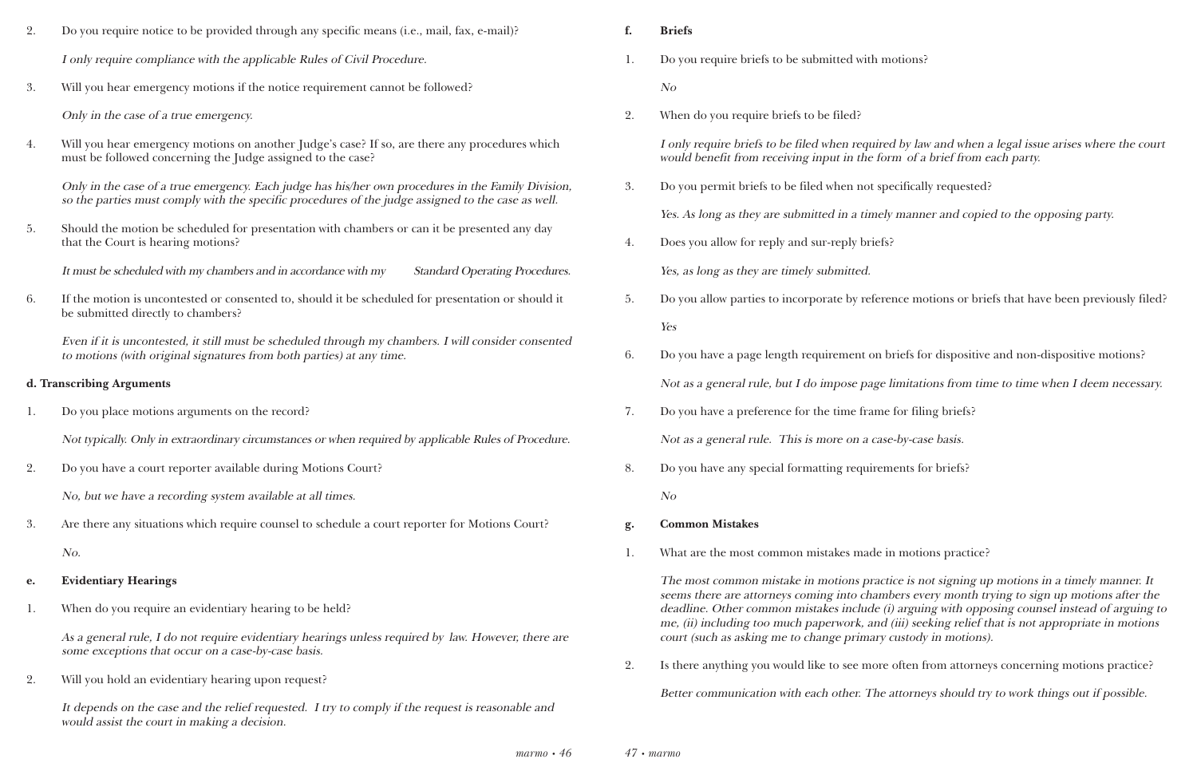2. Do you require notice to be provided through any specific means (i.e., mail, fax, e-mail)?

   *I only require compliance with the applicable Rules of Civil Procedure.*

3. Will you hear emergency motions if the notice requirement cannot be followed?

   *Only in the case of a true emergency.*

4. Will you hear emergency motions on another Judge's case? If so, are there any procedures which must be followed concerning the Judge assigned to the case?

   *Only in the case of a true emergency. Each judge has his/her own procedures in the Family Division, so the parties must comply with the specific procedures of the judge assigned to the case as well.*

5. Should the motion be scheduled for presentation with chambers or can it be presented any day that the Court is hearing motions?

   *It must be scheduled with my chambers and in accordance with my Standard Operating Procedures.*

6. If the motion is uncontested or consented to, should it be scheduled for presentation or should it be submitted directly to chambers?

   *Even if it is uncontested, it still must be scheduled through my chambers. I will consider consented to motions (with original signatures from both parties) at any time.*

**d. Transcribing Arguments**

1. Do you place motions arguments on the record?

   *Not typically. Only in extraordinary circumstances or when required by applicable Rules of Procedure.*

2. Do you have a court reporter available during Motions Court?

   *No, but we have a recording system available at all times.*

3. Are there any situations which require counsel to schedule a court reporter for Motions Court?

   *No.*

**e. Evidentiary Hearings**

1. When do you require an evidentiary hearing to be held?

   *As a general rule, I do not require evidentiary hearings unless required by law. However, there are some exceptions that occur on a case-by-case basis.*

2. Will you hold an evidentiary hearing upon request?

   *It depends on the case and the relief requested. I try to comply if the request is reasonable and would assist the court in making a decision.*

**f. Briefs**

1. Do you require briefs to be submitted with motions?

   *No*

2. When do you require briefs to be filed?

   *I only require briefs to be filed when required by law and when a legal issue arises where the court would benefit from receiving input in the form of a brief from each party.*

3. Do you permit briefs to be filed when not specifically requested?

   *Yes. As long as they are submitted in a timely manner and copied to the opposing party.*

4. Does you allow for reply and sur-reply briefs?

   *Yes, as long as they are timely submitted.*

5. Do you allow parties to incorporate by reference motions or briefs that have been previously filed?

   *Yes*

6. Do you have a page length requirement on briefs for dispositive and non-dispositive motions?

   *Not as a general rule, but I do impose page limitations from time to time when I deem necessary.*

7. Do you have a preference for the time frame for filing briefs?

   *Not as a general rule. This is more on a case-by-case basis.*

8. Do you have any special formatting requirements for briefs?

   *No*

**g. Common Mistakes**

1. What are the most common mistakes made in motions practice?

   *The most common mistake in motions practice is not signing up motions in a timely manner. It seems there are attorneys coming into chambers every month trying to sign up motions after the deadline. Other common mistakes include (i) arguing with opposing counsel instead of arguing to me, (ii) including too much paperwork, and (iii) seeking relief that is not appropriate in motions court (such as asking me to change primary custody in motions).*

2. Is there anything you would like to see more often from attorneys concerning motions practice?

   *Better communication with each other. The attorneys should try to work things out if possible.*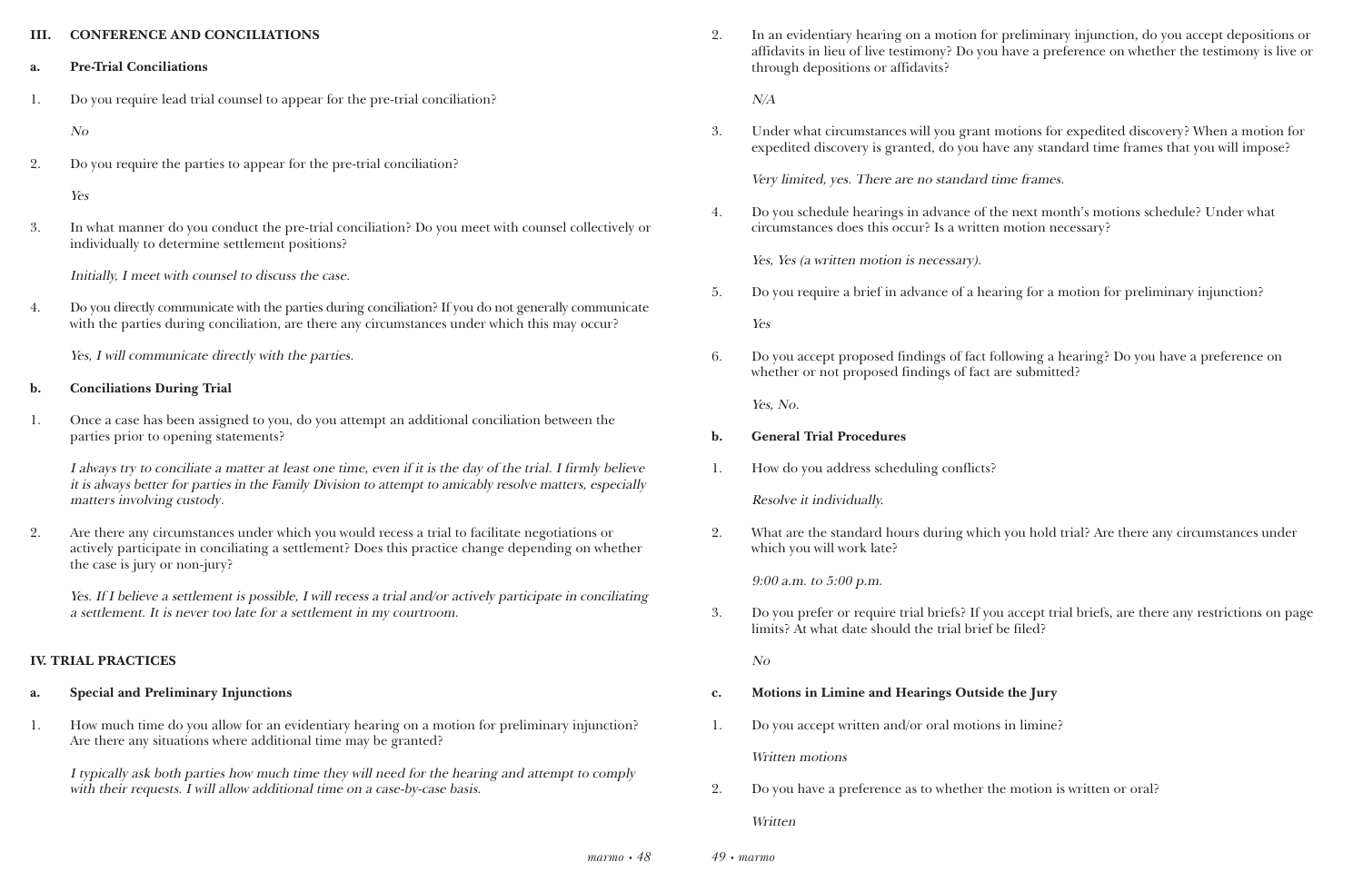## III. CONFERENCE AND CONCILIATIONS

### a. Pre-Trial Conciliations

1. Do you require lead trial counsel to appear for the pre-trial conciliation?

   *No*

2. Do you require the parties to appear for the pre-trial conciliation?

   *Yes*

3. In what manner do you conduct the pre-trial conciliation? Do you meet with counsel collectively or individually to determine settlement positions?

   *Initially, I meet with counsel to discuss the case.*

4. Do you directly communicate with the parties during conciliation? If you do not generally communicate with the parties during conciliation, are there any circumstances under which this may occur?

   *Yes, I will communicate directly with the parties.*

### b. Conciliations During Trial

1. Once a case has been assigned to you, do you attempt an additional conciliation between the parties prior to opening statements?

   *I always try to conciliate a matter at least one time, even if it is the day of the trial. I firmly believe it is always better for parties in the Family Division to attempt to amicably resolve matters, especially matters involving custody.*

2. Are there any circumstances under which you would recess a trial to facilitate negotiations or actively participate in conciliating a settlement? Does this practice change depending on whether the case is jury or non-jury?

   *Yes. If I believe a settlement is possible, I will recess a trial and/or actively participate in conciliating a settlement. It is never too late for a settlement in my courtroom.*

## IV. TRIAL PRACTICES

### a. Special and Preliminary Injunctions

1. How much time do you allow for an evidentiary hearing on a motion for preliminary injunction? Are there any situations where additional time may be granted?

   *I typically ask both parties how much time they will need for the hearing and attempt to comply with their requests. I will allow additional time on a case-by-case basis.*

2. In an evidentiary hearing on a motion for preliminary injunction, do you accept depositions or affidavits in lieu of live testimony? Do you have a preference on whether the testimony is live or through depositions or affidavits?

   *N/A*

3. Under what circumstances will you grant motions for expedited discovery? When a motion for expedited discovery is granted, do you have any standard time frames that you will impose?

   *Very limited, yes. There are no standard time frames.*

4. Do you schedule hearings in advance of the next month's motions schedule? Under what circumstances does this occur? Is a written motion necessary?

   *Yes, Yes (a written motion is necessary).*

5. Do you require a brief in advance of a hearing for a motion for preliminary injunction?

   *Yes*

6. Do you accept proposed findings of fact following a hearing? Do you have a preference on whether or not proposed findings of fact are submitted?

   *Yes, No.*

### b. General Trial Procedures

1. How do you address scheduling conflicts?

   *Resolve it individually.*

2. What are the standard hours during which you hold trial? Are there any circumstances under which you will work late?

   *9:00 a.m. to 5:00 p.m.*

3. Do you prefer or require trial briefs? If you accept trial briefs, are there any restrictions on page limits? At what date should the trial brief be filed?

   *No*

### c. Motions in Limine and Hearings Outside the Jury

1. Do you accept written and/or oral motions in limine?

   *Written motions*

2. Do you have a preference as to whether the motion is written or oral?

   *Written*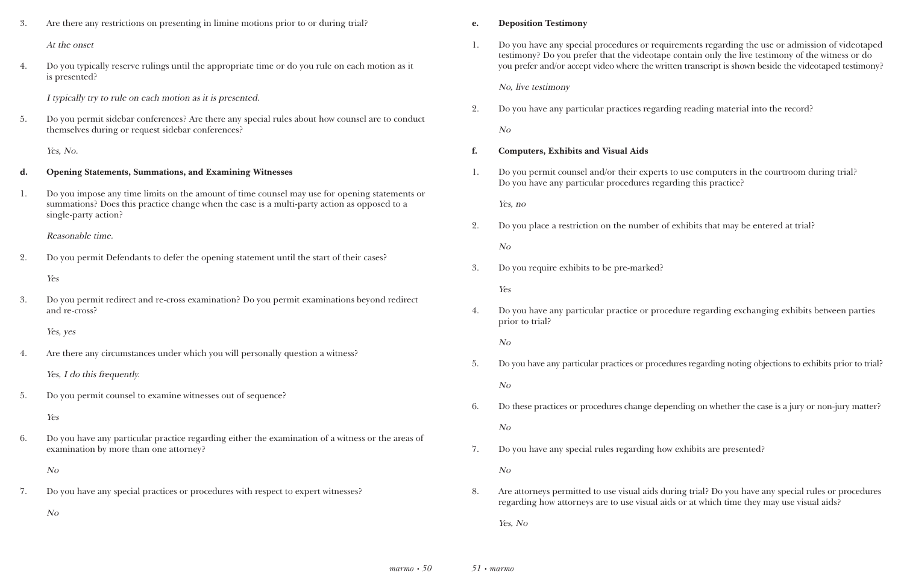3. Are there any restrictions on presenting in limine motions prior to or during trial?

   *At the onset*

4. Do you typically reserve rulings until the appropriate time or do you rule on each motion as it is presented?

   *I typically try to rule on each motion as it is presented.*

5. Do you permit sidebar conferences? Are there any special rules about how counsel are to conduct themselves during or request sidebar conferences?

   *Yes, No.*

**d. Opening Statements, Summations, and Examining Witnesses**

1. Do you impose any time limits on the amount of time counsel may use for opening statements or summations? Does this practice change when the case is a multi-party action as opposed to a single-party action?

   *Reasonable time.*

2. Do you permit Defendants to defer the opening statement until the start of their cases?

   *Yes*

3. Do you permit redirect and re-cross examination? Do you permit examinations beyond redirect and re-cross?

   *Yes, yes*

4. Are there any circumstances under which you will personally question a witness?

   *Yes, I do this frequently.*

5. Do you permit counsel to examine witnesses out of sequence?

   *Yes*

6. Do you have any particular practice regarding either the examination of a witness or the areas of examination by more than one attorney?

   *No*

7. Do you have any special practices or procedures with respect to expert witnesses?

   *No*

**e. Deposition Testimony**

1. Do you have any special procedures or requirements regarding the use or admission of videotaped testimony? Do you prefer that the videotape contain only the live testimony of the witness or do you prefer and/or accept video where the written transcript is shown beside the videotaped testimony?

   *No, live testimony*

2. Do you have any particular practices regarding reading material into the record?

   *No*

**f. Computers, Exhibits and Visual Aids**

1. Do you permit counsel and/or their experts to use computers in the courtroom during trial? Do you have any particular procedures regarding this practice?

   *Yes, no*

2. Do you place a restriction on the number of exhibits that may be entered at trial?

   *No*

3. Do you require exhibits to be pre-marked?

   *Yes*

4. Do you have any particular practice or procedure regarding exchanging exhibits between parties prior to trial?

   *No*

5. Do you have any particular practices or procedures regarding noting objections to exhibits prior to trial?

   *No*

6. Do these practices or procedures change depending on whether the case is a jury or non-jury matter?

   *No*

7. Do you have any special rules regarding how exhibits are presented?

   *No*

8. Are attorneys permitted to use visual aids during trial? Do you have any special rules or procedures regarding how attorneys are to use visual aids or at which time they may use visual aids?

   *Yes, No*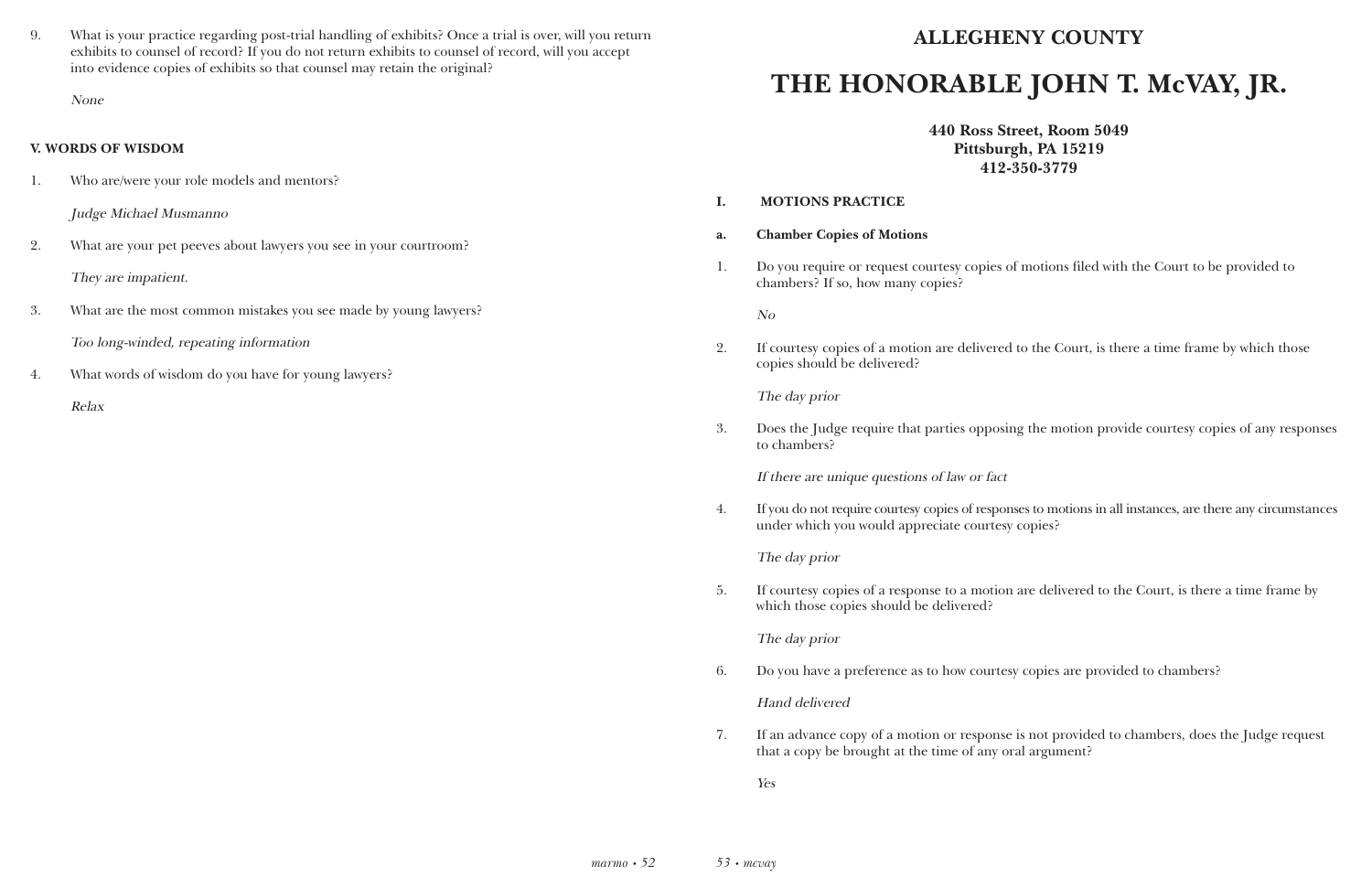9. What is your practice regarding post-trial handling of exhibits? Once a trial is over, will you return exhibits to counsel of record? If you do not return exhibits to counsel of record, will you accept into evidence copies of exhibits so that counsel may retain the original?

   *None*

**V. WORDS OF WISDOM**

1. Who are/were your role models and mentors?

   *Judge Michael Musmanno*

2. What are your pet peeves about lawyers you see in your courtroom?

   *They are impatient.*

3. What are the most common mistakes you see made by young lawyers?

   *Too long-winded, repeating information*

4. What words of wisdom do you have for young lawyers?

   *Relax*

## ALLEGHENY COUNTY

# THE HONORABLE JOHN T. McVAY, JR.

**440 Ross Street, Room 5049**
**Pittsburgh, PA 15219**
**412-350-3779**

**I. MOTIONS PRACTICE**

**a. Chamber Copies of Motions**

1. Do you require or request courtesy copies of motions filed with the Court to be provided to chambers? If so, how many copies?

   *No*

2. If courtesy copies of a motion are delivered to the Court, is there a time frame by which those copies should be delivered?

   *The day prior*

3. Does the Judge require that parties opposing the motion provide courtesy copies of any responses to chambers?

   *If there are unique questions of law or fact*

4. If you do not require courtesy copies of responses to motions in all instances, are there any circumstances under which you would appreciate courtesy copies?

   *The day prior*

5. If courtesy copies of a response to a motion are delivered to the Court, is there a time frame by which those copies should be delivered?

   *The day prior*

6. Do you have a preference as to how courtesy copies are provided to chambers?

   *Hand delivered*

7. If an advance copy of a motion or response is not provided to chambers, does the Judge request that a copy be brought at the time of any oral argument?

   *Yes*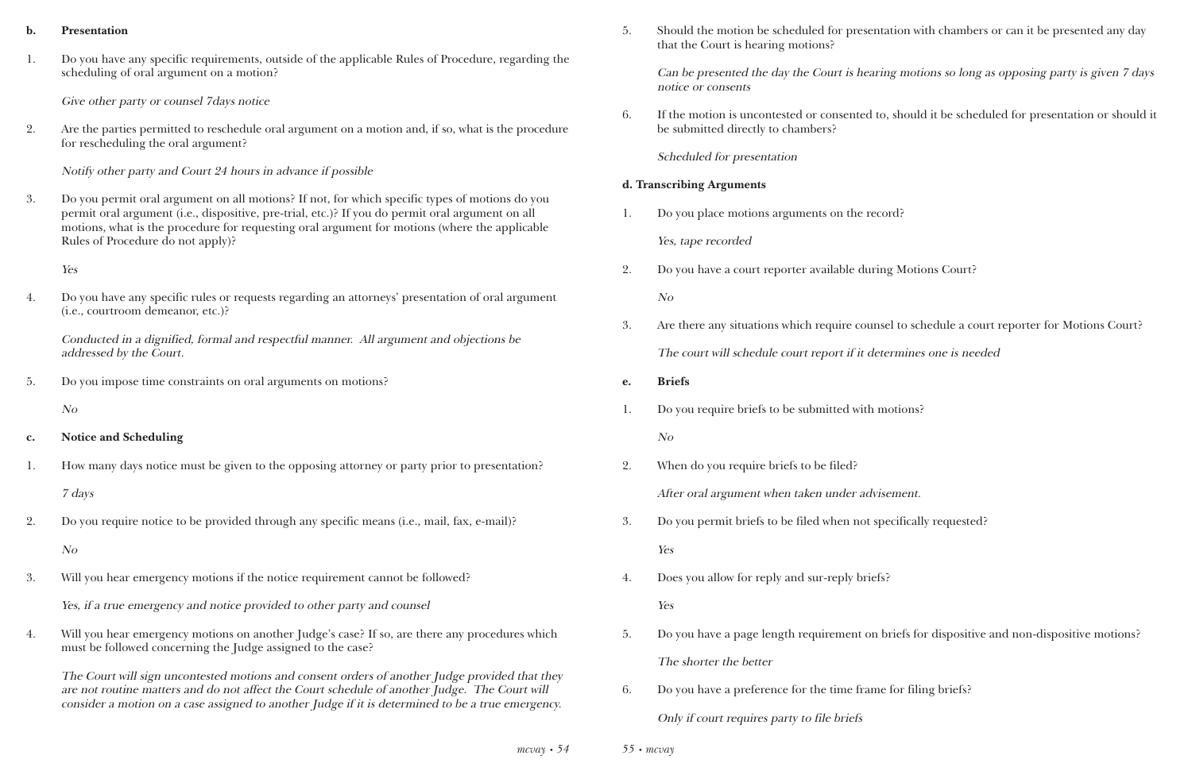**b. Presentation**

1. Do you have any specific requirements, outside of the applicable Rules of Procedure, regarding the scheduling of oral argument on a motion?

   *Give other party or counsel 7days notice*

2. Are the parties permitted to reschedule oral argument on a motion and, if so, what is the procedure for rescheduling the oral argument?

   *Notify other party and Court 24 hours in advance if possible*

3. Do you permit oral argument on all motions? If not, for which specific types of motions do you permit oral argument (i.e., dispositive, pre-trial, etc.)? If you do permit oral argument on all motions, what is the procedure for requesting oral argument for motions (where the applicable Rules of Procedure do not apply)?

   *Yes*

4. Do you have any specific rules or requests regarding an attorneys' presentation of oral argument (i.e., courtroom demeanor, etc.)?

   *Conducted in a dignified, formal and respectful manner. All argument and objections be addressed by the Court.*

5. Do you impose time constraints on oral arguments on motions?

   *No*

**c. Notice and Scheduling**

1. How many days notice must be given to the opposing attorney or party prior to presentation?

   *7 days*

2. Do you require notice to be provided through any specific means (i.e., mail, fax, e-mail)?

   *No*

3. Will you hear emergency motions if the notice requirement cannot be followed?

   *Yes, if a true emergency and notice provided to other party and counsel*

4. Will you hear emergency motions on another Judge's case? If so, are there any procedures which must be followed concerning the Judge assigned to the case?

   *The Court will sign uncontested motions and consent orders of another Judge provided that they are not routine matters and do not affect the Court schedule of another Judge. The Court will consider a motion on a case assigned to another Judge if it is determined to be a true emergency.*

5. Should the motion be scheduled for presentation with chambers or can it be presented any day that the Court is hearing motions?

   *Can be presented the day the Court is hearing motions so long as opposing party is given 7 days notice or consents*

6. If the motion is uncontested or consented to, should it be scheduled for presentation or should it be submitted directly to chambers?

   *Scheduled for presentation*

**d. Transcribing Arguments**

1. Do you place motions arguments on the record?

   *Yes, tape recorded*

2. Do you have a court reporter available during Motions Court?

   *No*

3. Are there any situations which require counsel to schedule a court reporter for Motions Court?

   *The court will schedule court report if it determines one is needed*

**e. Briefs**

1. Do you require briefs to be submitted with motions?

   *No*

2. When do you require briefs to be filed?

   *After oral argument when taken under advisement.*

3. Do you permit briefs to be filed when not specifically requested?

   *Yes*

4. Does you allow for reply and sur-reply briefs?

   *Yes*

5. Do you have a page length requirement on briefs for dispositive and non-dispositive motions?

   *The shorter the better*

6. Do you have a preference for the time frame for filing briefs?

   *Only if court requires party to file briefs*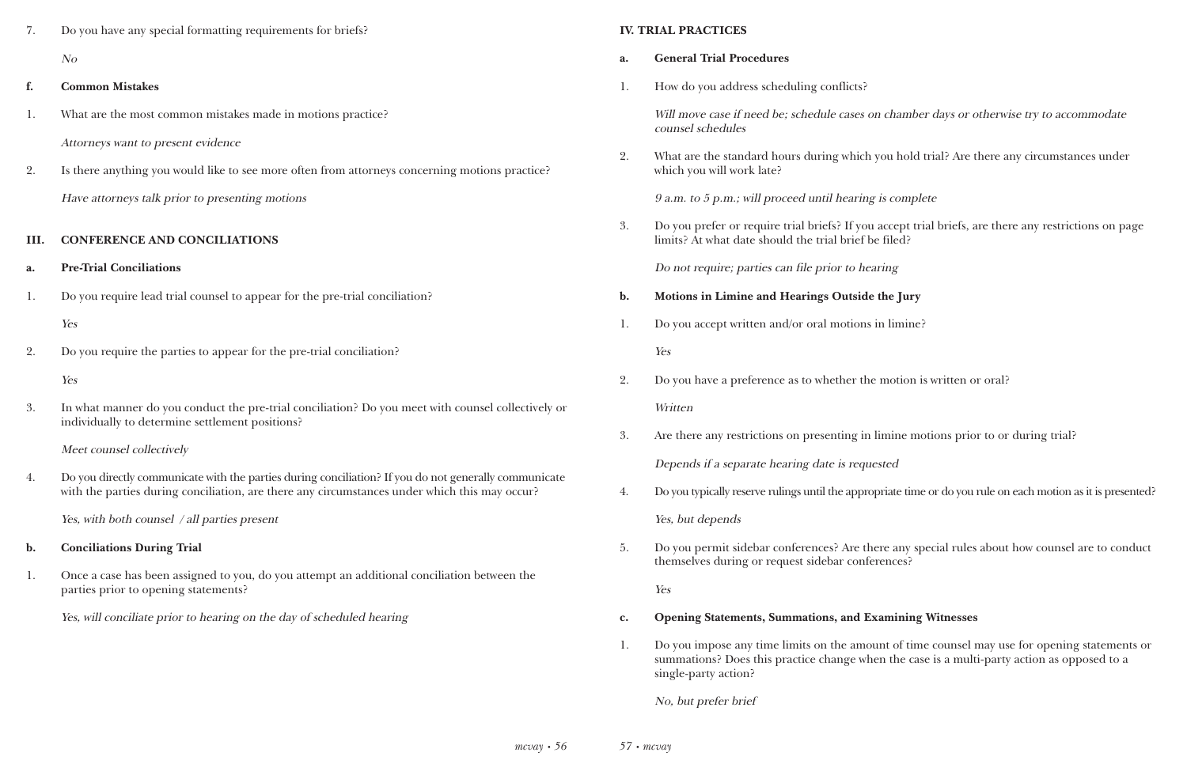7. Do you have any special formatting requirements for briefs?

   *No*

**f. Common Mistakes**

1. What are the most common mistakes made in motions practice?

   *Attorneys want to present evidence*

2. Is there anything you would like to see more often from attorneys concerning motions practice?

   *Have attorneys talk prior to presenting motions*

## III. CONFERENCE AND CONCILIATIONS

**a. Pre-Trial Conciliations**

1. Do you require lead trial counsel to appear for the pre-trial conciliation?

   *Yes*

2. Do you require the parties to appear for the pre-trial conciliation?

   *Yes*

3. In what manner do you conduct the pre-trial conciliation? Do you meet with counsel collectively or individually to determine settlement positions?

   *Meet counsel collectively*

4. Do you directly communicate with the parties during conciliation? If you do not generally communicate with the parties during conciliation, are there any circumstances under which this may occur?

   *Yes, with both counsel / all parties present*

**b. Conciliations During Trial**

1. Once a case has been assigned to you, do you attempt an additional conciliation between the parties prior to opening statements?

   *Yes, will conciliate prior to hearing on the day of scheduled hearing*

## IV. TRIAL PRACTICES

**a. General Trial Procedures**

1. How do you address scheduling conflicts?

   *Will move case if need be; schedule cases on chamber days or otherwise try to accommodate counsel schedules*

2. What are the standard hours during which you hold trial? Are there any circumstances under which you will work late?

   *9 a.m. to 5 p.m.; will proceed until hearing is complete*

3. Do you prefer or require trial briefs? If you accept trial briefs, are there any restrictions on page limits? At what date should the trial brief be filed?

   *Do not require; parties can file prior to hearing*

**b. Motions in Limine and Hearings Outside the Jury**

1. Do you accept written and/or oral motions in limine?

   *Yes*

2. Do you have a preference as to whether the motion is written or oral?

   *Written*

3. Are there any restrictions on presenting in limine motions prior to or during trial?

   *Depends if a separate hearing date is requested*

4. Do you typically reserve rulings until the appropriate time or do you rule on each motion as it is presented?

   *Yes, but depends*

5. Do you permit sidebar conferences? Are there any special rules about how counsel are to conduct themselves during or request sidebar conferences?

   *Yes*

**c. Opening Statements, Summations, and Examining Witnesses**

1. Do you impose any time limits on the amount of time counsel may use for opening statements or summations? Does this practice change when the case is a multi-party action as opposed to a single-party action?

   *No, but prefer brief*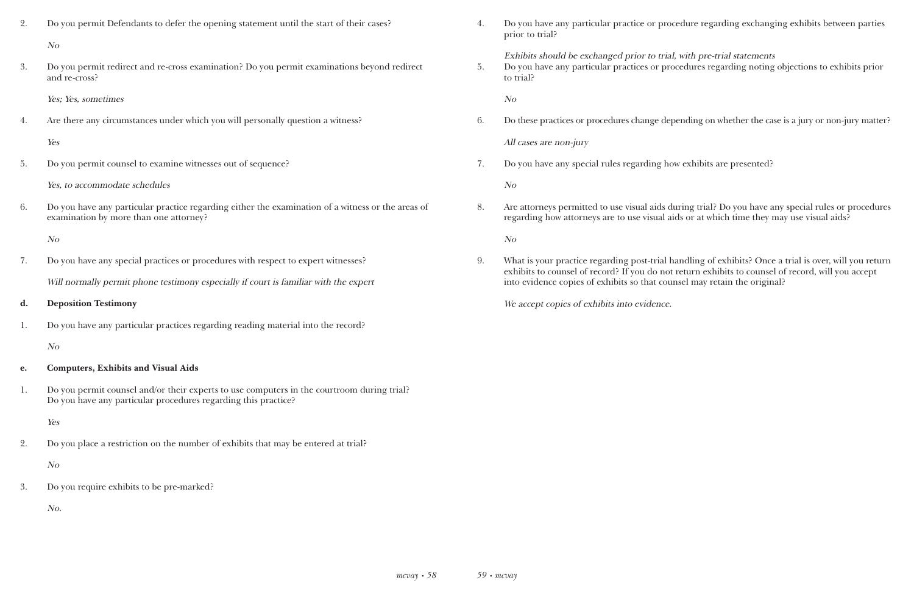2. Do you permit Defendants to defer the opening statement until the start of their cases?

   *No*

3. Do you permit redirect and re-cross examination? Do you permit examinations beyond redirect and re-cross?

   *Yes; Yes, sometimes*

4. Are there any circumstances under which you will personally question a witness?

   *Yes*

5. Do you permit counsel to examine witnesses out of sequence?

   *Yes, to accommodate schedules*

6. Do you have any particular practice regarding either the examination of a witness or the areas of examination by more than one attorney?

   *No*

7. Do you have any special practices or procedures with respect to expert witnesses?

   *Will normally permit phone testimony especially if court is familiar with the expert*

**d. Deposition Testimony**

1. Do you have any particular practices regarding reading material into the record?

   *No*

**e. Computers, Exhibits and Visual Aids**

1. Do you permit counsel and/or their experts to use computers in the courtroom during trial? Do you have any particular procedures regarding this practice?

   *Yes*

2. Do you place a restriction on the number of exhibits that may be entered at trial?

   *No*

3. Do you require exhibits to be pre-marked?

   *No.*

4. Do you have any particular practice or procedure regarding exchanging exhibits between parties prior to trial?

   *Exhibits should be exchanged prior to trial, with pre-trial statements*

5. Do you have any particular practices or procedures regarding noting objections to exhibits prior to trial?

   *No*

6. Do these practices or procedures change depending on whether the case is a jury or non-jury matter?

   *All cases are non-jury*

7. Do you have any special rules regarding how exhibits are presented?

   *No*

8. Are attorneys permitted to use visual aids during trial? Do you have any special rules or procedures regarding how attorneys are to use visual aids or at which time they may use visual aids?

   *No*

9. What is your practice regarding post-trial handling of exhibits? Once a trial is over, will you return exhibits to counsel of record? If you do not return exhibits to counsel of record, will you accept into evidence copies of exhibits so that counsel may retain the original?

   *We accept copies of exhibits into evidence.*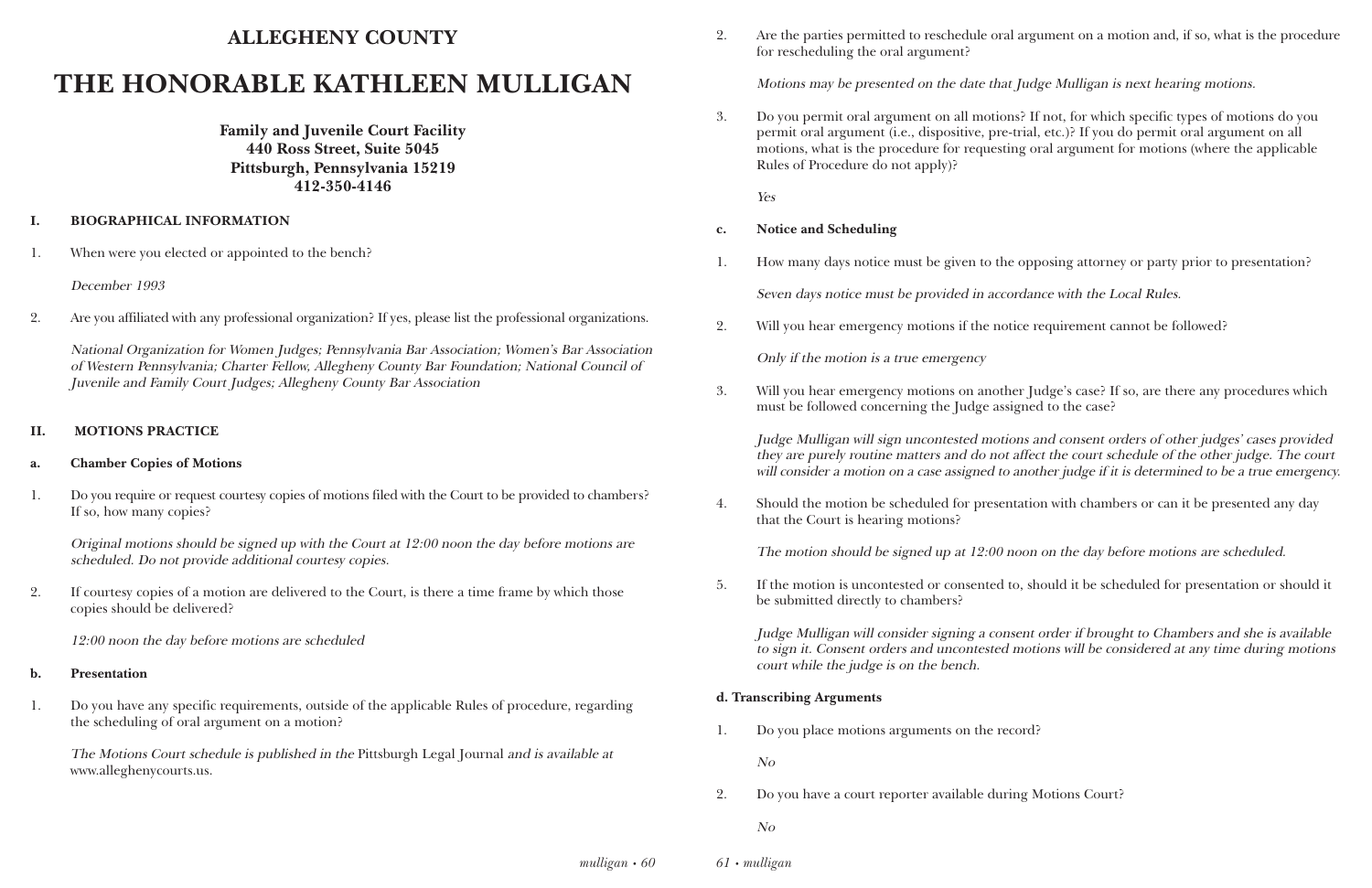# ALLEGHENY COUNTY

# THE HONORABLE KATHLEEN MULLIGAN

**Family and Juvenile Court Facility**
**440 Ross Street, Suite 5045**
**Pittsburgh, Pennsylvania 15219**
**412-350-4146**

## I. BIOGRAPHICAL INFORMATION

1. When were you elected or appointed to the bench?

   *December 1993*

2. Are you affiliated with any professional organization? If yes, please list the professional organizations.

   *National Organization for Women Judges; Pennsylvania Bar Association; Women's Bar Association of Western Pennsylvania; Charter Fellow, Allegheny County Bar Foundation; National Council of Juvenile and Family Court Judges; Allegheny County Bar Association*

## II. MOTIONS PRACTICE

### a. Chamber Copies of Motions

1. Do you require or request courtesy copies of motions filed with the Court to be provided to chambers? If so, how many copies?

   *Original motions should be signed up with the Court at 12:00 noon the day before motions are scheduled. Do not provide additional courtesy copies.*

2. If courtesy copies of a motion are delivered to the Court, is there a time frame by which those copies should be delivered?

   *12:00 noon the day before motions are scheduled*

### b. Presentation

1. Do you have any specific requirements, outside of the applicable Rules of procedure, regarding the scheduling of oral argument on a motion?

   *The Motions Court schedule is published in the* Pittsburgh Legal Journal *and is available at* www.alleghenycourts.us.

2. Are the parties permitted to reschedule oral argument on a motion and, if so, what is the procedure for rescheduling the oral argument?

   *Motions may be presented on the date that Judge Mulligan is next hearing motions.*

3. Do you permit oral argument on all motions? If not, for which specific types of motions do you permit oral argument (i.e., dispositive, pre-trial, etc.)? If you do permit oral argument on all motions, what is the procedure for requesting oral argument for motions (where the applicable Rules of Procedure do not apply)?

   *Yes*

### c. Notice and Scheduling

1. How many days notice must be given to the opposing attorney or party prior to presentation?

   *Seven days notice must be provided in accordance with the Local Rules.*

2. Will you hear emergency motions if the notice requirement cannot be followed?

   *Only if the motion is a true emergency*

3. Will you hear emergency motions on another Judge's case? If so, are there any procedures which must be followed concerning the Judge assigned to the case?

   *Judge Mulligan will sign uncontested motions and consent orders of other judges' cases provided they are purely routine matters and do not affect the court schedule of the other judge. The court will consider a motion on a case assigned to another judge if it is determined to be a true emergency.*

4. Should the motion be scheduled for presentation with chambers or can it be presented any day that the Court is hearing motions?

   *The motion should be signed up at 12:00 noon on the day before motions are scheduled.*

5. If the motion is uncontested or consented to, should it be scheduled for presentation or should it be submitted directly to chambers?

   *Judge Mulligan will consider signing a consent order if brought to Chambers and she is available to sign it. Consent orders and uncontested motions will be considered at any time during motions court while the judge is on the bench.*

### d. Transcribing Arguments

1. Do you place motions arguments on the record?

   *No*

2. Do you have a court reporter available during Motions Court?

   *No*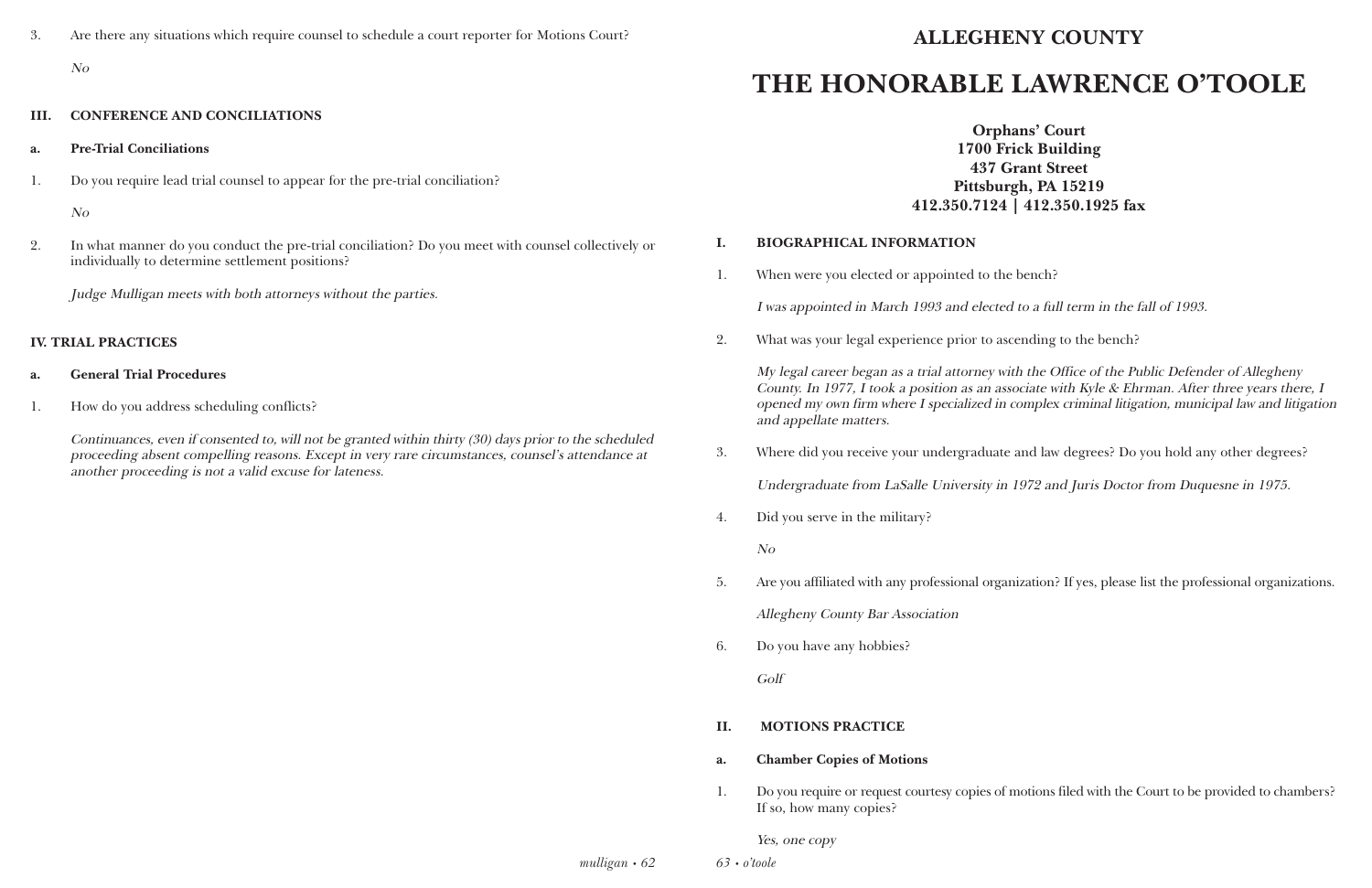3. Are there any situations which require counsel to schedule a court reporter for Motions Court?

   *No*

### III. CONFERENCE AND CONCILIATIONS

#### a. Pre-Trial Conciliations

1. Do you require lead trial counsel to appear for the pre-trial conciliation?

   *No*

2. In what manner do you conduct the pre-trial conciliation? Do you meet with counsel collectively or individually to determine settlement positions?

   *Judge Mulligan meets with both attorneys without the parties.*

### IV. TRIAL PRACTICES

#### a. General Trial Procedures

1. How do you address scheduling conflicts?

   *Continuances, even if consented to, will not be granted within thirty (30) days prior to the scheduled proceeding absent compelling reasons. Except in very rare circumstances, counsel's attendance at another proceeding is not a valid excuse for lateness.*

## ALLEGHENY COUNTY

# THE HONORABLE LAWRENCE O'TOOLE

**Orphans' Court**
**1700 Frick Building**
**437 Grant Street**
**Pittsburgh, PA 15219**
**412.350.7124 | 412.350.1925 fax**

### I. BIOGRAPHICAL INFORMATION

1. When were you elected or appointed to the bench?

   *I was appointed in March 1993 and elected to a full term in the fall of 1993.*

2. What was your legal experience prior to ascending to the bench?

   *My legal career began as a trial attorney with the Office of the Public Defender of Allegheny County. In 1977, I took a position as an associate with Kyle & Ehrman. After three years there, I opened my own firm where I specialized in complex criminal litigation, municipal law and litigation and appellate matters.*

3. Where did you receive your undergraduate and law degrees? Do you hold any other degrees?

   *Undergraduate from LaSalle University in 1972 and Juris Doctor from Duquesne in 1975.*

4. Did you serve in the military?

   *No*

5. Are you affiliated with any professional organization? If yes, please list the professional organizations.

   *Allegheny County Bar Association*

6. Do you have any hobbies?

   *Golf*

### II. MOTIONS PRACTICE

#### a. Chamber Copies of Motions

1. Do you require or request courtesy copies of motions filed with the Court to be provided to chambers? If so, how many copies?

   *Yes, one copy*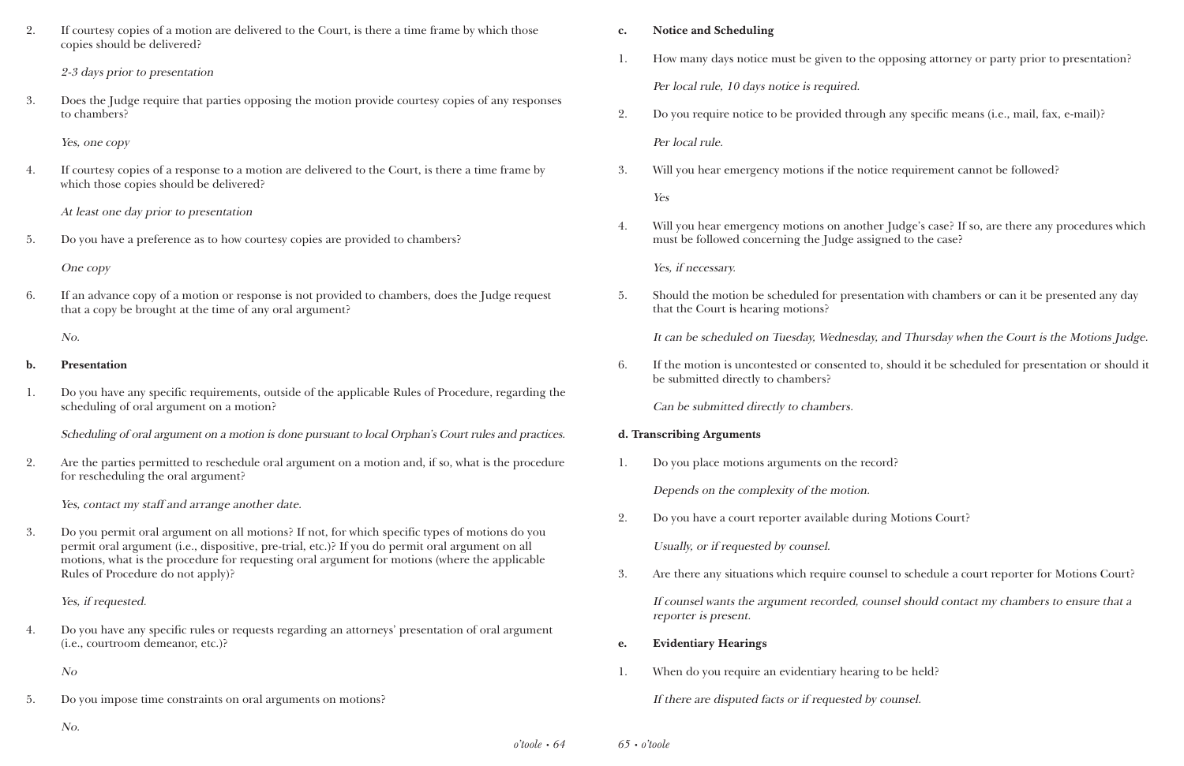2. If courtesy copies of a motion are delivered to the Court, is there a time frame by which those copies should be delivered?

   *2-3 days prior to presentation*

3. Does the Judge require that parties opposing the motion provide courtesy copies of any responses to chambers?

   *Yes, one copy*

4. If courtesy copies of a response to a motion are delivered to the Court, is there a time frame by which those copies should be delivered?

   *At least one day prior to presentation*

5. Do you have a preference as to how courtesy copies are provided to chambers?

   *One copy*

6. If an advance copy of a motion or response is not provided to chambers, does the Judge request that a copy be brought at the time of any oral argument?

   *No.*

**b. Presentation**

1. Do you have any specific requirements, outside of the applicable Rules of Procedure, regarding the scheduling of oral argument on a motion?

   *Scheduling of oral argument on a motion is done pursuant to local Orphan's Court rules and practices.*

2. Are the parties permitted to reschedule oral argument on a motion and, if so, what is the procedure for rescheduling the oral argument?

   *Yes, contact my staff and arrange another date.*

3. Do you permit oral argument on all motions? If not, for which specific types of motions do you permit oral argument (i.e., dispositive, pre-trial, etc.)? If you do permit oral argument on all motions, what is the procedure for requesting oral argument for motions (where the applicable Rules of Procedure do not apply)?

   *Yes, if requested.*

4. Do you have any specific rules or requests regarding an attorneys' presentation of oral argument (i.e., courtroom demeanor, etc.)?

   *No*

5. Do you impose time constraints on oral arguments on motions?

   *No.*

**c. Notice and Scheduling**

1. How many days notice must be given to the opposing attorney or party prior to presentation?

   *Per local rule, 10 days notice is required.*

2. Do you require notice to be provided through any specific means (i.e., mail, fax, e-mail)?

   *Per local rule.*

3. Will you hear emergency motions if the notice requirement cannot be followed?

   *Yes*

4. Will you hear emergency motions on another Judge's case? If so, are there any procedures which must be followed concerning the Judge assigned to the case?

   *Yes, if necessary.*

5. Should the motion be scheduled for presentation with chambers or can it be presented any day that the Court is hearing motions?

   *It can be scheduled on Tuesday, Wednesday, and Thursday when the Court is the Motions Judge.*

6. If the motion is uncontested or consented to, should it be scheduled for presentation or should it be submitted directly to chambers?

   *Can be submitted directly to chambers.*

**d. Transcribing Arguments**

1. Do you place motions arguments on the record?

   *Depends on the complexity of the motion.*

2. Do you have a court reporter available during Motions Court?

   *Usually, or if requested by counsel.*

3. Are there any situations which require counsel to schedule a court reporter for Motions Court?

   *If counsel wants the argument recorded, counsel should contact my chambers to ensure that a reporter is present.*

**e. Evidentiary Hearings**

1. When do you require an evidentiary hearing to be held?

   *If there are disputed facts or if requested by counsel.*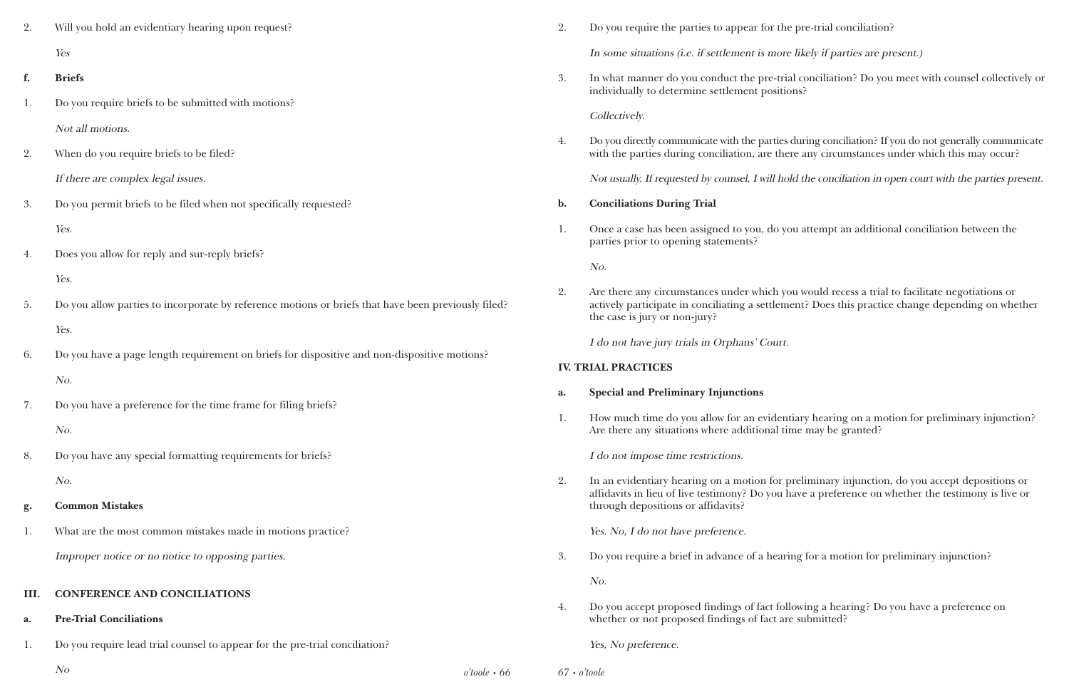2. Will you hold an evidentiary hearing upon request?

   *Yes*

**f. Briefs**

1. Do you require briefs to be submitted with motions?

   *Not all motions.*

2. When do you require briefs to be filed?

   *If there are complex legal issues.*

3. Do you permit briefs to be filed when not specifically requested?

   *Yes.*

4. Does you allow for reply and sur-reply briefs?

   *Yes.*

5. Do you allow parties to incorporate by reference motions or briefs that have been previously filed?

   *Yes.*

6. Do you have a page length requirement on briefs for dispositive and non-dispositive motions?

   *No.*

7. Do you have a preference for the time frame for filing briefs?

   *No.*

8. Do you have any special formatting requirements for briefs?

   *No.*

**g. Common Mistakes**

1. What are the most common mistakes made in motions practice?

   *Improper notice or no notice to opposing parties.*

## III. CONFERENCE AND CONCILIATIONS

**a. Pre-Trial Conciliations**

1. Do you require lead trial counsel to appear for the pre-trial conciliation?

   *No*

2. Do you require the parties to appear for the pre-trial conciliation?

   *In some situations (i.e. if settlement is more likely if parties are present.)*

3. In what manner do you conduct the pre-trial conciliation? Do you meet with counsel collectively or individually to determine settlement positions?

   *Collectively.*

4. Do you directly communicate with the parties during conciliation? If you do not generally communicate with the parties during conciliation, are there any circumstances under which this may occur?

   *Not usually. If requested by counsel, I will hold the conciliation in open court with the parties present.*

**b. Conciliations During Trial**

1. Once a case has been assigned to you, do you attempt an additional conciliation between the parties prior to opening statements?

   *No.*

2. Are there any circumstances under which you would recess a trial to facilitate negotiations or actively participate in conciliating a settlement? Does this practice change depending on whether the case is jury or non-jury?

   *I do not have jury trials in Orphans' Court.*

## IV. TRIAL PRACTICES

**a. Special and Preliminary Injunctions**

1. How much time do you allow for an evidentiary hearing on a motion for preliminary injunction? Are there any situations where additional time may be granted?

   *I do not impose time restrictions.*

2. In an evidentiary hearing on a motion for preliminary injunction, do you accept depositions or affidavits in lieu of live testimony? Do you have a preference on whether the testimony is live or through depositions or affidavits?

   *Yes. No, I do not have preference.*

3. Do you require a brief in advance of a hearing for a motion for preliminary injunction?

   *No.*

4. Do you accept proposed findings of fact following a hearing? Do you have a preference on whether or not proposed findings of fact are submitted?

   *Yes, No preference.*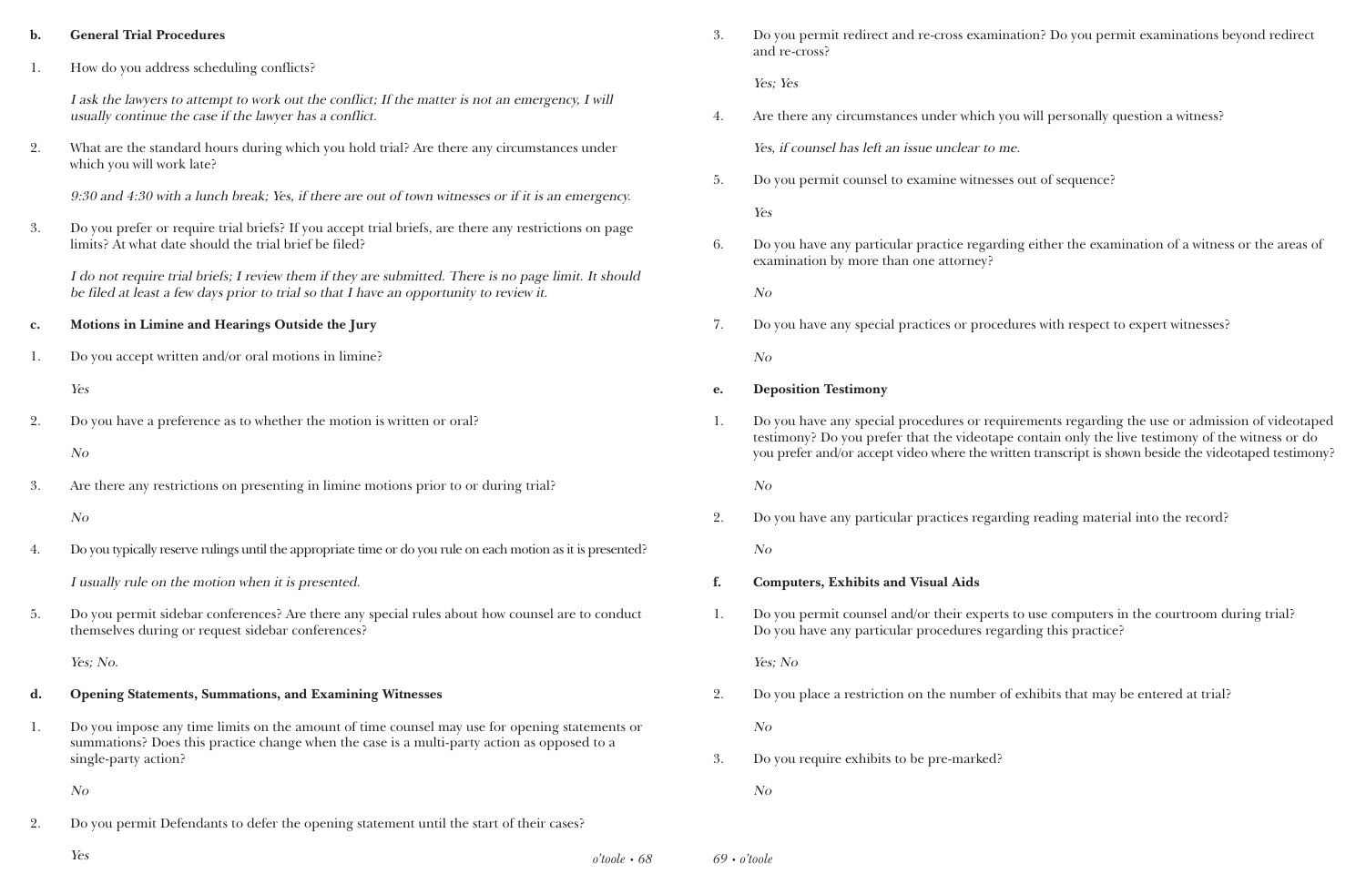**b. General Trial Procedures**

1. How do you address scheduling conflicts?

   *I ask the lawyers to attempt to work out the conflict; If the matter is not an emergency, I will usually continue the case if the lawyer has a conflict.*

2. What are the standard hours during which you hold trial? Are there any circumstances under which you will work late?

   *9:30 and 4:30 with a lunch break; Yes, if there are out of town witnesses or if it is an emergency.*

3. Do you prefer or require trial briefs? If you accept trial briefs, are there any restrictions on page limits? At what date should the trial brief be filed?

   *I do not require trial briefs; I review them if they are submitted. There is no page limit. It should be filed at least a few days prior to trial so that I have an opportunity to review it.*

**c. Motions in Limine and Hearings Outside the Jury**

1. Do you accept written and/or oral motions in limine?

   *Yes*

2. Do you have a preference as to whether the motion is written or oral?

   *No*

3. Are there any restrictions on presenting in limine motions prior to or during trial?

   *No*

4. Do you typically reserve rulings until the appropriate time or do you rule on each motion as it is presented?

   *I usually rule on the motion when it is presented.*

5. Do you permit sidebar conferences? Are there any special rules about how counsel are to conduct themselves during or request sidebar conferences?

   *Yes; No.*

**d. Opening Statements, Summations, and Examining Witnesses**

1. Do you impose any time limits on the amount of time counsel may use for opening statements or summations? Does this practice change when the case is a multi-party action as opposed to a single-party action?

   *No*

2. Do you permit Defendants to defer the opening statement until the start of their cases?

   *Yes*

3. Do you permit redirect and re-cross examination? Do you permit examinations beyond redirect and re-cross?

   *Yes; Yes*

4. Are there any circumstances under which you will personally question a witness?

   *Yes, if counsel has left an issue unclear to me.*

5. Do you permit counsel to examine witnesses out of sequence?

   *Yes*

6. Do you have any particular practice regarding either the examination of a witness or the areas of examination by more than one attorney?

   *No*

7. Do you have any special practices or procedures with respect to expert witnesses?

   *No*

**e. Deposition Testimony**

1. Do you have any special procedures or requirements regarding the use or admission of videotaped testimony? Do you prefer that the videotape contain only the live testimony of the witness or do you prefer and/or accept video where the written transcript is shown beside the videotaped testimony?

   *No*

2. Do you have any particular practices regarding reading material into the record?

   *No*

**f. Computers, Exhibits and Visual Aids**

1. Do you permit counsel and/or their experts to use computers in the courtroom during trial? Do you have any particular procedures regarding this practice?

   *Yes; No*

2. Do you place a restriction on the number of exhibits that may be entered at trial?

   *No*

3. Do you require exhibits to be pre-marked?

   *No*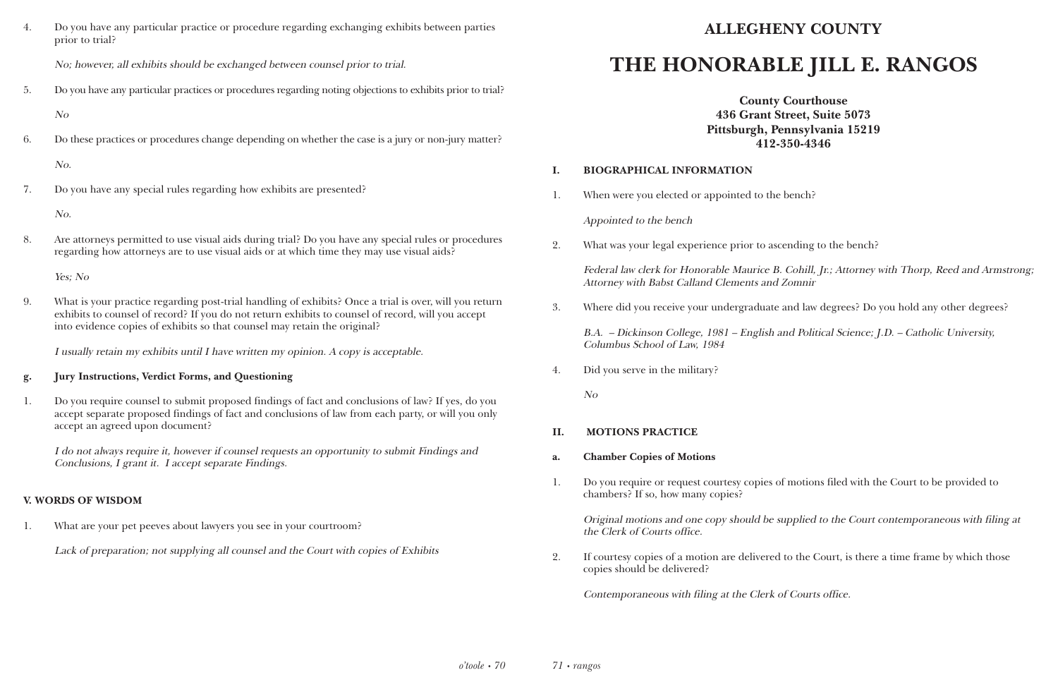4. Do you have any particular practice or procedure regarding exchanging exhibits between parties prior to trial?

   *No; however, all exhibits should be exchanged between counsel prior to trial.*

5. Do you have any particular practices or procedures regarding noting objections to exhibits prior to trial?

   *No*

6. Do these practices or procedures change depending on whether the case is a jury or non-jury matter?

   *No.*

7. Do you have any special rules regarding how exhibits are presented?

   *No.*

8. Are attorneys permitted to use visual aids during trial? Do you have any special rules or procedures regarding how attorneys are to use visual aids or at which time they may use visual aids?

   *Yes; No*

9. What is your practice regarding post-trial handling of exhibits? Once a trial is over, will you return exhibits to counsel of record? If you do not return exhibits to counsel of record, will you accept into evidence copies of exhibits so that counsel may retain the original?

   *I usually retain my exhibits until I have written my opinion. A copy is acceptable.*

**g. Jury Instructions, Verdict Forms, and Questioning**

1. Do you require counsel to submit proposed findings of fact and conclusions of law? If yes, do you accept separate proposed findings of fact and conclusions of law from each party, or will you only accept an agreed upon document?

   *I do not always require it, however if counsel requests an opportunity to submit Findings and Conclusions, I grant it. I accept separate Findings.*

## V. WORDS OF WISDOM

1. What are your pet peeves about lawyers you see in your courtroom?

   *Lack of preparation; not supplying all counsel and the Court with copies of Exhibits*

## ALLEGHENY COUNTY

# THE HONORABLE JILL E. RANGOS

**County Courthouse**
**436 Grant Street, Suite 5073**
**Pittsburgh, Pennsylvania 15219**
**412-350-4346**

## I. BIOGRAPHICAL INFORMATION

1. When were you elected or appointed to the bench?

   *Appointed to the bench*

2. What was your legal experience prior to ascending to the bench?

   *Federal law clerk for Honorable Maurice B. Cohill, Jr.; Attorney with Thorp, Reed and Armstrong; Attorney with Babst Calland Clements and Zomnir*

3. Where did you receive your undergraduate and law degrees? Do you hold any other degrees?

   *B.A. – Dickinson College, 1981 – English and Political Science; J.D. – Catholic University, Columbus School of Law, 1984*

4. Did you serve in the military?

   *No*

## II. MOTIONS PRACTICE

**a. Chamber Copies of Motions**

1. Do you require or request courtesy copies of motions filed with the Court to be provided to chambers? If so, how many copies?

   *Original motions and one copy should be supplied to the Court contemporaneous with filing at the Clerk of Courts office.*

2. If courtesy copies of a motion are delivered to the Court, is there a time frame by which those copies should be delivered?

   *Contemporaneous with filing at the Clerk of Courts office.*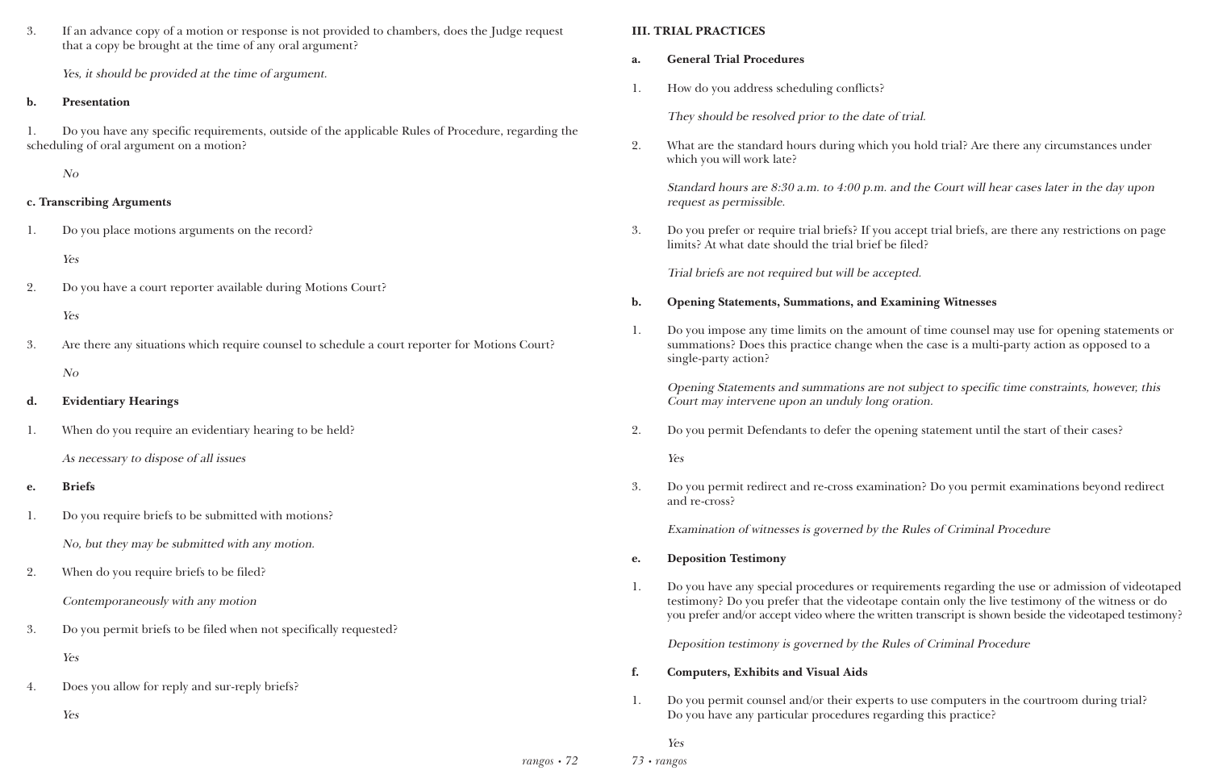3. If an advance copy of a motion or response is not provided to chambers, does the Judge request that a copy be brought at the time of any oral argument?

   *Yes, it should be provided at the time of argument.*

**b. Presentation**

1. Do you have any specific requirements, outside of the applicable Rules of Procedure, regarding the scheduling of oral argument on a motion?

   *No*

**c. Transcribing Arguments**

1. Do you place motions arguments on the record?

   *Yes*

2. Do you have a court reporter available during Motions Court?

   *Yes*

3. Are there any situations which require counsel to schedule a court reporter for Motions Court?

   *No*

**d. Evidentiary Hearings**

1. When do you require an evidentiary hearing to be held?

   *As necessary to dispose of all issues*

**e. Briefs**

1. Do you require briefs to be submitted with motions?

   *No, but they may be submitted with any motion.*

2. When do you require briefs to be filed?

   *Contemporaneously with any motion*

3. Do you permit briefs to be filed when not specifically requested?

   *Yes*

4. Does you allow for reply and sur-reply briefs?

   *Yes*

## III. TRIAL PRACTICES

**a. General Trial Procedures**

1. How do you address scheduling conflicts?

   *They should be resolved prior to the date of trial.*

2. What are the standard hours during which you hold trial? Are there any circumstances under which you will work late?

   *Standard hours are 8:30 a.m. to 4:00 p.m. and the Court will hear cases later in the day upon request as permissible.*

3. Do you prefer or require trial briefs? If you accept trial briefs, are there any restrictions on page limits? At what date should the trial brief be filed?

   *Trial briefs are not required but will be accepted.*

**b. Opening Statements, Summations, and Examining Witnesses**

1. Do you impose any time limits on the amount of time counsel may use for opening statements or summations? Does this practice change when the case is a multi-party action as opposed to a single-party action?

   *Opening Statements and summations are not subject to specific time constraints, however, this Court may intervene upon an unduly long oration.*

2. Do you permit Defendants to defer the opening statement until the start of their cases?

   *Yes*

3. Do you permit redirect and re-cross examination? Do you permit examinations beyond redirect and re-cross?

   *Examination of witnesses is governed by the Rules of Criminal Procedure*

**e. Deposition Testimony**

1. Do you have any special procedures or requirements regarding the use or admission of videotaped testimony? Do you prefer that the videotape contain only the live testimony of the witness or do you prefer and/or accept video where the written transcript is shown beside the videotaped testimony?

   *Deposition testimony is governed by the Rules of Criminal Procedure*

**f. Computers, Exhibits and Visual Aids**

1. Do you permit counsel and/or their experts to use computers in the courtroom during trial? Do you have any particular procedures regarding this practice?

   *Yes*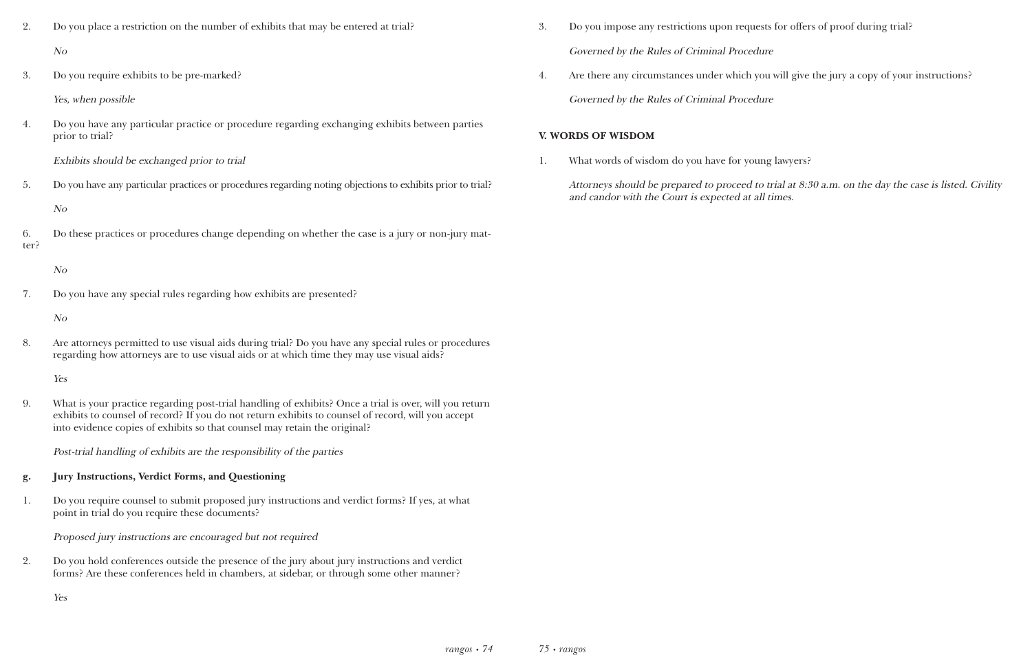2. Do you place a restriction on the number of exhibits that may be entered at trial?

   *No*

3. Do you require exhibits to be pre-marked?

   *Yes, when possible*

4. Do you have any particular practice or procedure regarding exchanging exhibits between parties prior to trial?

   *Exhibits should be exchanged prior to trial*

5. Do you have any particular practices or procedures regarding noting objections to exhibits prior to trial?

   *No*

6. Do these practices or procedures change depending on whether the case is a jury or non-jury matter?

   *No*

7. Do you have any special rules regarding how exhibits are presented?

   *No*

8. Are attorneys permitted to use visual aids during trial? Do you have any special rules or procedures regarding how attorneys are to use visual aids or at which time they may use visual aids?

   *Yes*

9. What is your practice regarding post-trial handling of exhibits? Once a trial is over, will you return exhibits to counsel of record? If you do not return exhibits to counsel of record, will you accept into evidence copies of exhibits so that counsel may retain the original?

   *Post-trial handling of exhibits are the responsibility of the parties*

**g. Jury Instructions, Verdict Forms, and Questioning**

1. Do you require counsel to submit proposed jury instructions and verdict forms? If yes, at what point in trial do you require these documents?

   *Proposed jury instructions are encouraged but not required*

2. Do you hold conferences outside the presence of the jury about jury instructions and verdict forms? Are these conferences held in chambers, at sidebar, or through some other manner?

   *Yes*

3. Do you impose any restrictions upon requests for offers of proof during trial?

   *Governed by the Rules of Criminal Procedure*

4. Are there any circumstances under which you will give the jury a copy of your instructions?

   *Governed by the Rules of Criminal Procedure*

## V. WORDS OF WISDOM

1. What words of wisdom do you have for young lawyers?

   *Attorneys should be prepared to proceed to trial at 8:30 a.m. on the day the case is listed. Civility and candor with the Court is expected at all times.*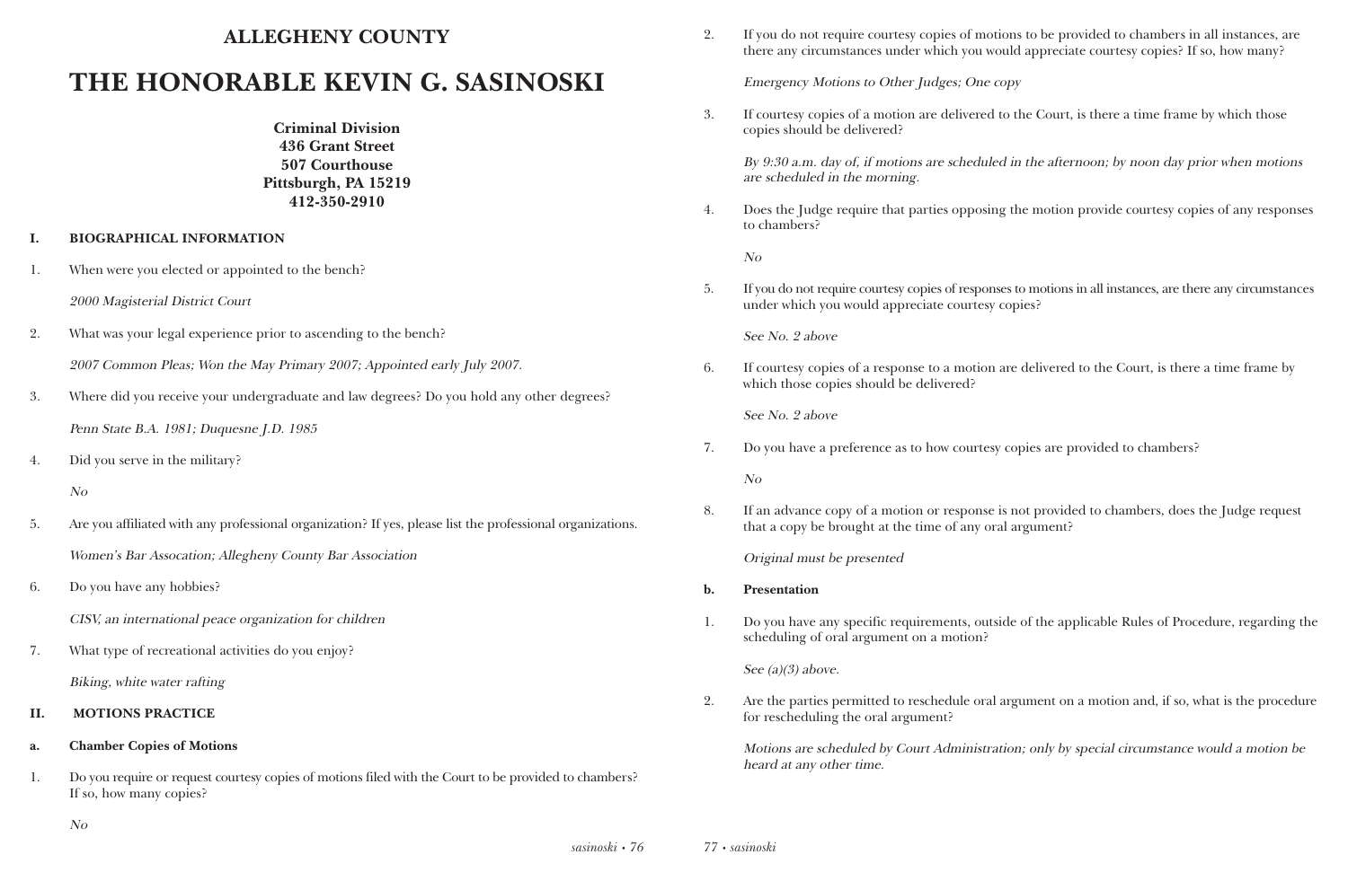# ALLEGHENY COUNTY

# THE HONORABLE KEVIN G. SASINOSKI

**Criminal Division**
**436 Grant Street**
**507 Courthouse**
**Pittsburgh, PA 15219**
**412-350-2910**

## I. BIOGRAPHICAL INFORMATION

1. When were you elected or appointed to the bench?

   *2000 Magisterial District Court*

2. What was your legal experience prior to ascending to the bench?

   *2007 Common Pleas; Won the May Primary 2007; Appointed early July 2007.*

3. Where did you receive your undergraduate and law degrees? Do you hold any other degrees?

   *Penn State B.A. 1981; Duquesne J.D. 1985*

4. Did you serve in the military?

   *No*

5. Are you affiliated with any professional organization? If yes, please list the professional organizations.

   *Women's Bar Assocation; Allegheny County Bar Association*

6. Do you have any hobbies?

   *CISV, an international peace organization for children*

7. What type of recreational activities do you enjoy?

   *Biking, white water rafting*

## II. MOTIONS PRACTICE

### a. Chamber Copies of Motions

1. Do you require or request courtesy copies of motions filed with the Court to be provided to chambers? If so, how many copies?

   *No*

2. If you do not require courtesy copies of motions to be provided to chambers in all instances, are there any circumstances under which you would appreciate courtesy copies? If so, how many?

   *Emergency Motions to Other Judges; One copy*

3. If courtesy copies of a motion are delivered to the Court, is there a time frame by which those copies should be delivered?

   *By 9:30 a.m. day of, if motions are scheduled in the afternoon; by noon day prior when motions are scheduled in the morning.*

4. Does the Judge require that parties opposing the motion provide courtesy copies of any responses to chambers?

   *No*

5. If you do not require courtesy copies of responses to motions in all instances, are there any circumstances under which you would appreciate courtesy copies?

   *See No. 2 above*

6. If courtesy copies of a response to a motion are delivered to the Court, is there a time frame by which those copies should be delivered?

   *See No. 2 above*

7. Do you have a preference as to how courtesy copies are provided to chambers?

   *No*

8. If an advance copy of a motion or response is not provided to chambers, does the Judge request that a copy be brought at the time of any oral argument?

   *Original must be presented*

### b. Presentation

1. Do you have any specific requirements, outside of the applicable Rules of Procedure, regarding the scheduling of oral argument on a motion?

   *See (a)(3) above.*

2. Are the parties permitted to reschedule oral argument on a motion and, if so, what is the procedure for rescheduling the oral argument?

   *Motions are scheduled by Court Administration; only by special circumstance would a motion be heard at any other time.*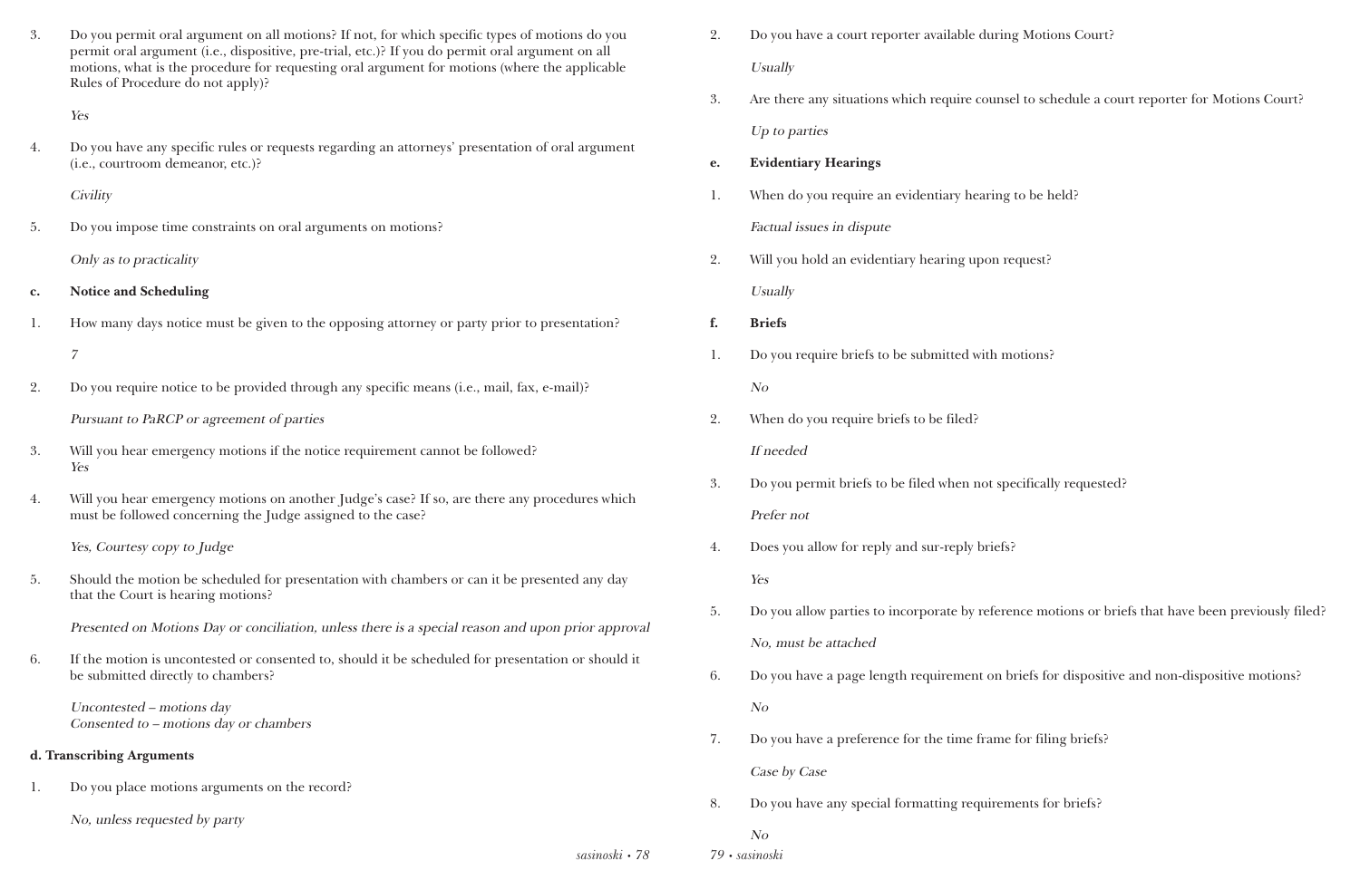3. Do you permit oral argument on all motions? If not, for which specific types of motions do you permit oral argument (i.e., dispositive, pre-trial, etc.)? If you do permit oral argument on all motions, what is the procedure for requesting oral argument for motions (where the applicable Rules of Procedure do not apply)?

   *Yes*

4. Do you have any specific rules or requests regarding an attorneys' presentation of oral argument (i.e., courtroom demeanor, etc.)?

   *Civility*

5. Do you impose time constraints on oral arguments on motions?

   *Only as to practicality*

**c. Notice and Scheduling**

1. How many days notice must be given to the opposing attorney or party prior to presentation?

   *7*

2. Do you require notice to be provided through any specific means (i.e., mail, fax, e-mail)?

   *Pursuant to PaRCP or agreement of parties*

3. Will you hear emergency motions if the notice requirement cannot be followed?

   *Yes*

4. Will you hear emergency motions on another Judge's case? If so, are there any procedures which must be followed concerning the Judge assigned to the case?

   *Yes, Courtesy copy to Judge*

5. Should the motion be scheduled for presentation with chambers or can it be presented any day that the Court is hearing motions?

   *Presented on Motions Day or conciliation, unless there is a special reason and upon prior approval*

6. If the motion is uncontested or consented to, should it be scheduled for presentation or should it be submitted directly to chambers?

   *Uncontested – motions day*
   *Consented to – motions day or chambers*

**d. Transcribing Arguments**

1. Do you place motions arguments on the record?

   *No, unless requested by party*

2. Do you have a court reporter available during Motions Court?

   *Usually*

3. Are there any situations which require counsel to schedule a court reporter for Motions Court?

   *Up to parties*

**e. Evidentiary Hearings**

1. When do you require an evidentiary hearing to be held?

   *Factual issues in dispute*

2. Will you hold an evidentiary hearing upon request?

   *Usually*

**f. Briefs**

1. Do you require briefs to be submitted with motions?

   *No*

2. When do you require briefs to be filed?

   *If needed*

3. Do you permit briefs to be filed when not specifically requested?

   *Prefer not*

4. Does you allow for reply and sur-reply briefs?

   *Yes*

5. Do you allow parties to incorporate by reference motions or briefs that have been previously filed?

   *No, must be attached*

6. Do you have a page length requirement on briefs for dispositive and non-dispositive motions?

   *No*

7. Do you have a preference for the time frame for filing briefs?

   *Case by Case*

8. Do you have any special formatting requirements for briefs?

   *No*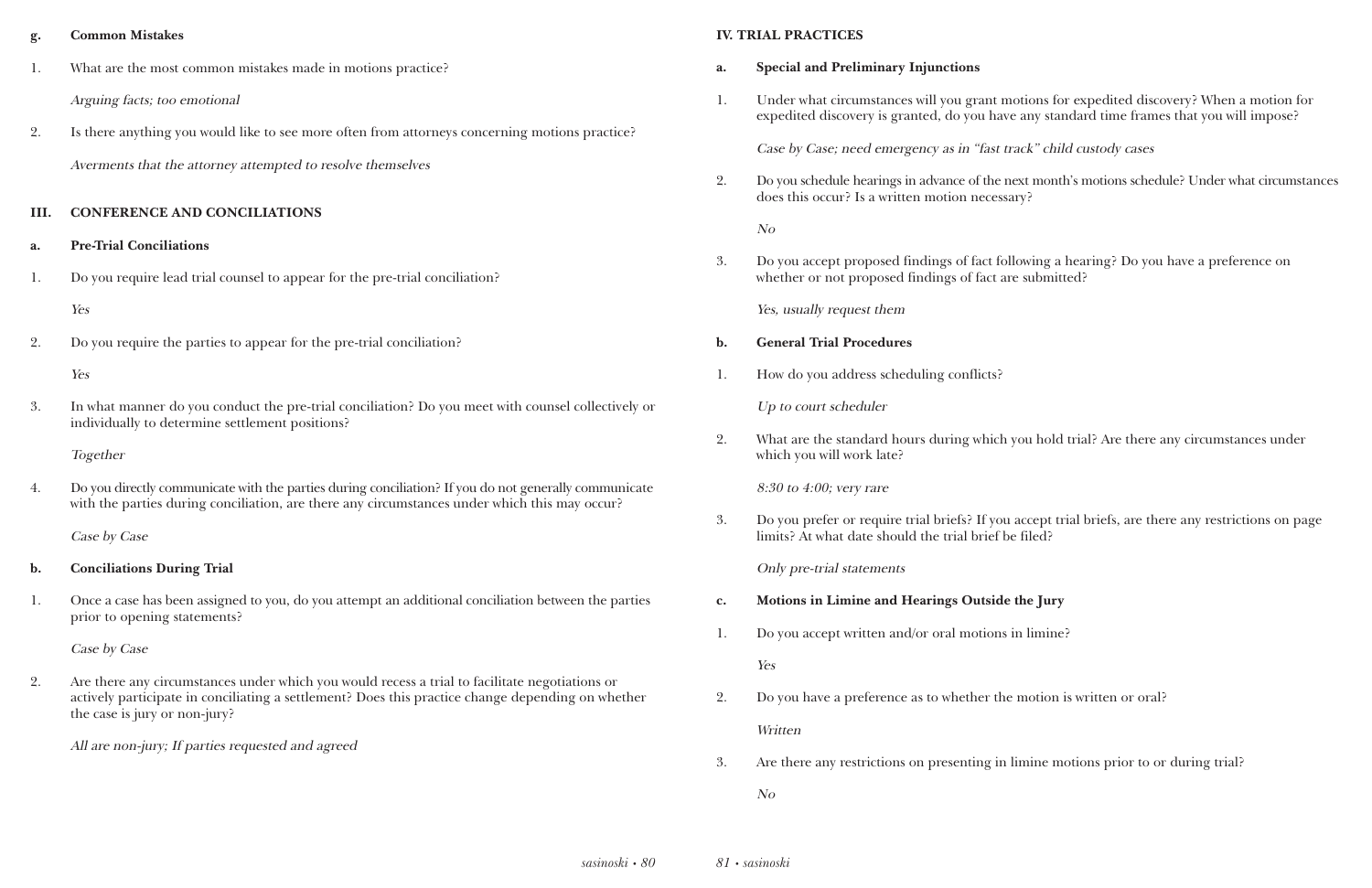#### g. Common Mistakes

1. What are the most common mistakes made in motions practice?

   *Arguing facts; too emotional*

2. Is there anything you would like to see more often from attorneys concerning motions practice?

   *Averments that the attorney attempted to resolve themselves*

## III. CONFERENCE AND CONCILIATIONS

#### a. Pre-Trial Conciliations

1. Do you require lead trial counsel to appear for the pre-trial conciliation?

   *Yes*

2. Do you require the parties to appear for the pre-trial conciliation?

   *Yes*

3. In what manner do you conduct the pre-trial conciliation? Do you meet with counsel collectively or individually to determine settlement positions?

   *Together*

4. Do you directly communicate with the parties during conciliation? If you do not generally communicate with the parties during conciliation, are there any circumstances under which this may occur?

   *Case by Case*

#### b. Conciliations During Trial

1. Once a case has been assigned to you, do you attempt an additional conciliation between the parties prior to opening statements?

   *Case by Case*

2. Are there any circumstances under which you would recess a trial to facilitate negotiations or actively participate in conciliating a settlement? Does this practice change depending on whether the case is jury or non-jury?

   *All are non-jury; If parties requested and agreed*

## IV. TRIAL PRACTICES

#### a. Special and Preliminary Injunctions

1. Under what circumstances will you grant motions for expedited discovery? When a motion for expedited discovery is granted, do you have any standard time frames that you will impose?

   *Case by Case; need emergency as in "fast track" child custody cases*

2. Do you schedule hearings in advance of the next month's motions schedule? Under what circumstances does this occur? Is a written motion necessary?

   *No*

3. Do you accept proposed findings of fact following a hearing? Do you have a preference on whether or not proposed findings of fact are submitted?

   *Yes, usually request them*

#### b. General Trial Procedures

1. How do you address scheduling conflicts?

   *Up to court scheduler*

2. What are the standard hours during which you hold trial? Are there any circumstances under which you will work late?

   *8:30 to 4:00; very rare*

3. Do you prefer or require trial briefs? If you accept trial briefs, are there any restrictions on page limits? At what date should the trial brief be filed?

   *Only pre-trial statements*

#### c. Motions in Limine and Hearings Outside the Jury

1. Do you accept written and/or oral motions in limine?

   *Yes*

2. Do you have a preference as to whether the motion is written or oral?

   *Written*

3. Are there any restrictions on presenting in limine motions prior to or during trial?

   *No*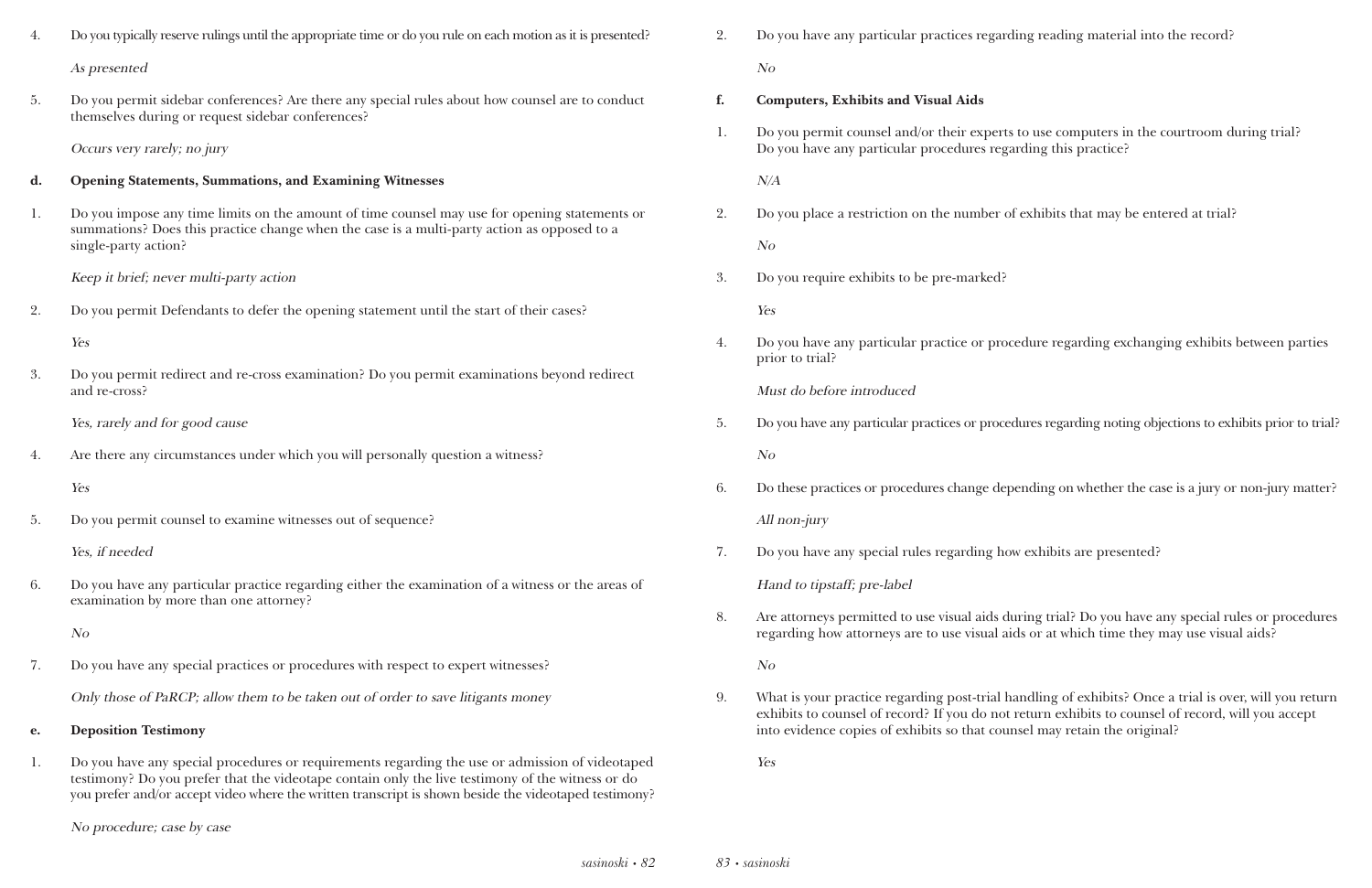4. Do you typically reserve rulings until the appropriate time or do you rule on each motion as it is presented?

   *As presented*

5. Do you permit sidebar conferences? Are there any special rules about how counsel are to conduct themselves during or request sidebar conferences?

   *Occurs very rarely; no jury*

**d. Opening Statements, Summations, and Examining Witnesses**

1. Do you impose any time limits on the amount of time counsel may use for opening statements or summations? Does this practice change when the case is a multi-party action as opposed to a single-party action?

   *Keep it brief; never multi-party action*

2. Do you permit Defendants to defer the opening statement until the start of their cases?

   *Yes*

3. Do you permit redirect and re-cross examination? Do you permit examinations beyond redirect and re-cross?

   *Yes, rarely and for good cause*

4. Are there any circumstances under which you will personally question a witness?

   *Yes*

5. Do you permit counsel to examine witnesses out of sequence?

   *Yes, if needed*

6. Do you have any particular practice regarding either the examination of a witness or the areas of examination by more than one attorney?

   *No*

7. Do you have any special practices or procedures with respect to expert witnesses?

   *Only those of PaRCP; allow them to be taken out of order to save litigants money*

**e. Deposition Testimony**

1. Do you have any special procedures or requirements regarding the use or admission of videotaped testimony? Do you prefer that the videotape contain only the live testimony of the witness or do you prefer and/or accept video where the written transcript is shown beside the videotaped testimony?

   *No procedure; case by case*

2. Do you have any particular practices regarding reading material into the record?

   *No*

**f. Computers, Exhibits and Visual Aids**

1. Do you permit counsel and/or their experts to use computers in the courtroom during trial? Do you have any particular procedures regarding this practice?

   *N/A*

2. Do you place a restriction on the number of exhibits that may be entered at trial?

   *No*

3. Do you require exhibits to be pre-marked?

   *Yes*

4. Do you have any particular practice or procedure regarding exchanging exhibits between parties prior to trial?

   *Must do before introduced*

5. Do you have any particular practices or procedures regarding noting objections to exhibits prior to trial?

   *No*

6. Do these practices or procedures change depending on whether the case is a jury or non-jury matter?

   *All non-jury*

7. Do you have any special rules regarding how exhibits are presented?

   *Hand to tipstaff; pre-label*

8. Are attorneys permitted to use visual aids during trial? Do you have any special rules or procedures regarding how attorneys are to use visual aids or at which time they may use visual aids?

   *No*

9. What is your practice regarding post-trial handling of exhibits? Once a trial is over, will you return exhibits to counsel of record? If you do not return exhibits to counsel of record, will you accept into evidence copies of exhibits so that counsel may retain the original?

   *Yes*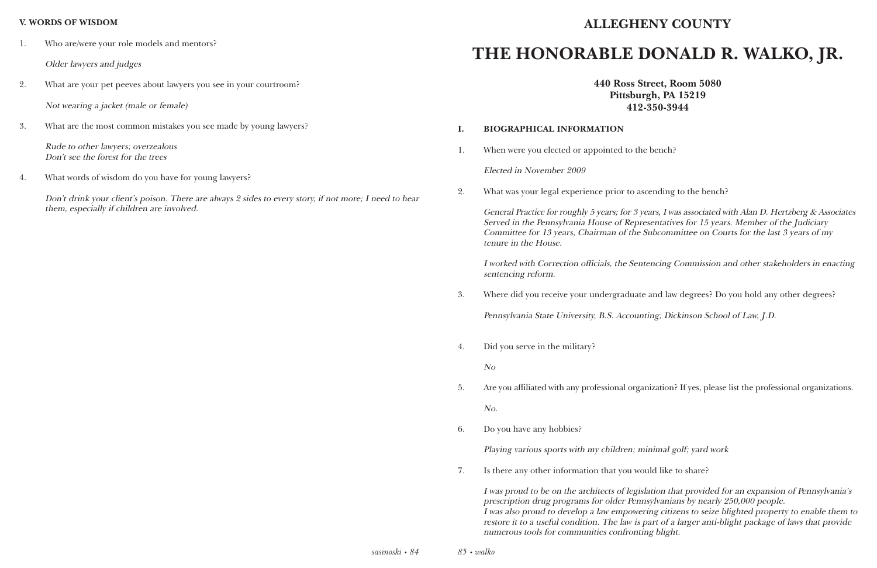**V. WORDS OF WISDOM**

1. Who are/were your role models and mentors?

   *Older lawyers and judges*

2. What are your pet peeves about lawyers you see in your courtroom?

   *Not wearing a jacket (male or female)*

3. What are the most common mistakes you see made by young lawyers?

   *Rude to other lawyers; overzealous*
   *Don't see the forest for the trees*

4. What words of wisdom do you have for young lawyers?

   *Don't drink your client's poison. There are always 2 sides to every story, if not more; I need to hear them, especially if children are involved.*

## ALLEGHENY COUNTY

# THE HONORABLE DONALD R. WALKO, JR.

**440 Ross Street, Room 5080**
**Pittsburgh, PA 15219**
**412-350-3944**

**I. BIOGRAPHICAL INFORMATION**

1. When were you elected or appointed to the bench?

   *Elected in November 2009*

2. What was your legal experience prior to ascending to the bench?

   *General Practice for roughly 5 years; for 3 years, I was associated with Alan D. Hertzberg & Associates Served in the Pennsylvania House of Representatives for 15 years. Member of the Judiciary Committee for 13 years, Chairman of the Subcommittee on Courts for the last 3 years of my tenure in the House.*

   *I worked with Correction officials, the Sentencing Commission and other stakeholders in enacting sentencing reform.*

3. Where did you receive your undergraduate and law degrees? Do you hold any other degrees?

   *Pennsylvania State University, B.S. Accounting; Dickinson School of Law, J.D.*

4. Did you serve in the military?

   *No*

5. Are you affiliated with any professional organization? If yes, please list the professional organizations.

   *No.*

6. Do you have any hobbies?

   *Playing various sports with my children; minimal golf; yard work*

7. Is there any other information that you would like to share?

   *I was proud to be on the architects of legislation that provided for an expansion of Pennsylvania's prescription drug programs for older Pennsylvanians by nearly 250,000 people.*
   *I was also proud to develop a law empowering citizens to seize blighted property to enable them to restore it to a useful condition. The law is part of a larger anti-blight package of laws that provide numerous tools for communities confronting blight.*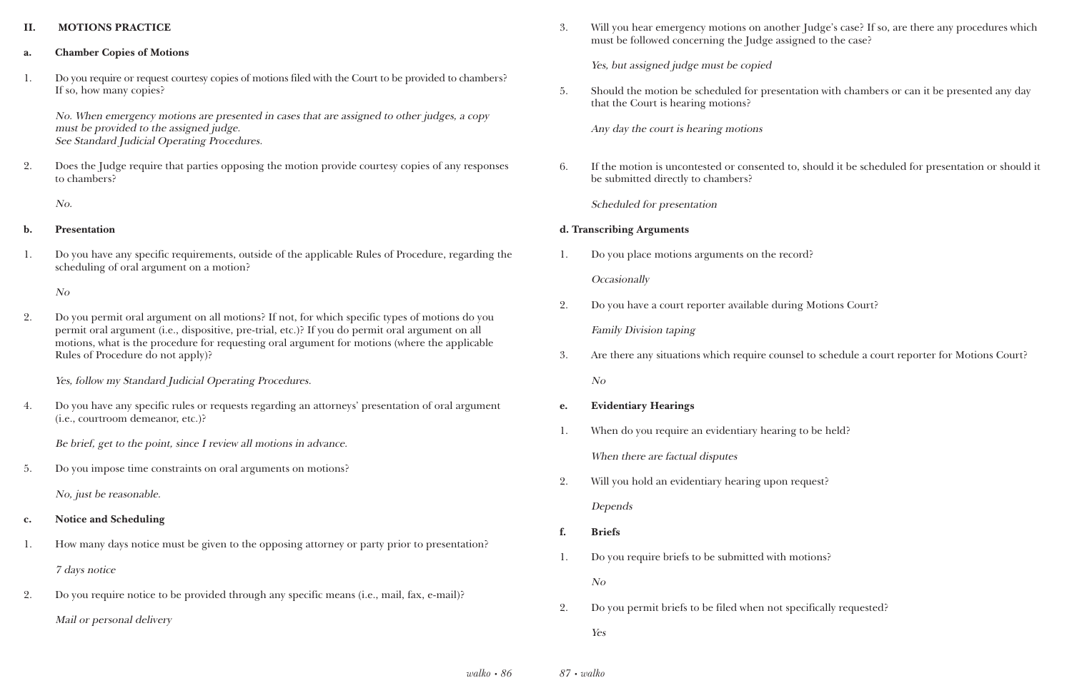## II. MOTIONS PRACTICE

### a. Chamber Copies of Motions

1. Do you require or request courtesy copies of motions filed with the Court to be provided to chambers? If so, how many copies?

   *No. When emergency motions are presented in cases that are assigned to other judges, a copy must be provided to the assigned judge.*
   *See Standard Judicial Operating Procedures.*

2. Does the Judge require that parties opposing the motion provide courtesy copies of any responses to chambers?

   *No.*

### b. Presentation

1. Do you have any specific requirements, outside of the applicable Rules of Procedure, regarding the scheduling of oral argument on a motion?

   *No*

2. Do you permit oral argument on all motions? If not, for which specific types of motions do you permit oral argument (i.e., dispositive, pre-trial, etc.)? If you do permit oral argument on all motions, what is the procedure for requesting oral argument for motions (where the applicable Rules of Procedure do not apply)?

   *Yes, follow my Standard Judicial Operating Procedures.*

4. Do you have any specific rules or requests regarding an attorneys' presentation of oral argument (i.e., courtroom demeanor, etc.)?

   *Be brief, get to the point, since I review all motions in advance.*

5. Do you impose time constraints on oral arguments on motions?

   *No, just be reasonable.*

### c. Notice and Scheduling

1. How many days notice must be given to the opposing attorney or party prior to presentation?

   *7 days notice*

2. Do you require notice to be provided through any specific means (i.e., mail, fax, e-mail)?

   *Mail or personal delivery*

3. Will you hear emergency motions on another Judge's case? If so, are there any procedures which must be followed concerning the Judge assigned to the case?

   *Yes, but assigned judge must be copied*

5. Should the motion be scheduled for presentation with chambers or can it be presented any day that the Court is hearing motions?

   *Any day the court is hearing motions*

6. If the motion is uncontested or consented to, should it be scheduled for presentation or should it be submitted directly to chambers?

   *Scheduled for presentation*

### d. Transcribing Arguments

1. Do you place motions arguments on the record?

   *Occasionally*

2. Do you have a court reporter available during Motions Court?

   *Family Division taping*

3. Are there any situations which require counsel to schedule a court reporter for Motions Court?

   *No*

### e. Evidentiary Hearings

1. When do you require an evidentiary hearing to be held?

   *When there are factual disputes*

2. Will you hold an evidentiary hearing upon request?

   *Depends*

### f. Briefs

1. Do you require briefs to be submitted with motions?

   *No*

2. Do you permit briefs to be filed when not specifically requested?

   *Yes*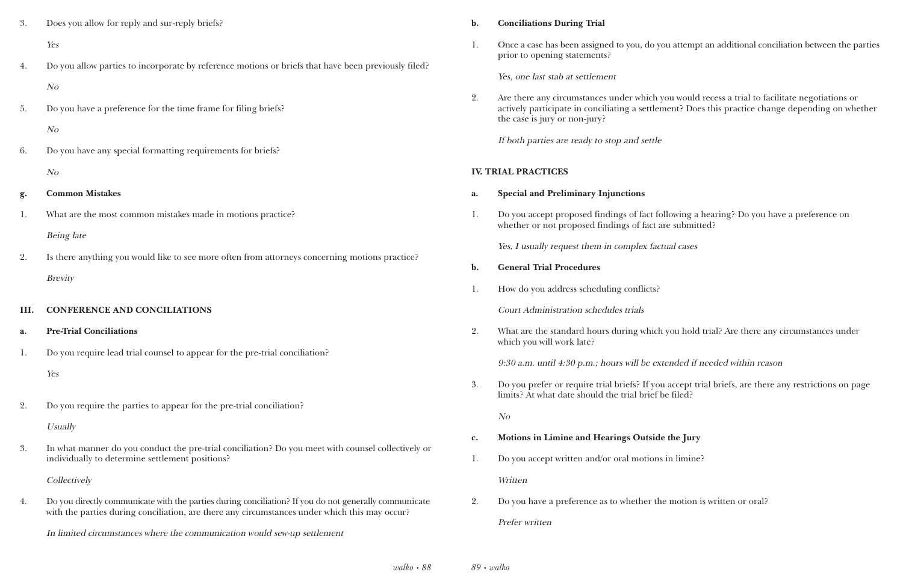3. Does you allow for reply and sur-reply briefs?

   *Yes*

4. Do you allow parties to incorporate by reference motions or briefs that have been previously filed?

   *No*

5. Do you have a preference for the time frame for filing briefs?

   *No*

6. Do you have any special formatting requirements for briefs?

   *No*

**g. Common Mistakes**

1. What are the most common mistakes made in motions practice?

   *Being late*

2. Is there anything you would like to see more often from attorneys concerning motions practice?

   *Brevity*

## III. CONFERENCE AND CONCILIATIONS

**a. Pre-Trial Conciliations**

1. Do you require lead trial counsel to appear for the pre-trial conciliation?

   *Yes*

2. Do you require the parties to appear for the pre-trial conciliation?

   *Usually*

3. In what manner do you conduct the pre-trial conciliation? Do you meet with counsel collectively or individually to determine settlement positions?

   *Collectively*

4. Do you directly communicate with the parties during conciliation? If you do not generally communicate with the parties during conciliation, are there any circumstances under which this may occur?

   *In limited circumstances where the communication would sew-up settlement*

**b. Conciliations During Trial**

1. Once a case has been assigned to you, do you attempt an additional conciliation between the parties prior to opening statements?

   *Yes, one last stab at settlement*

2. Are there any circumstances under which you would recess a trial to facilitate negotiations or actively participate in conciliating a settlement? Does this practice change depending on whether the case is jury or non-jury?

   *If both parties are ready to stop and settle*

## IV. TRIAL PRACTICES

**a. Special and Preliminary Injunctions**

1. Do you accept proposed findings of fact following a hearing? Do you have a preference on whether or not proposed findings of fact are submitted?

   *Yes, I usually request them in complex factual cases*

**b. General Trial Procedures**

1. How do you address scheduling conflicts?

   *Court Administration schedules trials*

2. What are the standard hours during which you hold trial? Are there any circumstances under which you will work late?

   *9:30 a.m. until 4:30 p.m.; hours will be extended if needed within reason*

3. Do you prefer or require trial briefs? If you accept trial briefs, are there any restrictions on page limits? At what date should the trial brief be filed?

   *No*

**c. Motions in Limine and Hearings Outside the Jury**

1. Do you accept written and/or oral motions in limine?

   *Written*

2. Do you have a preference as to whether the motion is written or oral?

   *Prefer written*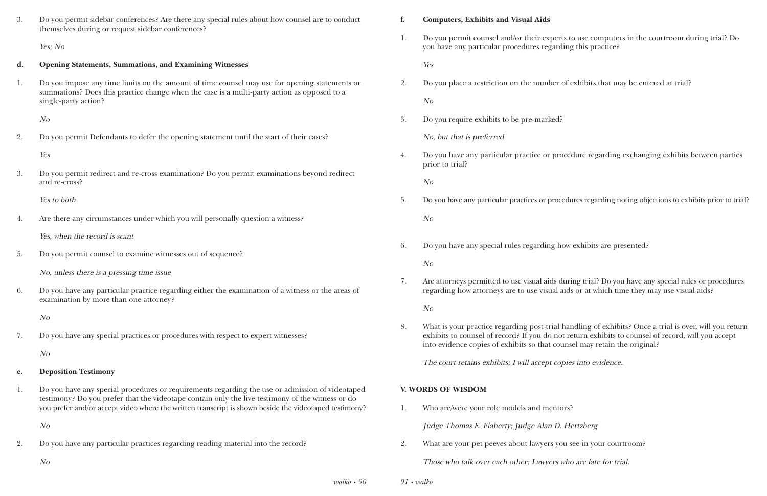3. Do you permit sidebar conferences? Are there any special rules about how counsel are to conduct themselves during or request sidebar conferences?

   *Yes; No*

**d. Opening Statements, Summations, and Examining Witnesses**

1. Do you impose any time limits on the amount of time counsel may use for opening statements or summations? Does this practice change when the case is a multi-party action as opposed to a single-party action?

   *No*

2. Do you permit Defendants to defer the opening statement until the start of their cases?

   *Yes*

3. Do you permit redirect and re-cross examination? Do you permit examinations beyond redirect and re-cross?

   *Yes to both*

4. Are there any circumstances under which you will personally question a witness?

   *Yes, when the record is scant*

5. Do you permit counsel to examine witnesses out of sequence?

   *No, unless there is a pressing time issue*

6. Do you have any particular practice regarding either the examination of a witness or the areas of examination by more than one attorney?

   *No*

7. Do you have any special practices or procedures with respect to expert witnesses?

   *No*

**e. Deposition Testimony**

1. Do you have any special procedures or requirements regarding the use or admission of videotaped testimony? Do you prefer that the videotape contain only the live testimony of the witness or do you prefer and/or accept video where the written transcript is shown beside the videotaped testimony?

   *No*

2. Do you have any particular practices regarding reading material into the record?

   *No*

**f. Computers, Exhibits and Visual Aids**

1. Do you permit counsel and/or their experts to use computers in the courtroom during trial? Do you have any particular procedures regarding this practice?

   *Yes*

2. Do you place a restriction on the number of exhibits that may be entered at trial?

   *No*

3. Do you require exhibits to be pre-marked?

   *No, but that is preferred*

4. Do you have any particular practice or procedure regarding exchanging exhibits between parties prior to trial?

   *No*

5. Do you have any particular practices or procedures regarding noting objections to exhibits prior to trial?

   *No*

6. Do you have any special rules regarding how exhibits are presented?

   *No*

7. Are attorneys permitted to use visual aids during trial? Do you have any special rules or procedures regarding how attorneys are to use visual aids or at which time they may use visual aids?

   *No*

8. What is your practice regarding post-trial handling of exhibits? Once a trial is over, will you return exhibits to counsel of record? If you do not return exhibits to counsel of record, will you accept into evidence copies of exhibits so that counsel may retain the original?

   *The court retains exhibits; I will accept copies into evidence.*

## V. WORDS OF WISDOM

1. Who are/were your role models and mentors?

   *Judge Thomas E. Flaherty; Judge Alan D. Hertzberg*

2. What are your pet peeves about lawyers you see in your courtroom?

   *Those who talk over each other; Lawyers who are late for trial.*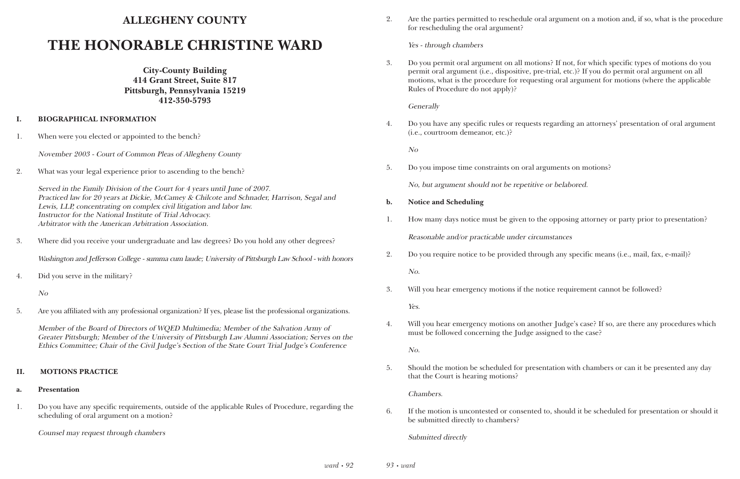# ALLEGHENY COUNTY

# THE HONORABLE CHRISTINE WARD

**City-County Building**
**414 Grant Street, Suite 817**
**Pittsburgh, Pennsylvania 15219**
**412-350-5793**

## I. BIOGRAPHICAL INFORMATION

1. When were you elected or appointed to the bench?

   *November 2003 - Court of Common Pleas of Allegheny County*

2. What was your legal experience prior to ascending to the bench?

   *Served in the Family Division of the Court for 4 years until June of 2007.*
   *Practiced law for 20 years at Dickie, McCamey & Chilcote and Schnader, Harrison, Segal and Lewis, LLP, concentrating on complex civil litigation and labor law.*
   *Instructor for the National Institute of Trial Advocacy.*
   *Arbitrator with the American Arbitration Association.*

3. Where did you receive your undergraduate and law degrees? Do you hold any other degrees?

   *Washington and Jefferson College - summa cum laude; University of Pittsburgh Law School - with honors*

4. Did you serve in the military?

   *No*

5. Are you affiliated with any professional organization? If yes, please list the professional organizations.

   *Member of the Board of Directors of WQED Multimedia; Member of the Salvation Army of Greater Pittsburgh; Member of the University of Pittsburgh Law Alumni Association; Serves on the Ethics Committee; Chair of the Civil Judge's Section of the State Court Trial Judge's Conference*

## II. MOTIONS PRACTICE

### a. Presentation

1. Do you have any specific requirements, outside of the applicable Rules of Procedure, regarding the scheduling of oral argument on a motion?

   *Counsel may request through chambers*

2. Are the parties permitted to reschedule oral argument on a motion and, if so, what is the procedure for rescheduling the oral argument?

   *Yes - through chambers*

3. Do you permit oral argument on all motions? If not, for which specific types of motions do you permit oral argument (i.e., dispositive, pre-trial, etc.)? If you do permit oral argument on all motions, what is the procedure for requesting oral argument for motions (where the applicable Rules of Procedure do not apply)?

   *Generally*

4. Do you have any specific rules or requests regarding an attorneys' presentation of oral argument (i.e., courtroom demeanor, etc.)?

   *No*

5. Do you impose time constraints on oral arguments on motions?

   *No, but argument should not be repetitive or belabored.*

### b. Notice and Scheduling

1. How many days notice must be given to the opposing attorney or party prior to presentation?

   *Reasonable and/or practicable under circumstances*

2. Do you require notice to be provided through any specific means (i.e., mail, fax, e-mail)?

   *No.*

3. Will you hear emergency motions if the notice requirement cannot be followed?

   *Yes.*

4. Will you hear emergency motions on another Judge's case? If so, are there any procedures which must be followed concerning the Judge assigned to the case?

   *No.*

5. Should the motion be scheduled for presentation with chambers or can it be presented any day that the Court is hearing motions?

   *Chambers.*

6. If the motion is uncontested or consented to, should it be scheduled for presentation or should it be submitted directly to chambers?

   *Submitted directly*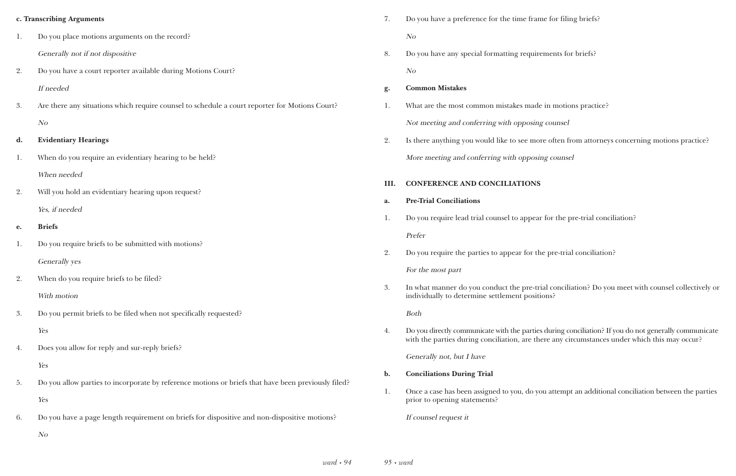**c. Transcribing Arguments**

1. Do you place motions arguments on the record?

   *Generally not if not dispositive*

2. Do you have a court reporter available during Motions Court?

   *If needed*

3. Are there any situations which require counsel to schedule a court reporter for Motions Court?

   *No*

**d. Evidentiary Hearings**

1. When do you require an evidentiary hearing to be held?

   *When needed*

2. Will you hold an evidentiary hearing upon request?

   *Yes, if needed*

**e. Briefs**

1. Do you require briefs to be submitted with motions?

   *Generally yes*

2. When do you require briefs to be filed?

   *With motion*

3. Do you permit briefs to be filed when not specifically requested?

   *Yes*

4. Does you allow for reply and sur-reply briefs?

   *Yes*

5. Do you allow parties to incorporate by reference motions or briefs that have been previously filed?

   *Yes*

6. Do you have a page length requirement on briefs for dispositive and non-dispositive motions?

   *No*

7. Do you have a preference for the time frame for filing briefs?

   *No*

8. Do you have any special formatting requirements for briefs?

   *No*

**g. Common Mistakes**

1. What are the most common mistakes made in motions practice?

   *Not meeting and conferring with opposing counsel*

2. Is there anything you would like to see more often from attorneys concerning motions practice?

   *More meeting and conferring with opposing counsel*

## III. CONFERENCE AND CONCILIATIONS

**a. Pre-Trial Conciliations**

1. Do you require lead trial counsel to appear for the pre-trial conciliation?

   *Prefer*

2. Do you require the parties to appear for the pre-trial conciliation?

   *For the most part*

3. In what manner do you conduct the pre-trial conciliation? Do you meet with counsel collectively or individually to determine settlement positions?

   *Both*

4. Do you directly communicate with the parties during conciliation? If you do not generally communicate with the parties during conciliation, are there any circumstances under which this may occur?

   *Generally not, but I have*

**b. Conciliations During Trial**

1. Once a case has been assigned to you, do you attempt an additional conciliation between the parties prior to opening statements?

   *If counsel request it*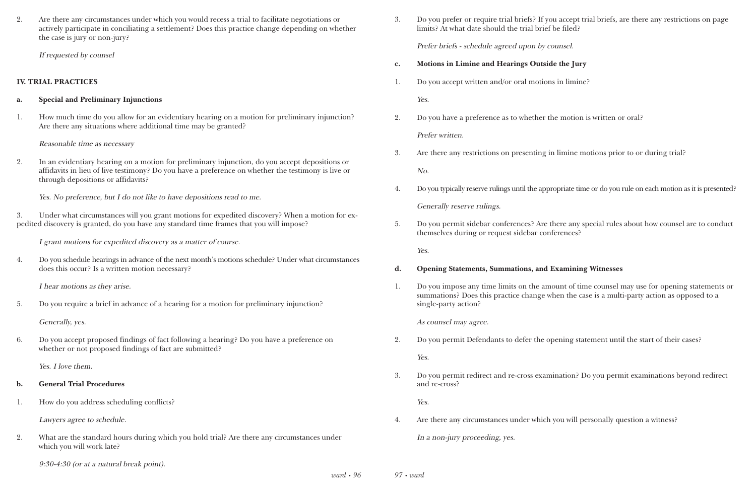2. Are there any circumstances under which you would recess a trial to facilitate negotiations or actively participate in conciliating a settlement? Does this practice change depending on whether the case is jury or non-jury?

   *If requested by counsel*

## IV. TRIAL PRACTICES

### a. Special and Preliminary Injunctions

1. How much time do you allow for an evidentiary hearing on a motion for preliminary injunction? Are there any situations where additional time may be granted?

   *Reasonable time as necessary*

2. In an evidentiary hearing on a motion for preliminary injunction, do you accept depositions or affidavits in lieu of live testimony? Do you have a preference on whether the testimony is live or through depositions or affidavits?

   *Yes. No preference, but I do not like to have depositions read to me.*

3. Under what circumstances will you grant motions for expedited discovery? When a motion for expedited discovery is granted, do you have any standard time frames that you will impose?

   *I grant motions for expedited discovery as a matter of course.*

4. Do you schedule hearings in advance of the next month's motions schedule? Under what circumstances does this occur? Is a written motion necessary?

   *I hear motions as they arise.*

5. Do you require a brief in advance of a hearing for a motion for preliminary injunction?

   *Generally, yes.*

6. Do you accept proposed findings of fact following a hearing? Do you have a preference on whether or not proposed findings of fact are submitted?

   *Yes. I love them.*

### b. General Trial Procedures

1. How do you address scheduling conflicts?

   *Lawyers agree to schedule.*

2. What are the standard hours during which you hold trial? Are there any circumstances under which you will work late?

   *9:30-4:30 (or at a natural break point).*

3. Do you prefer or require trial briefs? If you accept trial briefs, are there any restrictions on page limits? At what date should the trial brief be filed?

   *Prefer briefs - schedule agreed upon by counsel.*

### c. Motions in Limine and Hearings Outside the Jury

1. Do you accept written and/or oral motions in limine?

   *Yes.*

2. Do you have a preference as to whether the motion is written or oral?

   *Prefer written.*

3. Are there any restrictions on presenting in limine motions prior to or during trial?

   *No.*

4. Do you typically reserve rulings until the appropriate time or do you rule on each motion as it is presented?

   *Generally reserve rulings.*

5. Do you permit sidebar conferences? Are there any special rules about how counsel are to conduct themselves during or request sidebar conferences?

   *Yes.*

### d. Opening Statements, Summations, and Examining Witnesses

1. Do you impose any time limits on the amount of time counsel may use for opening statements or summations? Does this practice change when the case is a multi-party action as opposed to a single-party action?

   *As counsel may agree.*

2. Do you permit Defendants to defer the opening statement until the start of their cases?

   *Yes.*

3. Do you permit redirect and re-cross examination? Do you permit examinations beyond redirect and re-cross?

   *Yes.*

4. Are there any circumstances under which you will personally question a witness?

   *In a non-jury proceeding, yes.*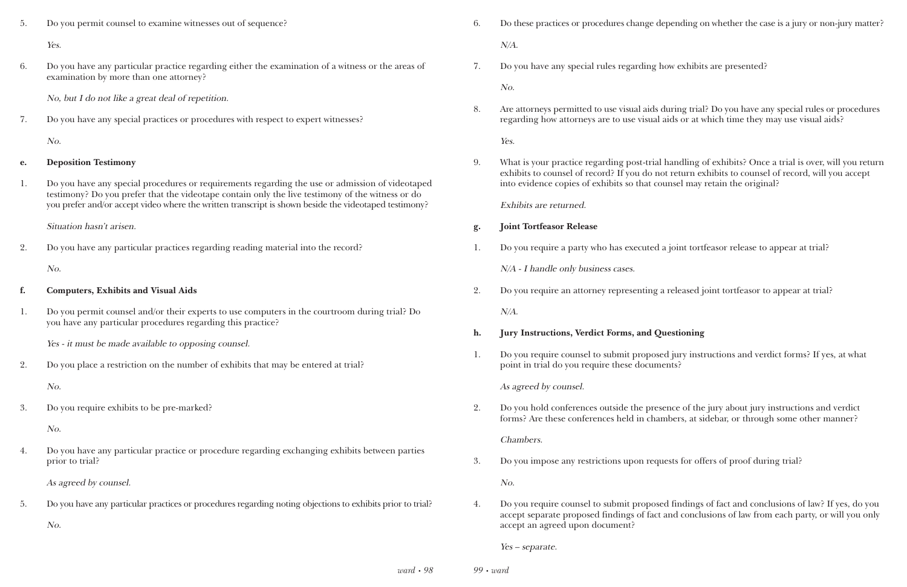5. Do you permit counsel to examine witnesses out of sequence?

   *Yes.*

6. Do you have any particular practice regarding either the examination of a witness or the areas of examination by more than one attorney?

   *No, but I do not like a great deal of repetition.*

7. Do you have any special practices or procedures with respect to expert witnesses?

   *No.*

**e. Deposition Testimony**

1. Do you have any special procedures or requirements regarding the use or admission of videotaped testimony? Do you prefer that the videotape contain only the live testimony of the witness or do you prefer and/or accept video where the written transcript is shown beside the videotaped testimony?

   *Situation hasn't arisen.*

2. Do you have any particular practices regarding reading material into the record?

   *No.*

**f. Computers, Exhibits and Visual Aids**

1. Do you permit counsel and/or their experts to use computers in the courtroom during trial? Do you have any particular procedures regarding this practice?

   *Yes - it must be made available to opposing counsel.*

2. Do you place a restriction on the number of exhibits that may be entered at trial?

   *No.*

3. Do you require exhibits to be pre-marked?

   *No.*

4. Do you have any particular practice or procedure regarding exchanging exhibits between parties prior to trial?

   *As agreed by counsel.*

5. Do you have any particular practices or procedures regarding noting objections to exhibits prior to trial?

   *No.*

6. Do these practices or procedures change depending on whether the case is a jury or non-jury matter?

   *N/A.*

7. Do you have any special rules regarding how exhibits are presented?

   *No.*

8. Are attorneys permitted to use visual aids during trial? Do you have any special rules or procedures regarding how attorneys are to use visual aids or at which time they may use visual aids?

   *Yes.*

9. What is your practice regarding post-trial handling of exhibits? Once a trial is over, will you return exhibits to counsel of record? If you do not return exhibits to counsel of record, will you accept into evidence copies of exhibits so that counsel may retain the original?

   *Exhibits are returned.*

**g. Joint Tortfeasor Release**

1. Do you require a party who has executed a joint tortfeasor release to appear at trial?

   *N/A - I handle only business cases.*

2. Do you require an attorney representing a released joint tortfeasor to appear at trial?

   *N/A.*

**h. Jury Instructions, Verdict Forms, and Questioning**

1. Do you require counsel to submit proposed jury instructions and verdict forms? If yes, at what point in trial do you require these documents?

   *As agreed by counsel.*

2. Do you hold conferences outside the presence of the jury about jury instructions and verdict forms? Are these conferences held in chambers, at sidebar, or through some other manner?

   *Chambers.*

3. Do you impose any restrictions upon requests for offers of proof during trial?

   *No.*

4. Do you require counsel to submit proposed findings of fact and conclusions of law? If yes, do you accept separate proposed findings of fact and conclusions of law from each party, or will you only accept an agreed upon document?

   *Yes – separate.*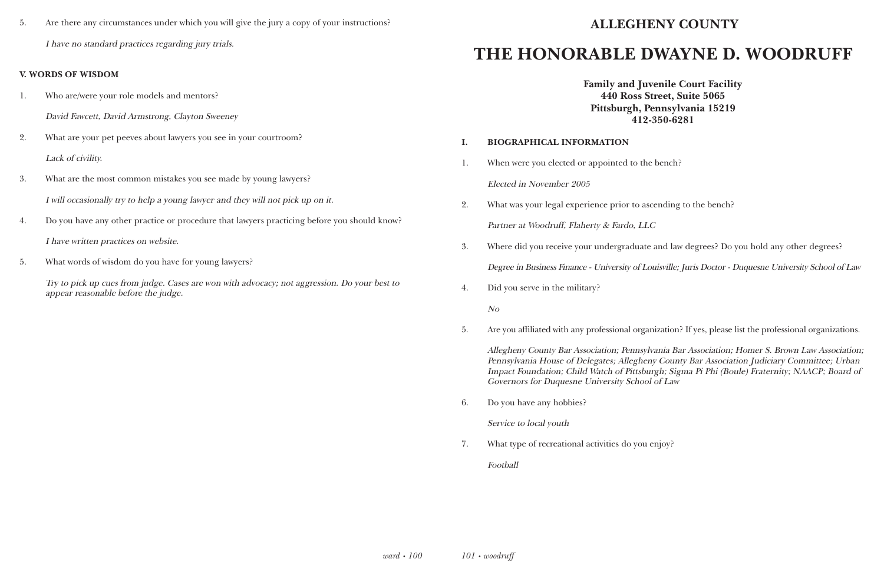5. Are there any circumstances under which you will give the jury a copy of your instructions?

   *I have no standard practices regarding jury trials.*

**V. WORDS OF WISDOM**

1. Who are/were your role models and mentors?

   *David Fawcett, David Armstrong, Clayton Sweeney*

2. What are your pet peeves about lawyers you see in your courtroom?

   *Lack of civility.*

3. What are the most common mistakes you see made by young lawyers?

   *I will occasionally try to help a young lawyer and they will not pick up on it.*

4. Do you have any other practice or procedure that lawyers practicing before you should know?

   *I have written practices on website.*

5. What words of wisdom do you have for young lawyers?

   *Try to pick up cues from judge. Cases are won with advocacy; not aggression. Do your best to appear reasonable before the judge.*

## ALLEGHENY COUNTY

# THE HONORABLE DWAYNE D. WOODRUFF

**Family and Juvenile Court Facility**
**440 Ross Street, Suite 5065**
**Pittsburgh, Pennsylvania 15219**
**412-350-6281**

**I. BIOGRAPHICAL INFORMATION**

1. When were you elected or appointed to the bench?

   *Elected in November 2005*

2. What was your legal experience prior to ascending to the bench?

   *Partner at Woodruff, Flaherty & Fardo, LLC*

3. Where did you receive your undergraduate and law degrees? Do you hold any other degrees?

   *Degree in Business Finance - University of Louisville; Juris Doctor - Duquesne University School of Law*

4. Did you serve in the military?

   *No*

5. Are you affiliated with any professional organization? If yes, please list the professional organizations.

   *Allegheny County Bar Association; Pennsylvania Bar Association; Homer S. Brown Law Association; Pennsylvania House of Delegates; Allegheny County Bar Association Judiciary Committee; Urban Impact Foundation; Child Watch of Pittsburgh; Sigma Pi Phi (Boule) Fraternity; NAACP; Board of Governors for Duquesne University School of Law*

6. Do you have any hobbies?

   *Service to local youth*

7. What type of recreational activities do you enjoy?

   *Football*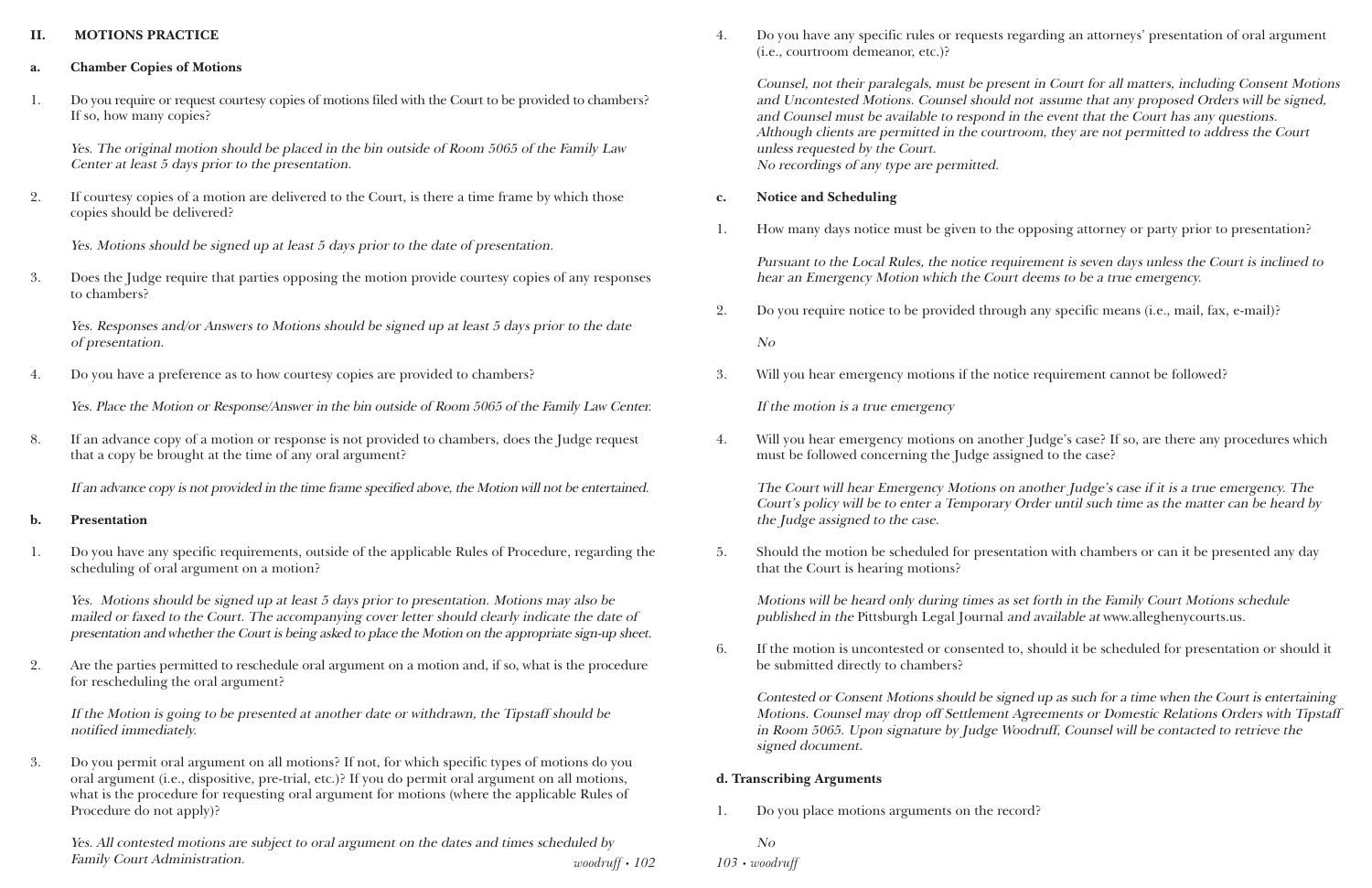## II. MOTIONS PRACTICE

### a. Chamber Copies of Motions

1. Do you require or request courtesy copies of motions filed with the Court to be provided to chambers? If so, how many copies?

   *Yes. The original motion should be placed in the bin outside of Room 5065 of the Family Law Center at least 5 days prior to the presentation.*

2. If courtesy copies of a motion are delivered to the Court, is there a time frame by which those copies should be delivered?

   *Yes. Motions should be signed up at least 5 days prior to the date of presentation.*

3. Does the Judge require that parties opposing the motion provide courtesy copies of any responses to chambers?

   *Yes. Responses and/or Answers to Motions should be signed up at least 5 days prior to the date of presentation.*

4. Do you have a preference as to how courtesy copies are provided to chambers?

   *Yes. Place the Motion or Response/Answer in the bin outside of Room 5065 of the Family Law Center.*

8. If an advance copy of a motion or response is not provided to chambers, does the Judge request that a copy be brought at the time of any oral argument?

   *If an advance copy is not provided in the time frame specified above, the Motion will not be entertained.*

### b. Presentation

1. Do you have any specific requirements, outside of the applicable Rules of Procedure, regarding the scheduling of oral argument on a motion?

   *Yes. Motions should be signed up at least 5 days prior to presentation. Motions may also be mailed or faxed to the Court. The accompanying cover letter should clearly indicate the date of presentation and whether the Court is being asked to place the Motion on the appropriate sign-up sheet.*

2. Are the parties permitted to reschedule oral argument on a motion and, if so, what is the procedure for rescheduling the oral argument?

   *If the Motion is going to be presented at another date or withdrawn, the Tipstaff should be notified immediately.*

3. Do you permit oral argument on all motions? If not, for which specific types of motions do you oral argument (i.e., dispositive, pre-trial, etc.)? If you do permit oral argument on all motions, what is the procedure for requesting oral argument for motions (where the applicable Rules of Procedure do not apply)?

   *Yes. All contested motions are subject to oral argument on the dates and times scheduled by Family Court Administration.*

4. Do you have any specific rules or requests regarding an attorneys' presentation of oral argument (i.e., courtroom demeanor, etc.)?

   *Counsel, not their paralegals, must be present in Court for all matters, including Consent Motions and Uncontested Motions. Counsel should not assume that any proposed Orders will be signed, and Counsel must be available to respond in the event that the Court has any questions. Although clients are permitted in the courtroom, they are not permitted to address the Court unless requested by the Court.*
   *No recordings of any type are permitted.*

### c. Notice and Scheduling

1. How many days notice must be given to the opposing attorney or party prior to presentation?

   *Pursuant to the Local Rules, the notice requirement is seven days unless the Court is inclined to hear an Emergency Motion which the Court deems to be a true emergency.*

2. Do you require notice to be provided through any specific means (i.e., mail, fax, e-mail)?

   *No*

3. Will you hear emergency motions if the notice requirement cannot be followed?

   *If the motion is a true emergency*

4. Will you hear emergency motions on another Judge's case? If so, are there any procedures which must be followed concerning the Judge assigned to the case?

   *The Court will hear Emergency Motions on another Judge's case if it is a true emergency. The Court's policy will be to enter a Temporary Order until such time as the matter can be heard by the Judge assigned to the case.*

5. Should the motion be scheduled for presentation with chambers or can it be presented any day that the Court is hearing motions?

   *Motions will be heard only during times as set forth in the Family Court Motions schedule published in the* Pittsburgh Legal Journal *and available at* www.alleghenycourts.us.

6. If the motion is uncontested or consented to, should it be scheduled for presentation or should it be submitted directly to chambers?

   *Contested or Consent Motions should be signed up as such for a time when the Court is entertaining Motions. Counsel may drop off Settlement Agreements or Domestic Relations Orders with Tipstaff in Room 5065. Upon signature by Judge Woodruff, Counsel will be contacted to retrieve the signed document.*

### d. Transcribing Arguments

1. Do you place motions arguments on the record?

   *No*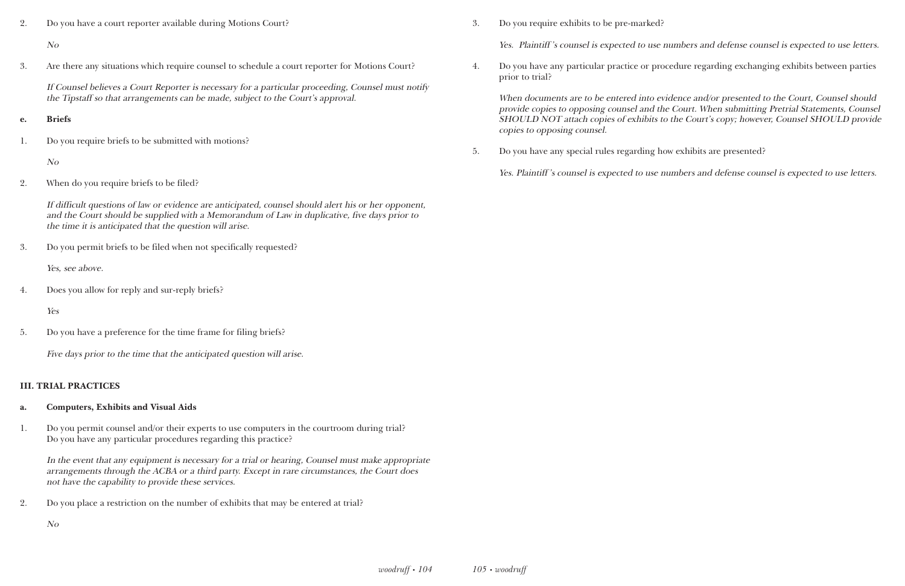2. Do you have a court reporter available during Motions Court?

   *No*

3. Are there any situations which require counsel to schedule a court reporter for Motions Court?

   *If Counsel believes a Court Reporter is necessary for a particular proceeding, Counsel must notify the Tipstaff so that arrangements can be made, subject to the Court's approval.*

**e. Briefs**

1. Do you require briefs to be submitted with motions?

   *No*

2. When do you require briefs to be filed?

   *If difficult questions of law or evidence are anticipated, counsel should alert his or her opponent, and the Court should be supplied with a Memorandum of Law in duplicative, five days prior to the time it is anticipated that the question will arise.*

3. Do you permit briefs to be filed when not specifically requested?

   *Yes, see above.*

4. Does you allow for reply and sur-reply briefs?

   *Yes*

5. Do you have a preference for the time frame for filing briefs?

   *Five days prior to the time that the anticipated question will arise.*

## III. TRIAL PRACTICES

**a. Computers, Exhibits and Visual Aids**

1. Do you permit counsel and/or their experts to use computers in the courtroom during trial? Do you have any particular procedures regarding this practice?

   *In the event that any equipment is necessary for a trial or hearing, Counsel must make appropriate arrangements through the ACBA or a third party. Except in rare circumstances, the Court does not have the capability to provide these services.*

2. Do you place a restriction on the number of exhibits that may be entered at trial?

   *No*

3. Do you require exhibits to be pre-marked?

   *Yes. Plaintiff's counsel is expected to use numbers and defense counsel is expected to use letters.*

4. Do you have any particular practice or procedure regarding exchanging exhibits between parties prior to trial?

   *When documents are to be entered into evidence and/or presented to the Court, Counsel should provide copies to opposing counsel and the Court. When submitting Pretrial Statements, Counsel SHOULD NOT attach copies of exhibits to the Court's copy; however, Counsel SHOULD provide copies to opposing counsel.*

5. Do you have any special rules regarding how exhibits are presented?

   *Yes. Plaintiff's counsel is expected to use numbers and defense counsel is expected to use letters.*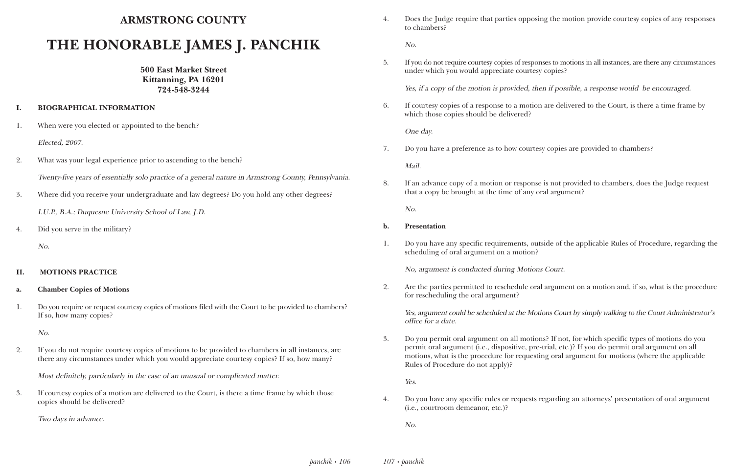# ARMSTRONG COUNTY

# THE HONORABLE JAMES J. PANCHIK

**500 East Market Street**
**Kittanning, PA 16201**
**724-548-3244**

## I. BIOGRAPHICAL INFORMATION

1. When were you elected or appointed to the bench?

   *Elected, 2007.*

2. What was your legal experience prior to ascending to the bench?

   *Twenty-five years of essentially solo practice of a general nature in Armstrong County, Pennsylvania.*

3. Where did you receive your undergraduate and law degrees? Do you hold any other degrees?

   *I.U.P., B.A.; Duquesne University School of Law, J.D.*

4. Did you serve in the military?

   *No.*

## II. MOTIONS PRACTICE

### a. Chamber Copies of Motions

1. Do you require or request courtesy copies of motions filed with the Court to be provided to chambers? If so, how many copies?

   *No.*

2. If you do not require courtesy copies of motions to be provided to chambers in all instances, are there any circumstances under which you would appreciate courtesy copies? If so, how many?

   *Most definitely, particularly in the case of an unusual or complicated matter.*

3. If courtesy copies of a motion are delivered to the Court, is there a time frame by which those copies should be delivered?

   *Two days in advance.*

4. Does the Judge require that parties opposing the motion provide courtesy copies of any responses to chambers?

   *No.*

5. If you do not require courtesy copies of responses to motions in all instances, are there any circumstances under which you would appreciate courtesy copies?

   *Yes, if a copy of the motion is provided, then if possible, a response would be encouraged.*

6. If courtesy copies of a response to a motion are delivered to the Court, is there a time frame by which those copies should be delivered?

   *One day.*

7. Do you have a preference as to how courtesy copies are provided to chambers?

   *Mail.*

8. If an advance copy of a motion or response is not provided to chambers, does the Judge request that a copy be brought at the time of any oral argument?

   *No.*

### b. Presentation

1. Do you have any specific requirements, outside of the applicable Rules of Procedure, regarding the scheduling of oral argument on a motion?

   *No, argument is conducted during Motions Court.*

2. Are the parties permitted to reschedule oral argument on a motion and, if so, what is the procedure for rescheduling the oral argument?

   *Yes, argument could be scheduled at the Motions Court by simply walking to the Court Administrator's office for a date.*

3. Do you permit oral argument on all motions? If not, for which specific types of motions do you permit oral argument (i.e., dispositive, pre-trial, etc.)? If you do permit oral argument on all motions, what is the procedure for requesting oral argument for motions (where the applicable Rules of Procedure do not apply)?

   *Yes.*

4. Do you have any specific rules or requests regarding an attorneys' presentation of oral argument (i.e., courtroom demeanor, etc.)?

   *No.*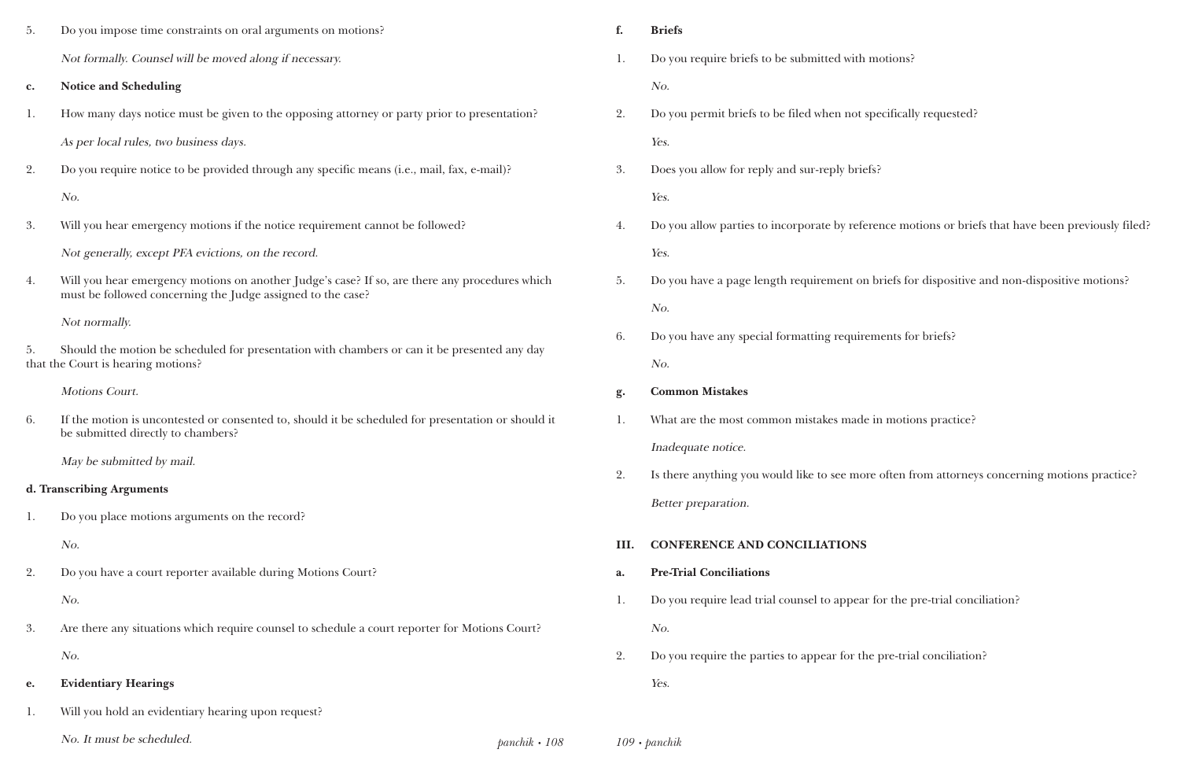5. Do you impose time constraints on oral arguments on motions?

   *Not formally. Counsel will be moved along if necessary.*

**c. Notice and Scheduling**

1. How many days notice must be given to the opposing attorney or party prior to presentation?

   *As per local rules, two business days.*

2. Do you require notice to be provided through any specific means (i.e., mail, fax, e-mail)?

   *No.*

3. Will you hear emergency motions if the notice requirement cannot be followed?

   *Not generally, except PFA evictions, on the record.*

4. Will you hear emergency motions on another Judge's case? If so, are there any procedures which must be followed concerning the Judge assigned to the case?

   *Not normally.*

5. Should the motion be scheduled for presentation with chambers or can it be presented any day that the Court is hearing motions?

   *Motions Court.*

6. If the motion is uncontested or consented to, should it be scheduled for presentation or should it be submitted directly to chambers?

   *May be submitted by mail.*

**d. Transcribing Arguments**

1. Do you place motions arguments on the record?

   *No.*

2. Do you have a court reporter available during Motions Court?

   *No.*

3. Are there any situations which require counsel to schedule a court reporter for Motions Court?

   *No.*

**e. Evidentiary Hearings**

1. Will you hold an evidentiary hearing upon request?

   *No. It must be scheduled.*

**f. Briefs**

1. Do you require briefs to be submitted with motions?

   *No.*

2. Do you permit briefs to be filed when not specifically requested?

   *Yes.*

3. Does you allow for reply and sur-reply briefs?

   *Yes.*

4. Do you allow parties to incorporate by reference motions or briefs that have been previously filed?

   *Yes.*

5. Do you have a page length requirement on briefs for dispositive and non-dispositive motions?

   *No.*

6. Do you have any special formatting requirements for briefs?

   *No.*

**g. Common Mistakes**

1. What are the most common mistakes made in motions practice?

   *Inadequate notice.*

2. Is there anything you would like to see more often from attorneys concerning motions practice?

   *Better preparation.*

## III. CONFERENCE AND CONCILIATIONS

**a. Pre-Trial Conciliations**

1. Do you require lead trial counsel to appear for the pre-trial conciliation?

   *No.*

2. Do you require the parties to appear for the pre-trial conciliation?

   *Yes.*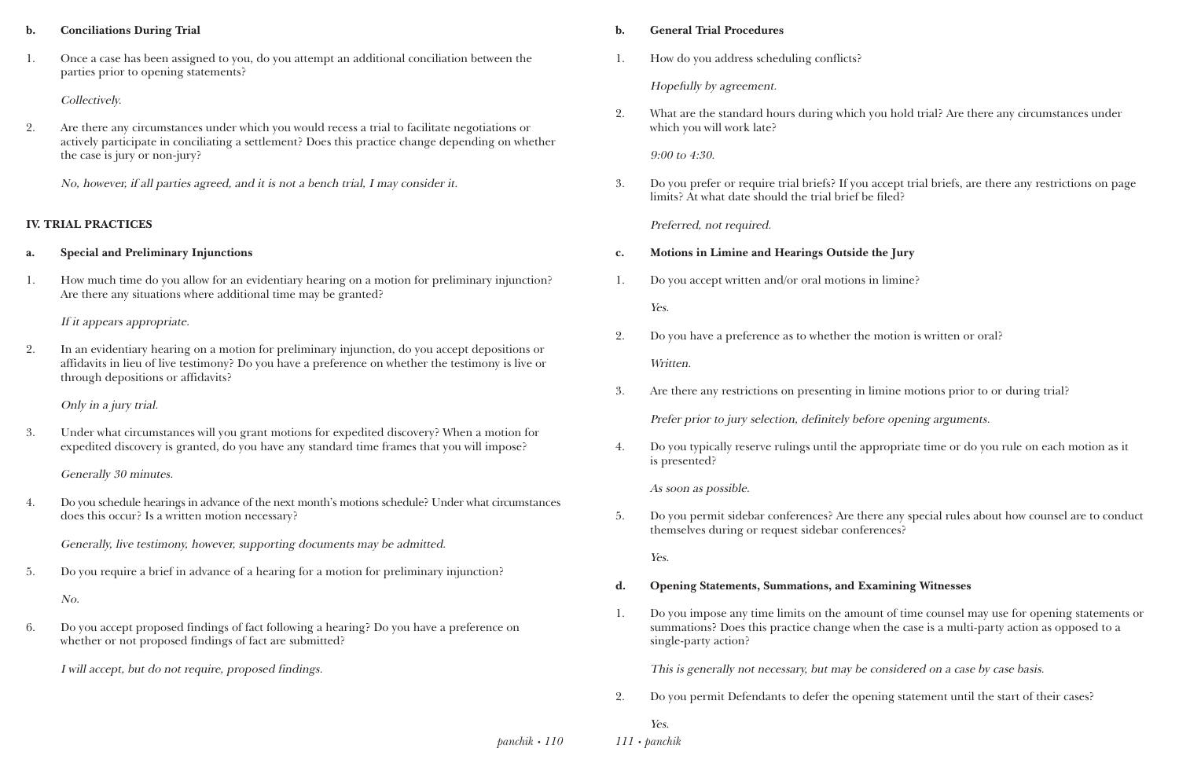**b. Conciliations During Trial**

1. Once a case has been assigned to you, do you attempt an additional conciliation between the parties prior to opening statements?

   *Collectively.*

2. Are there any circumstances under which you would recess a trial to facilitate negotiations or actively participate in conciliating a settlement? Does this practice change depending on whether the case is jury or non-jury?

   *No, however, if all parties agreed, and it is not a bench trial, I may consider it.*

## IV. TRIAL PRACTICES

**a. Special and Preliminary Injunctions**

1. How much time do you allow for an evidentiary hearing on a motion for preliminary injunction? Are there any situations where additional time may be granted?

   *If it appears appropriate.*

2. In an evidentiary hearing on a motion for preliminary injunction, do you accept depositions or affidavits in lieu of live testimony? Do you have a preference on whether the testimony is live or through depositions or affidavits?

   *Only in a jury trial.*

3. Under what circumstances will you grant motions for expedited discovery? When a motion for expedited discovery is granted, do you have any standard time frames that you will impose?

   *Generally 30 minutes.*

4. Do you schedule hearings in advance of the next month's motions schedule? Under what circumstances does this occur? Is a written motion necessary?

   *Generally, live testimony, however, supporting documents may be admitted.*

5. Do you require a brief in advance of a hearing for a motion for preliminary injunction?

   *No.*

6. Do you accept proposed findings of fact following a hearing? Do you have a preference on whether or not proposed findings of fact are submitted?

   *I will accept, but do not require, proposed findings.*

**b. General Trial Procedures**

1. How do you address scheduling conflicts?

   *Hopefully by agreement.*

2. What are the standard hours during which you hold trial? Are there any circumstances under which you will work late?

   *9:00 to 4:30.*

3. Do you prefer or require trial briefs? If you accept trial briefs, are there any restrictions on page limits? At what date should the trial brief be filed?

   *Preferred, not required.*

**c. Motions in Limine and Hearings Outside the Jury**

1. Do you accept written and/or oral motions in limine?

   *Yes.*

2. Do you have a preference as to whether the motion is written or oral?

   *Written.*

3. Are there any restrictions on presenting in limine motions prior to or during trial?

   *Prefer prior to jury selection, definitely before opening arguments.*

4. Do you typically reserve rulings until the appropriate time or do you rule on each motion as it is presented?

   *As soon as possible.*

5. Do you permit sidebar conferences? Are there any special rules about how counsel are to conduct themselves during or request sidebar conferences?

   *Yes.*

**d. Opening Statements, Summations, and Examining Witnesses**

1. Do you impose any time limits on the amount of time counsel may use for opening statements or summations? Does this practice change when the case is a multi-party action as opposed to a single-party action?

   *This is generally not necessary, but may be considered on a case by case basis.*

2. Do you permit Defendants to defer the opening statement until the start of their cases?

   *Yes.*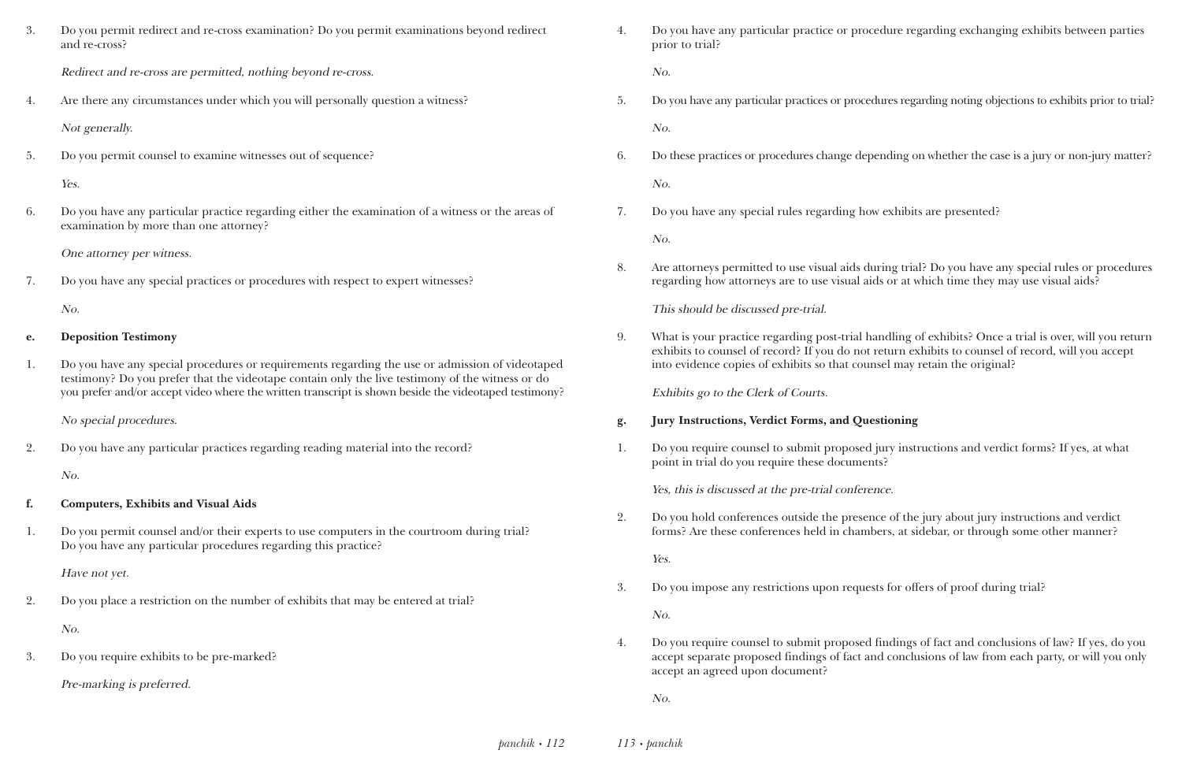3. Do you permit redirect and re-cross examination? Do you permit examinations beyond redirect and re-cross?

   *Redirect and re-cross are permitted, nothing beyond re-cross.*

4. Are there any circumstances under which you will personally question a witness?

   *Not generally.*

5. Do you permit counsel to examine witnesses out of sequence?

   *Yes.*

6. Do you have any particular practice regarding either the examination of a witness or the areas of examination by more than one attorney?

   *One attorney per witness.*

7. Do you have any special practices or procedures with respect to expert witnesses?

   *No.*

**e. Deposition Testimony**

1. Do you have any special procedures or requirements regarding the use or admission of videotaped testimony? Do you prefer that the videotape contain only the live testimony of the witness or do you prefer and/or accept video where the written transcript is shown beside the videotaped testimony?

   *No special procedures.*

2. Do you have any particular practices regarding reading material into the record?

   *No.*

**f. Computers, Exhibits and Visual Aids**

1. Do you permit counsel and/or their experts to use computers in the courtroom during trial? Do you have any particular procedures regarding this practice?

   *Have not yet.*

2. Do you place a restriction on the number of exhibits that may be entered at trial?

   *No.*

3. Do you require exhibits to be pre-marked?

   *Pre-marking is preferred.*

4. Do you have any particular practice or procedure regarding exchanging exhibits between parties prior to trial?

   *No.*

5. Do you have any particular practices or procedures regarding noting objections to exhibits prior to trial?

   *No.*

6. Do these practices or procedures change depending on whether the case is a jury or non-jury matter?

   *No.*

7. Do you have any special rules regarding how exhibits are presented?

   *No.*

8. Are attorneys permitted to use visual aids during trial? Do you have any special rules or procedures regarding how attorneys are to use visual aids or at which time they may use visual aids?

   *This should be discussed pre-trial.*

9. What is your practice regarding post-trial handling of exhibits? Once a trial is over, will you return exhibits to counsel of record? If you do not return exhibits to counsel of record, will you accept into evidence copies of exhibits so that counsel may retain the original?

   *Exhibits go to the Clerk of Courts.*

**g. Jury Instructions, Verdict Forms, and Questioning**

1. Do you require counsel to submit proposed jury instructions and verdict forms? If yes, at what point in trial do you require these documents?

   *Yes, this is discussed at the pre-trial conference.*

2. Do you hold conferences outside the presence of the jury about jury instructions and verdict forms? Are these conferences held in chambers, at sidebar, or through some other manner?

   *Yes.*

3. Do you impose any restrictions upon requests for offers of proof during trial?

   *No.*

4. Do you require counsel to submit proposed findings of fact and conclusions of law? If yes, do you accept separate proposed findings of fact and conclusions of law from each party, or will you only accept an agreed upon document?

   *No.*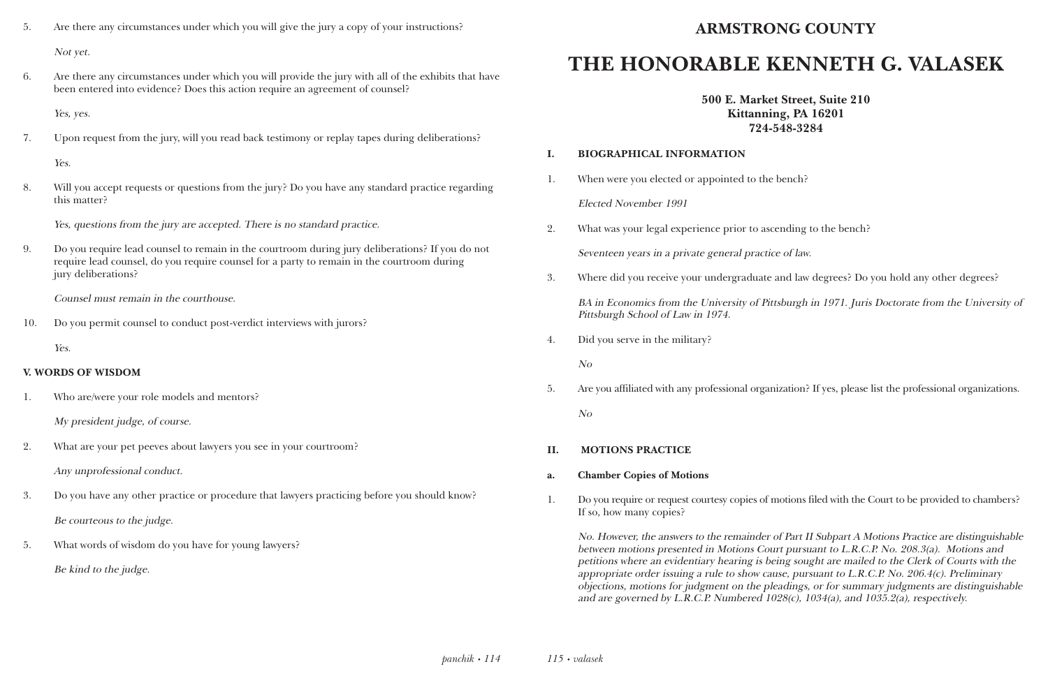5. Are there any circumstances under which you will give the jury a copy of your instructions?

   *Not yet.*

6. Are there any circumstances under which you will provide the jury with all of the exhibits that have been entered into evidence? Does this action require an agreement of counsel?

   *Yes, yes.*

7. Upon request from the jury, will you read back testimony or replay tapes during deliberations?

   *Yes.*

8. Will you accept requests or questions from the jury? Do you have any standard practice regarding this matter?

   *Yes, questions from the jury are accepted. There is no standard practice.*

9. Do you require lead counsel to remain in the courtroom during jury deliberations? If you do not require lead counsel, do you require counsel for a party to remain in the courtroom during jury deliberations?

   *Counsel must remain in the courthouse.*

10. Do you permit counsel to conduct post-verdict interviews with jurors?

    *Yes.*

### V. WORDS OF WISDOM

1. Who are/were your role models and mentors?

   *My president judge, of course.*

2. What are your pet peeves about lawyers you see in your courtroom?

   *Any unprofessional conduct.*

3. Do you have any other practice or procedure that lawyers practicing before you should know?

   *Be courteous to the judge.*

5. What words of wisdom do you have for young lawyers?

   *Be kind to the judge.*

## ARMSTRONG COUNTY

# THE HONORABLE KENNETH G. VALASEK

**500 E. Market Street, Suite 210**
**Kittanning, PA 16201**
**724-548-3284**

### I. BIOGRAPHICAL INFORMATION

1. When were you elected or appointed to the bench?

   *Elected November 1991*

2. What was your legal experience prior to ascending to the bench?

   *Seventeen years in a private general practice of law.*

3. Where did you receive your undergraduate and law degrees? Do you hold any other degrees?

   *BA in Economics from the University of Pittsburgh in 1971. Juris Doctorate from the University of Pittsburgh School of Law in 1974.*

4. Did you serve in the military?

   *No*

5. Are you affiliated with any professional organization? If yes, please list the professional organizations.

   *No*

### II. MOTIONS PRACTICE

#### a. Chamber Copies of Motions

1. Do you require or request courtesy copies of motions filed with the Court to be provided to chambers? If so, how many copies?

   *No. However, the answers to the remainder of Part II Subpart A Motions Practice are distinguishable between motions presented in Motions Court pursuant to L.R.C.P. No. 208.3(a). Motions and petitions where an evidentiary hearing is being sought are mailed to the Clerk of Courts with the appropriate order issuing a rule to show cause, pursuant to L.R.C.P. No. 206.4(c). Preliminary objections, motions for judgment on the pleadings, or for summary judgments are distinguishable and are governed by L.R.C.P. Numbered 1028(c), 1034(a), and 1035.2(a), respectively.*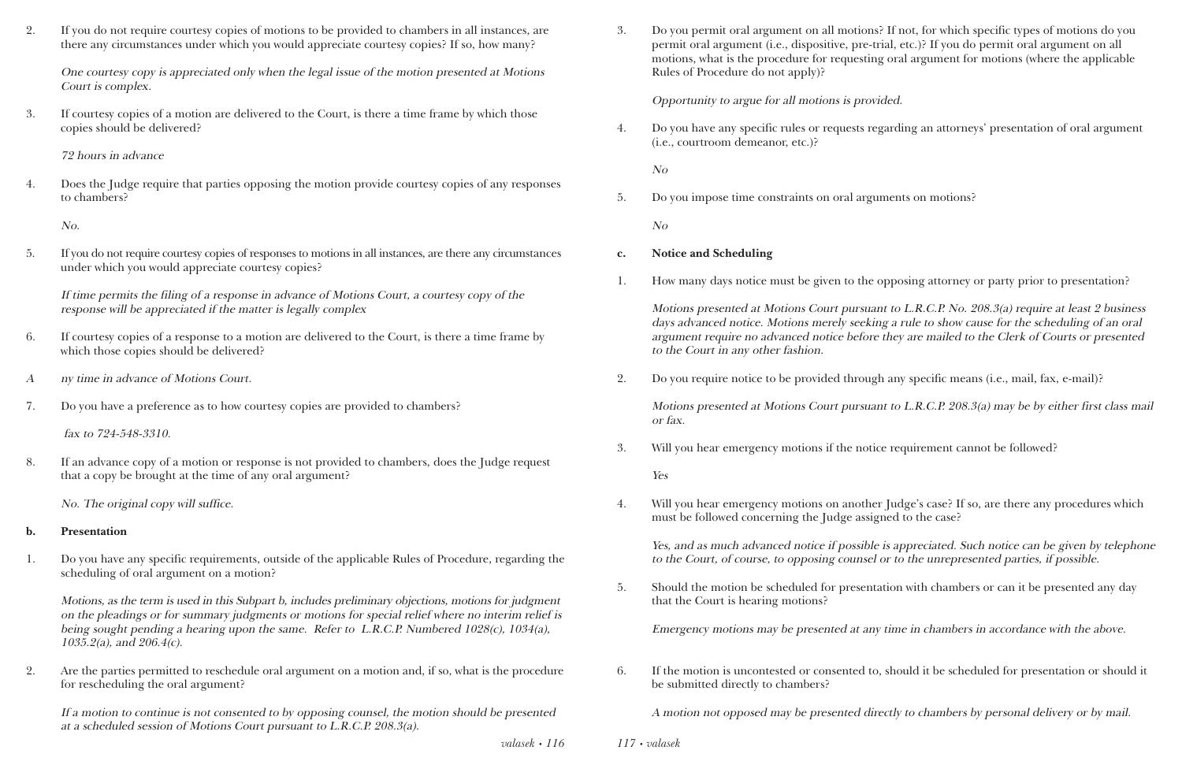2. If you do not require courtesy copies of motions to be provided to chambers in all instances, are there any circumstances under which you would appreciate courtesy copies? If so, how many?

   *One courtesy copy is appreciated only when the legal issue of the motion presented at Motions Court is complex.*

3. If courtesy copies of a motion are delivered to the Court, is there a time frame by which those copies should be delivered?

   *72 hours in advance*

4. Does the Judge require that parties opposing the motion provide courtesy copies of any responses to chambers?

   *No.*

5. If you do not require courtesy copies of responses to motions in all instances, are there any circumstances under which you would appreciate courtesy copies?

   *If time permits the filing of a response in advance of Motions Court, a courtesy copy of the response will be appreciated if the matter is legally complex*

6. If courtesy copies of a response to a motion are delivered to the Court, is there a time frame by which those copies should be delivered?

   *Any time in advance of Motions Court.*

7. Do you have a preference as to how courtesy copies are provided to chambers?

   *fax to 724-548-3310.*

8. If an advance copy of a motion or response is not provided to chambers, does the Judge request that a copy be brought at the time of any oral argument?

   *No. The original copy will suffice.*

**b. Presentation**

1. Do you have any specific requirements, outside of the applicable Rules of Procedure, regarding the scheduling of oral argument on a motion?

   *Motions, as the term is used in this Subpart b, includes preliminary objections, motions for judgment on the pleadings or for summary judgments or motions for special relief where no interim relief is being sought pending a hearing upon the same. Refer to L.R.C.P. Numbered 1028(c), 1034(a), 1035.2(a), and 206.4(c).*

2. Are the parties permitted to reschedule oral argument on a motion and, if so, what is the procedure for rescheduling the oral argument?

   *If a motion to continue is not consented to by opposing counsel, the motion should be presented at a scheduled session of Motions Court pursuant to L.R.C.P. 208.3(a).*

3. Do you permit oral argument on all motions? If not, for which specific types of motions do you permit oral argument (i.e., dispositive, pre-trial, etc.)? If you do permit oral argument on all motions, what is the procedure for requesting oral argument for motions (where the applicable Rules of Procedure do not apply)?

   *Opportunity to argue for all motions is provided.*

4. Do you have any specific rules or requests regarding an attorneys' presentation of oral argument (i.e., courtroom demeanor, etc.)?

   *No*

5. Do you impose time constraints on oral arguments on motions?

   *No*

**c. Notice and Scheduling**

1. How many days notice must be given to the opposing attorney or party prior to presentation?

   *Motions presented at Motions Court pursuant to L.R.C.P. No. 208.3(a) require at least 2 business days advanced notice. Motions merely seeking a rule to show cause for the scheduling of an oral argument require no advanced notice before they are mailed to the Clerk of Courts or presented to the Court in any other fashion.*

2. Do you require notice to be provided through any specific means (i.e., mail, fax, e-mail)?

   *Motions presented at Motions Court pursuant to L.R.C.P. 208.3(a) may be by either first class mail or fax.*

3. Will you hear emergency motions if the notice requirement cannot be followed?

   *Yes*

4. Will you hear emergency motions on another Judge's case? If so, are there any procedures which must be followed concerning the Judge assigned to the case?

   *Yes, and as much advanced notice if possible is appreciated. Such notice can be given by telephone to the Court, of course, to opposing counsel or to the unrepresented parties, if possible.*

5. Should the motion be scheduled for presentation with chambers or can it be presented any day that the Court is hearing motions?

   *Emergency motions may be presented at any time in chambers in accordance with the above.*

6. If the motion is uncontested or consented to, should it be scheduled for presentation or should it be submitted directly to chambers?

   *A motion not opposed may be presented directly to chambers by personal delivery or by mail.*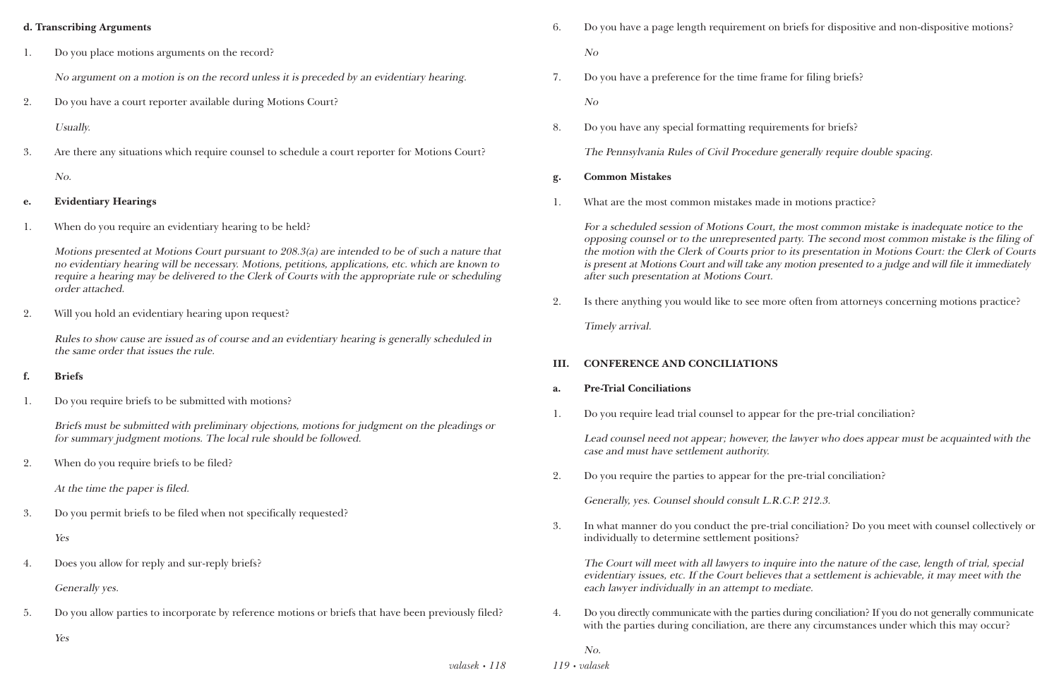**d. Transcribing Arguments**

1. Do you place motions arguments on the record?

   *No argument on a motion is on the record unless it is preceded by an evidentiary hearing.*

2. Do you have a court reporter available during Motions Court?

   *Usually.*

3. Are there any situations which require counsel to schedule a court reporter for Motions Court?

   *No.*

**e. Evidentiary Hearings**

1. When do you require an evidentiary hearing to be held?

   *Motions presented at Motions Court pursuant to 208.3(a) are intended to be of such a nature that no evidentiary hearing will be necessary. Motions, petitions, applications, etc. which are known to require a hearing may be delivered to the Clerk of Courts with the appropriate rule or scheduling order attached.*

2. Will you hold an evidentiary hearing upon request?

   *Rules to show cause are issued as of course and an evidentiary hearing is generally scheduled in the same order that issues the rule.*

**f. Briefs**

1. Do you require briefs to be submitted with motions?

   *Briefs must be submitted with preliminary objections, motions for judgment on the pleadings or for summary judgment motions. The local rule should be followed.*

2. When do you require briefs to be filed?

   *At the time the paper is filed.*

3. Do you permit briefs to be filed when not specifically requested?

   *Yes*

4. Does you allow for reply and sur-reply briefs?

   *Generally yes.*

5. Do you allow parties to incorporate by reference motions or briefs that have been previously filed?

   *Yes*

6. Do you have a page length requirement on briefs for dispositive and non-dispositive motions?

   *No*

7. Do you have a preference for the time frame for filing briefs?

   *No*

8. Do you have any special formatting requirements for briefs?

   *The Pennsylvania Rules of Civil Procedure generally require double spacing.*

**g. Common Mistakes**

1. What are the most common mistakes made in motions practice?

   *For a scheduled session of Motions Court, the most common mistake is inadequate notice to the opposing counsel or to the unrepresented party. The second most common mistake is the filing of the motion with the Clerk of Courts prior to its presentation in Motions Court: the Clerk of Courts is present at Motions Court and will take any motion presented to a judge and will file it immediately after such presentation at Motions Court.*

2. Is there anything you would like to see more often from attorneys concerning motions practice?

   *Timely arrival.*

## III. CONFERENCE AND CONCILIATIONS

**a. Pre-Trial Conciliations**

1. Do you require lead trial counsel to appear for the pre-trial conciliation?

   *Lead counsel need not appear; however, the lawyer who does appear must be acquainted with the case and must have settlement authority.*

2. Do you require the parties to appear for the pre-trial conciliation?

   *Generally, yes. Counsel should consult L.R.C.P. 212.3.*

3. In what manner do you conduct the pre-trial conciliation? Do you meet with counsel collectively or individually to determine settlement positions?

   *The Court will meet with all lawyers to inquire into the nature of the case, length of trial, special evidentiary issues, etc. If the Court believes that a settlement is achievable, it may meet with the each lawyer individually in an attempt to mediate.*

4. Do you directly communicate with the parties during conciliation? If you do not generally communicate with the parties during conciliation, are there any circumstances under which this may occur?

   *No.*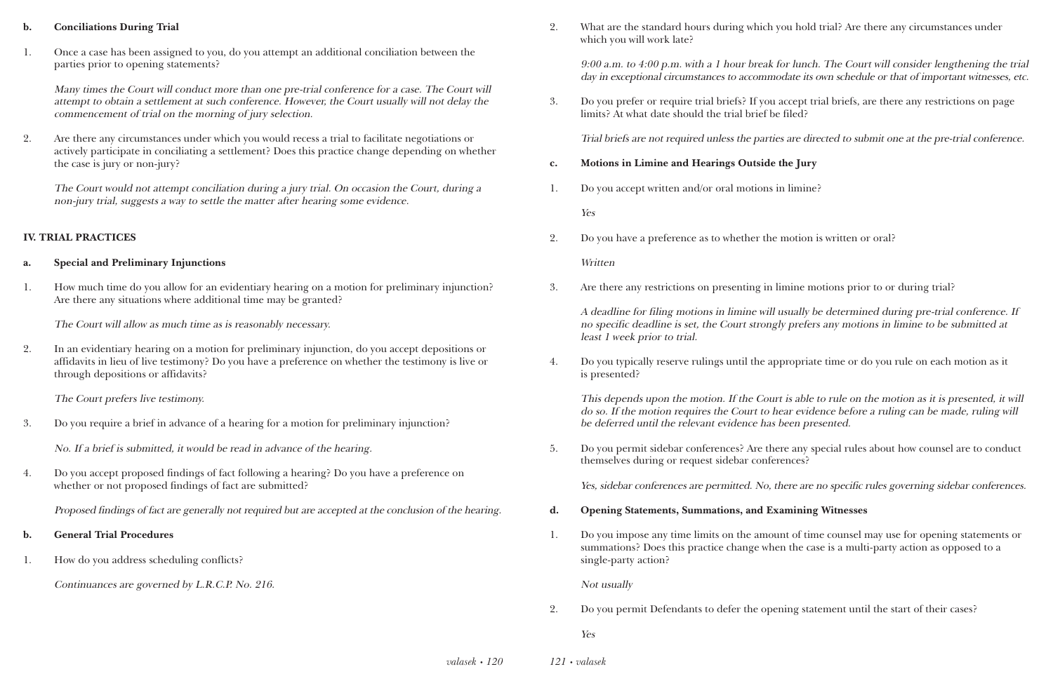#### b. Conciliations During Trial

1. Once a case has been assigned to you, do you attempt an additional conciliation between the parties prior to opening statements?

   *Many times the Court will conduct more than one pre-trial conference for a case. The Court will attempt to obtain a settlement at such conference. However, the Court usually will not delay the commencement of trial on the morning of jury selection.*

2. Are there any circumstances under which you would recess a trial to facilitate negotiations or actively participate in conciliating a settlement? Does this practice change depending on whether the case is jury or non-jury?

   *The Court would not attempt conciliation during a jury trial. On occasion the Court, during a non-jury trial, suggests a way to settle the matter after hearing some evidence.*

### IV. TRIAL PRACTICES

#### a. Special and Preliminary Injunctions

1. How much time do you allow for an evidentiary hearing on a motion for preliminary injunction? Are there any situations where additional time may be granted?

   *The Court will allow as much time as is reasonably necessary.*

2. In an evidentiary hearing on a motion for preliminary injunction, do you accept depositions or affidavits in lieu of live testimony? Do you have a preference on whether the testimony is live or through depositions or affidavits?

   *The Court prefers live testimony.*

3. Do you require a brief in advance of a hearing for a motion for preliminary injunction?

   *No. If a brief is submitted, it would be read in advance of the hearing.*

4. Do you accept proposed findings of fact following a hearing? Do you have a preference on whether or not proposed findings of fact are submitted?

   *Proposed findings of fact are generally not required but are accepted at the conclusion of the hearing.*

#### b. General Trial Procedures

1. How do you address scheduling conflicts?

   *Continuances are governed by L.R.C.P. No. 216.*

2. What are the standard hours during which you hold trial? Are there any circumstances under which you will work late?

   *9:00 a.m. to 4:00 p.m. with a 1 hour break for lunch. The Court will consider lengthening the trial day in exceptional circumstances to accommodate its own schedule or that of important witnesses, etc.*

3. Do you prefer or require trial briefs? If you accept trial briefs, are there any restrictions on page limits? At what date should the trial brief be filed?

   *Trial briefs are not required unless the parties are directed to submit one at the pre-trial conference.*

#### c. Motions in Limine and Hearings Outside the Jury

1. Do you accept written and/or oral motions in limine?

   *Yes*

2. Do you have a preference as to whether the motion is written or oral?

   *Written*

3. Are there any restrictions on presenting in limine motions prior to or during trial?

   *A deadline for filing motions in limine will usually be determined during pre-trial conference. If no specific deadline is set, the Court strongly prefers any motions in limine to be submitted at least 1 week prior to trial.*

4. Do you typically reserve rulings until the appropriate time or do you rule on each motion as it is presented?

   *This depends upon the motion. If the Court is able to rule on the motion as it is presented, it will do so. If the motion requires the Court to hear evidence before a ruling can be made, ruling will be deferred until the relevant evidence has been presented.*

5. Do you permit sidebar conferences? Are there any special rules about how counsel are to conduct themselves during or request sidebar conferences?

   *Yes, sidebar conferences are permitted. No, there are no specific rules governing sidebar conferences.*

#### d. Opening Statements, Summations, and Examining Witnesses

1. Do you impose any time limits on the amount of time counsel may use for opening statements or summations? Does this practice change when the case is a multi-party action as opposed to a single-party action?

   *Not usually*

2. Do you permit Defendants to defer the opening statement until the start of their cases?

   *Yes*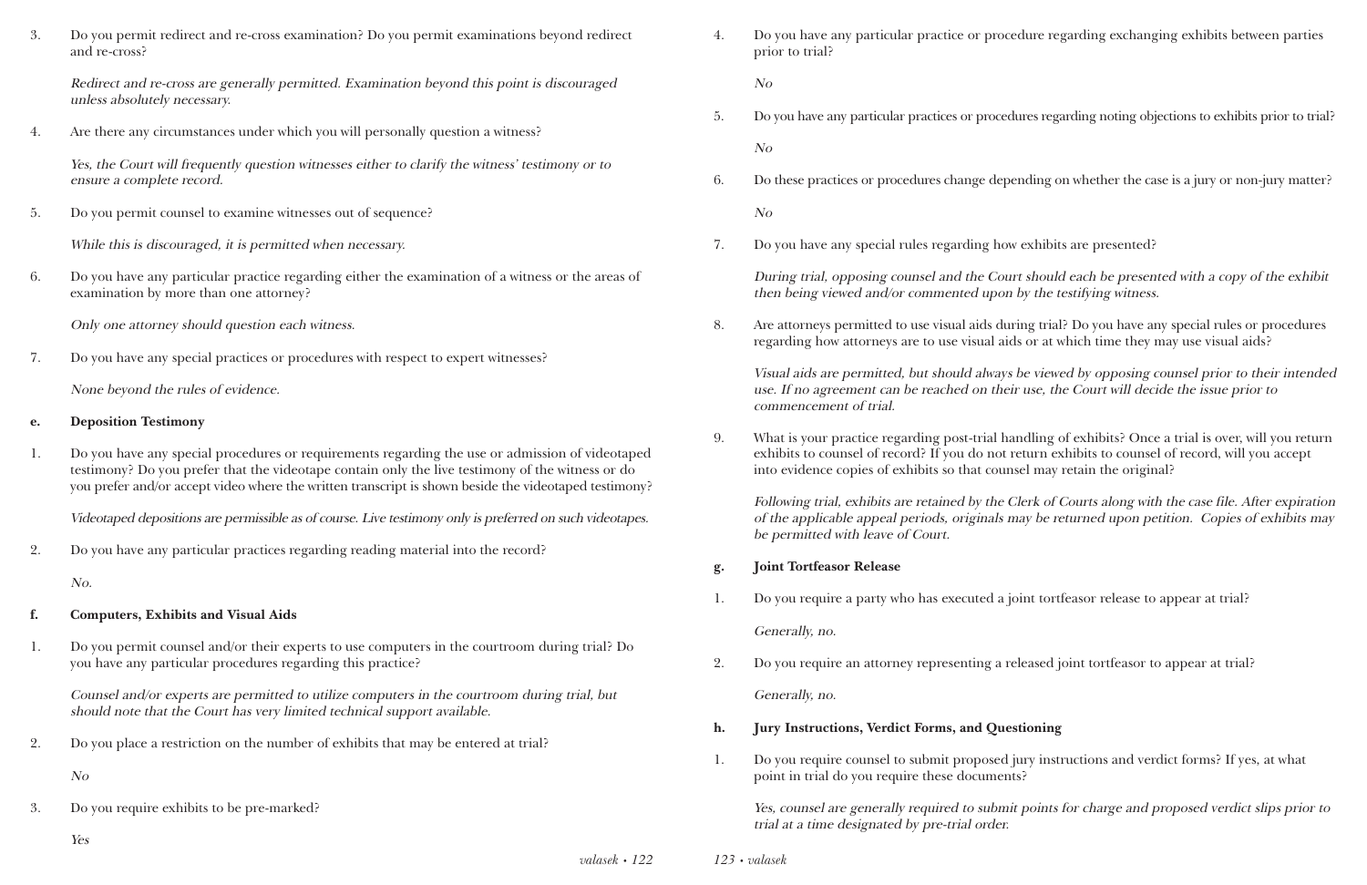3. Do you permit redirect and re-cross examination? Do you permit examinations beyond redirect and re-cross?

   *Redirect and re-cross are generally permitted. Examination beyond this point is discouraged unless absolutely necessary.*

4. Are there any circumstances under which you will personally question a witness?

   *Yes, the Court will frequently question witnesses either to clarify the witness' testimony or to ensure a complete record.*

5. Do you permit counsel to examine witnesses out of sequence?

   *While this is discouraged, it is permitted when necessary.*

6. Do you have any particular practice regarding either the examination of a witness or the areas of examination by more than one attorney?

   *Only one attorney should question each witness.*

7. Do you have any special practices or procedures with respect to expert witnesses?

   *None beyond the rules of evidence.*

**e. Deposition Testimony**

1. Do you have any special procedures or requirements regarding the use or admission of videotaped testimony? Do you prefer that the videotape contain only the live testimony of the witness or do you prefer and/or accept video where the written transcript is shown beside the videotaped testimony?

   *Videotaped depositions are permissible as of course. Live testimony only is preferred on such videotapes.*

2. Do you have any particular practices regarding reading material into the record?

   *No.*

**f. Computers, Exhibits and Visual Aids**

1. Do you permit counsel and/or their experts to use computers in the courtroom during trial? Do you have any particular procedures regarding this practice?

   *Counsel and/or experts are permitted to utilize computers in the courtroom during trial, but should note that the Court has very limited technical support available.*

2. Do you place a restriction on the number of exhibits that may be entered at trial?

   *No*

3. Do you require exhibits to be pre-marked?

   *Yes*

4. Do you have any particular practice or procedure regarding exchanging exhibits between parties prior to trial?

   *No*

5. Do you have any particular practices or procedures regarding noting objections to exhibits prior to trial?

   *No*

6. Do these practices or procedures change depending on whether the case is a jury or non-jury matter?

   *No*

7. Do you have any special rules regarding how exhibits are presented?

   *During trial, opposing counsel and the Court should each be presented with a copy of the exhibit then being viewed and/or commented upon by the testifying witness.*

8. Are attorneys permitted to use visual aids during trial? Do you have any special rules or procedures regarding how attorneys are to use visual aids or at which time they may use visual aids?

   *Visual aids are permitted, but should always be viewed by opposing counsel prior to their intended use. If no agreement can be reached on their use, the Court will decide the issue prior to commencement of trial.*

9. What is your practice regarding post-trial handling of exhibits? Once a trial is over, will you return exhibits to counsel of record? If you do not return exhibits to counsel of record, will you accept into evidence copies of exhibits so that counsel may retain the original?

   *Following trial, exhibits are retained by the Clerk of Courts along with the case file. After expiration of the applicable appeal periods, originals may be returned upon petition. Copies of exhibits may be permitted with leave of Court.*

**g. Joint Tortfeasor Release**

1. Do you require a party who has executed a joint tortfeasor release to appear at trial?

   *Generally, no.*

2. Do you require an attorney representing a released joint tortfeasor to appear at trial?

   *Generally, no.*

**h. Jury Instructions, Verdict Forms, and Questioning**

1. Do you require counsel to submit proposed jury instructions and verdict forms? If yes, at what point in trial do you require these documents?

   *Yes, counsel are generally required to submit points for charge and proposed verdict slips prior to trial at a time designated by pre-trial order.*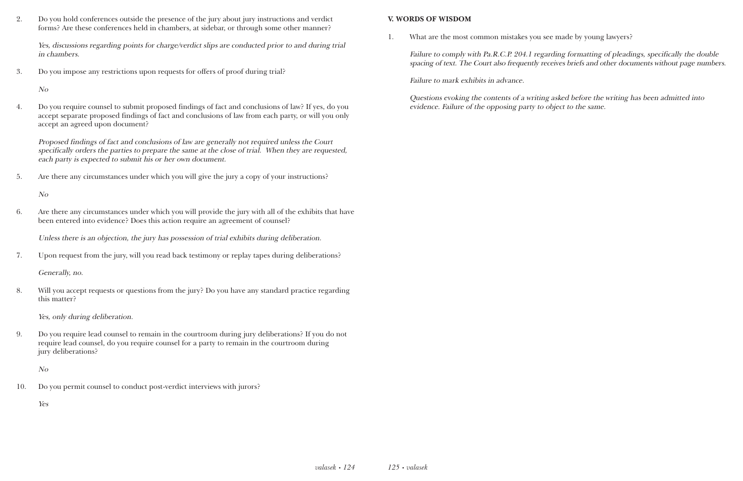2. Do you hold conferences outside the presence of the jury about jury instructions and verdict forms? Are these conferences held in chambers, at sidebar, or through some other manner?

   *Yes, discussions regarding points for charge/verdict slips are conducted prior to and during trial in chambers.*

3. Do you impose any restrictions upon requests for offers of proof during trial?

   *No*

4. Do you require counsel to submit proposed findings of fact and conclusions of law? If yes, do you accept separate proposed findings of fact and conclusions of law from each party, or will you only accept an agreed upon document?

   *Proposed findings of fact and conclusions of law are generally not required unless the Court specifically orders the parties to prepare the same at the close of trial. When they are requested, each party is expected to submit his or her own document.*

5. Are there any circumstances under which you will give the jury a copy of your instructions?

   *No*

6. Are there any circumstances under which you will provide the jury with all of the exhibits that have been entered into evidence? Does this action require an agreement of counsel?

   *Unless there is an objection, the jury has possession of trial exhibits during deliberation.*

7. Upon request from the jury, will you read back testimony or replay tapes during deliberations?

   *Generally, no.*

8. Will you accept requests or questions from the jury? Do you have any standard practice regarding this matter?

   *Yes, only during deliberation.*

9. Do you require lead counsel to remain in the courtroom during jury deliberations? If you do not require lead counsel, do you require counsel for a party to remain in the courtroom during jury deliberations?

   *No*

10. Do you permit counsel to conduct post-verdict interviews with jurors?

    *Yes*

**V. WORDS OF WISDOM**

1. What are the most common mistakes you see made by young lawyers?

   *Failure to comply with Pa.R.C.P. 204.1 regarding formatting of pleadings, specifically the double spacing of text. The Court also frequently receives briefs and other documents without page numbers.*

   *Failure to mark exhibits in advance.*

   *Questions evoking the contents of a writing asked before the writing has been admitted into evidence. Failure of the opposing party to object to the same.*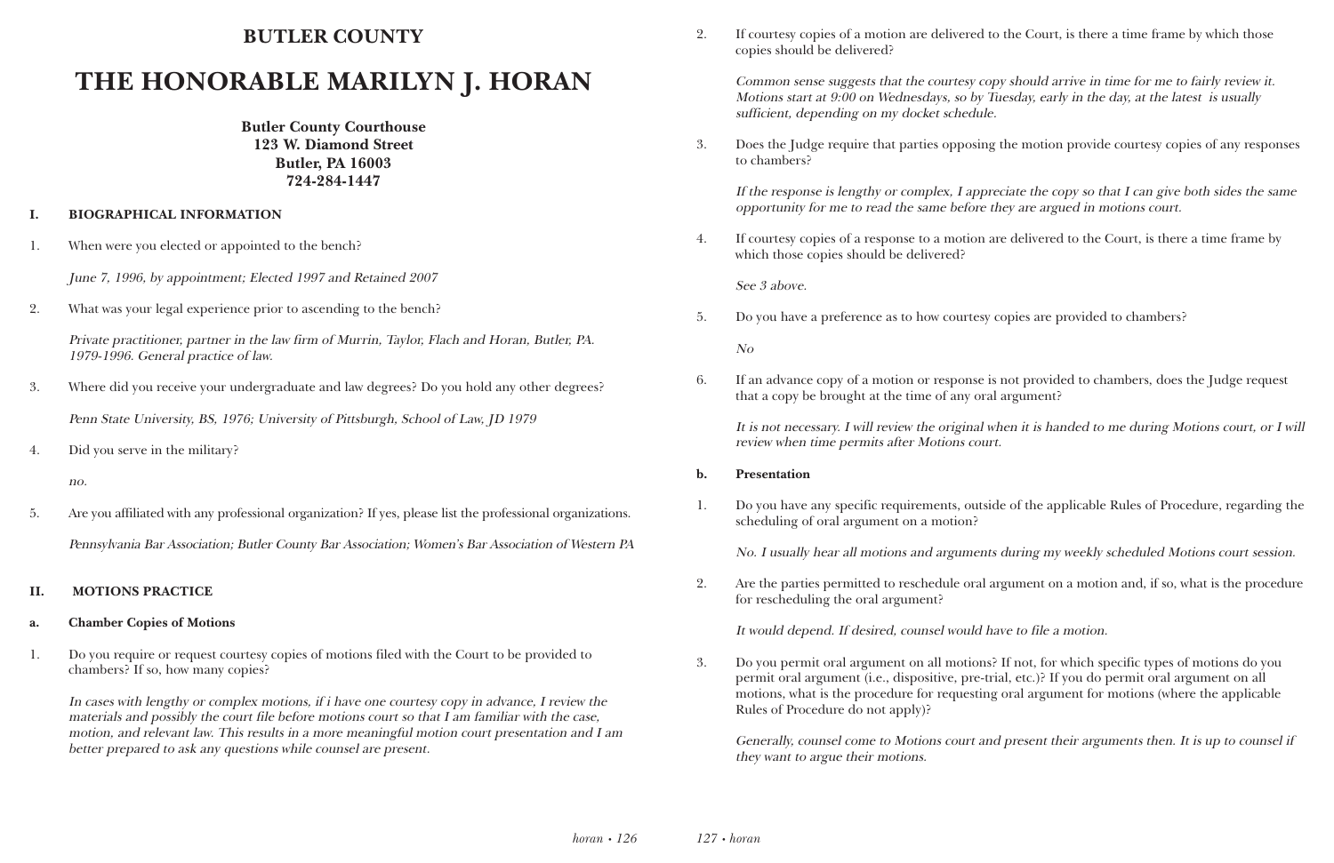# BUTLER COUNTY

# THE HONORABLE MARILYN J. HORAN

**Butler County Courthouse**
**123 W. Diamond Street**
**Butler, PA 16003**
**724-284-1447**

## I. BIOGRAPHICAL INFORMATION

1. When were you elected or appointed to the bench?

   *June 7, 1996, by appointment; Elected 1997 and Retained 2007*

2. What was your legal experience prior to ascending to the bench?

   *Private practitioner, partner in the law firm of Murrin, Taylor, Flach and Horan, Butler, PA. 1979-1996. General practice of law.*

3. Where did you receive your undergraduate and law degrees? Do you hold any other degrees?

   *Penn State University, BS, 1976; University of Pittsburgh, School of Law, JD 1979*

4. Did you serve in the military?

   *no.*

5. Are you affiliated with any professional organization? If yes, please list the professional organizations.

   *Pennsylvania Bar Association; Butler County Bar Association; Women's Bar Association of Western PA*

## II. MOTIONS PRACTICE

### a. Chamber Copies of Motions

1. Do you require or request courtesy copies of motions filed with the Court to be provided to chambers? If so, how many copies?

   *In cases with lengthy or complex motions, if i have one courtesy copy in advance, I review the materials and possibly the court file before motions court so that I am familiar with the case, motion, and relevant law. This results in a more meaningful motion court presentation and I am better prepared to ask any questions while counsel are present.*

2. If courtesy copies of a motion are delivered to the Court, is there a time frame by which those copies should be delivered?

   *Common sense suggests that the courtesy copy should arrive in time for me to fairly review it. Motions start at 9:00 on Wednesdays, so by Tuesday, early in the day, at the latest is usually sufficient, depending on my docket schedule.*

3. Does the Judge require that parties opposing the motion provide courtesy copies of any responses to chambers?

   *If the response is lengthy or complex, I appreciate the copy so that I can give both sides the same opportunity for me to read the same before they are argued in motions court.*

4. If courtesy copies of a response to a motion are delivered to the Court, is there a time frame by which those copies should be delivered?

   *See 3 above.*

5. Do you have a preference as to how courtesy copies are provided to chambers?

   *No*

6. If an advance copy of a motion or response is not provided to chambers, does the Judge request that a copy be brought at the time of any oral argument?

   *It is not necessary. I will review the original when it is handed to me during Motions court, or I will review when time permits after Motions court.*

### b. Presentation

1. Do you have any specific requirements, outside of the applicable Rules of Procedure, regarding the scheduling of oral argument on a motion?

   *No. I usually hear all motions and arguments during my weekly scheduled Motions court session.*

2. Are the parties permitted to reschedule oral argument on a motion and, if so, what is the procedure for rescheduling the oral argument?

   *It would depend. If desired, counsel would have to file a motion.*

3. Do you permit oral argument on all motions? If not, for which specific types of motions do you permit oral argument (i.e., dispositive, pre-trial, etc.)? If you do permit oral argument on all motions, what is the procedure for requesting oral argument for motions (where the applicable Rules of Procedure do not apply)?

   *Generally, counsel come to Motions court and present their arguments then. It is up to counsel if they want to argue their motions.*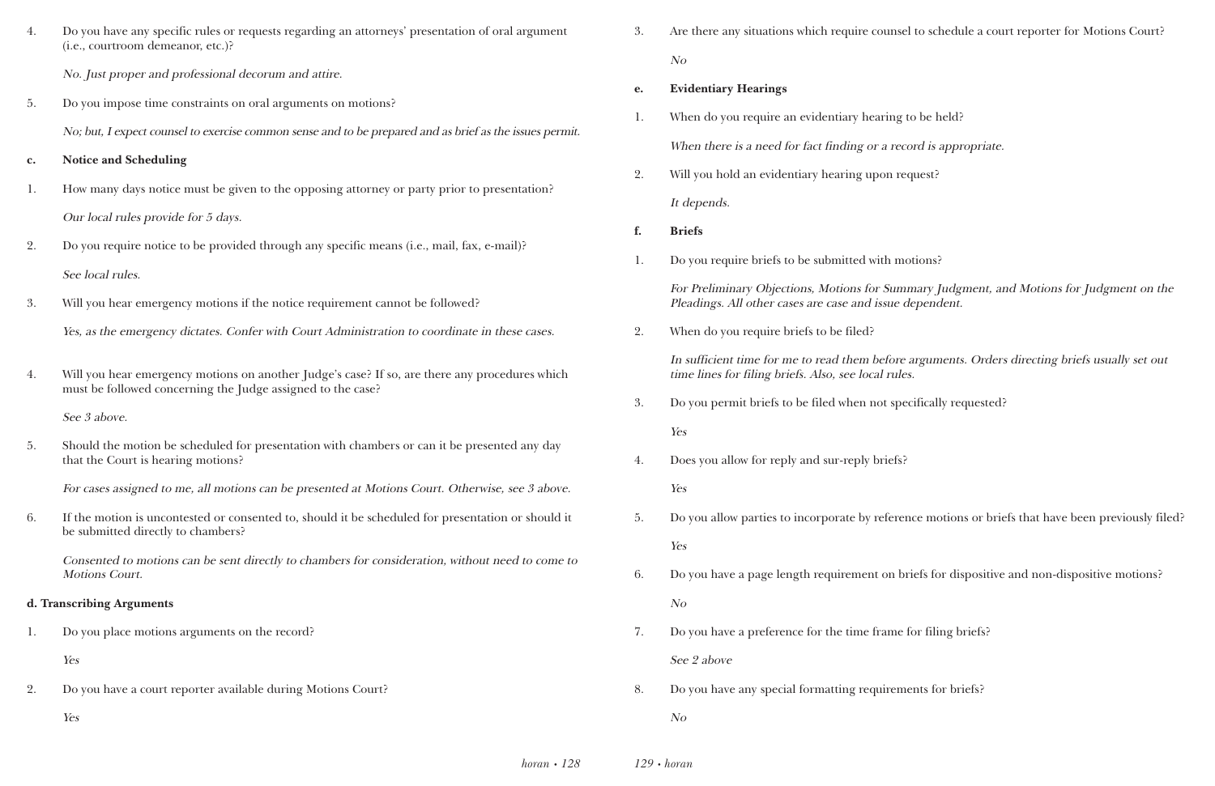4. Do you have any specific rules or requests regarding an attorneys' presentation of oral argument (i.e., courtroom demeanor, etc.)?

   *No. Just proper and professional decorum and attire.*

5. Do you impose time constraints on oral arguments on motions?

   *No; but, I expect counsel to exercise common sense and to be prepared and as brief as the issues permit.*

**c. Notice and Scheduling**

1. How many days notice must be given to the opposing attorney or party prior to presentation?

   *Our local rules provide for 5 days.*

2. Do you require notice to be provided through any specific means (i.e., mail, fax, e-mail)?

   *See local rules.*

3. Will you hear emergency motions if the notice requirement cannot be followed?

   *Yes, as the emergency dictates. Confer with Court Administration to coordinate in these cases.*

4. Will you hear emergency motions on another Judge's case? If so, are there any procedures which must be followed concerning the Judge assigned to the case?

   *See 3 above.*

5. Should the motion be scheduled for presentation with chambers or can it be presented any day that the Court is hearing motions?

   *For cases assigned to me, all motions can be presented at Motions Court. Otherwise, see 3 above.*

6. If the motion is uncontested or consented to, should it be scheduled for presentation or should it be submitted directly to chambers?

   *Consented to motions can be sent directly to chambers for consideration, without need to come to Motions Court.*

**d. Transcribing Arguments**

1. Do you place motions arguments on the record?

   *Yes*

2. Do you have a court reporter available during Motions Court?

   *Yes*

3. Are there any situations which require counsel to schedule a court reporter for Motions Court?

   *No*

**e. Evidentiary Hearings**

1. When do you require an evidentiary hearing to be held?

   *When there is a need for fact finding or a record is appropriate.*

2. Will you hold an evidentiary hearing upon request?

   *It depends.*

**f. Briefs**

1. Do you require briefs to be submitted with motions?

   *For Preliminary Objections, Motions for Summary Judgment, and Motions for Judgment on the Pleadings. All other cases are case and issue dependent.*

2. When do you require briefs to be filed?

   *In sufficient time for me to read them before arguments. Orders directing briefs usually set out time lines for filing briefs. Also, see local rules.*

3. Do you permit briefs to be filed when not specifically requested?

   *Yes*

4. Does you allow for reply and sur-reply briefs?

   *Yes*

5. Do you allow parties to incorporate by reference motions or briefs that have been previously filed?

   *Yes*

6. Do you have a page length requirement on briefs for dispositive and non-dispositive motions?

   *No*

7. Do you have a preference for the time frame for filing briefs?

   *See 2 above*

8. Do you have any special formatting requirements for briefs?

   *No*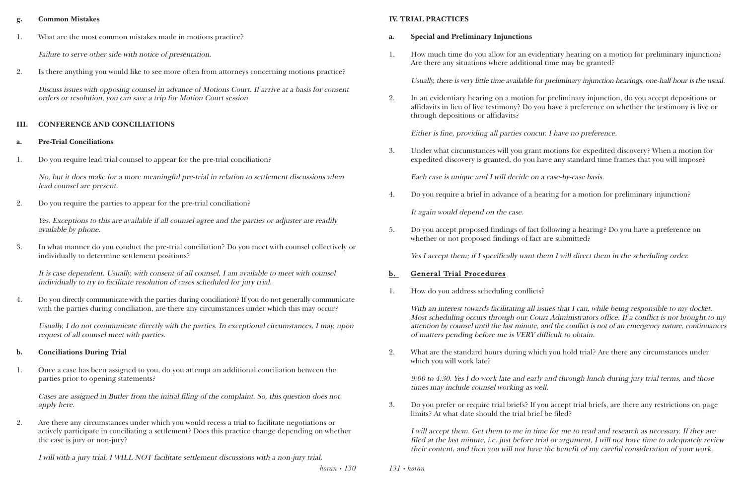### g. Common Mistakes

1. What are the most common mistakes made in motions practice?

   *Failure to serve other side with notice of presentation.*

2. Is there anything you would like to see more often from attorneys concerning motions practice?

   *Discuss issues with opposing counsel in advance of Motions Court. If arrive at a basis for consent orders or resolution, you can save a trip for Motion Court session.*

## III. CONFERENCE AND CONCILIATIONS

### a. Pre-Trial Conciliations

1. Do you require lead trial counsel to appear for the pre-trial conciliation?

   *No, but it does make for a more meaningful pre-trial in relation to settlement discussions when lead counsel are present.*

2. Do you require the parties to appear for the pre-trial conciliation?

   *Yes. Exceptions to this are available if all counsel agree and the parties or adjuster are readily available by phone.*

3. In what manner do you conduct the pre-trial conciliation? Do you meet with counsel collectively or individually to determine settlement positions?

   *It is case dependent. Usually, with consent of all counsel, I am available to meet with counsel individually to try to facilitate resolution of cases scheduled for jury trial.*

4. Do you directly communicate with the parties during conciliation? If you do not generally communicate with the parties during conciliation, are there any circumstances under which this may occur?

   *Usually, I do not communicate directly with the parties. In exceptional circumstances, I may, upon request of all counsel meet with parties.*

### b. Conciliations During Trial

1. Once a case has been assigned to you, do you attempt an additional conciliation between the parties prior to opening statements?

   *Cases are assigned in Butler from the initial filing of the complaint. So, this question does not apply here.*

2. Are there any circumstances under which you would recess a trial to facilitate negotiations or actively participate in conciliating a settlement? Does this practice change depending on whether the case is jury or non-jury?

   *I will with a jury trial. I WILL NOT facilitate settlement discussions with a non-jury trial.*

## IV. TRIAL PRACTICES

### a. Special and Preliminary Injunctions

1. How much time do you allow for an evidentiary hearing on a motion for preliminary injunction? Are there any situations where additional time may be granted?

   *Usually, there is very little time available for preliminary injunction hearings, one-half hour is the usual.*

2. In an evidentiary hearing on a motion for preliminary injunction, do you accept depositions or affidavits in lieu of live testimony? Do you have a preference on whether the testimony is live or through depositions or affidavits?

   *Either is fine, providing all parties concur. I have no preference.*

3. Under what circumstances will you grant motions for expedited discovery? When a motion for expedited discovery is granted, do you have any standard time frames that you will impose?

   *Each case is unique and I will decide on a case-by-case basis.*

4. Do you require a brief in advance of a hearing for a motion for preliminary injunction?

   *It again would depend on the case.*

5. Do you accept proposed findings of fact following a hearing? Do you have a preference on whether or not proposed findings of fact are submitted?

   *Yes I accept them; if I specifically want them I will direct them in the scheduling order.*

### b. General Trial Procedures

1. How do you address scheduling conflicts?

   *With an interest towards facilitating all issues that I can, while being responsible to my docket. Most scheduling occurs through our Court Administrators office. If a conflict is not brought to my attention by counsel until the last minute, and the conflict is not of an emergency nature, continuances of matters pending before me is VERY difficult to obtain.*

2. What are the standard hours during which you hold trial? Are there any circumstances under which you will work late?

   *9:00 to 4:30. Yes I do work late and early and through lunch during jury trial terms, and those times may include counsel working as well.*

3. Do you prefer or require trial briefs? If you accept trial briefs, are there any restrictions on page limits? At what date should the trial brief be filed?

   *I will accept them. Get them to me in time for me to read and research as necessary. If they are filed at the last minute, i.e. just before trial or argument, I will not have time to adequately review their content, and then you will not have the benefit of my careful consideration of your work.*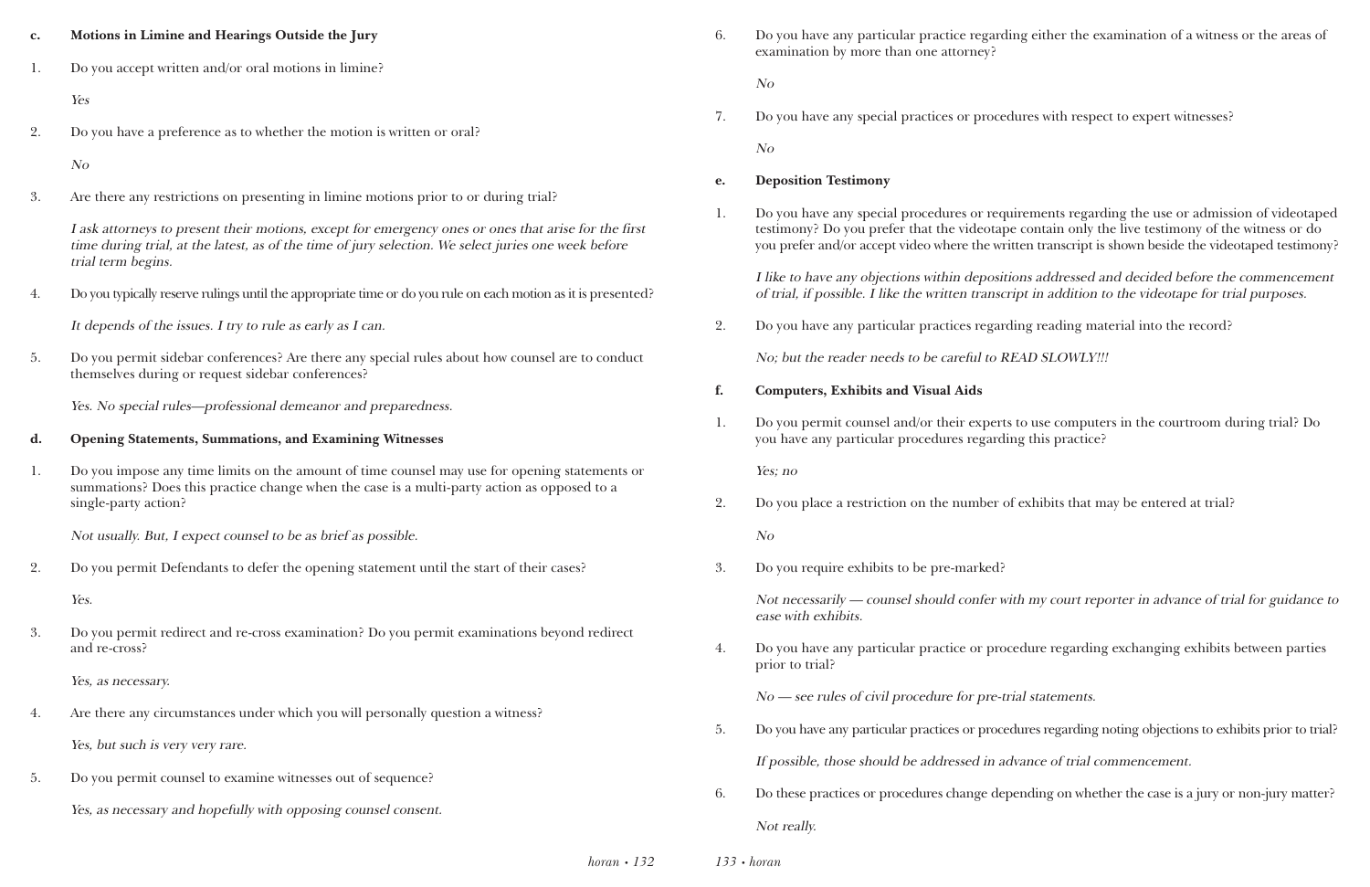### c. Motions in Limine and Hearings Outside the Jury

1. Do you accept written and/or oral motions in limine?

   *Yes*

2. Do you have a preference as to whether the motion is written or oral?

   *No*

3. Are there any restrictions on presenting in limine motions prior to or during trial?

   *I ask attorneys to present their motions, except for emergency ones or ones that arise for the first time during trial, at the latest, as of the time of jury selection. We select juries one week before trial term begins.*

4. Do you typically reserve rulings until the appropriate time or do you rule on each motion as it is presented?

   *It depends of the issues. I try to rule as early as I can.*

5. Do you permit sidebar conferences? Are there any special rules about how counsel are to conduct themselves during or request sidebar conferences?

   *Yes. No special rules—professional demeanor and preparedness.*

### d. Opening Statements, Summations, and Examining Witnesses

1. Do you impose any time limits on the amount of time counsel may use for opening statements or summations? Does this practice change when the case is a multi-party action as opposed to a single-party action?

   *Not usually. But, I expect counsel to be as brief as possible.*

2. Do you permit Defendants to defer the opening statement until the start of their cases?

   *Yes.*

3. Do you permit redirect and re-cross examination? Do you permit examinations beyond redirect and re-cross?

   *Yes, as necessary.*

4. Are there any circumstances under which you will personally question a witness?

   *Yes, but such is very very rare.*

5. Do you permit counsel to examine witnesses out of sequence?

   *Yes, as necessary and hopefully with opposing counsel consent.*

6. Do you have any particular practice regarding either the examination of a witness or the areas of examination by more than one attorney?

   *No*

7. Do you have any special practices or procedures with respect to expert witnesses?

   *No*

### e. Deposition Testimony

1. Do you have any special procedures or requirements regarding the use or admission of videotaped testimony? Do you prefer that the videotape contain only the live testimony of the witness or do you prefer and/or accept video where the written transcript is shown beside the videotaped testimony?

   *I like to have any objections within depositions addressed and decided before the commencement of trial, if possible. I like the written transcript in addition to the videotape for trial purposes.*

2. Do you have any particular practices regarding reading material into the record?

   *No; but the reader needs to be careful to READ SLOWLY!!!*

### f. Computers, Exhibits and Visual Aids

1. Do you permit counsel and/or their experts to use computers in the courtroom during trial? Do you have any particular procedures regarding this practice?

   *Yes; no*

2. Do you place a restriction on the number of exhibits that may be entered at trial?

   *No*

3. Do you require exhibits to be pre-marked?

   *Not necessarily — counsel should confer with my court reporter in advance of trial for guidance to ease with exhibits.*

4. Do you have any particular practice or procedure regarding exchanging exhibits between parties prior to trial?

   *No — see rules of civil procedure for pre-trial statements.*

5. Do you have any particular practices or procedures regarding noting objections to exhibits prior to trial?

   *If possible, those should be addressed in advance of trial commencement.*

6. Do these practices or procedures change depending on whether the case is a jury or non-jury matter?

   *Not really.*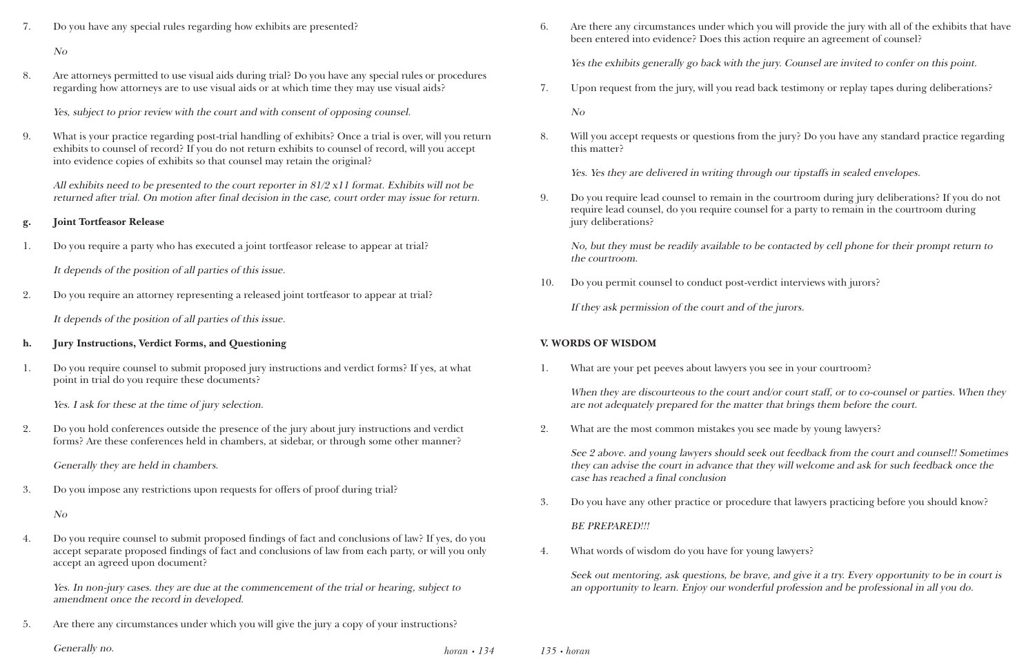7. Do you have any special rules regarding how exhibits are presented?

   *No*

8. Are attorneys permitted to use visual aids during trial? Do you have any special rules or procedures regarding how attorneys are to use visual aids or at which time they may use visual aids?

   *Yes, subject to prior review with the court and with consent of opposing counsel.*

9. What is your practice regarding post-trial handling of exhibits? Once a trial is over, will you return exhibits to counsel of record? If you do not return exhibits to counsel of record, will you accept into evidence copies of exhibits so that counsel may retain the original?

   *All exhibits need to be presented to the court reporter in 81/2 x11 format. Exhibits will not be returned after trial. On motion after final decision in the case, court order may issue for return.*

**g. Joint Tortfeasor Release**

1. Do you require a party who has executed a joint tortfeasor release to appear at trial?

   *It depends of the position of all parties of this issue.*

2. Do you require an attorney representing a released joint tortfeasor to appear at trial?

   *It depends of the position of all parties of this issue.*

**h. Jury Instructions, Verdict Forms, and Questioning**

1. Do you require counsel to submit proposed jury instructions and verdict forms? If yes, at what point in trial do you require these documents?

   *Yes. I ask for these at the time of jury selection.*

2. Do you hold conferences outside the presence of the jury about jury instructions and verdict forms? Are these conferences held in chambers, at sidebar, or through some other manner?

   *Generally they are held in chambers.*

3. Do you impose any restrictions upon requests for offers of proof during trial?

   *No*

4. Do you require counsel to submit proposed findings of fact and conclusions of law? If yes, do you accept separate proposed findings of fact and conclusions of law from each party, or will you only accept an agreed upon document?

   *Yes. In non-jury cases. they are due at the commencement of the trial or hearing, subject to amendment once the record in developed.*

5. Are there any circumstances under which you will give the jury a copy of your instructions?

   *Generally no.*

6. Are there any circumstances under which you will provide the jury with all of the exhibits that have been entered into evidence? Does this action require an agreement of counsel?

   *Yes the exhibits generally go back with the jury. Counsel are invited to confer on this point.*

7. Upon request from the jury, will you read back testimony or replay tapes during deliberations?

   *No*

8. Will you accept requests or questions from the jury? Do you have any standard practice regarding this matter?

   *Yes. Yes they are delivered in writing through our tipstaffs in sealed envelopes.*

9. Do you require lead counsel to remain in the courtroom during jury deliberations? If you do not require lead counsel, do you require counsel for a party to remain in the courtroom during jury deliberations?

   *No, but they must be readily available to be contacted by cell phone for their prompt return to the courtroom.*

10. Do you permit counsel to conduct post-verdict interviews with jurors?

    *If they ask permission of the court and of the jurors.*

## V. WORDS OF WISDOM

1. What are your pet peeves about lawyers you see in your courtroom?

   *When they are discourteous to the court and/or court staff, or to co-counsel or parties. When they are not adequately prepared for the matter that brings them before the court.*

2. What are the most common mistakes you see made by young lawyers?

   *See 2 above. and young lawyers should seek out feedback from the court and counsel!! Sometimes they can advise the court in advance that they will welcome and ask for such feedback once the case has reached a final conclusion*

3. Do you have any other practice or procedure that lawyers practicing before you should know?

   *BE PREPARED!!!*

4. What words of wisdom do you have for young lawyers?

   *Seek out mentoring, ask questions, be brave, and give it a try. Every opportunity to be in court is an opportunity to learn. Enjoy our wonderful profession and be professional in all you do.*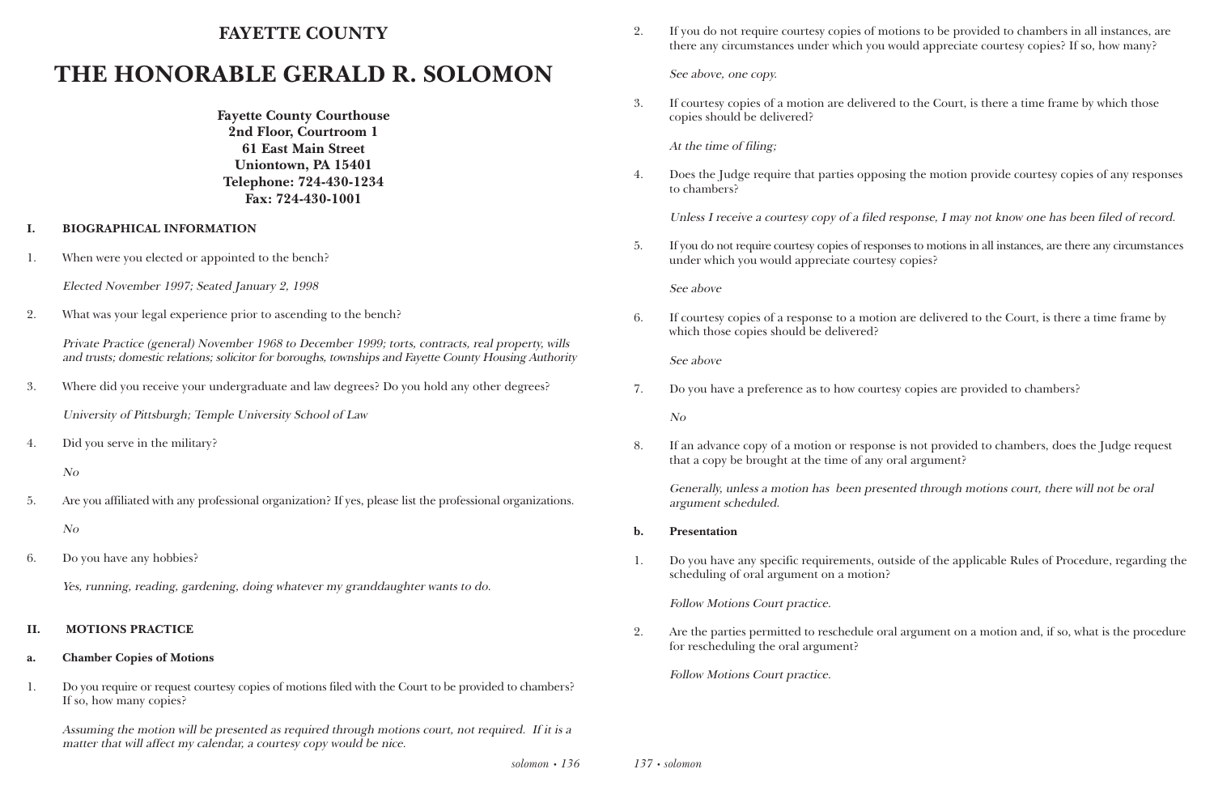# FAYETTE COUNTY

# THE HONORABLE GERALD R. SOLOMON

**Fayette County Courthouse**
**2nd Floor, Courtroom 1**
**61 East Main Street**
**Uniontown, PA 15401**
**Telephone: 724-430-1234**
**Fax: 724-430-1001**

## I. BIOGRAPHICAL INFORMATION

1. When were you elected or appointed to the bench?

   *Elected November 1997; Seated January 2, 1998*

2. What was your legal experience prior to ascending to the bench?

   *Private Practice (general) November 1968 to December 1999; torts, contracts, real property, wills and trusts; domestic relations; solicitor for boroughs, townships and Fayette County Housing Authority*

3. Where did you receive your undergraduate and law degrees? Do you hold any other degrees?

   *University of Pittsburgh; Temple University School of Law*

4. Did you serve in the military?

   *No*

5. Are you affiliated with any professional organization? If yes, please list the professional organizations.

   *No*

6. Do you have any hobbies?

   *Yes, running, reading, gardening, doing whatever my granddaughter wants to do.*

## II. MOTIONS PRACTICE

### a. Chamber Copies of Motions

1. Do you require or request courtesy copies of motions filed with the Court to be provided to chambers? If so, how many copies?

   *Assuming the motion will be presented as required through motions court, not required. If it is a matter that will affect my calendar, a courtesy copy would be nice.*

2. If you do not require courtesy copies of motions to be provided to chambers in all instances, are there any circumstances under which you would appreciate courtesy copies? If so, how many?

   *See above, one copy.*

3. If courtesy copies of a motion are delivered to the Court, is there a time frame by which those copies should be delivered?

   *At the time of filing;*

4. Does the Judge require that parties opposing the motion provide courtesy copies of any responses to chambers?

   *Unless I receive a courtesy copy of a filed response, I may not know one has been filed of record.*

5. If you do not require courtesy copies of responses to motions in all instances, are there any circumstances under which you would appreciate courtesy copies?

   *See above*

6. If courtesy copies of a response to a motion are delivered to the Court, is there a time frame by which those copies should be delivered?

   *See above*

7. Do you have a preference as to how courtesy copies are provided to chambers?

   *No*

8. If an advance copy of a motion or response is not provided to chambers, does the Judge request that a copy be brought at the time of any oral argument?

   *Generally, unless a motion has been presented through motions court, there will not be oral argument scheduled.*

### b. Presentation

1. Do you have any specific requirements, outside of the applicable Rules of Procedure, regarding the scheduling of oral argument on a motion?

   *Follow Motions Court practice.*

2. Are the parties permitted to reschedule oral argument on a motion and, if so, what is the procedure for rescheduling the oral argument?

   *Follow Motions Court practice.*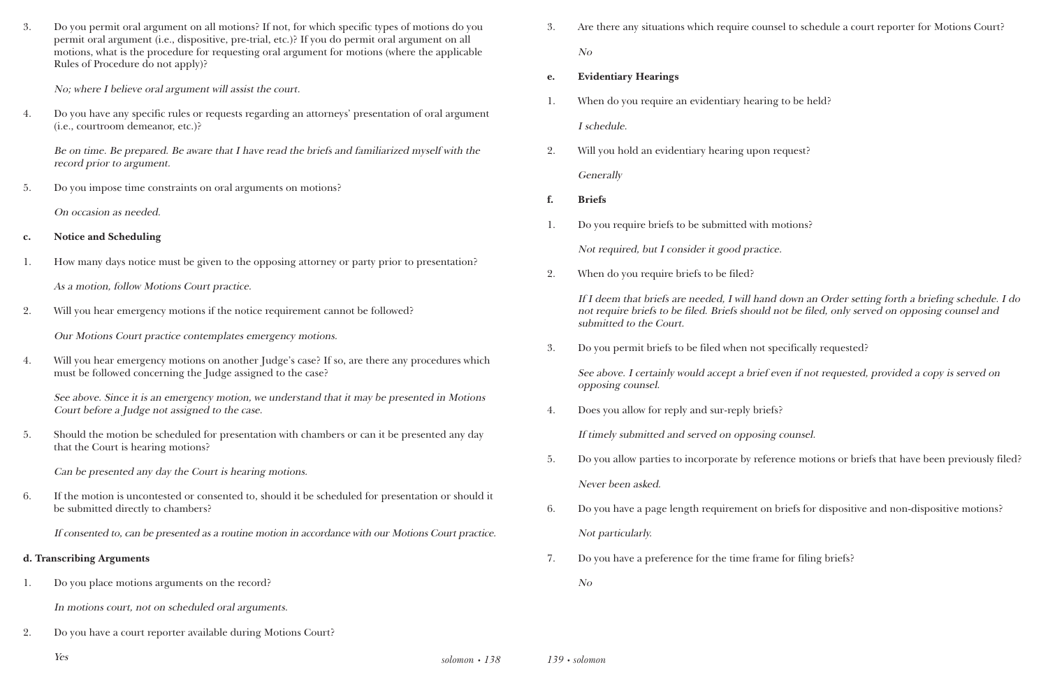3. Do you permit oral argument on all motions? If not, for which specific types of motions do you permit oral argument (i.e., dispositive, pre-trial, etc.)? If you do permit oral argument on all motions, what is the procedure for requesting oral argument for motions (where the applicable Rules of Procedure do not apply)?

   *No; where I believe oral argument will assist the court.*

4. Do you have any specific rules or requests regarding an attorneys' presentation of oral argument (i.e., courtroom demeanor, etc.)?

   *Be on time. Be prepared. Be aware that I have read the briefs and familiarized myself with the record prior to argument.*

5. Do you impose time constraints on oral arguments on motions?

   *On occasion as needed.*

**c. Notice and Scheduling**

1. How many days notice must be given to the opposing attorney or party prior to presentation?

   *As a motion, follow Motions Court practice.*

2. Will you hear emergency motions if the notice requirement cannot be followed?

   *Our Motions Court practice contemplates emergency motions.*

4. Will you hear emergency motions on another Judge's case? If so, are there any procedures which must be followed concerning the Judge assigned to the case?

   *See above. Since it is an emergency motion, we understand that it may be presented in Motions Court before a Judge not assigned to the case.*

5. Should the motion be scheduled for presentation with chambers or can it be presented any day that the Court is hearing motions?

   *Can be presented any day the Court is hearing motions.*

6. If the motion is uncontested or consented to, should it be scheduled for presentation or should it be submitted directly to chambers?

   *If consented to, can be presented as a routine motion in accordance with our Motions Court practice.*

**d. Transcribing Arguments**

1. Do you place motions arguments on the record?

   *In motions court, not on scheduled oral arguments.*

2. Do you have a court reporter available during Motions Court?

   *Yes*

3. Are there any situations which require counsel to schedule a court reporter for Motions Court?

   *No*

**e. Evidentiary Hearings**

1. When do you require an evidentiary hearing to be held?

   *I schedule.*

2. Will you hold an evidentiary hearing upon request?

   *Generally*

**f. Briefs**

1. Do you require briefs to be submitted with motions?

   *Not required, but I consider it good practice.*

2. When do you require briefs to be filed?

   *If I deem that briefs are needed, I will hand down an Order setting forth a briefing schedule. I do not require briefs to be filed. Briefs should not be filed, only served on opposing counsel and submitted to the Court.*

3. Do you permit briefs to be filed when not specifically requested?

   *See above. I certainly would accept a brief even if not requested, provided a copy is served on opposing counsel.*

4. Does you allow for reply and sur-reply briefs?

   *If timely submitted and served on opposing counsel.*

5. Do you allow parties to incorporate by reference motions or briefs that have been previously filed?

   *Never been asked.*

6. Do you have a page length requirement on briefs for dispositive and non-dispositive motions?

   *Not particularly.*

7. Do you have a preference for the time frame for filing briefs?

   *No*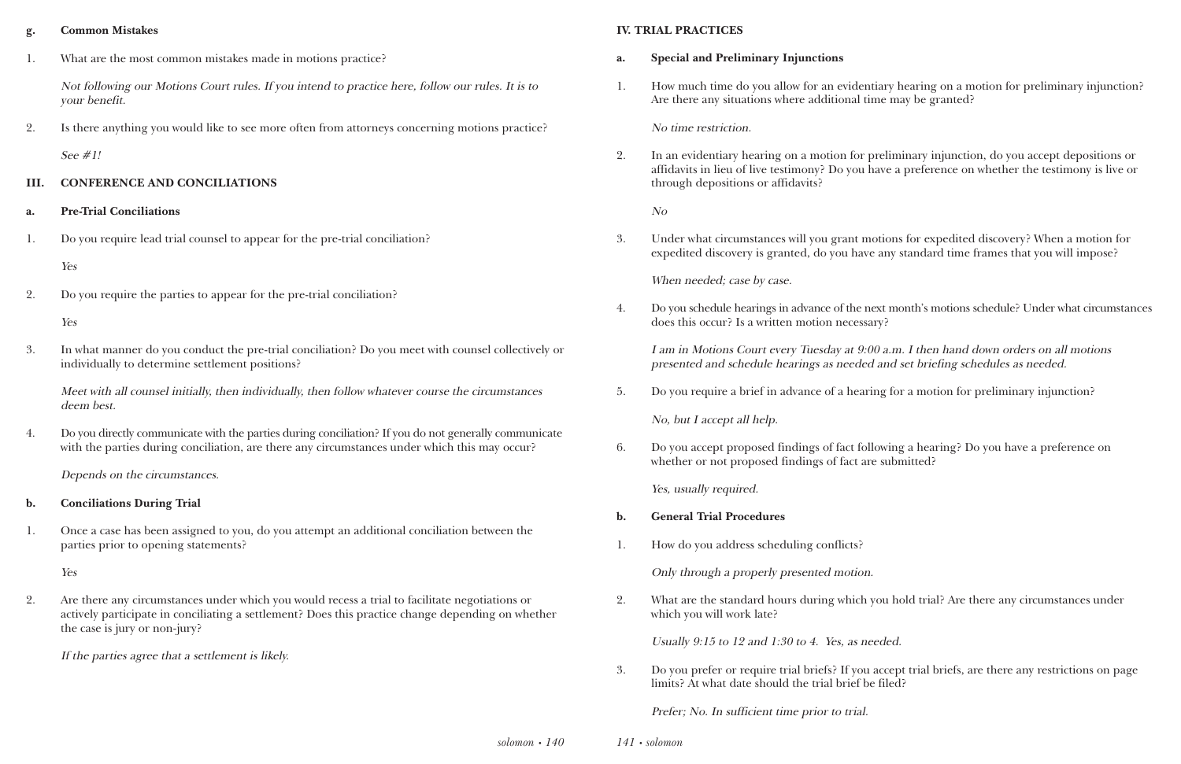**g. Common Mistakes**

1. What are the most common mistakes made in motions practice?

   *Not following our Motions Court rules. If you intend to practice here, follow our rules. It is to your benefit.*

2. Is there anything you would like to see more often from attorneys concerning motions practice?

   *See #1!*

## III. CONFERENCE AND CONCILIATIONS

**a. Pre-Trial Conciliations**

1. Do you require lead trial counsel to appear for the pre-trial conciliation?

   *Yes*

2. Do you require the parties to appear for the pre-trial conciliation?

   *Yes*

3. In what manner do you conduct the pre-trial conciliation? Do you meet with counsel collectively or individually to determine settlement positions?

   *Meet with all counsel initially, then individually, then follow whatever course the circumstances deem best.*

4. Do you directly communicate with the parties during conciliation? If you do not generally communicate with the parties during conciliation, are there any circumstances under which this may occur?

   *Depends on the circumstances.*

**b. Conciliations During Trial**

1. Once a case has been assigned to you, do you attempt an additional conciliation between the parties prior to opening statements?

   *Yes*

2. Are there any circumstances under which you would recess a trial to facilitate negotiations or actively participate in conciliating a settlement? Does this practice change depending on whether the case is jury or non-jury?

   *If the parties agree that a settlement is likely.*

## IV. TRIAL PRACTICES

**a. Special and Preliminary Injunctions**

1. How much time do you allow for an evidentiary hearing on a motion for preliminary injunction? Are there any situations where additional time may be granted?

   *No time restriction.*

2. In an evidentiary hearing on a motion for preliminary injunction, do you accept depositions or affidavits in lieu of live testimony? Do you have a preference on whether the testimony is live or through depositions or affidavits?

   *No*

3. Under what circumstances will you grant motions for expedited discovery? When a motion for expedited discovery is granted, do you have any standard time frames that you will impose?

   *When needed; case by case.*

4. Do you schedule hearings in advance of the next month's motions schedule? Under what circumstances does this occur? Is a written motion necessary?

   *I am in Motions Court every Tuesday at 9:00 a.m. I then hand down orders on all motions presented and schedule hearings as needed and set briefing schedules as needed.*

5. Do you require a brief in advance of a hearing for a motion for preliminary injunction?

   *No, but I accept all help.*

6. Do you accept proposed findings of fact following a hearing? Do you have a preference on whether or not proposed findings of fact are submitted?

   *Yes, usually required.*

**b. General Trial Procedures**

1. How do you address scheduling conflicts?

   *Only through a properly presented motion.*

2. What are the standard hours during which you hold trial? Are there any circumstances under which you will work late?

   *Usually 9:15 to 12 and 1:30 to 4. Yes, as needed.*

3. Do you prefer or require trial briefs? If you accept trial briefs, are there any restrictions on page limits? At what date should the trial brief be filed?

   *Prefer; No. In sufficient time prior to trial.*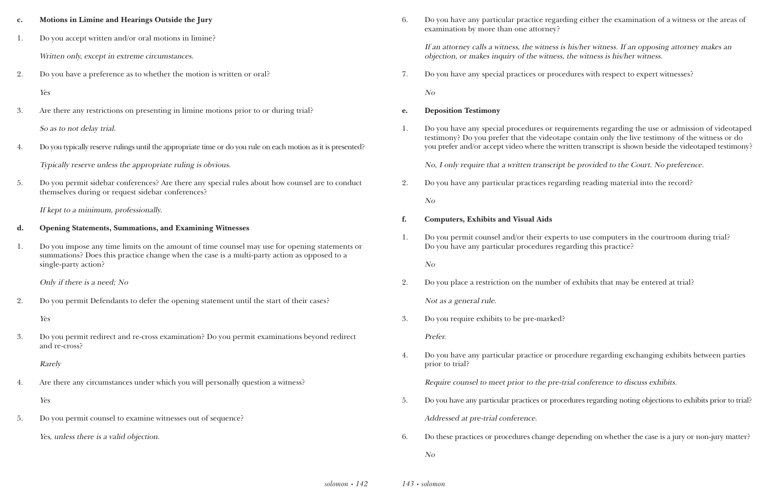**c. Motions in Limine and Hearings Outside the Jury**

1. Do you accept written and/or oral motions in limine?

   *Written only, except in extreme circumstances.*

2. Do you have a preference as to whether the motion is written or oral?

   *Yes*

3. Are there any restrictions on presenting in limine motions prior to or during trial?

   *So as to not delay trial.*

4. Do you typically reserve rulings until the appropriate time or do you rule on each motion as it is presented?

   *Typically reserve unless the appropriate ruling is obvious.*

5. Do you permit sidebar conferences? Are there any special rules about how counsel are to conduct themselves during or request sidebar conferences?

   *If kept to a minimum, professionally.*

**d. Opening Statements, Summations, and Examining Witnesses**

1. Do you impose any time limits on the amount of time counsel may use for opening statements or summations? Does this practice change when the case is a multi-party action as opposed to a single-party action?

   *Only if there is a need; No*

2. Do you permit Defendants to defer the opening statement until the start of their cases?

   *Yes*

3. Do you permit redirect and re-cross examination? Do you permit examinations beyond redirect and re-cross?

   *Rarely*

4. Are there any circumstances under which you will personally question a witness?

   *Yes*

5. Do you permit counsel to examine witnesses out of sequence?

   *Yes, unless there is a valid objection.*

6. Do you have any particular practice regarding either the examination of a witness or the areas of examination by more than one attorney?

   *If an attorney calls a witness, the witness is his/her witness. If an opposing attorney makes an objection, or makes inquiry of the witness, the witness is his/her witness.*

7. Do you have any special practices or procedures with respect to expert witnesses?

   *No*

**e. Deposition Testimony**

1. Do you have any special procedures or requirements regarding the use or admission of videotaped testimony? Do you prefer that the videotape contain only the live testimony of the witness or do you prefer and/or accept video where the written transcript is shown beside the videotaped testimony?

   *No, I only require that a written transcript be provided to the Court. No preference.*

2. Do you have any particular practices regarding reading material into the record?

   *No*

**f. Computers, Exhibits and Visual Aids**

1. Do you permit counsel and/or their experts to use computers in the courtroom during trial? Do you have any particular procedures regarding this practice?

   *No*

2. Do you place a restriction on the number of exhibits that may be entered at trial?

   *Not as a general rule.*

3. Do you require exhibits to be pre-marked?

   *Prefer.*

4. Do you have any particular practice or procedure regarding exchanging exhibits between parties prior to trial?

   *Require counsel to meet prior to the pre-trial conference to discuss exhibits.*

5. Do you have any particular practices or procedures regarding noting objections to exhibits prior to trial?

   *Addressed at pre-trial conference.*

6. Do these practices or procedures change depending on whether the case is a jury or non-jury matter?

   *No*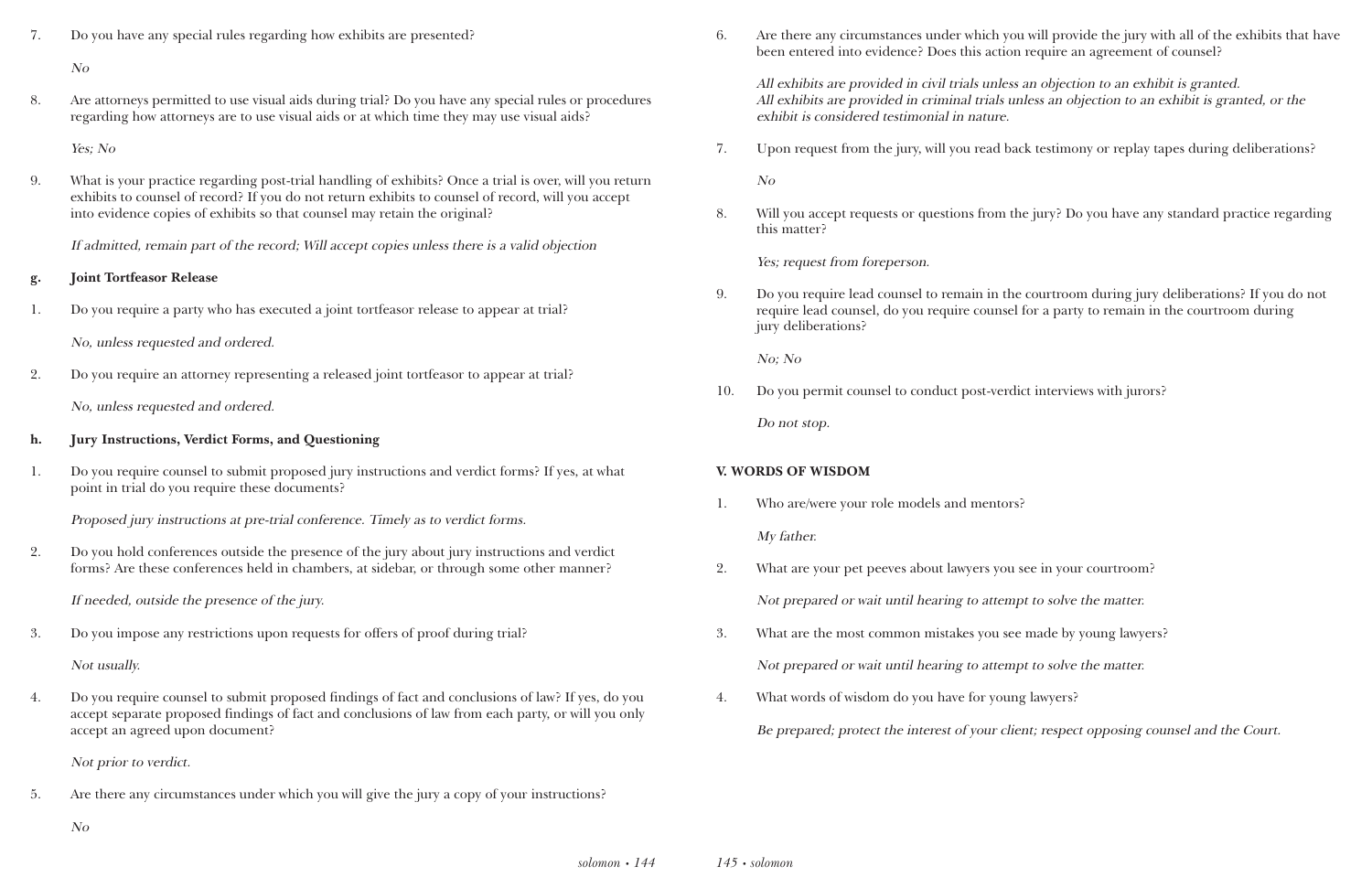7. Do you have any special rules regarding how exhibits are presented?

   *No*

8. Are attorneys permitted to use visual aids during trial? Do you have any special rules or procedures regarding how attorneys are to use visual aids or at which time they may use visual aids?

   *Yes; No*

9. What is your practice regarding post-trial handling of exhibits? Once a trial is over, will you return exhibits to counsel of record? If you do not return exhibits to counsel of record, will you accept into evidence copies of exhibits so that counsel may retain the original?

   *If admitted, remain part of the record; Will accept copies unless there is a valid objection*

**g. Joint Tortfeasor Release**

1. Do you require a party who has executed a joint tortfeasor release to appear at trial?

   *No, unless requested and ordered.*

2. Do you require an attorney representing a released joint tortfeasor to appear at trial?

   *No, unless requested and ordered.*

**h. Jury Instructions, Verdict Forms, and Questioning**

1. Do you require counsel to submit proposed jury instructions and verdict forms? If yes, at what point in trial do you require these documents?

   *Proposed jury instructions at pre-trial conference. Timely as to verdict forms.*

2. Do you hold conferences outside the presence of the jury about jury instructions and verdict forms? Are these conferences held in chambers, at sidebar, or through some other manner?

   *If needed, outside the presence of the jury.*

3. Do you impose any restrictions upon requests for offers of proof during trial?

   *Not usually.*

4. Do you require counsel to submit proposed findings of fact and conclusions of law? If yes, do you accept separate proposed findings of fact and conclusions of law from each party, or will you only accept an agreed upon document?

   *Not prior to verdict.*

5. Are there any circumstances under which you will give the jury a copy of your instructions?

   *No*

6. Are there any circumstances under which you will provide the jury with all of the exhibits that have been entered into evidence? Does this action require an agreement of counsel?

   *All exhibits are provided in civil trials unless an objection to an exhibit is granted. All exhibits are provided in criminal trials unless an objection to an exhibit is granted, or the exhibit is considered testimonial in nature.*

7. Upon request from the jury, will you read back testimony or replay tapes during deliberations?

   *No*

8. Will you accept requests or questions from the jury? Do you have any standard practice regarding this matter?

   *Yes; request from foreperson.*

9. Do you require lead counsel to remain in the courtroom during jury deliberations? If you do not require lead counsel, do you require counsel for a party to remain in the courtroom during jury deliberations?

   *No; No*

10. Do you permit counsel to conduct post-verdict interviews with jurors?

    *Do not stop.*

## V. WORDS OF WISDOM

1. Who are/were your role models and mentors?

   *My father.*

2. What are your pet peeves about lawyers you see in your courtroom?

   *Not prepared or wait until hearing to attempt to solve the matter.*

3. What are the most common mistakes you see made by young lawyers?

   *Not prepared or wait until hearing to attempt to solve the matter.*

4. What words of wisdom do you have for young lawyers?

   *Be prepared; protect the interest of your client; respect opposing counsel and the Court.*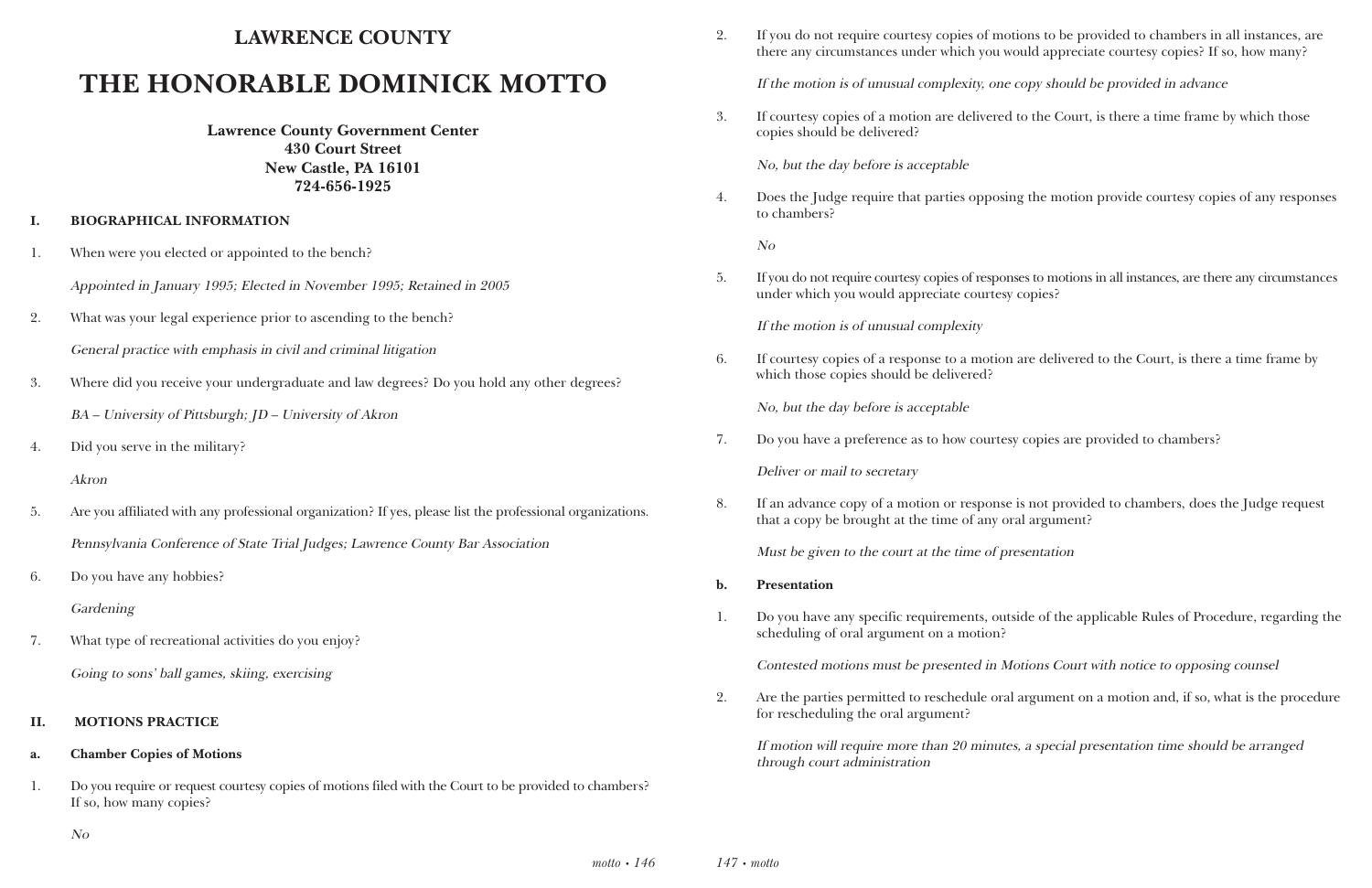# LAWRENCE COUNTY

# THE HONORABLE DOMINICK MOTTO

**Lawrence County Government Center**
**430 Court Street**
**New Castle, PA 16101**
**724-656-1925**

## I. BIOGRAPHICAL INFORMATION

1. When were you elected or appointed to the bench?

   *Appointed in January 1995; Elected in November 1995; Retained in 2005*

2. What was your legal experience prior to ascending to the bench?

   *General practice with emphasis in civil and criminal litigation*

3. Where did you receive your undergraduate and law degrees? Do you hold any other degrees?

   *BA – University of Pittsburgh; JD – University of Akron*

4. Did you serve in the military?

   *Akron*

5. Are you affiliated with any professional organization? If yes, please list the professional organizations.

   *Pennsylvania Conference of State Trial Judges; Lawrence County Bar Association*

6. Do you have any hobbies?

   *Gardening*

7. What type of recreational activities do you enjoy?

   *Going to sons' ball games, skiing, exercising*

## II. MOTIONS PRACTICE

### a. Chamber Copies of Motions

1. Do you require or request courtesy copies of motions filed with the Court to be provided to chambers? If so, how many copies?

   *No*

2. If you do not require courtesy copies of motions to be provided to chambers in all instances, are there any circumstances under which you would appreciate courtesy copies? If so, how many?

   *If the motion is of unusual complexity, one copy should be provided in advance*

3. If courtesy copies of a motion are delivered to the Court, is there a time frame by which those copies should be delivered?

   *No, but the day before is acceptable*

4. Does the Judge require that parties opposing the motion provide courtesy copies of any responses to chambers?

   *No*

5. If you do not require courtesy copies of responses to motions in all instances, are there any circumstances under which you would appreciate courtesy copies?

   *If the motion is of unusual complexity*

6. If courtesy copies of a response to a motion are delivered to the Court, is there a time frame by which those copies should be delivered?

   *No, but the day before is acceptable*

7. Do you have a preference as to how courtesy copies are provided to chambers?

   *Deliver or mail to secretary*

8. If an advance copy of a motion or response is not provided to chambers, does the Judge request that a copy be brought at the time of any oral argument?

   *Must be given to the court at the time of presentation*

### b. Presentation

1. Do you have any specific requirements, outside of the applicable Rules of Procedure, regarding the scheduling of oral argument on a motion?

   *Contested motions must be presented in Motions Court with notice to opposing counsel*

2. Are the parties permitted to reschedule oral argument on a motion and, if so, what is the procedure for rescheduling the oral argument?

   *If motion will require more than 20 minutes, a special presentation time should be arranged through court administration*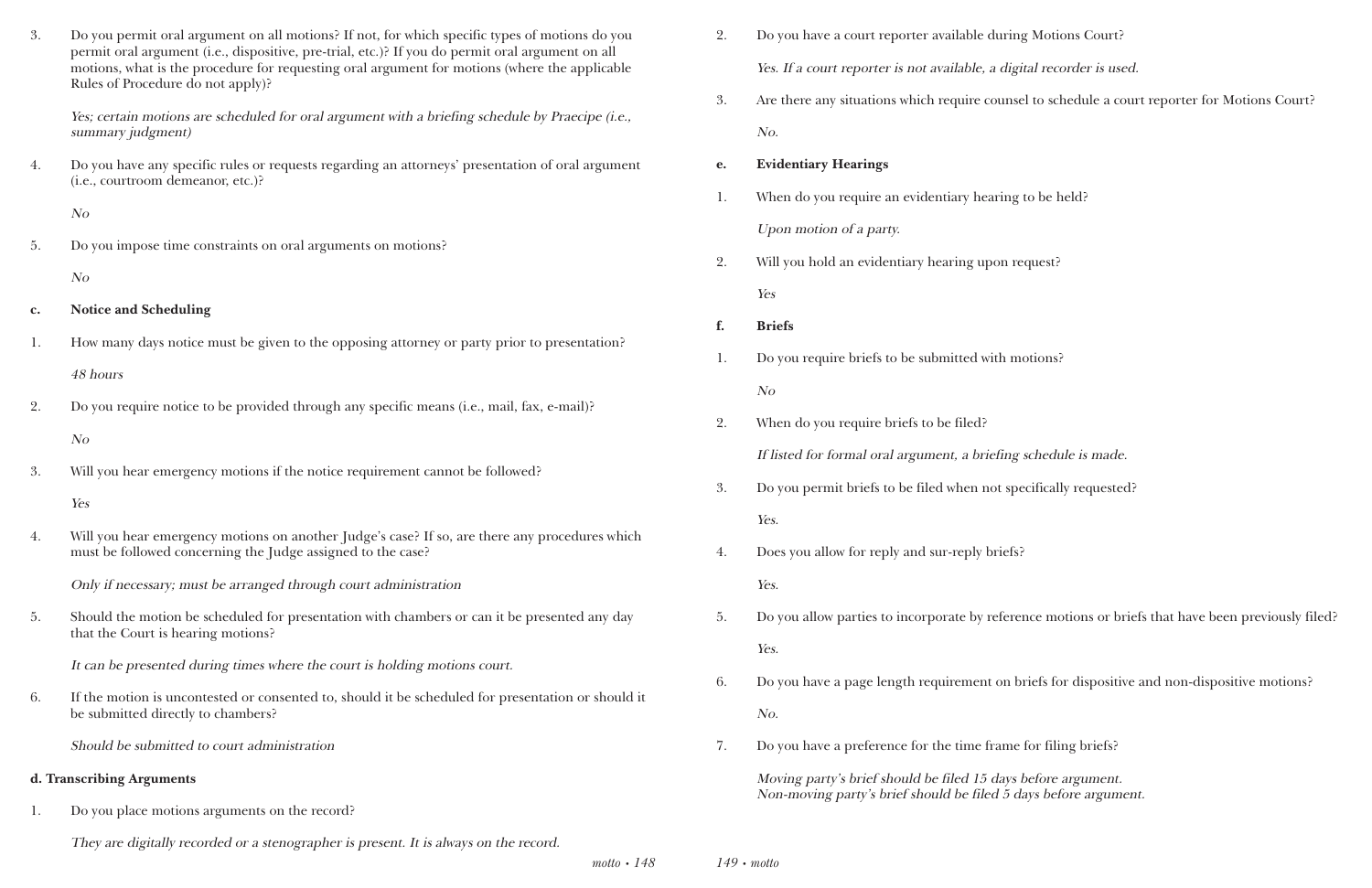3. Do you permit oral argument on all motions? If not, for which specific types of motions do you permit oral argument (i.e., dispositive, pre-trial, etc.)? If you do permit oral argument on all motions, what is the procedure for requesting oral argument for motions (where the applicable Rules of Procedure do not apply)?

   *Yes; certain motions are scheduled for oral argument with a briefing schedule by Praecipe (i.e., summary judgment)*

4. Do you have any specific rules or requests regarding an attorneys' presentation of oral argument (i.e., courtroom demeanor, etc.)?

   *No*

5. Do you impose time constraints on oral arguments on motions?

   *No*

**c. Notice and Scheduling**

1. How many days notice must be given to the opposing attorney or party prior to presentation?

   *48 hours*

2. Do you require notice to be provided through any specific means (i.e., mail, fax, e-mail)?

   *No*

3. Will you hear emergency motions if the notice requirement cannot be followed?

   *Yes*

4. Will you hear emergency motions on another Judge's case? If so, are there any procedures which must be followed concerning the Judge assigned to the case?

   *Only if necessary; must be arranged through court administration*

5. Should the motion be scheduled for presentation with chambers or can it be presented any day that the Court is hearing motions?

   *It can be presented during times where the court is holding motions court.*

6. If the motion is uncontested or consented to, should it be scheduled for presentation or should it be submitted directly to chambers?

   *Should be submitted to court administration*

**d. Transcribing Arguments**

1. Do you place motions arguments on the record?

   *They are digitally recorded or a stenographer is present. It is always on the record.*

2. Do you have a court reporter available during Motions Court?

   *Yes. If a court reporter is not available, a digital recorder is used.*

3. Are there any situations which require counsel to schedule a court reporter for Motions Court?

   *No.*

**e. Evidentiary Hearings**

1. When do you require an evidentiary hearing to be held?

   *Upon motion of a party.*

2. Will you hold an evidentiary hearing upon request?

   *Yes*

**f. Briefs**

1. Do you require briefs to be submitted with motions?

   *No*

2. When do you require briefs to be filed?

   *If listed for formal oral argument, a briefing schedule is made.*

3. Do you permit briefs to be filed when not specifically requested?

   *Yes.*

4. Does you allow for reply and sur-reply briefs?

   *Yes.*

5. Do you allow parties to incorporate by reference motions or briefs that have been previously filed?

   *Yes.*

6. Do you have a page length requirement on briefs for dispositive and non-dispositive motions?

   *No.*

7. Do you have a preference for the time frame for filing briefs?

   *Moving party's brief should be filed 15 days before argument.*
   *Non-moving party's brief should be filed 5 days before argument.*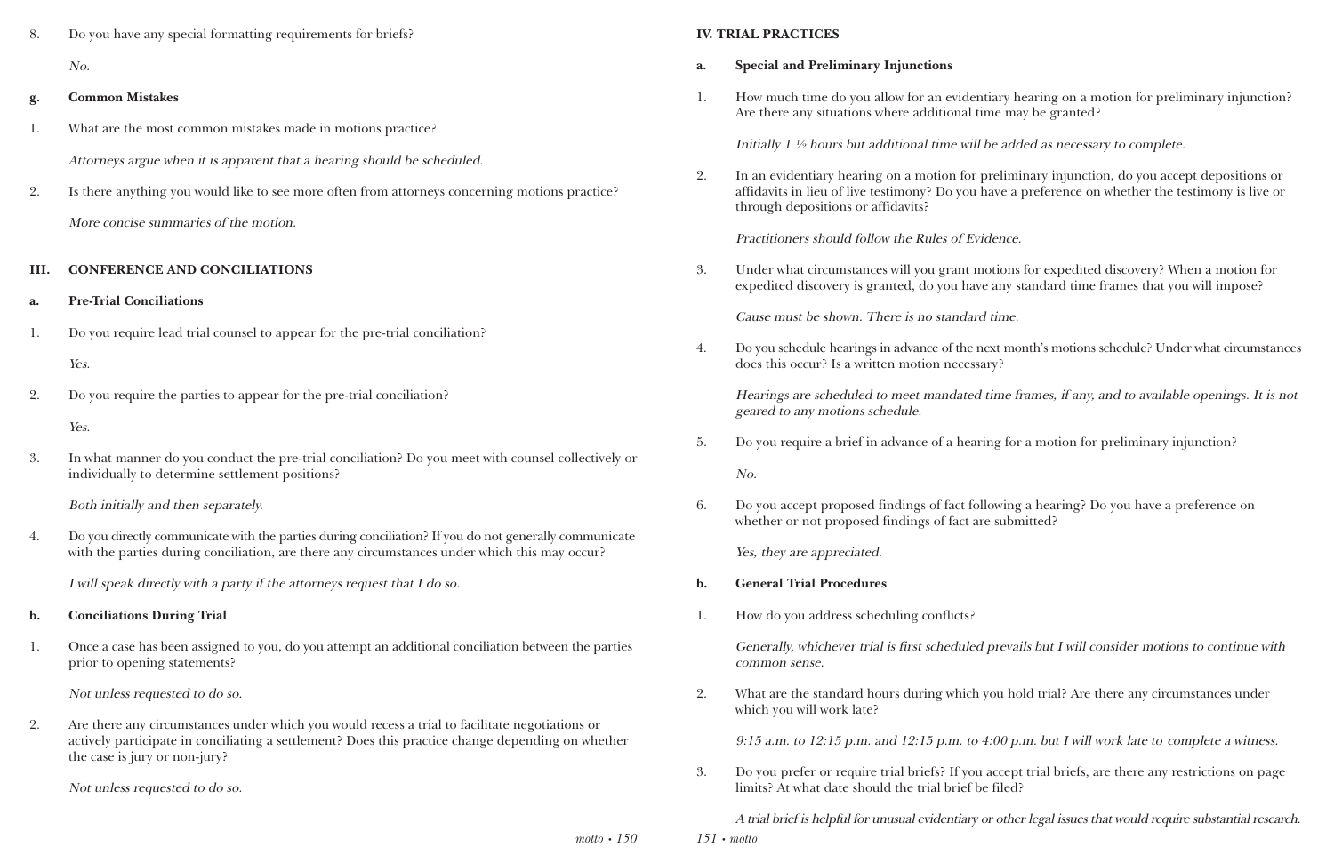8. Do you have any special formatting requirements for briefs?

   *No.*

**g. Common Mistakes**

1. What are the most common mistakes made in motions practice?

   *Attorneys argue when it is apparent that a hearing should be scheduled.*

2. Is there anything you would like to see more often from attorneys concerning motions practice?

   *More concise summaries of the motion.*

## III. CONFERENCE AND CONCILIATIONS

**a. Pre-Trial Conciliations**

1. Do you require lead trial counsel to appear for the pre-trial conciliation?

   *Yes.*

2. Do you require the parties to appear for the pre-trial conciliation?

   *Yes.*

3. In what manner do you conduct the pre-trial conciliation? Do you meet with counsel collectively or individually to determine settlement positions?

   *Both initially and then separately.*

4. Do you directly communicate with the parties during conciliation? If you do not generally communicate with the parties during conciliation, are there any circumstances under which this may occur?

   *I will speak directly with a party if the attorneys request that I do so.*

**b. Conciliations During Trial**

1. Once a case has been assigned to you, do you attempt an additional conciliation between the parties prior to opening statements?

   *Not unless requested to do so.*

2. Are there any circumstances under which you would recess a trial to facilitate negotiations or actively participate in conciliating a settlement? Does this practice change depending on whether the case is jury or non-jury?

   *Not unless requested to do so.*

## IV. TRIAL PRACTICES

**a. Special and Preliminary Injunctions**

1. How much time do you allow for an evidentiary hearing on a motion for preliminary injunction? Are there any situations where additional time may be granted?

   *Initially 1 ½ hours but additional time will be added as necessary to complete.*

2. In an evidentiary hearing on a motion for preliminary injunction, do you accept depositions or affidavits in lieu of live testimony? Do you have a preference on whether the testimony is live or through depositions or affidavits?

   *Practitioners should follow the Rules of Evidence.*

3. Under what circumstances will you grant motions for expedited discovery? When a motion for expedited discovery is granted, do you have any standard time frames that you will impose?

   *Cause must be shown. There is no standard time.*

4. Do you schedule hearings in advance of the next month's motions schedule? Under what circumstances does this occur? Is a written motion necessary?

   *Hearings are scheduled to meet mandated time frames, if any, and to available openings. It is not geared to any motions schedule.*

5. Do you require a brief in advance of a hearing for a motion for preliminary injunction?

   *No.*

6. Do you accept proposed findings of fact following a hearing? Do you have a preference on whether or not proposed findings of fact are submitted?

   *Yes, they are appreciated.*

**b. General Trial Procedures**

1. How do you address scheduling conflicts?

   *Generally, whichever trial is first scheduled prevails but I will consider motions to continue with common sense.*

2. What are the standard hours during which you hold trial? Are there any circumstances under which you will work late?

   *9:15 a.m. to 12:15 p.m. and 12:15 p.m. to 4:00 p.m. but I will work late to complete a witness.*

3. Do you prefer or require trial briefs? If you accept trial briefs, are there any restrictions on page limits? At what date should the trial brief be filed?

   *A trial brief is helpful for unusual evidentiary or other legal issues that would require substantial research.*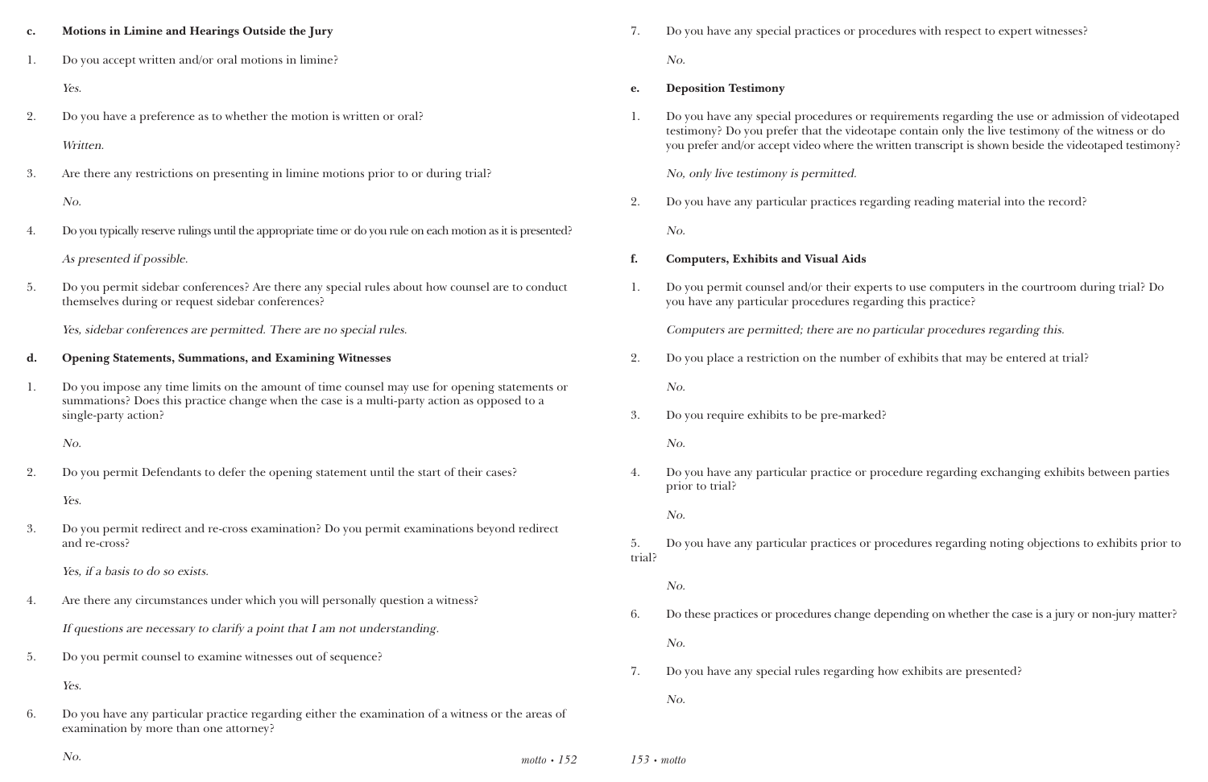**c. Motions in Limine and Hearings Outside the Jury**

1. Do you accept written and/or oral motions in limine?

   *Yes.*

2. Do you have a preference as to whether the motion is written or oral?

   *Written.*

3. Are there any restrictions on presenting in limine motions prior to or during trial?

   *No.*

4. Do you typically reserve rulings until the appropriate time or do you rule on each motion as it is presented?

   *As presented if possible.*

5. Do you permit sidebar conferences? Are there any special rules about how counsel are to conduct themselves during or request sidebar conferences?

   *Yes, sidebar conferences are permitted. There are no special rules.*

**d. Opening Statements, Summations, and Examining Witnesses**

1. Do you impose any time limits on the amount of time counsel may use for opening statements or summations? Does this practice change when the case is a multi-party action as opposed to a single-party action?

   *No.*

2. Do you permit Defendants to defer the opening statement until the start of their cases?

   *Yes.*

3. Do you permit redirect and re-cross examination? Do you permit examinations beyond redirect and re-cross?

   *Yes, if a basis to do so exists.*

4. Are there any circumstances under which you will personally question a witness?

   *If questions are necessary to clarify a point that I am not understanding.*

5. Do you permit counsel to examine witnesses out of sequence?

   *Yes.*

6. Do you have any particular practice regarding either the examination of a witness or the areas of examination by more than one attorney?

   *No.*

7. Do you have any special practices or procedures with respect to expert witnesses?

   *No.*

**e. Deposition Testimony**

1. Do you have any special procedures or requirements regarding the use or admission of videotaped testimony? Do you prefer that the videotape contain only the live testimony of the witness or do you prefer and/or accept video where the written transcript is shown beside the videotaped testimony?

   *No, only live testimony is permitted.*

2. Do you have any particular practices regarding reading material into the record?

   *No.*

**f. Computers, Exhibits and Visual Aids**

1. Do you permit counsel and/or their experts to use computers in the courtroom during trial? Do you have any particular procedures regarding this practice?

   *Computers are permitted; there are no particular procedures regarding this.*

2. Do you place a restriction on the number of exhibits that may be entered at trial?

   *No.*

3. Do you require exhibits to be pre-marked?

   *No.*

4. Do you have any particular practice or procedure regarding exchanging exhibits between parties prior to trial?

   *No.*

5. Do you have any particular practices or procedures regarding noting objections to exhibits prior to trial?

   *No.*

6. Do these practices or procedures change depending on whether the case is a jury or non-jury matter?

   *No.*

7. Do you have any special rules regarding how exhibits are presented?

   *No.*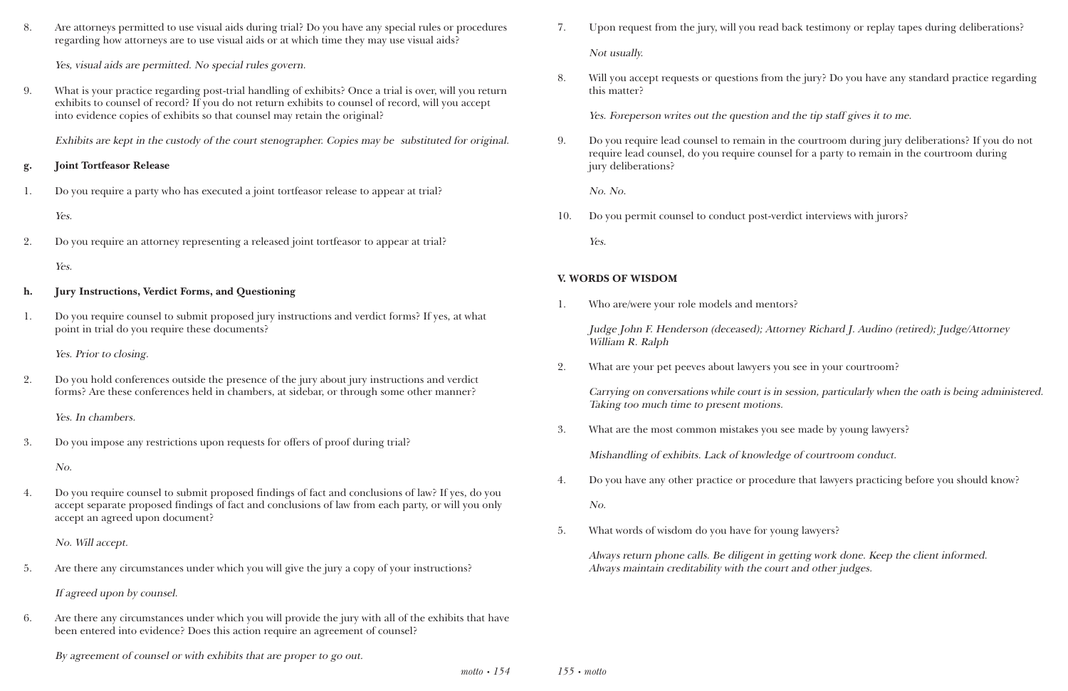8. Are attorneys permitted to use visual aids during trial? Do you have any special rules or procedures regarding how attorneys are to use visual aids or at which time they may use visual aids?

   *Yes, visual aids are permitted. No special rules govern.*

9. What is your practice regarding post-trial handling of exhibits? Once a trial is over, will you return exhibits to counsel of record? If you do not return exhibits to counsel of record, will you accept into evidence copies of exhibits so that counsel may retain the original?

   *Exhibits are kept in the custody of the court stenographer. Copies may be substituted for original.*

**g. Joint Tortfeasor Release**

1. Do you require a party who has executed a joint tortfeasor release to appear at trial?

   *Yes.*

2. Do you require an attorney representing a released joint tortfeasor to appear at trial?

   *Yes.*

**h. Jury Instructions, Verdict Forms, and Questioning**

1. Do you require counsel to submit proposed jury instructions and verdict forms? If yes, at what point in trial do you require these documents?

   *Yes. Prior to closing.*

2. Do you hold conferences outside the presence of the jury about jury instructions and verdict forms? Are these conferences held in chambers, at sidebar, or through some other manner?

   *Yes. In chambers.*

3. Do you impose any restrictions upon requests for offers of proof during trial?

   *No.*

4. Do you require counsel to submit proposed findings of fact and conclusions of law? If yes, do you accept separate proposed findings of fact and conclusions of law from each party, or will you only accept an agreed upon document?

   *No. Will accept.*

5. Are there any circumstances under which you will give the jury a copy of your instructions?

   *If agreed upon by counsel.*

6. Are there any circumstances under which you will provide the jury with all of the exhibits that have been entered into evidence? Does this action require an agreement of counsel?

   *By agreement of counsel or with exhibits that are proper to go out.*

7. Upon request from the jury, will you read back testimony or replay tapes during deliberations?

   *Not usually.*

8. Will you accept requests or questions from the jury? Do you have any standard practice regarding this matter?

   *Yes. Foreperson writes out the question and the tip staff gives it to me.*

9. Do you require lead counsel to remain in the courtroom during jury deliberations? If you do not require lead counsel, do you require counsel for a party to remain in the courtroom during jury deliberations?

   *No. No.*

10. Do you permit counsel to conduct post-verdict interviews with jurors?

    *Yes.*

## V. WORDS OF WISDOM

1. Who are/were your role models and mentors?

   *Judge John F. Henderson (deceased); Attorney Richard J. Audino (retired); Judge/Attorney William R. Ralph*

2. What are your pet peeves about lawyers you see in your courtroom?

   *Carrying on conversations while court is in session, particularly when the oath is being administered. Taking too much time to present motions.*

3. What are the most common mistakes you see made by young lawyers?

   *Mishandling of exhibits. Lack of knowledge of courtroom conduct.*

4. Do you have any other practice or procedure that lawyers practicing before you should know?

   *No.*

5. What words of wisdom do you have for young lawyers?

   *Always return phone calls. Be diligent in getting work done. Keep the client informed. Always maintain creditability with the court and other judges.*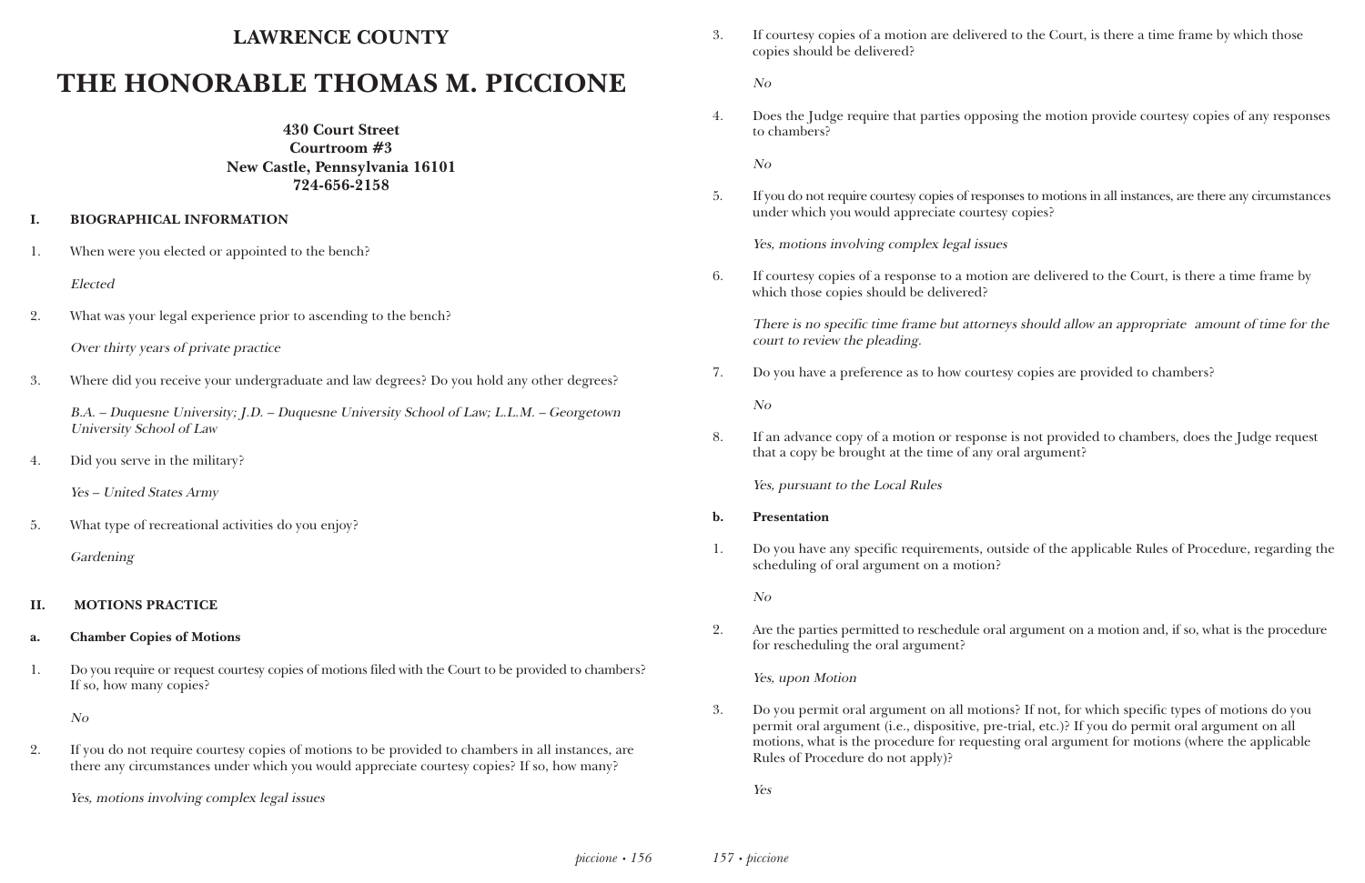## LAWRENCE COUNTY

# THE HONORABLE THOMAS M. PICCIONE

**430 Court Street**
**Courtroom #3**
**New Castle, Pennsylvania 16101**
**724-656-2158**

## I. BIOGRAPHICAL INFORMATION

1. When were you elected or appointed to the bench?

   *Elected*

2. What was your legal experience prior to ascending to the bench?

   *Over thirty years of private practice*

3. Where did you receive your undergraduate and law degrees? Do you hold any other degrees?

   *B.A. – Duquesne University; J.D. – Duquesne University School of Law; L.L.M. – Georgetown University School of Law*

4. Did you serve in the military?

   *Yes – United States Army*

5. What type of recreational activities do you enjoy?

   *Gardening*

## II. MOTIONS PRACTICE

### a. Chamber Copies of Motions

1. Do you require or request courtesy copies of motions filed with the Court to be provided to chambers? If so, how many copies?

   *No*

2. If you do not require courtesy copies of motions to be provided to chambers in all instances, are there any circumstances under which you would appreciate courtesy copies? If so, how many?

   *Yes, motions involving complex legal issues*

3. If courtesy copies of a motion are delivered to the Court, is there a time frame by which those copies should be delivered?

   *No*

4. Does the Judge require that parties opposing the motion provide courtesy copies of any responses to chambers?

   *No*

5. If you do not require courtesy copies of responses to motions in all instances, are there any circumstances under which you would appreciate courtesy copies?

   *Yes, motions involving complex legal issues*

6. If courtesy copies of a response to a motion are delivered to the Court, is there a time frame by which those copies should be delivered?

   *There is no specific time frame but attorneys should allow an appropriate amount of time for the court to review the pleading.*

7. Do you have a preference as to how courtesy copies are provided to chambers?

   *No*

8. If an advance copy of a motion or response is not provided to chambers, does the Judge request that a copy be brought at the time of any oral argument?

   *Yes, pursuant to the Local Rules*

### b. Presentation

1. Do you have any specific requirements, outside of the applicable Rules of Procedure, regarding the scheduling of oral argument on a motion?

   *No*

2. Are the parties permitted to reschedule oral argument on a motion and, if so, what is the procedure for rescheduling the oral argument?

   *Yes, upon Motion*

3. Do you permit oral argument on all motions? If not, for which specific types of motions do you permit oral argument (i.e., dispositive, pre-trial, etc.)? If you do permit oral argument on all motions, what is the procedure for requesting oral argument for motions (where the applicable Rules of Procedure do not apply)?

   *Yes*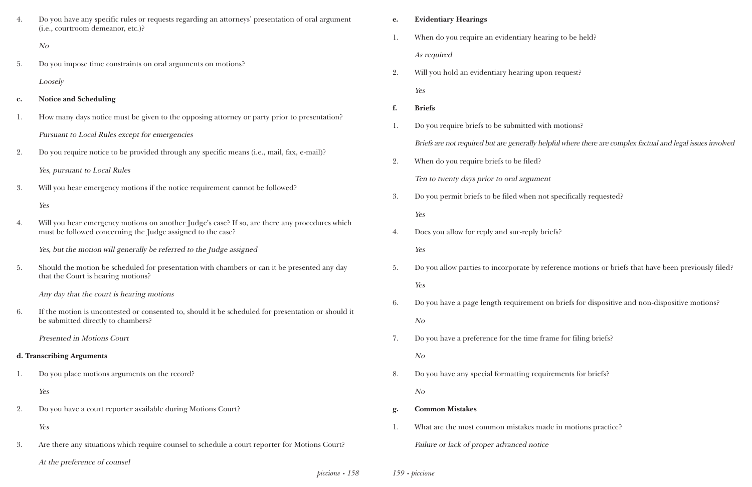4. Do you have any specific rules or requests regarding an attorneys' presentation of oral argument (i.e., courtroom demeanor, etc.)?

   *No*

5. Do you impose time constraints on oral arguments on motions?

   *Loosely*

**c. Notice and Scheduling**

1. How many days notice must be given to the opposing attorney or party prior to presentation?

   *Pursuant to Local Rules except for emergencies*

2. Do you require notice to be provided through any specific means (i.e., mail, fax, e-mail)?

   *Yes, pursuant to Local Rules*

3. Will you hear emergency motions if the notice requirement cannot be followed?

   *Yes*

4. Will you hear emergency motions on another Judge's case? If so, are there any procedures which must be followed concerning the Judge assigned to the case?

   *Yes, but the motion will generally be referred to the Judge assigned*

5. Should the motion be scheduled for presentation with chambers or can it be presented any day that the Court is hearing motions?

   *Any day that the court is hearing motions*

6. If the motion is uncontested or consented to, should it be scheduled for presentation or should it be submitted directly to chambers?

   *Presented in Motions Court*

**d. Transcribing Arguments**

1. Do you place motions arguments on the record?

   *Yes*

2. Do you have a court reporter available during Motions Court?

   *Yes*

3. Are there any situations which require counsel to schedule a court reporter for Motions Court?

   *At the preference of counsel*

**e. Evidentiary Hearings**

1. When do you require an evidentiary hearing to be held?

   *As required*

2. Will you hold an evidentiary hearing upon request?

   *Yes*

**f. Briefs**

1. Do you require briefs to be submitted with motions?

   *Briefs are not required but are generally helpful where there are complex factual and legal issues involved*

2. When do you require briefs to be filed?

   *Ten to twenty days prior to oral argument*

3. Do you permit briefs to be filed when not specifically requested?

   *Yes*

4. Does you allow for reply and sur-reply briefs?

   *Yes*

5. Do you allow parties to incorporate by reference motions or briefs that have been previously filed?

   *Yes*

6. Do you have a page length requirement on briefs for dispositive and non-dispositive motions?

   *No*

7. Do you have a preference for the time frame for filing briefs?

   *No*

8. Do you have any special formatting requirements for briefs?

   *No*

**g. Common Mistakes**

1. What are the most common mistakes made in motions practice?

   *Failure or lack of proper advanced notice*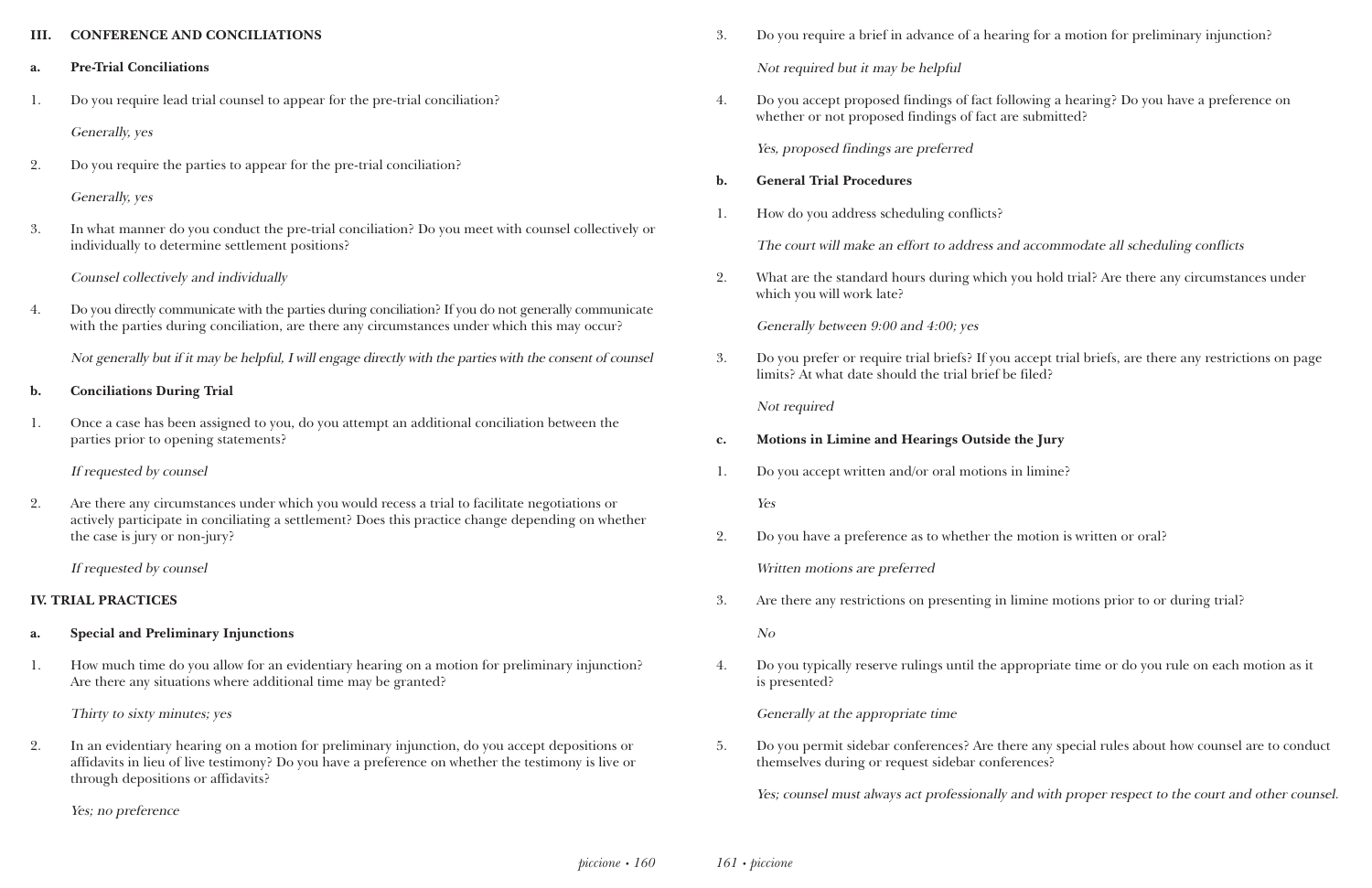## III. CONFERENCE AND CONCILIATIONS

### a. Pre-Trial Conciliations

1. Do you require lead trial counsel to appear for the pre-trial conciliation?

   *Generally, yes*

2. Do you require the parties to appear for the pre-trial conciliation?

   *Generally, yes*

3. In what manner do you conduct the pre-trial conciliation? Do you meet with counsel collectively or individually to determine settlement positions?

   *Counsel collectively and individually*

4. Do you directly communicate with the parties during conciliation? If you do not generally communicate with the parties during conciliation, are there any circumstances under which this may occur?

   *Not generally but if it may be helpful, I will engage directly with the parties with the consent of counsel*

### b. Conciliations During Trial

1. Once a case has been assigned to you, do you attempt an additional conciliation between the parties prior to opening statements?

   *If requested by counsel*

2. Are there any circumstances under which you would recess a trial to facilitate negotiations or actively participate in conciliating a settlement? Does this practice change depending on whether the case is jury or non-jury?

   *If requested by counsel*

## IV. TRIAL PRACTICES

### a. Special and Preliminary Injunctions

1. How much time do you allow for an evidentiary hearing on a motion for preliminary injunction? Are there any situations where additional time may be granted?

   *Thirty to sixty minutes; yes*

2. In an evidentiary hearing on a motion for preliminary injunction, do you accept depositions or affidavits in lieu of live testimony? Do you have a preference on whether the testimony is live or through depositions or affidavits?

   *Yes; no preference*

3. Do you require a brief in advance of a hearing for a motion for preliminary injunction?

   *Not required but it may be helpful*

4. Do you accept proposed findings of fact following a hearing? Do you have a preference on whether or not proposed findings of fact are submitted?

   *Yes, proposed findings are preferred*

### b. General Trial Procedures

1. How do you address scheduling conflicts?

   *The court will make an effort to address and accommodate all scheduling conflicts*

2. What are the standard hours during which you hold trial? Are there any circumstances under which you will work late?

   *Generally between 9:00 and 4:00; yes*

3. Do you prefer or require trial briefs? If you accept trial briefs, are there any restrictions on page limits? At what date should the trial brief be filed?

   *Not required*

### c. Motions in Limine and Hearings Outside the Jury

1. Do you accept written and/or oral motions in limine?

   *Yes*

2. Do you have a preference as to whether the motion is written or oral?

   *Written motions are preferred*

3. Are there any restrictions on presenting in limine motions prior to or during trial?

   *No*

4. Do you typically reserve rulings until the appropriate time or do you rule on each motion as it is presented?

   *Generally at the appropriate time*

5. Do you permit sidebar conferences? Are there any special rules about how counsel are to conduct themselves during or request sidebar conferences?

   *Yes; counsel must always act professionally and with proper respect to the court and other counsel.*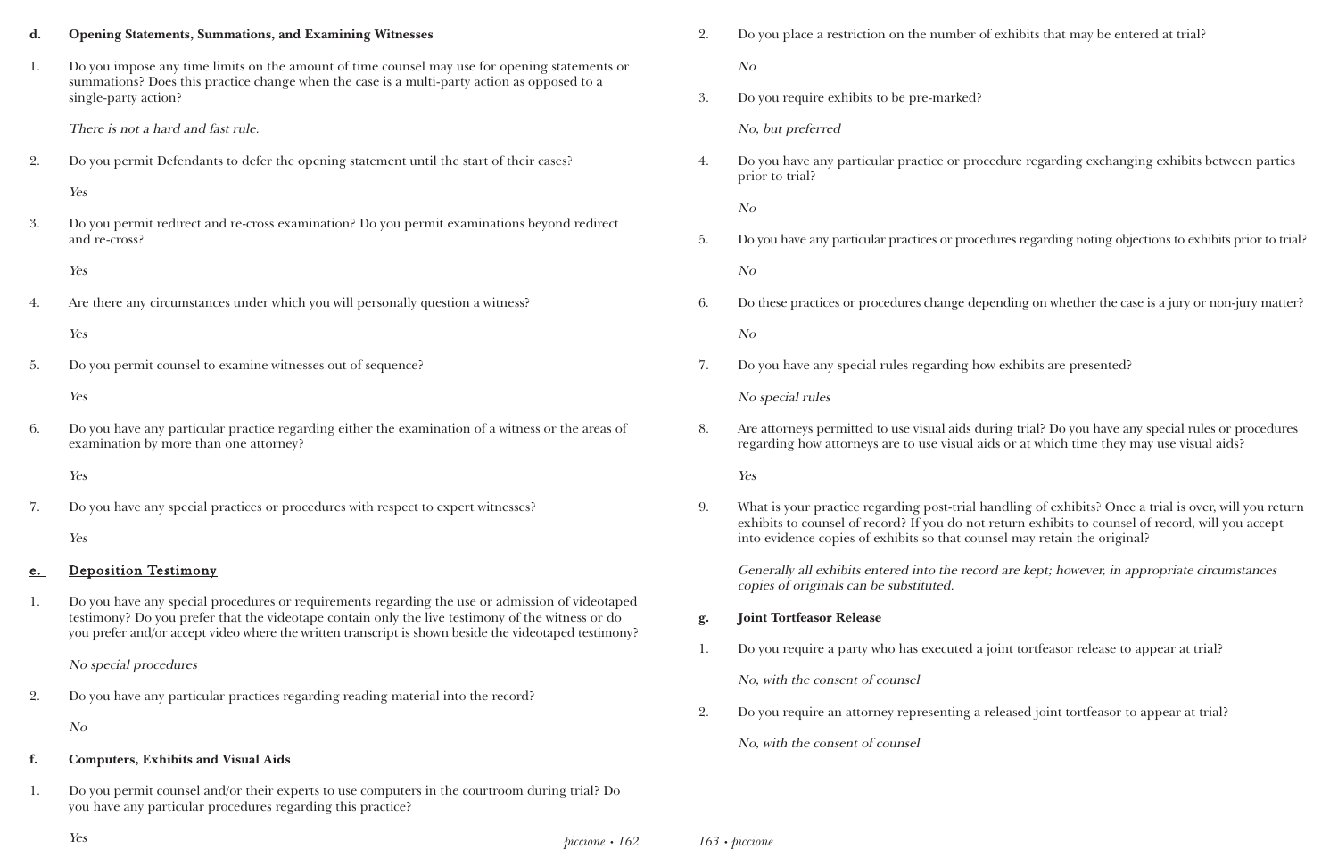**d. Opening Statements, Summations, and Examining Witnesses**

1. Do you impose any time limits on the amount of time counsel may use for opening statements or summations? Does this practice change when the case is a multi-party action as opposed to a single-party action?

   *There is not a hard and fast rule.*

2. Do you permit Defendants to defer the opening statement until the start of their cases?

   *Yes*

3. Do you permit redirect and re-cross examination? Do you permit examinations beyond redirect and re-cross?

   *Yes*

4. Are there any circumstances under which you will personally question a witness?

   *Yes*

5. Do you permit counsel to examine witnesses out of sequence?

   *Yes*

6. Do you have any particular practice regarding either the examination of a witness or the areas of examination by more than one attorney?

   *Yes*

7. Do you have any special practices or procedures with respect to expert witnesses?

   *Yes*

**e. Deposition Testimony**

1. Do you have any special procedures or requirements regarding the use or admission of videotaped testimony? Do you prefer that the videotape contain only the live testimony of the witness or do you prefer and/or accept video where the written transcript is shown beside the videotaped testimony?

   *No special procedures*

2. Do you have any particular practices regarding reading material into the record?

   *No*

**f. Computers, Exhibits and Visual Aids**

1. Do you permit counsel and/or their experts to use computers in the courtroom during trial? Do you have any particular procedures regarding this practice?

   *Yes*

2. Do you place a restriction on the number of exhibits that may be entered at trial?

   *No*

3. Do you require exhibits to be pre-marked?

   *No, but preferred*

4. Do you have any particular practice or procedure regarding exchanging exhibits between parties prior to trial?

   *No*

5. Do you have any particular practices or procedures regarding noting objections to exhibits prior to trial?

   *No*

6. Do these practices or procedures change depending on whether the case is a jury or non-jury matter?

   *No*

7. Do you have any special rules regarding how exhibits are presented?

   *No special rules*

8. Are attorneys permitted to use visual aids during trial? Do you have any special rules or procedures regarding how attorneys are to use visual aids or at which time they may use visual aids?

   *Yes*

9. What is your practice regarding post-trial handling of exhibits? Once a trial is over, will you return exhibits to counsel of record? If you do not return exhibits to counsel of record, will you accept into evidence copies of exhibits so that counsel may retain the original?

   *Generally all exhibits entered into the record are kept; however, in appropriate circumstances copies of originals can be substituted.*

**g. Joint Tortfeasor Release**

1. Do you require a party who has executed a joint tortfeasor release to appear at trial?

   *No, with the consent of counsel*

2. Do you require an attorney representing a released joint tortfeasor to appear at trial?

   *No, with the consent of counsel*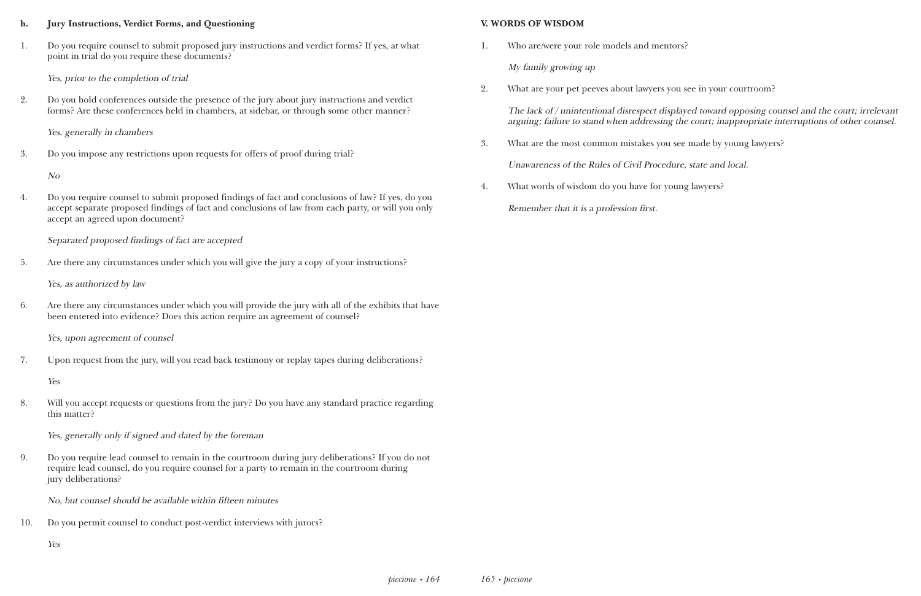### h. Jury Instructions, Verdict Forms, and Questioning

1. Do you require counsel to submit proposed jury instructions and verdict forms? If yes, at what point in trial do you require these documents?

   *Yes, prior to the completion of trial*

2. Do you hold conferences outside the presence of the jury about jury instructions and verdict forms? Are these conferences held in chambers, at sidebar, or through some other manner?

   *Yes, generally in chambers*

3. Do you impose any restrictions upon requests for offers of proof during trial?

   *No*

4. Do you require counsel to submit proposed findings of fact and conclusions of law? If yes, do you accept separate proposed findings of fact and conclusions of law from each party, or will you only accept an agreed upon document?

   *Separated proposed findings of fact are accepted*

5. Are there any circumstances under which you will give the jury a copy of your instructions?

   *Yes, as authorized by law*

6. Are there any circumstances under which you will provide the jury with all of the exhibits that have been entered into evidence? Does this action require an agreement of counsel?

   *Yes, upon agreement of counsel*

7. Upon request from the jury, will you read back testimony or replay tapes during deliberations?

   *Yes*

8. Will you accept requests or questions from the jury? Do you have any standard practice regarding this matter?

   *Yes, generally only if signed and dated by the foreman*

9. Do you require lead counsel to remain in the courtroom during jury deliberations? If you do not require lead counsel, do you require counsel for a party to remain in the courtroom during jury deliberations?

   *No, but counsel should be available within fifteen minutes*

10. Do you permit counsel to conduct post-verdict interviews with jurors?

    *Yes*

## V. WORDS OF WISDOM

1. Who are/were your role models and mentors?

   *My family growing up*

2. What are your pet peeves about lawyers you see in your courtroom?

   *The lack of / unintentional disrespect displayed toward opposing counsel and the court; irrelevant arguing; failure to stand when addressing the court; inappropriate interruptions of other counsel.*

3. What are the most common mistakes you see made by young lawyers?

   *Unawareness of the Rules of Civil Procedure, state and local.*

4. What words of wisdom do you have for young lawyers?

   *Remember that it is a profession first.*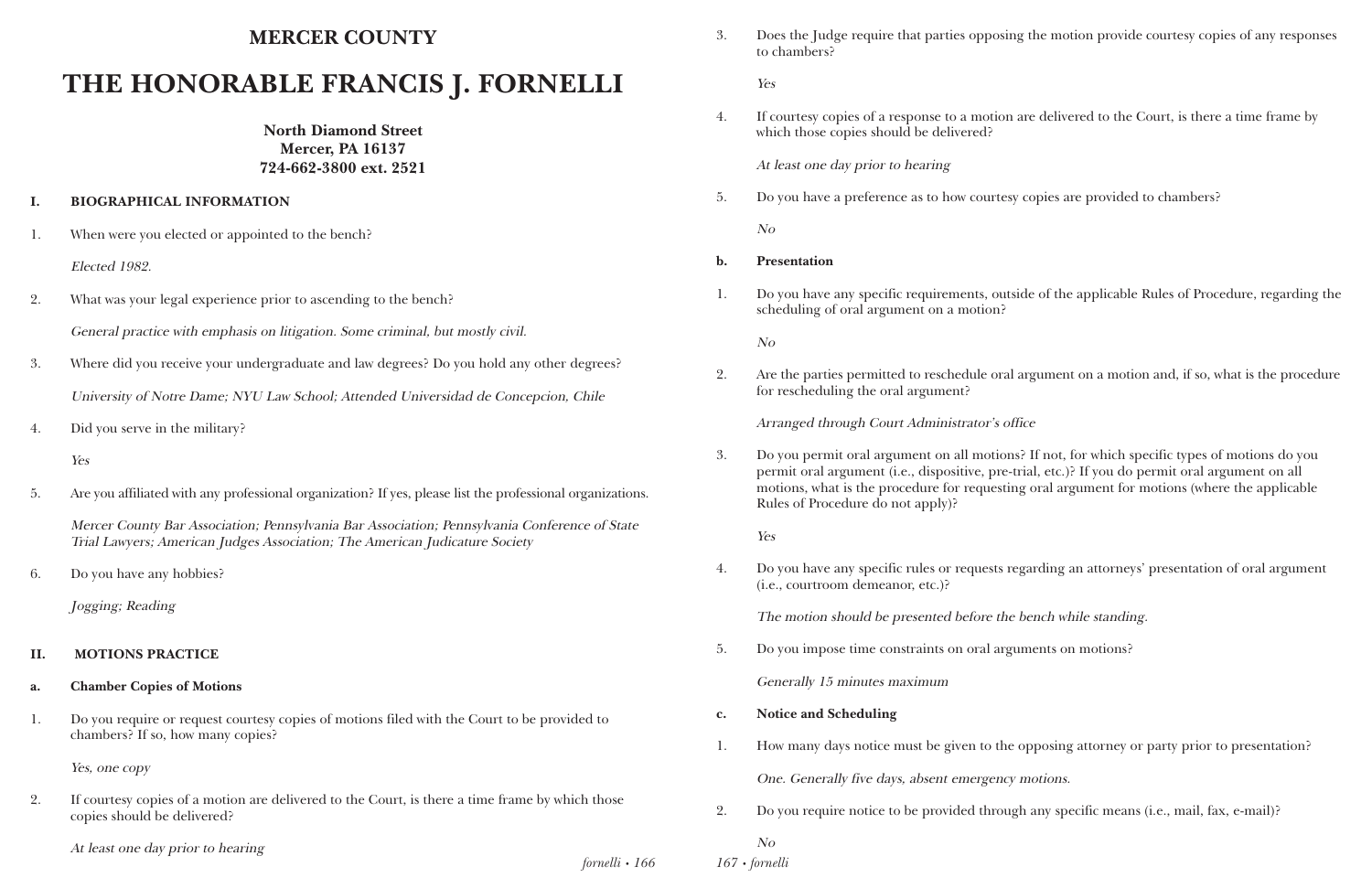## MERCER COUNTY

# THE HONORABLE FRANCIS J. FORNELLI

**North Diamond Street**
**Mercer, PA 16137**
**724-662-3800 ext. 2521**

### I. BIOGRAPHICAL INFORMATION

1. When were you elected or appointed to the bench?

   *Elected 1982.*

2. What was your legal experience prior to ascending to the bench?

   *General practice with emphasis on litigation. Some criminal, but mostly civil.*

3. Where did you receive your undergraduate and law degrees? Do you hold any other degrees?

   *University of Notre Dame; NYU Law School; Attended Universidad de Concepcion, Chile*

4. Did you serve in the military?

   *Yes*

5. Are you affiliated with any professional organization? If yes, please list the professional organizations.

   *Mercer County Bar Association; Pennsylvania Bar Association; Pennsylvania Conference of State Trial Lawyers; American Judges Association; The American Judicature Society*

6. Do you have any hobbies?

   *Jogging; Reading*

### II. MOTIONS PRACTICE

#### a. Chamber Copies of Motions

1. Do you require or request courtesy copies of motions filed with the Court to be provided to chambers? If so, how many copies?

   *Yes, one copy*

2. If courtesy copies of a motion are delivered to the Court, is there a time frame by which those copies should be delivered?

   *At least one day prior to hearing*

3. Does the Judge require that parties opposing the motion provide courtesy copies of any responses to chambers?

   *Yes*

4. If courtesy copies of a response to a motion are delivered to the Court, is there a time frame by which those copies should be delivered?

   *At least one day prior to hearing*

5. Do you have a preference as to how courtesy copies are provided to chambers?

   *No*

#### b. Presentation

1. Do you have any specific requirements, outside of the applicable Rules of Procedure, regarding the scheduling of oral argument on a motion?

   *No*

2. Are the parties permitted to reschedule oral argument on a motion and, if so, what is the procedure for rescheduling the oral argument?

   *Arranged through Court Administrator's office*

3. Do you permit oral argument on all motions? If not, for which specific types of motions do you permit oral argument (i.e., dispositive, pre-trial, etc.)? If you do permit oral argument on all motions, what is the procedure for requesting oral argument for motions (where the applicable Rules of Procedure do not apply)?

   *Yes*

4. Do you have any specific rules or requests regarding an attorneys' presentation of oral argument (i.e., courtroom demeanor, etc.)?

   *The motion should be presented before the bench while standing.*

5. Do you impose time constraints on oral arguments on motions?

   *Generally 15 minutes maximum*

#### c. Notice and Scheduling

1. How many days notice must be given to the opposing attorney or party prior to presentation?

   *One. Generally five days, absent emergency motions.*

2. Do you require notice to be provided through any specific means (i.e., mail, fax, e-mail)?

   *No*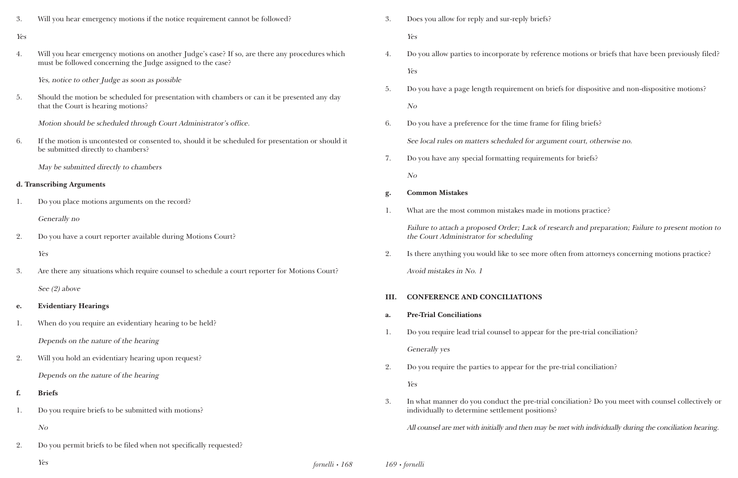3. Will you hear emergency motions if the notice requirement cannot be followed?

*Yes*

4. Will you hear emergency motions on another Judge's case? If so, are there any procedures which must be followed concerning the Judge assigned to the case?

   *Yes, notice to other Judge as soon as possible*

5. Should the motion be scheduled for presentation with chambers or can it be presented any day that the Court is hearing motions?

   *Motion should be scheduled through Court Administrator's office.*

6. If the motion is uncontested or consented to, should it be scheduled for presentation or should it be submitted directly to chambers?

   *May be submitted directly to chambers*

**d. Transcribing Arguments**

1. Do you place motions arguments on the record?

   *Generally no*

2. Do you have a court reporter available during Motions Court?

   *Yes*

3. Are there any situations which require counsel to schedule a court reporter for Motions Court?

   *See (2) above*

**e. Evidentiary Hearings**

1. When do you require an evidentiary hearing to be held?

   *Depends on the nature of the hearing*

2. Will you hold an evidentiary hearing upon request?

   *Depends on the nature of the hearing*

**f. Briefs**

1. Do you require briefs to be submitted with motions?

   *No*

2. Do you permit briefs to be filed when not specifically requested?

   *Yes*

3. Does you allow for reply and sur-reply briefs?

   *Yes*

4. Do you allow parties to incorporate by reference motions or briefs that have been previously filed?

   *Yes*

5. Do you have a page length requirement on briefs for dispositive and non-dispositive motions?

   *No*

6. Do you have a preference for the time frame for filing briefs?

   *See local rules on matters scheduled for argument court, otherwise no.*

7. Do you have any special formatting requirements for briefs?

   *No*

**g. Common Mistakes**

1. What are the most common mistakes made in motions practice?

   *Failure to attach a proposed Order; Lack of research and preparation; Failure to present motion to the Court Administrator for scheduling*

2. Is there anything you would like to see more often from attorneys concerning motions practice?

   *Avoid mistakes in No. 1*

## III. CONFERENCE AND CONCILIATIONS

**a. Pre-Trial Conciliations**

1. Do you require lead trial counsel to appear for the pre-trial conciliation?

   *Generally yes*

2. Do you require the parties to appear for the pre-trial conciliation?

   *Yes*

3. In what manner do you conduct the pre-trial conciliation? Do you meet with counsel collectively or individually to determine settlement positions?

   *All counsel are met with initially and then may be met with individually during the conciliation hearing.*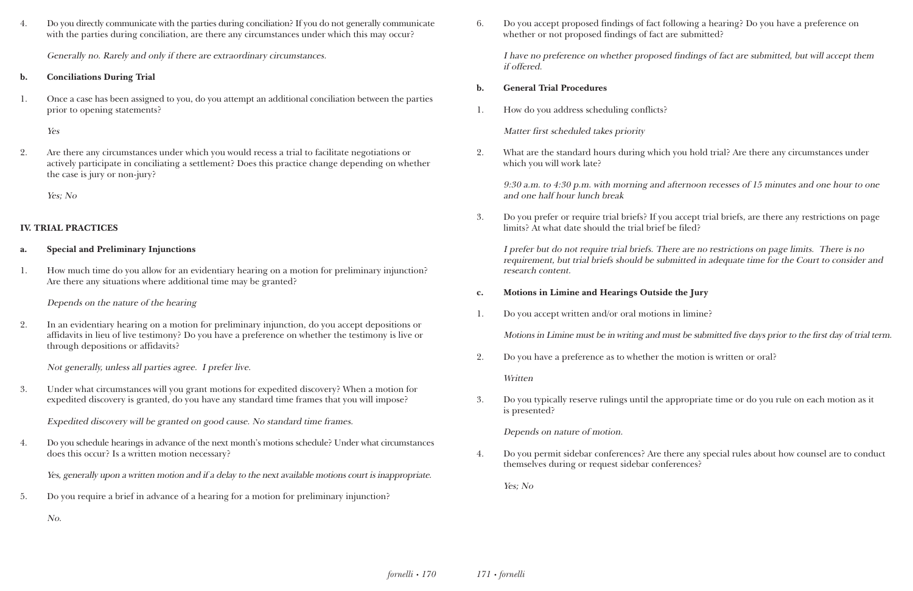4. Do you directly communicate with the parties during conciliation? If you do not generally communicate with the parties during conciliation, are there any circumstances under which this may occur?

   *Generally no. Rarely and only if there are extraordinary circumstances.*

**b. Conciliations During Trial**

1. Once a case has been assigned to you, do you attempt an additional conciliation between the parties prior to opening statements?

   *Yes*

2. Are there any circumstances under which you would recess a trial to facilitate negotiations or actively participate in conciliating a settlement? Does this practice change depending on whether the case is jury or non-jury?

   *Yes; No*

## IV. TRIAL PRACTICES

**a. Special and Preliminary Injunctions**

1. How much time do you allow for an evidentiary hearing on a motion for preliminary injunction? Are there any situations where additional time may be granted?

   *Depends on the nature of the hearing*

2. In an evidentiary hearing on a motion for preliminary injunction, do you accept depositions or affidavits in lieu of live testimony? Do you have a preference on whether the testimony is live or through depositions or affidavits?

   *Not generally, unless all parties agree. I prefer live.*

3. Under what circumstances will you grant motions for expedited discovery? When a motion for expedited discovery is granted, do you have any standard time frames that you will impose?

   *Expedited discovery will be granted on good cause. No standard time frames.*

4. Do you schedule hearings in advance of the next month's motions schedule? Under what circumstances does this occur? Is a written motion necessary?

   *Yes, generally upon a written motion and if a delay to the next available motions court is inappropriate.*

5. Do you require a brief in advance of a hearing for a motion for preliminary injunction?

   *No.*

6. Do you accept proposed findings of fact following a hearing? Do you have a preference on whether or not proposed findings of fact are submitted?

   *I have no preference on whether proposed findings of fact are submitted, but will accept them if offered.*

**b. General Trial Procedures**

1. How do you address scheduling conflicts?

   *Matter first scheduled takes priority*

2. What are the standard hours during which you hold trial? Are there any circumstances under which you will work late?

   *9:30 a.m. to 4:30 p.m. with morning and afternoon recesses of 15 minutes and one hour to one and one half hour lunch break*

3. Do you prefer or require trial briefs? If you accept trial briefs, are there any restrictions on page limits? At what date should the trial brief be filed?

   *I prefer but do not require trial briefs. There are no restrictions on page limits. There is no requirement, but trial briefs should be submitted in adequate time for the Court to consider and research content.*

**c. Motions in Limine and Hearings Outside the Jury**

1. Do you accept written and/or oral motions in limine?

   *Motions in Limine must be in writing and must be submitted five days prior to the first day of trial term.*

2. Do you have a preference as to whether the motion is written or oral?

   *Written*

3. Do you typically reserve rulings until the appropriate time or do you rule on each motion as it is presented?

   *Depends on nature of motion.*

4. Do you permit sidebar conferences? Are there any special rules about how counsel are to conduct themselves during or request sidebar conferences?

   *Yes; No*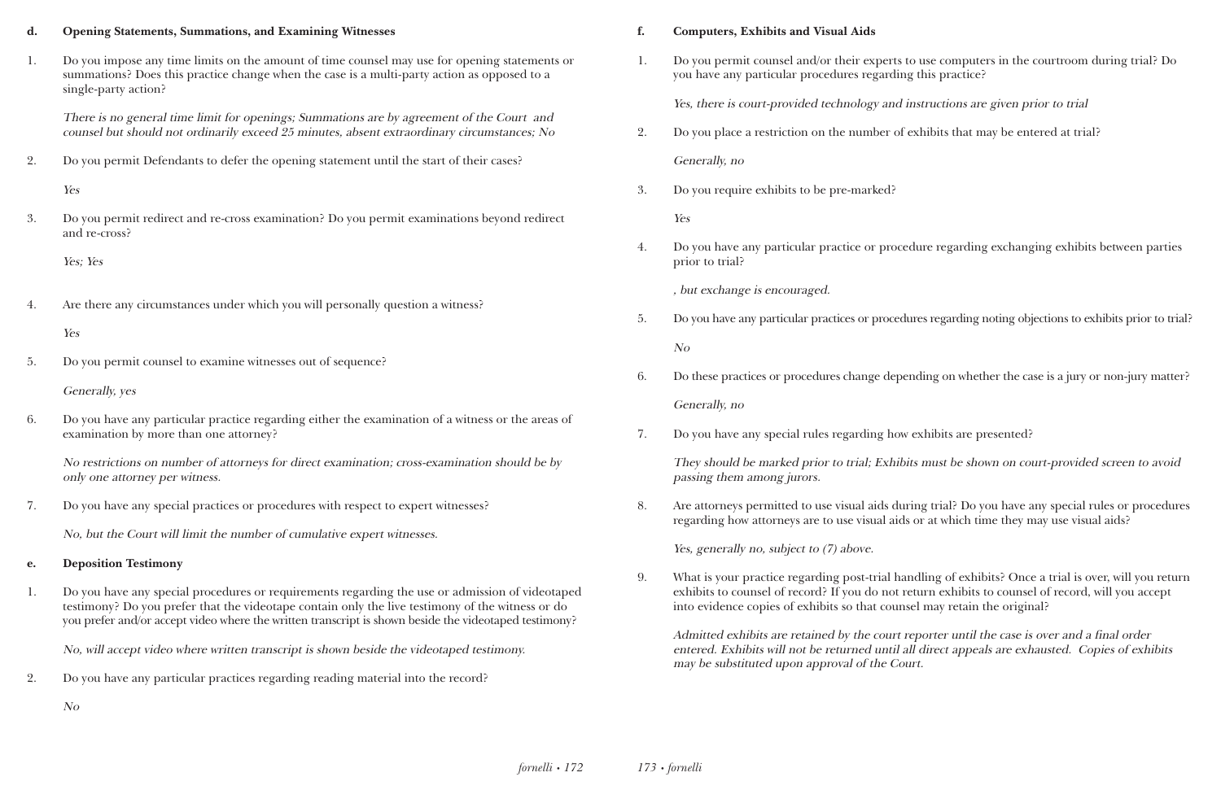**d. Opening Statements, Summations, and Examining Witnesses**

1. Do you impose any time limits on the amount of time counsel may use for opening statements or summations? Does this practice change when the case is a multi-party action as opposed to a single-party action?

   *There is no general time limit for openings; Summations are by agreement of the Court and counsel but should not ordinarily exceed 25 minutes, absent extraordinary circumstances; No*

2. Do you permit Defendants to defer the opening statement until the start of their cases?

   *Yes*

3. Do you permit redirect and re-cross examination? Do you permit examinations beyond redirect and re-cross?

   *Yes; Yes*

4. Are there any circumstances under which you will personally question a witness?

   *Yes*

5. Do you permit counsel to examine witnesses out of sequence?

   *Generally, yes*

6. Do you have any particular practice regarding either the examination of a witness or the areas of examination by more than one attorney?

   *No restrictions on number of attorneys for direct examination; cross-examination should be by only one attorney per witness.*

7. Do you have any special practices or procedures with respect to expert witnesses?

   *No, but the Court will limit the number of cumulative expert witnesses.*

**e. Deposition Testimony**

1. Do you have any special procedures or requirements regarding the use or admission of videotaped testimony? Do you prefer that the videotape contain only the live testimony of the witness or do you prefer and/or accept video where the written transcript is shown beside the videotaped testimony?

   *No, will accept video where written transcript is shown beside the videotaped testimony.*

2. Do you have any particular practices regarding reading material into the record?

   *No*

**f. Computers, Exhibits and Visual Aids**

1. Do you permit counsel and/or their experts to use computers in the courtroom during trial? Do you have any particular procedures regarding this practice?

   *Yes, there is court-provided technology and instructions are given prior to trial*

2. Do you place a restriction on the number of exhibits that may be entered at trial?

   *Generally, no*

3. Do you require exhibits to be pre-marked?

   *Yes*

4. Do you have any particular practice or procedure regarding exchanging exhibits between parties prior to trial?

   *, but exchange is encouraged.*

5. Do you have any particular practices or procedures regarding noting objections to exhibits prior to trial?

   *No*

6. Do these practices or procedures change depending on whether the case is a jury or non-jury matter?

   *Generally, no*

7. Do you have any special rules regarding how exhibits are presented?

   *They should be marked prior to trial; Exhibits must be shown on court-provided screen to avoid passing them among jurors.*

8. Are attorneys permitted to use visual aids during trial? Do you have any special rules or procedures regarding how attorneys are to use visual aids or at which time they may use visual aids?

   *Yes, generally no, subject to (7) above.*

9. What is your practice regarding post-trial handling of exhibits? Once a trial is over, will you return exhibits to counsel of record? If you do not return exhibits to counsel of record, will you accept into evidence copies of exhibits so that counsel may retain the original?

   *Admitted exhibits are retained by the court reporter until the case is over and a final order entered. Exhibits will not be returned until all direct appeals are exhausted. Copies of exhibits may be substituted upon approval of the Court.*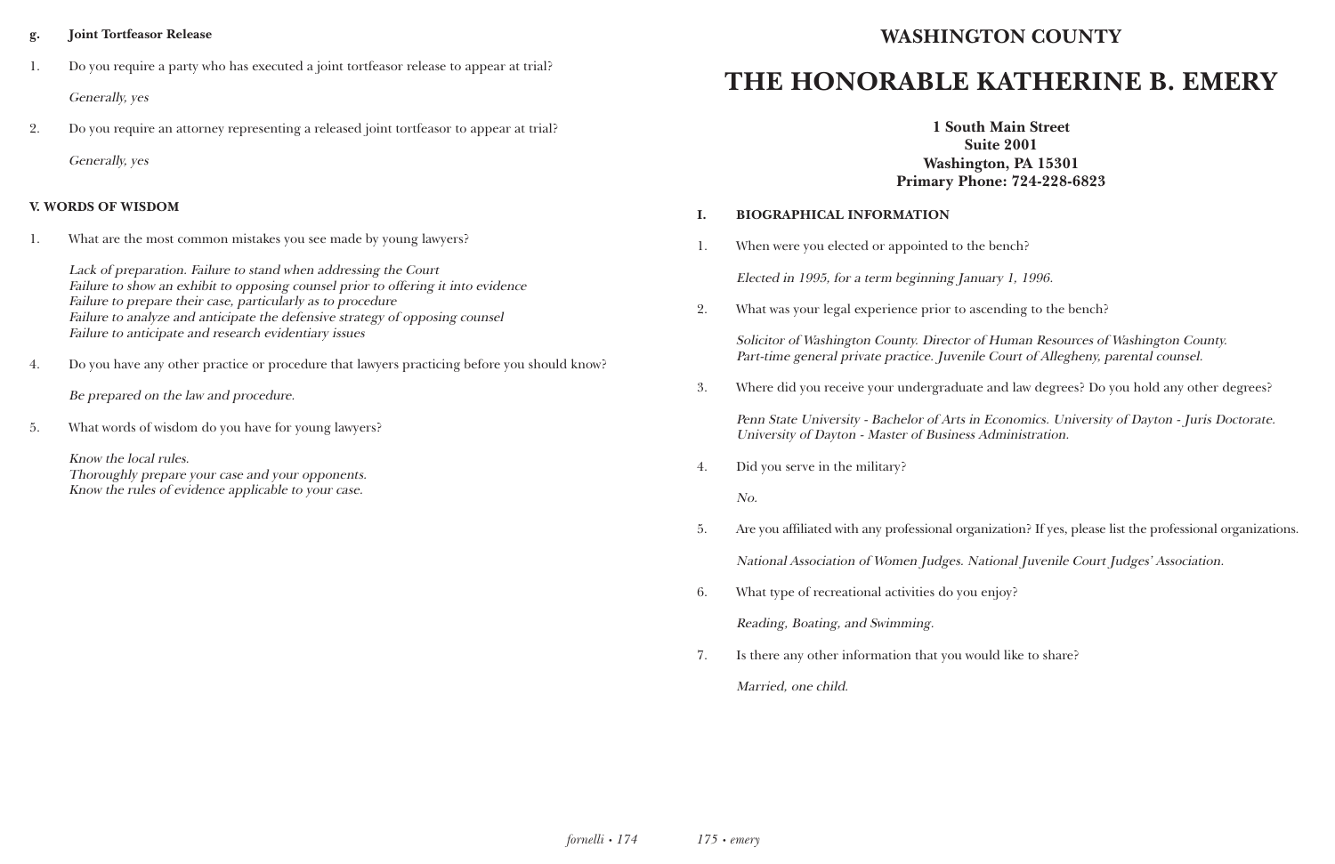**g. Joint Tortfeasor Release**

1. Do you require a party who has executed a joint tortfeasor release to appear at trial?

   *Generally, yes*

2. Do you require an attorney representing a released joint tortfeasor to appear at trial?

   *Generally, yes*

**V. WORDS OF WISDOM**

1. What are the most common mistakes you see made by young lawyers?

   *Lack of preparation. Failure to stand when addressing the Court*
   *Failure to show an exhibit to opposing counsel prior to offering it into evidence*
   *Failure to prepare their case, particularly as to procedure*
   *Failure to analyze and anticipate the defensive strategy of opposing counsel*
   *Failure to anticipate and research evidentiary issues*

4. Do you have any other practice or procedure that lawyers practicing before you should know?

   *Be prepared on the law and procedure.*

5. What words of wisdom do you have for young lawyers?

   *Know the local rules.*
   *Thoroughly prepare your case and your opponents.*
   *Know the rules of evidence applicable to your case.*

## WASHINGTON COUNTY

# THE HONORABLE KATHERINE B. EMERY

**1 South Main Street**
**Suite 2001**
**Washington, PA 15301**
**Primary Phone: 724-228-6823**

**I. BIOGRAPHICAL INFORMATION**

1. When were you elected or appointed to the bench?

   *Elected in 1995, for a term beginning January 1, 1996.*

2. What was your legal experience prior to ascending to the bench?

   *Solicitor of Washington County. Director of Human Resources of Washington County. Part-time general private practice. Juvenile Court of Allegheny, parental counsel.*

3. Where did you receive your undergraduate and law degrees? Do you hold any other degrees?

   *Penn State University - Bachelor of Arts in Economics. University of Dayton - Juris Doctorate. University of Dayton - Master of Business Administration.*

4. Did you serve in the military?

   *No.*

5. Are you affiliated with any professional organization? If yes, please list the professional organizations.

   *National Association of Women Judges. National Juvenile Court Judges' Association.*

6. What type of recreational activities do you enjoy?

   *Reading, Boating, and Swimming.*

7. Is there any other information that you would like to share?

   *Married, one child.*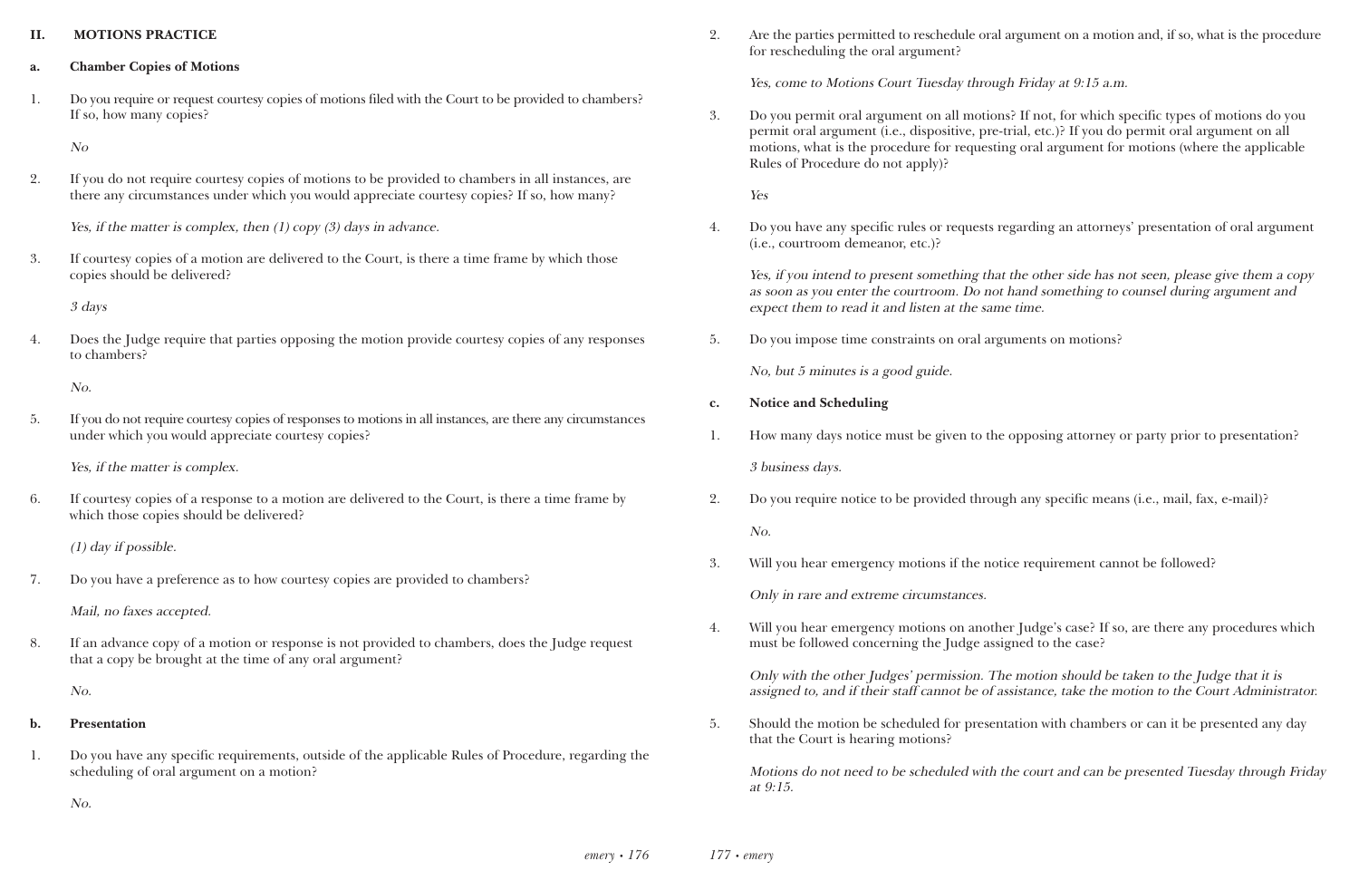## II. MOTIONS PRACTICE

### a. Chamber Copies of Motions

1. Do you require or request courtesy copies of motions filed with the Court to be provided to chambers? If so, how many copies?

   *No*

2. If you do not require courtesy copies of motions to be provided to chambers in all instances, are there any circumstances under which you would appreciate courtesy copies? If so, how many?

   *Yes, if the matter is complex, then (1) copy (3) days in advance.*

3. If courtesy copies of a motion are delivered to the Court, is there a time frame by which those copies should be delivered?

   *3 days*

4. Does the Judge require that parties opposing the motion provide courtesy copies of any responses to chambers?

   *No.*

5. If you do not require courtesy copies of responses to motions in all instances, are there any circumstances under which you would appreciate courtesy copies?

   *Yes, if the matter is complex.*

6. If courtesy copies of a response to a motion are delivered to the Court, is there a time frame by which those copies should be delivered?

   *(1) day if possible.*

7. Do you have a preference as to how courtesy copies are provided to chambers?

   *Mail, no faxes accepted.*

8. If an advance copy of a motion or response is not provided to chambers, does the Judge request that a copy be brought at the time of any oral argument?

   *No.*

### b. Presentation

1. Do you have any specific requirements, outside of the applicable Rules of Procedure, regarding the scheduling of oral argument on a motion?

   *No.*

2. Are the parties permitted to reschedule oral argument on a motion and, if so, what is the procedure for rescheduling the oral argument?

   *Yes, come to Motions Court Tuesday through Friday at 9:15 a.m.*

3. Do you permit oral argument on all motions? If not, for which specific types of motions do you permit oral argument (i.e., dispositive, pre-trial, etc.)? If you do permit oral argument on all motions, what is the procedure for requesting oral argument for motions (where the applicable Rules of Procedure do not apply)?

   *Yes*

4. Do you have any specific rules or requests regarding an attorneys' presentation of oral argument (i.e., courtroom demeanor, etc.)?

   *Yes, if you intend to present something that the other side has not seen, please give them a copy as soon as you enter the courtroom. Do not hand something to counsel during argument and expect them to read it and listen at the same time.*

5. Do you impose time constraints on oral arguments on motions?

   *No, but 5 minutes is a good guide.*

### c. Notice and Scheduling

1. How many days notice must be given to the opposing attorney or party prior to presentation?

   *3 business days.*

2. Do you require notice to be provided through any specific means (i.e., mail, fax, e-mail)?

   *No.*

3. Will you hear emergency motions if the notice requirement cannot be followed?

   *Only in rare and extreme circumstances.*

4. Will you hear emergency motions on another Judge's case? If so, are there any procedures which must be followed concerning the Judge assigned to the case?

   *Only with the other Judges' permission. The motion should be taken to the Judge that it is assigned to, and if their staff cannot be of assistance, take the motion to the Court Administrator.*

5. Should the motion be scheduled for presentation with chambers or can it be presented any day that the Court is hearing motions?

   *Motions do not need to be scheduled with the court and can be presented Tuesday through Friday at 9:15.*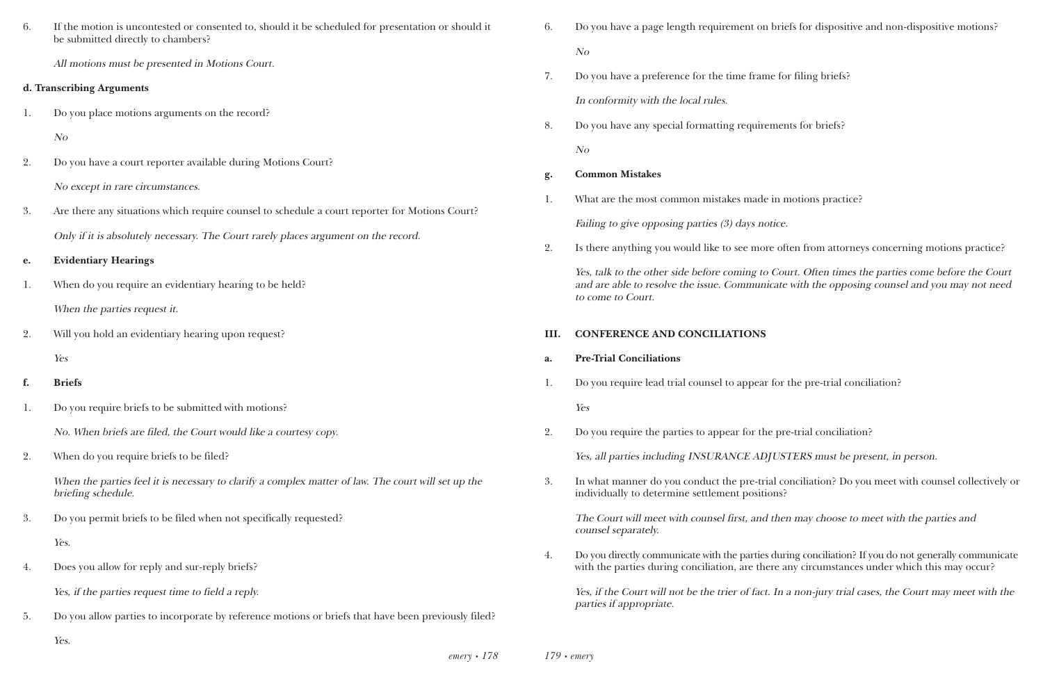6. If the motion is uncontested or consented to, should it be scheduled for presentation or should it be submitted directly to chambers?

   *All motions must be presented in Motions Court.*

**d. Transcribing Arguments**

1. Do you place motions arguments on the record?

   *No*

2. Do you have a court reporter available during Motions Court?

   *No except in rare circumstances.*

3. Are there any situations which require counsel to schedule a court reporter for Motions Court?

   *Only if it is absolutely necessary. The Court rarely places argument on the record.*

**e. Evidentiary Hearings**

1. When do you require an evidentiary hearing to be held?

   *When the parties request it.*

2. Will you hold an evidentiary hearing upon request?

   *Yes*

**f. Briefs**

1. Do you require briefs to be submitted with motions?

   *No. When briefs are filed, the Court would like a courtesy copy.*

2. When do you require briefs to be filed?

   *When the parties feel it is necessary to clarify a complex matter of law. The court will set up the briefing schedule.*

3. Do you permit briefs to be filed when not specifically requested?

   *Yes.*

4. Does you allow for reply and sur-reply briefs?

   *Yes, if the parties request time to field a reply.*

5. Do you allow parties to incorporate by reference motions or briefs that have been previously filed?

   *Yes.*

6. Do you have a page length requirement on briefs for dispositive and non-dispositive motions?

   *No*

7. Do you have a preference for the time frame for filing briefs?

   *In conformity with the local rules.*

8. Do you have any special formatting requirements for briefs?

   *No*

**g. Common Mistakes**

1. What are the most common mistakes made in motions practice?

   *Failing to give opposing parties (3) days notice.*

2. Is there anything you would like to see more often from attorneys concerning motions practice?

   *Yes, talk to the other side before coming to Court. Often times the parties come before the Court and are able to resolve the issue. Communicate with the opposing counsel and you may not need to come to Court.*

## III. CONFERENCE AND CONCILIATIONS

**a. Pre-Trial Conciliations**

1. Do you require lead trial counsel to appear for the pre-trial conciliation?

   *Yes*

2. Do you require the parties to appear for the pre-trial conciliation?

   *Yes, all parties including INSURANCE ADJUSTERS must be present, in person.*

3. In what manner do you conduct the pre-trial conciliation? Do you meet with counsel collectively or individually to determine settlement positions?

   *The Court will meet with counsel first, and then may choose to meet with the parties and counsel separately.*

4. Do you directly communicate with the parties during conciliation? If you do not generally communicate with the parties during conciliation, are there any circumstances under which this may occur?

   *Yes, if the Court will not be the trier of fact. In a non-jury trial cases, the Court may meet with the parties if appropriate.*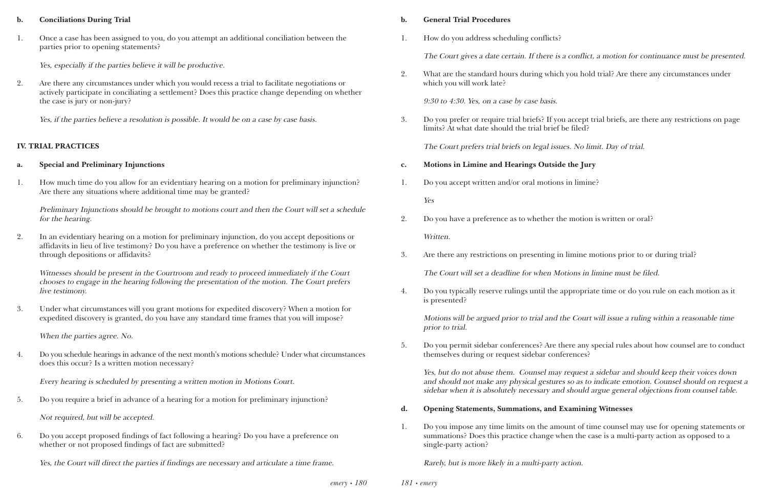**b. Conciliations During Trial**

1. Once a case has been assigned to you, do you attempt an additional conciliation between the parties prior to opening statements?

   *Yes, especially if the parties believe it will be productive.*

2. Are there any circumstances under which you would recess a trial to facilitate negotiations or actively participate in conciliating a settlement? Does this practice change depending on whether the case is jury or non-jury?

   *Yes, if the parties believe a resolution is possible. It would be on a case by case basis.*

## IV. TRIAL PRACTICES

**a. Special and Preliminary Injunctions**

1. How much time do you allow for an evidentiary hearing on a motion for preliminary injunction? Are there any situations where additional time may be granted?

   *Preliminary Injunctions should be brought to motions court and then the Court will set a schedule for the hearing.*

2. In an evidentiary hearing on a motion for preliminary injunction, do you accept depositions or affidavits in lieu of live testimony? Do you have a preference on whether the testimony is live or through depositions or affidavits?

   *Witnesses should be present in the Courtroom and ready to proceed immediately if the Court chooses to engage in the hearing following the presentation of the motion. The Court prefers live testimony.*

3. Under what circumstances will you grant motions for expedited discovery? When a motion for expedited discovery is granted, do you have any standard time frames that you will impose?

   *When the parties agree. No.*

4. Do you schedule hearings in advance of the next month's motions schedule? Under what circumstances does this occur? Is a written motion necessary?

   *Every hearing is scheduled by presenting a written motion in Motions Court.*

5. Do you require a brief in advance of a hearing for a motion for preliminary injunction?

   *Not required, but will be accepted.*

6. Do you accept proposed findings of fact following a hearing? Do you have a preference on whether or not proposed findings of fact are submitted?

   *Yes, the Court will direct the parties if findings are necessary and articulate a time frame.*

**b. General Trial Procedures**

1. How do you address scheduling conflicts?

   *The Court gives a date certain. If there is a conflict, a motion for continuance must be presented.*

2. What are the standard hours during which you hold trial? Are there any circumstances under which you will work late?

   *9:30 to 4:30. Yes, on a case by case basis.*

3. Do you prefer or require trial briefs? If you accept trial briefs, are there any restrictions on page limits? At what date should the trial brief be filed?

   *The Court prefers trial briefs on legal issues. No limit. Day of trial.*

**c. Motions in Limine and Hearings Outside the Jury**

1. Do you accept written and/or oral motions in limine?

   *Yes*

2. Do you have a preference as to whether the motion is written or oral?

   *Written.*

3. Are there any restrictions on presenting in limine motions prior to or during trial?

   *The Court will set a deadline for when Motions in limine must be filed.*

4. Do you typically reserve rulings until the appropriate time or do you rule on each motion as it is presented?

   *Motions will be argued prior to trial and the Court will issue a ruling within a reasonable time prior to trial.*

5. Do you permit sidebar conferences? Are there any special rules about how counsel are to conduct themselves during or request sidebar conferences?

   *Yes, but do not abuse them. Counsel may request a sidebar and should keep their voices down and should not make any physical gestures so as to indicate emotion. Counsel should on request a sidebar when it is absolutely necessary and should argue general objections from counsel table.*

**d. Opening Statements, Summations, and Examining Witnesses**

1. Do you impose any time limits on the amount of time counsel may use for opening statements or summations? Does this practice change when the case is a multi-party action as opposed to a single-party action?

   *Rarely, but is more likely in a multi-party action.*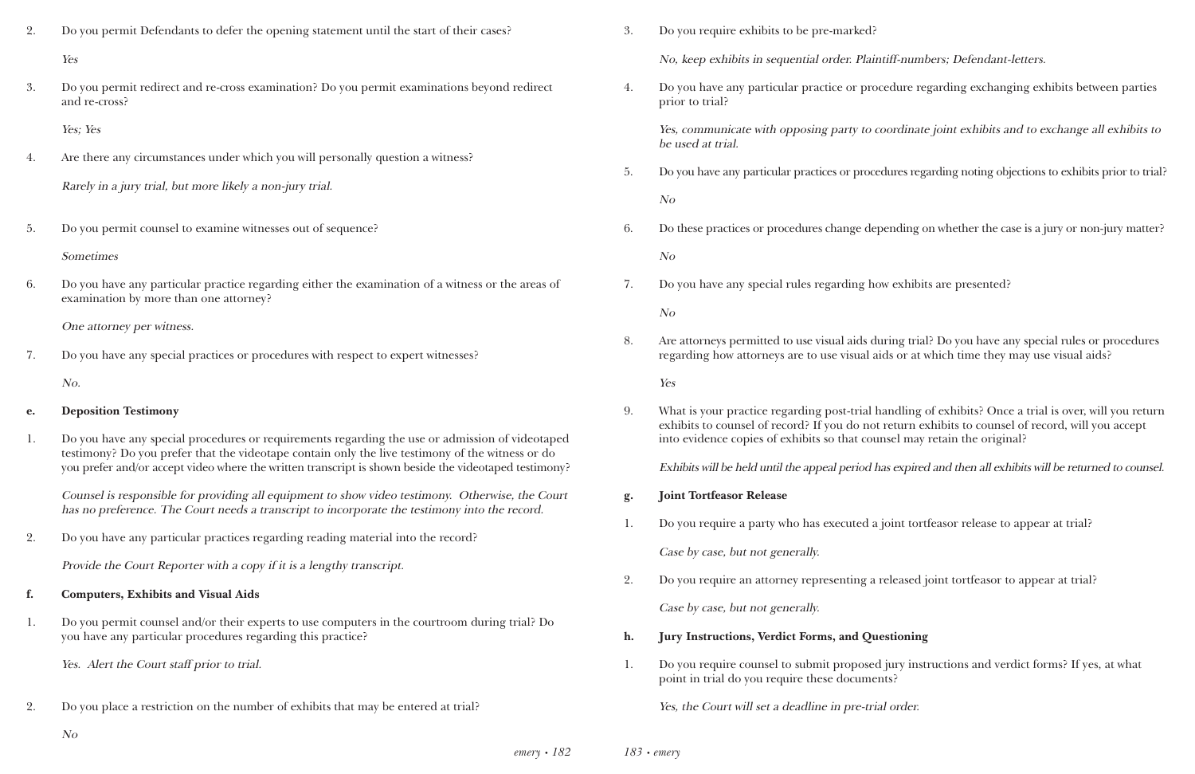2. Do you permit Defendants to defer the opening statement until the start of their cases?

*Yes*

3. Do you permit redirect and re-cross examination? Do you permit examinations beyond redirect and re-cross?

*Yes; Yes*

4. Are there any circumstances under which you will personally question a witness?

*Rarely in a jury trial, but more likely a non-jury trial.*

5. Do you permit counsel to examine witnesses out of sequence?

*Sometimes*

6. Do you have any particular practice regarding either the examination of a witness or the areas of examination by more than one attorney?

*One attorney per witness.*

7. Do you have any special practices or procedures with respect to expert witnesses?

*No.*

**e. Deposition Testimony**

1. Do you have any special procedures or requirements regarding the use or admission of videotaped testimony? Do you prefer that the videotape contain only the live testimony of the witness or do you prefer and/or accept video where the written transcript is shown beside the videotaped testimony?

*Counsel is responsible for providing all equipment to show video testimony. Otherwise, the Court has no preference. The Court needs a transcript to incorporate the testimony into the record.*

2. Do you have any particular practices regarding reading material into the record?

*Provide the Court Reporter with a copy if it is a lengthy transcript.*

**f. Computers, Exhibits and Visual Aids**

1. Do you permit counsel and/or their experts to use computers in the courtroom during trial? Do you have any particular procedures regarding this practice?

*Yes. Alert the Court staff prior to trial.*

2. Do you place a restriction on the number of exhibits that may be entered at trial?

*No*

3. Do you require exhibits to be pre-marked?

*No, keep exhibits in sequential order. Plaintiff-numbers; Defendant-letters.*

4. Do you have any particular practice or procedure regarding exchanging exhibits between parties prior to trial?

*Yes, communicate with opposing party to coordinate joint exhibits and to exchange all exhibits to be used at trial.*

5. Do you have any particular practices or procedures regarding noting objections to exhibits prior to trial?

*No*

6. Do these practices or procedures change depending on whether the case is a jury or non-jury matter?

*No*

7. Do you have any special rules regarding how exhibits are presented?

*No*

8. Are attorneys permitted to use visual aids during trial? Do you have any special rules or procedures regarding how attorneys are to use visual aids or at which time they may use visual aids?

*Yes*

9. What is your practice regarding post-trial handling of exhibits? Once a trial is over, will you return exhibits to counsel of record? If you do not return exhibits to counsel of record, will you accept into evidence copies of exhibits so that counsel may retain the original?

*Exhibits will be held until the appeal period has expired and then all exhibits will be returned to counsel.*

**g. Joint Tortfeasor Release**

1. Do you require a party who has executed a joint tortfeasor release to appear at trial?

*Case by case, but not generally.*

2. Do you require an attorney representing a released joint tortfeasor to appear at trial?

*Case by case, but not generally.*

**h. Jury Instructions, Verdict Forms, and Questioning**

1. Do you require counsel to submit proposed jury instructions and verdict forms? If yes, at what point in trial do you require these documents?

*Yes, the Court will set a deadline in pre-trial order.*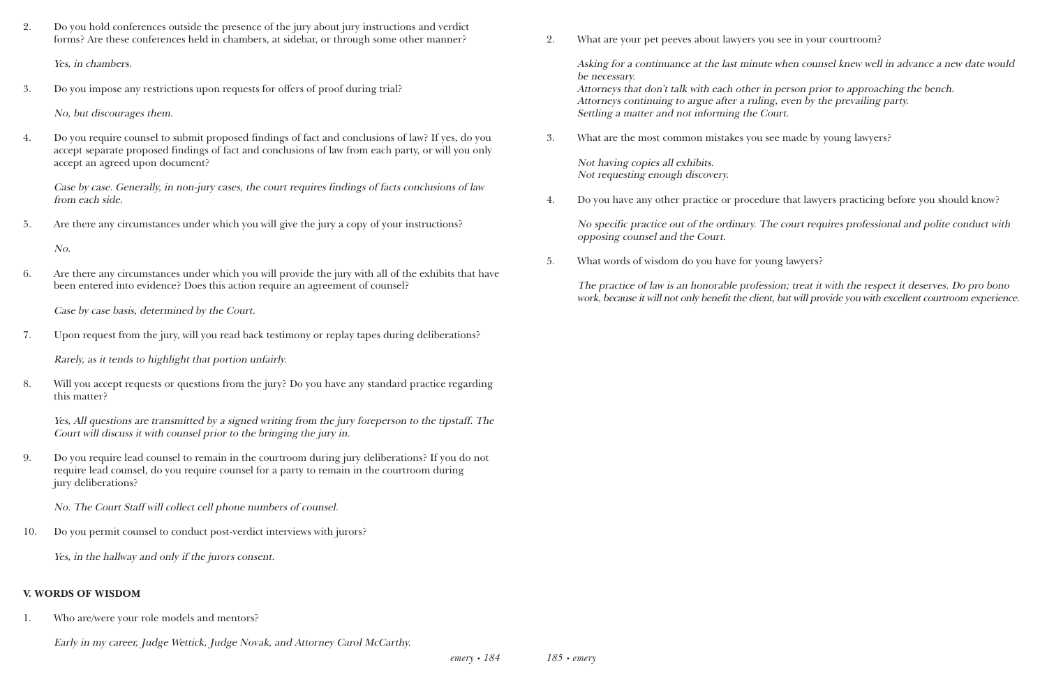2. Do you hold conferences outside the presence of the jury about jury instructions and verdict forms? Are these conferences held in chambers, at sidebar, or through some other manner?

   *Yes, in chambers.*

3. Do you impose any restrictions upon requests for offers of proof during trial?

   *No, but discourages them.*

4. Do you require counsel to submit proposed findings of fact and conclusions of law? If yes, do you accept separate proposed findings of fact and conclusions of law from each party, or will you only accept an agreed upon document?

   *Case by case. Generally, in non-jury cases, the court requires findings of facts conclusions of law from each side.*

5. Are there any circumstances under which you will give the jury a copy of your instructions?

   *No.*

6. Are there any circumstances under which you will provide the jury with all of the exhibits that have been entered into evidence? Does this action require an agreement of counsel?

   *Case by case basis, determined by the Court.*

7. Upon request from the jury, will you read back testimony or replay tapes during deliberations?

   *Rarely, as it tends to highlight that portion unfairly.*

8. Will you accept requests or questions from the jury? Do you have any standard practice regarding this matter?

   *Yes, All questions are transmitted by a signed writing from the jury foreperson to the tipstaff. The Court will discuss it with counsel prior to the bringing the jury in.*

9. Do you require lead counsel to remain in the courtroom during jury deliberations? If you do not require lead counsel, do you require counsel for a party to remain in the courtroom during jury deliberations?

   *No. The Court Staff will collect cell phone numbers of counsel.*

10. Do you permit counsel to conduct post-verdict interviews with jurors?

    *Yes, in the hallway and only if the jurors consent.*

## V. WORDS OF WISDOM

1. Who are/were your role models and mentors?

   *Early in my career, Judge Wettick, Judge Novak, and Attorney Carol McCarthy.*

2. What are your pet peeves about lawyers you see in your courtroom?

   *Asking for a continuance at the last minute when counsel knew well in advance a new date would be necessary.*
   *Attorneys that don't talk with each other in person prior to approaching the bench.*
   *Attorneys continuing to argue after a ruling, even by the prevailing party.*
   *Settling a matter and not informing the Court.*

3. What are the most common mistakes you see made by young lawyers?

   *Not having copies all exhibits.*
   *Not requesting enough discovery.*

4. Do you have any other practice or procedure that lawyers practicing before you should know?

   *No specific practice out of the ordinary. The court requires professional and polite conduct with opposing counsel and the Court.*

5. What words of wisdom do you have for young lawyers?

   *The practice of law is an honorable profession; treat it with the respect it deserves. Do pro bono work, because it will not only benefit the client, but will provide you with excellent courtroom experience.*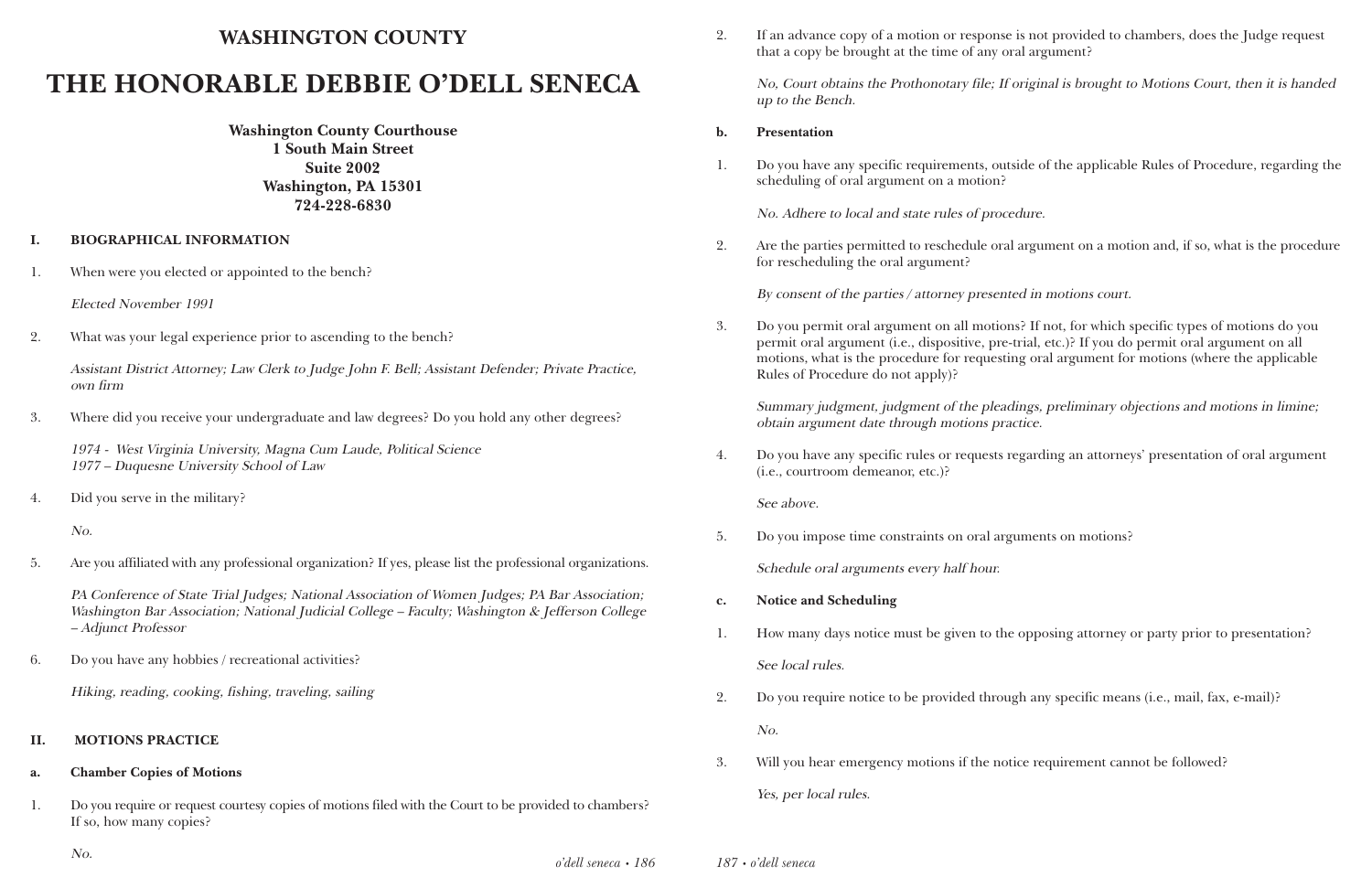# WASHINGTON COUNTY

# THE HONORABLE DEBBIE O'DELL SENECA

**Washington County Courthouse**
**1 South Main Street**
**Suite 2002**
**Washington, PA 15301**
**724-228-6830**

## I. BIOGRAPHICAL INFORMATION

1. When were you elected or appointed to the bench?

   *Elected November 1991*

2. What was your legal experience prior to ascending to the bench?

   *Assistant District Attorney; Law Clerk to Judge John F. Bell; Assistant Defender; Private Practice, own firm*

3. Where did you receive your undergraduate and law degrees? Do you hold any other degrees?

   *1974 - West Virginia University, Magna Cum Laude, Political Science*
   *1977 – Duquesne University School of Law*

4. Did you serve in the military?

   *No.*

5. Are you affiliated with any professional organization? If yes, please list the professional organizations.

   *PA Conference of State Trial Judges; National Association of Women Judges; PA Bar Association; Washington Bar Association; National Judicial College – Faculty; Washington & Jefferson College – Adjunct Professor*

6. Do you have any hobbies / recreational activities?

   *Hiking, reading, cooking, fishing, traveling, sailing*

## II. MOTIONS PRACTICE

### a. Chamber Copies of Motions

1. Do you require or request courtesy copies of motions filed with the Court to be provided to chambers? If so, how many copies?

   *No.*

2. If an advance copy of a motion or response is not provided to chambers, does the Judge request that a copy be brought at the time of any oral argument?

   *No, Court obtains the Prothonotary file; If original is brought to Motions Court, then it is handed up to the Bench.*

### b. Presentation

1. Do you have any specific requirements, outside of the applicable Rules of Procedure, regarding the scheduling of oral argument on a motion?

   *No. Adhere to local and state rules of procedure.*

2. Are the parties permitted to reschedule oral argument on a motion and, if so, what is the procedure for rescheduling the oral argument?

   *By consent of the parties / attorney presented in motions court.*

3. Do you permit oral argument on all motions? If not, for which specific types of motions do you permit oral argument (i.e., dispositive, pre-trial, etc.)? If you do permit oral argument on all motions, what is the procedure for requesting oral argument for motions (where the applicable Rules of Procedure do not apply)?

   *Summary judgment, judgment of the pleadings, preliminary objections and motions in limine; obtain argument date through motions practice.*

4. Do you have any specific rules or requests regarding an attorneys' presentation of oral argument (i.e., courtroom demeanor, etc.)?

   *See above.*

5. Do you impose time constraints on oral arguments on motions?

   *Schedule oral arguments every half hour.*

### c. Notice and Scheduling

1. How many days notice must be given to the opposing attorney or party prior to presentation?

   *See local rules.*

2. Do you require notice to be provided through any specific means (i.e., mail, fax, e-mail)?

   *No.*

3. Will you hear emergency motions if the notice requirement cannot be followed?

   *Yes, per local rules.*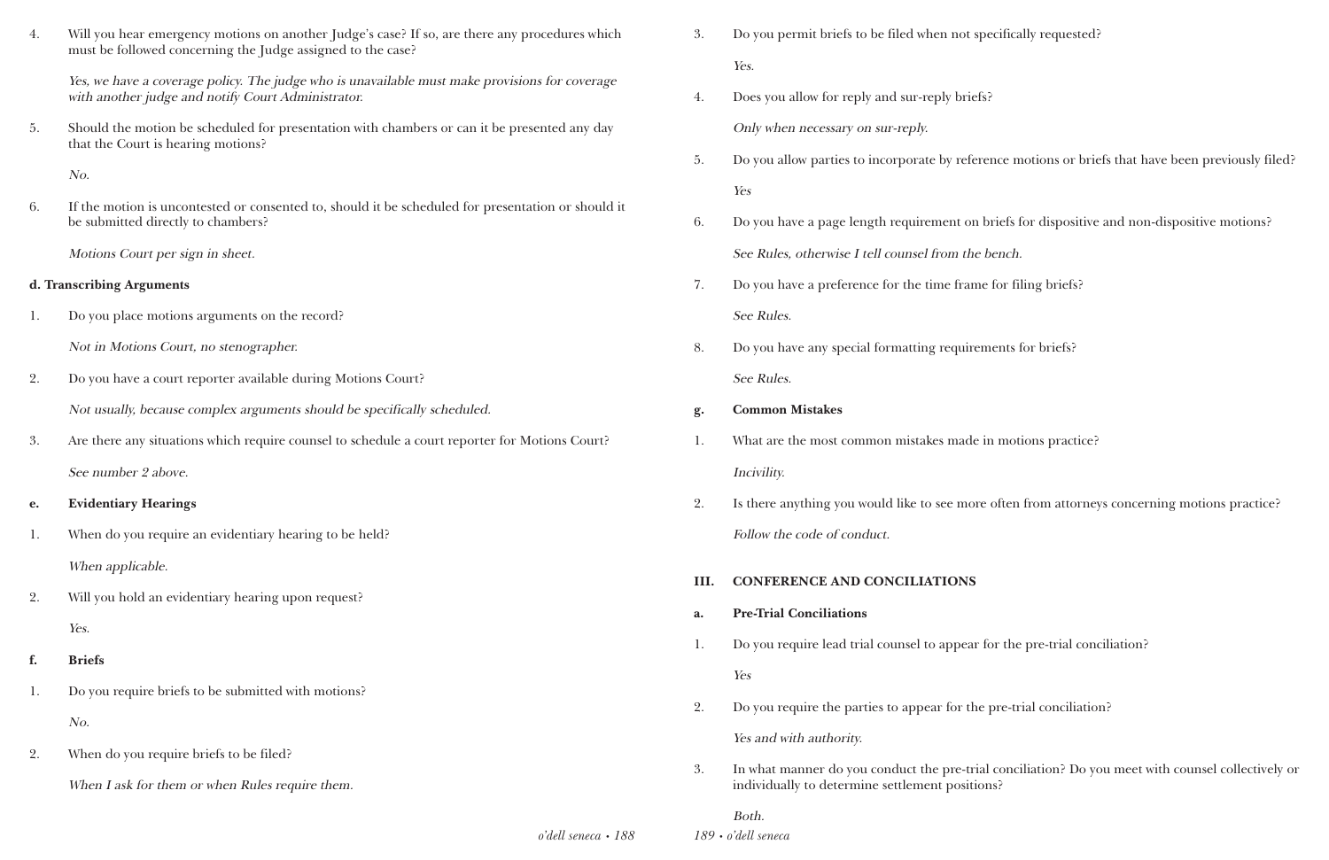4. Will you hear emergency motions on another Judge's case? If so, are there any procedures which must be followed concerning the Judge assigned to the case?

   *Yes, we have a coverage policy. The judge who is unavailable must make provisions for coverage with another judge and notify Court Administrator.*

5. Should the motion be scheduled for presentation with chambers or can it be presented any day that the Court is hearing motions?

   *No.*

6. If the motion is uncontested or consented to, should it be scheduled for presentation or should it be submitted directly to chambers?

   *Motions Court per sign in sheet.*

**d. Transcribing Arguments**

1. Do you place motions arguments on the record?

   *Not in Motions Court, no stenographer.*

2. Do you have a court reporter available during Motions Court?

   *Not usually, because complex arguments should be specifically scheduled.*

3. Are there any situations which require counsel to schedule a court reporter for Motions Court?

   *See number 2 above.*

**e. Evidentiary Hearings**

1. When do you require an evidentiary hearing to be held?

   *When applicable.*

2. Will you hold an evidentiary hearing upon request?

   *Yes.*

**f. Briefs**

1. Do you require briefs to be submitted with motions?

   *No.*

2. When do you require briefs to be filed?

   *When I ask for them or when Rules require them.*

3. Do you permit briefs to be filed when not specifically requested?

   *Yes.*

4. Does you allow for reply and sur-reply briefs?

   *Only when necessary on sur-reply.*

5. Do you allow parties to incorporate by reference motions or briefs that have been previously filed?

   *Yes*

6. Do you have a page length requirement on briefs for dispositive and non-dispositive motions?

   *See Rules, otherwise I tell counsel from the bench.*

7. Do you have a preference for the time frame for filing briefs?

   *See Rules.*

8. Do you have any special formatting requirements for briefs?

   *See Rules.*

**g. Common Mistakes**

1. What are the most common mistakes made in motions practice?

   *Incivility.*

2. Is there anything you would like to see more often from attorneys concerning motions practice?

   *Follow the code of conduct.*

## III. CONFERENCE AND CONCILIATIONS

**a. Pre-Trial Conciliations**

1. Do you require lead trial counsel to appear for the pre-trial conciliation?

   *Yes*

2. Do you require the parties to appear for the pre-trial conciliation?

   *Yes and with authority.*

3. In what manner do you conduct the pre-trial conciliation? Do you meet with counsel collectively or individually to determine settlement positions?

   *Both.*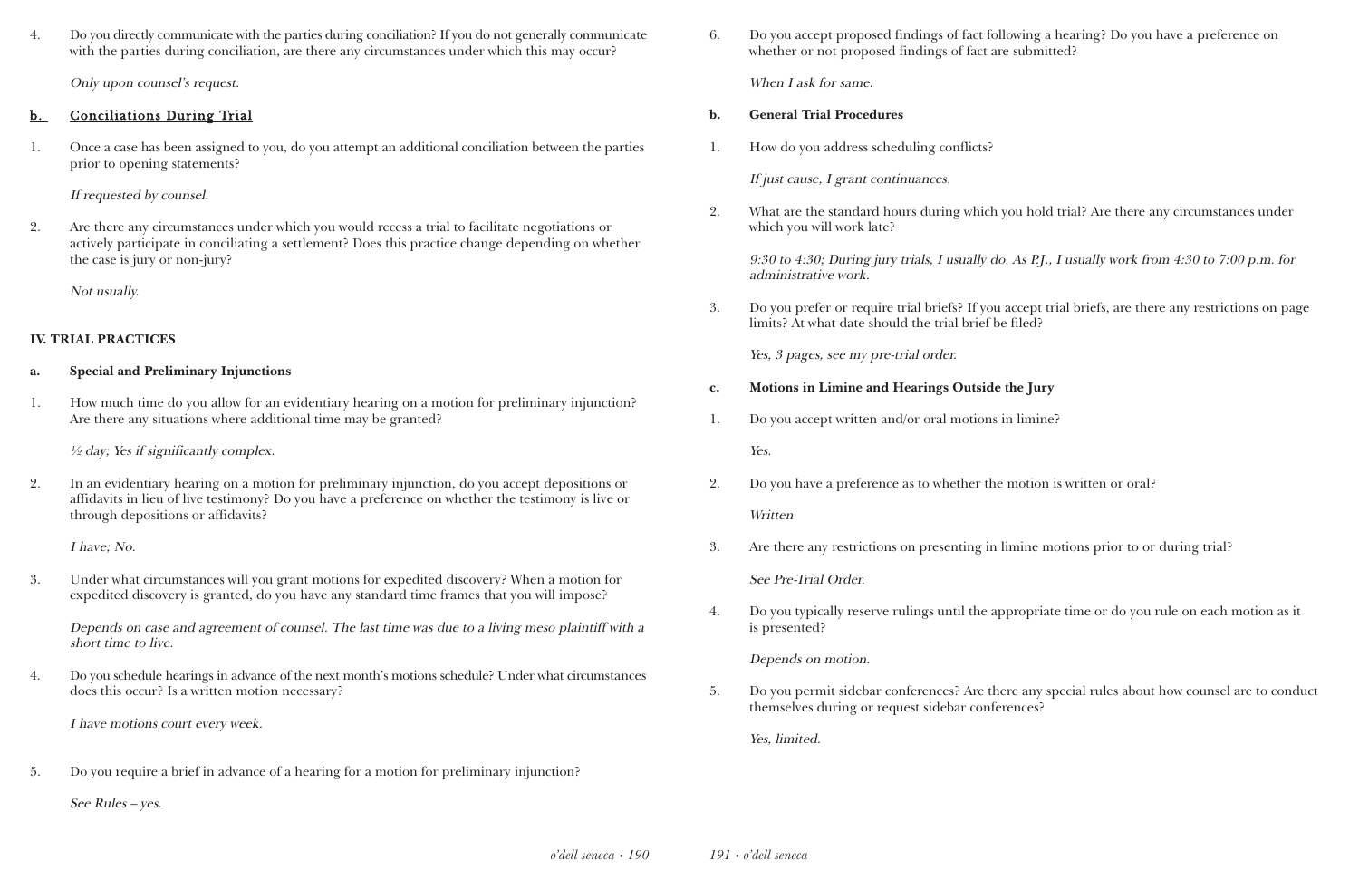4. Do you directly communicate with the parties during conciliation? If you do not generally communicate with the parties during conciliation, are there any circumstances under which this may occur?

   *Only upon counsel's request.*

## b. Conciliations During Trial

1. Once a case has been assigned to you, do you attempt an additional conciliation between the parties prior to opening statements?

   *If requested by counsel.*

2. Are there any circumstances under which you would recess a trial to facilitate negotiations or actively participate in conciliating a settlement? Does this practice change depending on whether the case is jury or non-jury?

   *Not usually.*

## IV. TRIAL PRACTICES

### a. Special and Preliminary Injunctions

1. How much time do you allow for an evidentiary hearing on a motion for preliminary injunction? Are there any situations where additional time may be granted?

   *½ day; Yes if significantly complex.*

2. In an evidentiary hearing on a motion for preliminary injunction, do you accept depositions or affidavits in lieu of live testimony? Do you have a preference on whether the testimony is live or through depositions or affidavits?

   *I have; No.*

3. Under what circumstances will you grant motions for expedited discovery? When a motion for expedited discovery is granted, do you have any standard time frames that you will impose?

   *Depends on case and agreement of counsel. The last time was due to a living meso plaintiff with a short time to live.*

4. Do you schedule hearings in advance of the next month's motions schedule? Under what circumstances does this occur? Is a written motion necessary?

   *I have motions court every week.*

5. Do you require a brief in advance of a hearing for a motion for preliminary injunction?

   *See Rules – yes.*

6. Do you accept proposed findings of fact following a hearing? Do you have a preference on whether or not proposed findings of fact are submitted?

   *When I ask for same.*

### b. General Trial Procedures

1. How do you address scheduling conflicts?

   *If just cause, I grant continuances.*

2. What are the standard hours during which you hold trial? Are there any circumstances under which you will work late?

   *9:30 to 4:30; During jury trials, I usually do. As P.J., I usually work from 4:30 to 7:00 p.m. for administrative work.*

3. Do you prefer or require trial briefs? If you accept trial briefs, are there any restrictions on page limits? At what date should the trial brief be filed?

   *Yes, 3 pages, see my pre-trial order.*

### c. Motions in Limine and Hearings Outside the Jury

1. Do you accept written and/or oral motions in limine?

   *Yes.*

2. Do you have a preference as to whether the motion is written or oral?

   *Written*

3. Are there any restrictions on presenting in limine motions prior to or during trial?

   *See Pre-Trial Order.*

4. Do you typically reserve rulings until the appropriate time or do you rule on each motion as it is presented?

   *Depends on motion.*

5. Do you permit sidebar conferences? Are there any special rules about how counsel are to conduct themselves during or request sidebar conferences?

   *Yes, limited.*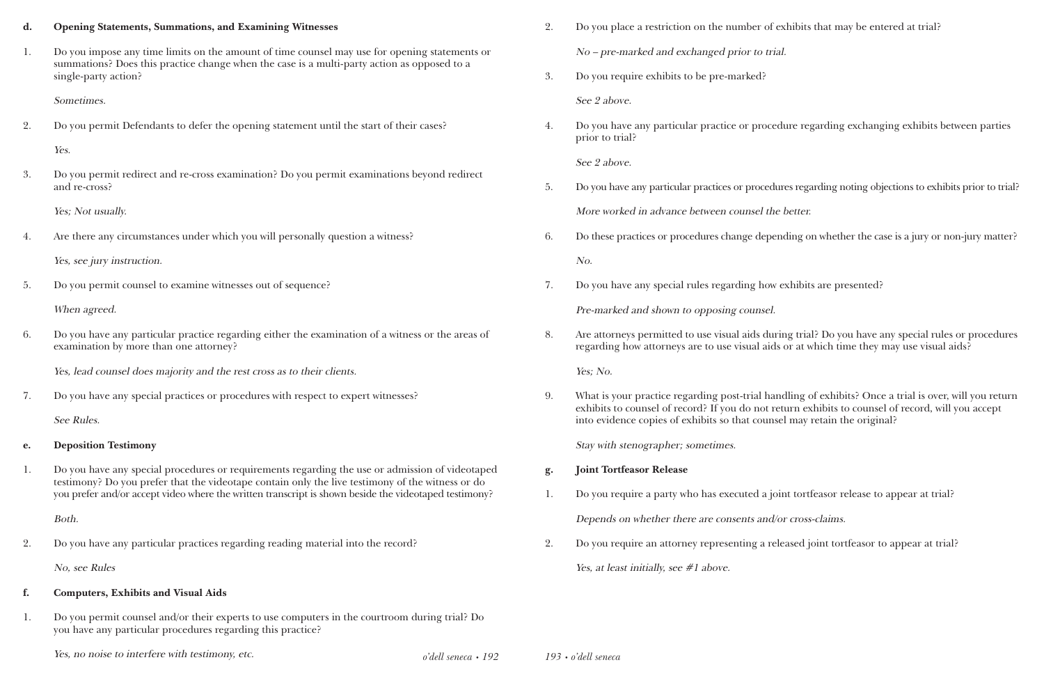**d. Opening Statements, Summations, and Examining Witnesses**

1. Do you impose any time limits on the amount of time counsel may use for opening statements or summations? Does this practice change when the case is a multi-party action as opposed to a single-party action?

   *Sometimes.*

2. Do you permit Defendants to defer the opening statement until the start of their cases?

   *Yes.*

3. Do you permit redirect and re-cross examination? Do you permit examinations beyond redirect and re-cross?

   *Yes; Not usually.*

4. Are there any circumstances under which you will personally question a witness?

   *Yes, see jury instruction.*

5. Do you permit counsel to examine witnesses out of sequence?

   *When agreed.*

6. Do you have any particular practice regarding either the examination of a witness or the areas of examination by more than one attorney?

   *Yes, lead counsel does majority and the rest cross as to their clients.*

7. Do you have any special practices or procedures with respect to expert witnesses?

   *See Rules.*

**e. Deposition Testimony**

1. Do you have any special procedures or requirements regarding the use or admission of videotaped testimony? Do you prefer that the videotape contain only the live testimony of the witness or do you prefer and/or accept video where the written transcript is shown beside the videotaped testimony?

   *Both.*

2. Do you have any particular practices regarding reading material into the record?

   *No, see Rules*

**f. Computers, Exhibits and Visual Aids**

1. Do you permit counsel and/or their experts to use computers in the courtroom during trial? Do you have any particular procedures regarding this practice?

   *Yes, no noise to interfere with testimony, etc.*

2. Do you place a restriction on the number of exhibits that may be entered at trial?

   *No – pre-marked and exchanged prior to trial.*

3. Do you require exhibits to be pre-marked?

   *See 2 above.*

4. Do you have any particular practice or procedure regarding exchanging exhibits between parties prior to trial?

   *See 2 above.*

5. Do you have any particular practices or procedures regarding noting objections to exhibits prior to trial?

   *More worked in advance between counsel the better.*

6. Do these practices or procedures change depending on whether the case is a jury or non-jury matter?

   *No.*

7. Do you have any special rules regarding how exhibits are presented?

   *Pre-marked and shown to opposing counsel.*

8. Are attorneys permitted to use visual aids during trial? Do you have any special rules or procedures regarding how attorneys are to use visual aids or at which time they may use visual aids?

   *Yes; No.*

9. What is your practice regarding post-trial handling of exhibits? Once a trial is over, will you return exhibits to counsel of record? If you do not return exhibits to counsel of record, will you accept into evidence copies of exhibits so that counsel may retain the original?

   *Stay with stenographer; sometimes.*

**g. Joint Tortfeasor Release**

1. Do you require a party who has executed a joint tortfeasor release to appear at trial?

   *Depends on whether there are consents and/or cross-claims.*

2. Do you require an attorney representing a released joint tortfeasor to appear at trial?

   *Yes, at least initially, see #1 above.*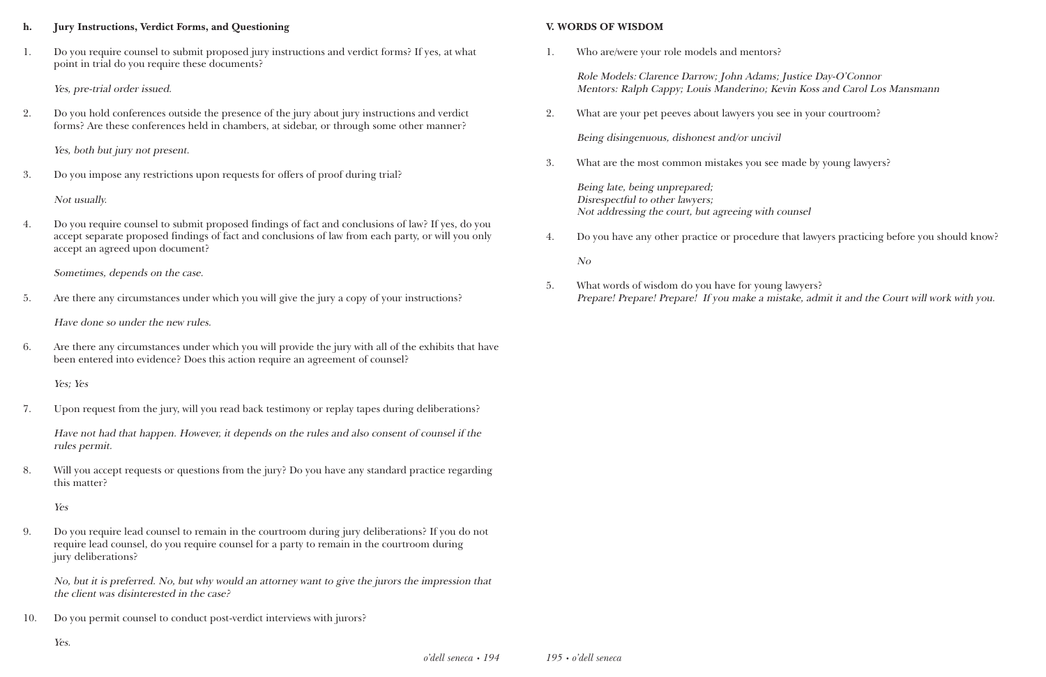**h. Jury Instructions, Verdict Forms, and Questioning**

1. Do you require counsel to submit proposed jury instructions and verdict forms? If yes, at what point in trial do you require these documents?

   *Yes, pre-trial order issued.*

2. Do you hold conferences outside the presence of the jury about jury instructions and verdict forms? Are these conferences held in chambers, at sidebar, or through some other manner?

   *Yes, both but jury not present.*

3. Do you impose any restrictions upon requests for offers of proof during trial?

   *Not usually.*

4. Do you require counsel to submit proposed findings of fact and conclusions of law? If yes, do you accept separate proposed findings of fact and conclusions of law from each party, or will you only accept an agreed upon document?

   *Sometimes, depends on the case.*

5. Are there any circumstances under which you will give the jury a copy of your instructions?

   *Have done so under the new rules.*

6. Are there any circumstances under which you will provide the jury with all of the exhibits that have been entered into evidence? Does this action require an agreement of counsel?

   *Yes; Yes*

7. Upon request from the jury, will you read back testimony or replay tapes during deliberations?

   *Have not had that happen. However, it depends on the rules and also consent of counsel if the rules permit.*

8. Will you accept requests or questions from the jury? Do you have any standard practice regarding this matter?

   *Yes*

9. Do you require lead counsel to remain in the courtroom during jury deliberations? If you do not require lead counsel, do you require counsel for a party to remain in the courtroom during jury deliberations?

   *No, but it is preferred. No, but why would an attorney want to give the jurors the impression that the client was disinterested in the case?*

10. Do you permit counsel to conduct post-verdict interviews with jurors?

    *Yes.*

**V. WORDS OF WISDOM**

1. Who are/were your role models and mentors?

   *Role Models: Clarence Darrow; John Adams; Justice Day-O'Connor*
   *Mentors: Ralph Cappy; Louis Manderino; Kevin Koss and Carol Los Mansmann*

2. What are your pet peeves about lawyers you see in your courtroom?

   *Being disingenuous, dishonest and/or uncivil*

3. What are the most common mistakes you see made by young lawyers?

   *Being late, being unprepared;*
   *Disrespectful to other lawyers;*
   *Not addressing the court, but agreeing with counsel*

4. Do you have any other practice or procedure that lawyers practicing before you should know?

   *No*

5. What words of wisdom do you have for young lawyers?
   *Prepare! Prepare! Prepare! If you make a mistake, admit it and the Court will work with you.*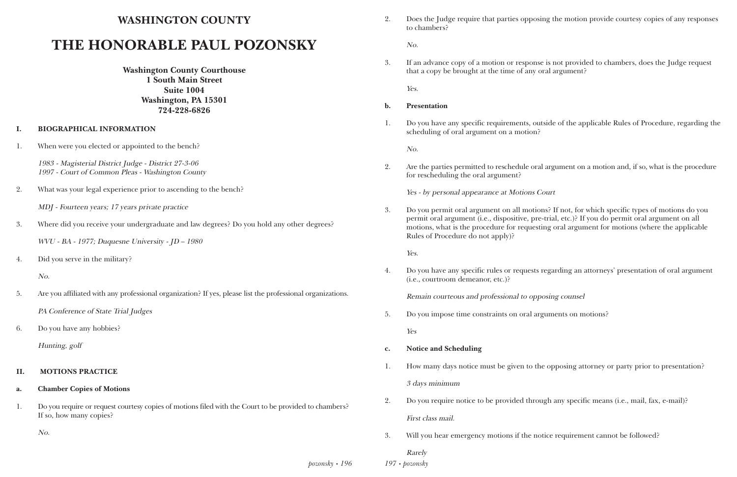# WASHINGTON COUNTY

# THE HONORABLE PAUL POZONSKY

**Washington County Courthouse**
**1 South Main Street**
**Suite 1004**
**Washington, PA 15301**
**724-228-6826**

## I. BIOGRAPHICAL INFORMATION

1. When were you elected or appointed to the bench?

   *1983 - Magisterial District Judge - District 27-3-06*
   *1997 - Court of Common Pleas - Washington County*

2. What was your legal experience prior to ascending to the bench?

   *MDJ - Fourteen years; 17 years private practice*

3. Where did you receive your undergraduate and law degrees? Do you hold any other degrees?

   *WVU - BA - 1977; Duquesne University - JD – 1980*

4. Did you serve in the military?

   *No.*

5. Are you affiliated with any professional organization? If yes, please list the professional organizations.

   *PA Conference of State Trial Judges*

6. Do you have any hobbies?

   *Hunting, golf*

## II. MOTIONS PRACTICE

### a. Chamber Copies of Motions

1. Do you require or request courtesy copies of motions filed with the Court to be provided to chambers? If so, how many copies?

   *No.*

2. Does the Judge require that parties opposing the motion provide courtesy copies of any responses to chambers?

   *No.*

3. If an advance copy of a motion or response is not provided to chambers, does the Judge request that a copy be brought at the time of any oral argument?

   *Yes.*

### b. Presentation

1. Do you have any specific requirements, outside of the applicable Rules of Procedure, regarding the scheduling of oral argument on a motion?

   *No.*

2. Are the parties permitted to reschedule oral argument on a motion and, if so, what is the procedure for rescheduling the oral argument?

   *Yes - by personal appearance at Motions Court*

3. Do you permit oral argument on all motions? If not, for which specific types of motions do you permit oral argument (i.e., dispositive, pre-trial, etc.)? If you do permit oral argument on all motions, what is the procedure for requesting oral argument for motions (where the applicable Rules of Procedure do not apply)?

   *Yes.*

4. Do you have any specific rules or requests regarding an attorneys' presentation of oral argument (i.e., courtroom demeanor, etc.)?

   *Remain courteous and professional to opposing counsel*

5. Do you impose time constraints on oral arguments on motions?

   *Yes*

### c. Notice and Scheduling

1. How many days notice must be given to the opposing attorney or party prior to presentation?

   *3 days minimum*

2. Do you require notice to be provided through any specific means (i.e., mail, fax, e-mail)?

   *First class mail.*

3. Will you hear emergency motions if the notice requirement cannot be followed?

   *Rarely*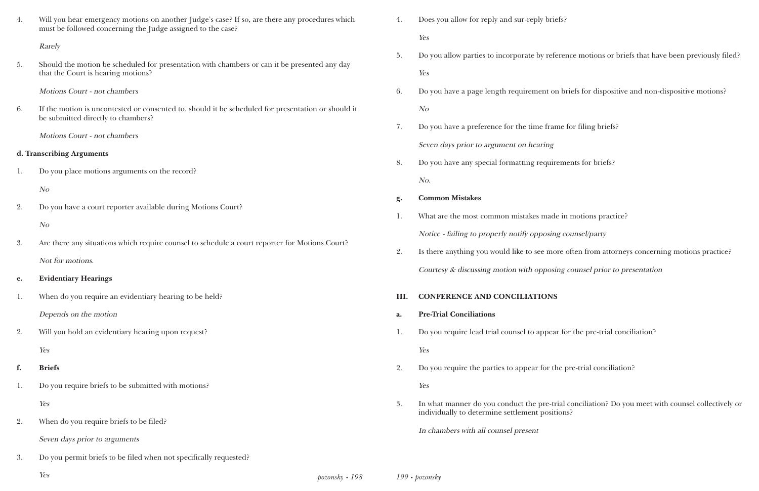4. Will you hear emergency motions on another Judge's case? If so, are there any procedures which must be followed concerning the Judge assigned to the case?

   *Rarely*

5. Should the motion be scheduled for presentation with chambers or can it be presented any day that the Court is hearing motions?

   *Motions Court - not chambers*

6. If the motion is uncontested or consented to, should it be scheduled for presentation or should it be submitted directly to chambers?

   *Motions Court - not chambers*

**d. Transcribing Arguments**

1. Do you place motions arguments on the record?

   *No*

2. Do you have a court reporter available during Motions Court?

   *No*

3. Are there any situations which require counsel to schedule a court reporter for Motions Court?

   *Not for motions.*

**e. Evidentiary Hearings**

1. When do you require an evidentiary hearing to be held?

   *Depends on the motion*

2. Will you hold an evidentiary hearing upon request?

   *Yes*

**f. Briefs**

1. Do you require briefs to be submitted with motions?

   *Yes*

2. When do you require briefs to be filed?

   *Seven days prior to arguments*

3. Do you permit briefs to be filed when not specifically requested?

   *Yes*

4. Does you allow for reply and sur-reply briefs?

   *Yes*

5. Do you allow parties to incorporate by reference motions or briefs that have been previously filed?

   *Yes*

6. Do you have a page length requirement on briefs for dispositive and non-dispositive motions?

   *No*

7. Do you have a preference for the time frame for filing briefs?

   *Seven days prior to argument on hearing*

8. Do you have any special formatting requirements for briefs?

   *No.*

**g. Common Mistakes**

1. What are the most common mistakes made in motions practice?

   *Notice - failing to properly notify opposing counsel/party*

2. Is there anything you would like to see more often from attorneys concerning motions practice?

   *Courtesy & discussing motion with opposing counsel prior to presentation*

## III. CONFERENCE AND CONCILIATIONS

**a. Pre-Trial Conciliations**

1. Do you require lead trial counsel to appear for the pre-trial conciliation?

   *Yes*

2. Do you require the parties to appear for the pre-trial conciliation?

   *Yes*

3. In what manner do you conduct the pre-trial conciliation? Do you meet with counsel collectively or individually to determine settlement positions?

   *In chambers with all counsel present*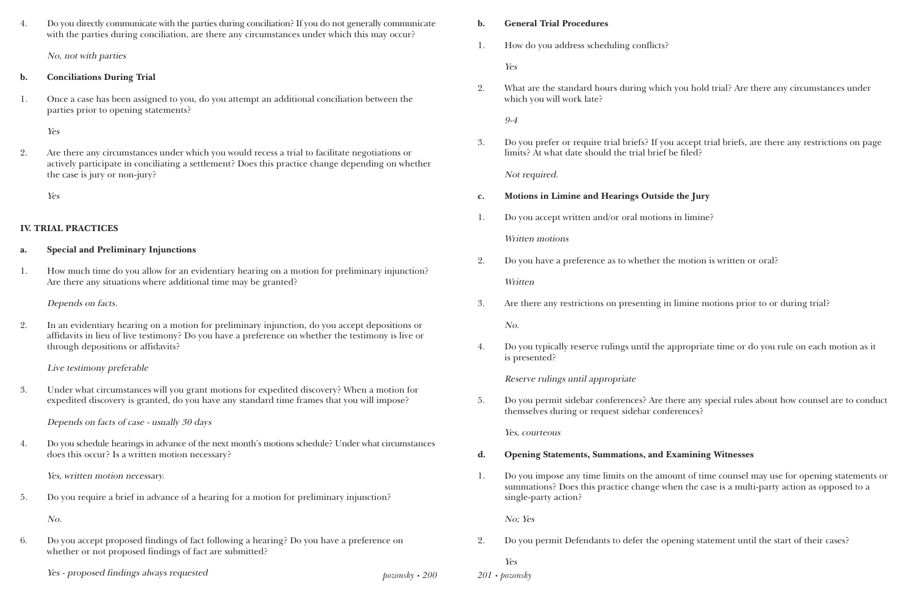4. Do you directly communicate with the parties during conciliation? If you do not generally communicate with the parties during conciliation, are there any circumstances under which this may occur?

   *No, not with parties*

**b. Conciliations During Trial**

1. Once a case has been assigned to you, do you attempt an additional conciliation between the parties prior to opening statements?

   *Yes*

2. Are there any circumstances under which you would recess a trial to facilitate negotiations or actively participate in conciliating a settlement? Does this practice change depending on whether the case is jury or non-jury?

   *Yes*

## IV. TRIAL PRACTICES

**a. Special and Preliminary Injunctions**

1. How much time do you allow for an evidentiary hearing on a motion for preliminary injunction? Are there any situations where additional time may be granted?

   *Depends on facts.*

2. In an evidentiary hearing on a motion for preliminary injunction, do you accept depositions or affidavits in lieu of live testimony? Do you have a preference on whether the testimony is live or through depositions or affidavits?

   *Live testimony preferable*

3. Under what circumstances will you grant motions for expedited discovery? When a motion for expedited discovery is granted, do you have any standard time frames that you will impose?

   *Depends on facts of case - usually 30 days*

4. Do you schedule hearings in advance of the next month's motions schedule? Under what circumstances does this occur? Is a written motion necessary?

   *Yes, written motion necessary.*

5. Do you require a brief in advance of a hearing for a motion for preliminary injunction?

   *No.*

6. Do you accept proposed findings of fact following a hearing? Do you have a preference on whether or not proposed findings of fact are submitted?

   *Yes - proposed findings always requested*

**b. General Trial Procedures**

1. How do you address scheduling conflicts?

   *Yes*

2. What are the standard hours during which you hold trial? Are there any circumstances under which you will work late?

   *9-4*

3. Do you prefer or require trial briefs? If you accept trial briefs, are there any restrictions on page limits? At what date should the trial brief be filed?

   *Not required.*

**c. Motions in Limine and Hearings Outside the Jury**

1. Do you accept written and/or oral motions in limine?

   *Written motions*

2. Do you have a preference as to whether the motion is written or oral?

   *Written*

3. Are there any restrictions on presenting in limine motions prior to or during trial?

   *No.*

4. Do you typically reserve rulings until the appropriate time or do you rule on each motion as it is presented?

   *Reserve rulings until appropriate*

5. Do you permit sidebar conferences? Are there any special rules about how counsel are to conduct themselves during or request sidebar conferences?

   *Yes, courteous*

**d. Opening Statements, Summations, and Examining Witnesses**

1. Do you impose any time limits on the amount of time counsel may use for opening statements or summations? Does this practice change when the case is a multi-party action as opposed to a single-party action?

   *No; Yes*

2. Do you permit Defendants to defer the opening statement until the start of their cases?

   *Yes*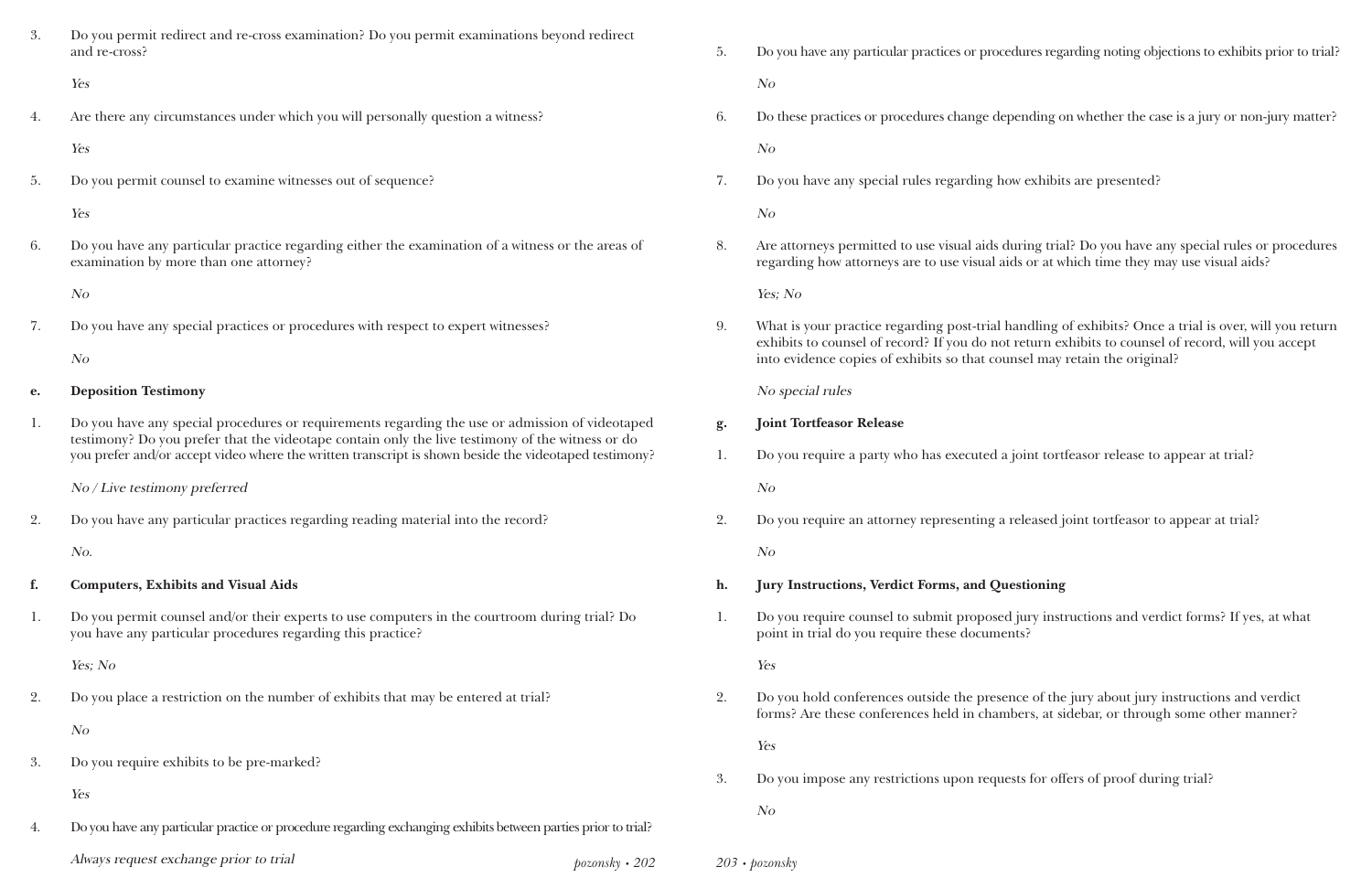3. Do you permit redirect and re-cross examination? Do you permit examinations beyond redirect and re-cross?

   *Yes*

4. Are there any circumstances under which you will personally question a witness?

   *Yes*

5. Do you permit counsel to examine witnesses out of sequence?

   *Yes*

6. Do you have any particular practice regarding either the examination of a witness or the areas of examination by more than one attorney?

   *No*

7. Do you have any special practices or procedures with respect to expert witnesses?

   *No*

**e. Deposition Testimony**

1. Do you have any special procedures or requirements regarding the use or admission of videotaped testimony? Do you prefer that the videotape contain only the live testimony of the witness or do you prefer and/or accept video where the written transcript is shown beside the videotaped testimony?

   *No / Live testimony preferred*

2. Do you have any particular practices regarding reading material into the record?

   *No.*

**f. Computers, Exhibits and Visual Aids**

1. Do you permit counsel and/or their experts to use computers in the courtroom during trial? Do you have any particular procedures regarding this practice?

   *Yes; No*

2. Do you place a restriction on the number of exhibits that may be entered at trial?

   *No*

3. Do you require exhibits to be pre-marked?

   *Yes*

4. Do you have any particular practice or procedure regarding exchanging exhibits between parties prior to trial?

   *Always request exchange prior to trial*

5. Do you have any particular practices or procedures regarding noting objections to exhibits prior to trial?

   *No*

6. Do these practices or procedures change depending on whether the case is a jury or non-jury matter?

   *No*

7. Do you have any special rules regarding how exhibits are presented?

   *No*

8. Are attorneys permitted to use visual aids during trial? Do you have any special rules or procedures regarding how attorneys are to use visual aids or at which time they may use visual aids?

   *Yes; No*

9. What is your practice regarding post-trial handling of exhibits? Once a trial is over, will you return exhibits to counsel of record? If you do not return exhibits to counsel of record, will you accept into evidence copies of exhibits so that counsel may retain the original?

   *No special rules*

**g. Joint Tortfeasor Release**

1. Do you require a party who has executed a joint tortfeasor release to appear at trial?

   *No*

2. Do you require an attorney representing a released joint tortfeasor to appear at trial?

   *No*

**h. Jury Instructions, Verdict Forms, and Questioning**

1. Do you require counsel to submit proposed jury instructions and verdict forms? If yes, at what point in trial do you require these documents?

   *Yes*

2. Do you hold conferences outside the presence of the jury about jury instructions and verdict forms? Are these conferences held in chambers, at sidebar, or through some other manner?

   *Yes*

3. Do you impose any restrictions upon requests for offers of proof during trial?

   *No*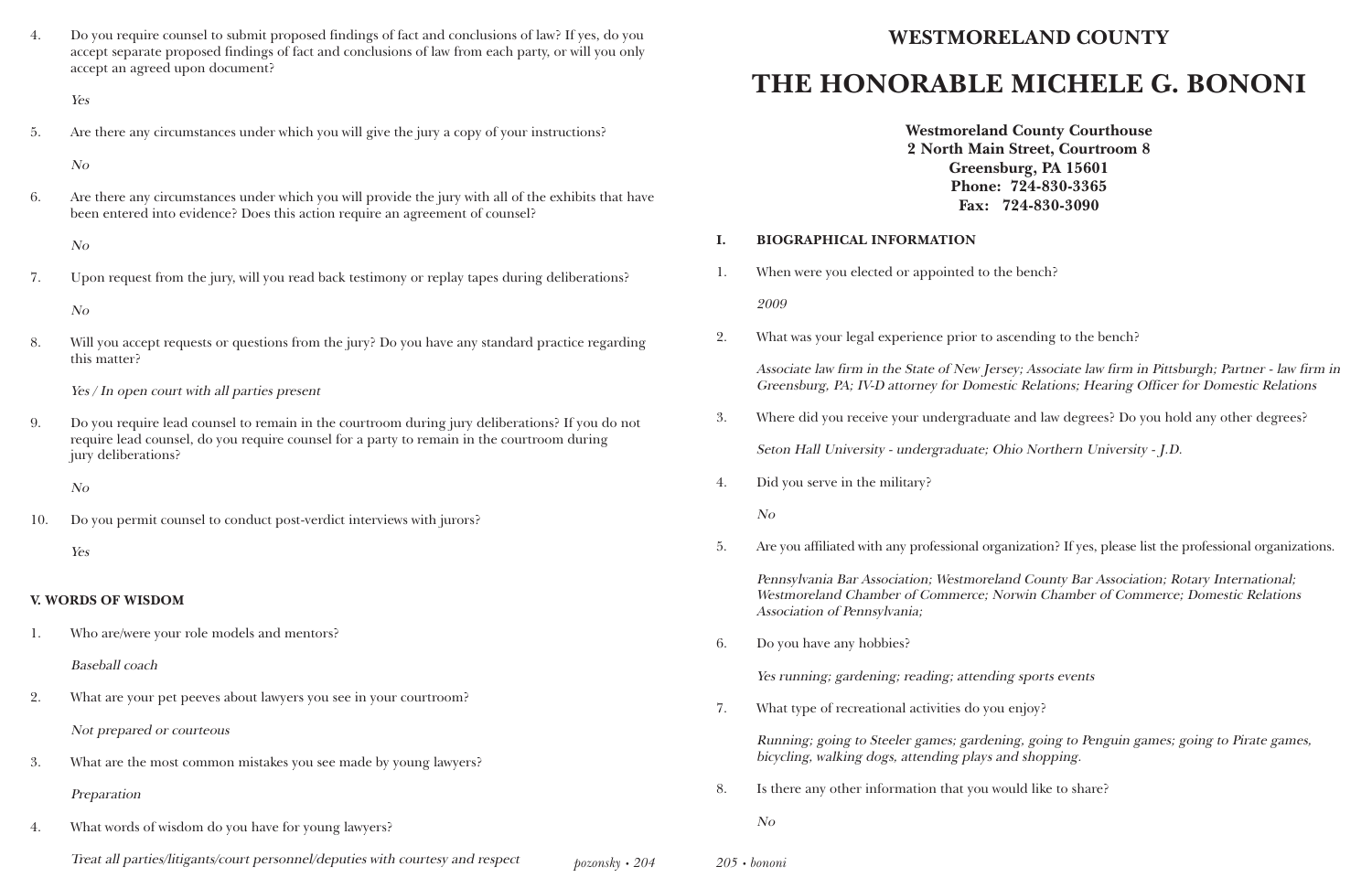4. Do you require counsel to submit proposed findings of fact and conclusions of law? If yes, do you accept separate proposed findings of fact and conclusions of law from each party, or will you only accept an agreed upon document?

   *Yes*

5. Are there any circumstances under which you will give the jury a copy of your instructions?

   *No*

6. Are there any circumstances under which you will provide the jury with all of the exhibits that have been entered into evidence? Does this action require an agreement of counsel?

   *No*

7. Upon request from the jury, will you read back testimony or replay tapes during deliberations?

   *No*

8. Will you accept requests or questions from the jury? Do you have any standard practice regarding this matter?

   *Yes / In open court with all parties present*

9. Do you require lead counsel to remain in the courtroom during jury deliberations? If you do not require lead counsel, do you require counsel for a party to remain in the courtroom during jury deliberations?

   *No*

10. Do you permit counsel to conduct post-verdict interviews with jurors?

    *Yes*

### V. WORDS OF WISDOM

1. Who are/were your role models and mentors?

   *Baseball coach*

2. What are your pet peeves about lawyers you see in your courtroom?

   *Not prepared or courteous*

3. What are the most common mistakes you see made by young lawyers?

   *Preparation*

4. What words of wisdom do you have for young lawyers?

   *Treat all parties/litigants/court personnel/deputies with courtesy and respect*

## WESTMORELAND COUNTY

# THE HONORABLE MICHELE G. BONONI

**Westmoreland County Courthouse**
**2 North Main Street, Courtroom 8**
**Greensburg, PA 15601**
**Phone: 724-830-3365**
**Fax: 724-830-3090**

### I. BIOGRAPHICAL INFORMATION

1. When were you elected or appointed to the bench?

   *2009*

2. What was your legal experience prior to ascending to the bench?

   *Associate law firm in the State of New Jersey; Associate law firm in Pittsburgh; Partner - law firm in Greensburg, PA; IV-D attorney for Domestic Relations; Hearing Officer for Domestic Relations*

3. Where did you receive your undergraduate and law degrees? Do you hold any other degrees?

   *Seton Hall University - undergraduate; Ohio Northern University - J.D.*

4. Did you serve in the military?

   *No*

5. Are you affiliated with any professional organization? If yes, please list the professional organizations.

   *Pennsylvania Bar Association; Westmoreland County Bar Association; Rotary International; Westmoreland Chamber of Commerce; Norwin Chamber of Commerce; Domestic Relations Association of Pennsylvania;*

6. Do you have any hobbies?

   *Yes running; gardening; reading; attending sports events*

7. What type of recreational activities do you enjoy?

   *Running; going to Steeler games; gardening, going to Penguin games; going to Pirate games, bicycling, walking dogs, attending plays and shopping.*

8. Is there any other information that you would like to share?

   *No*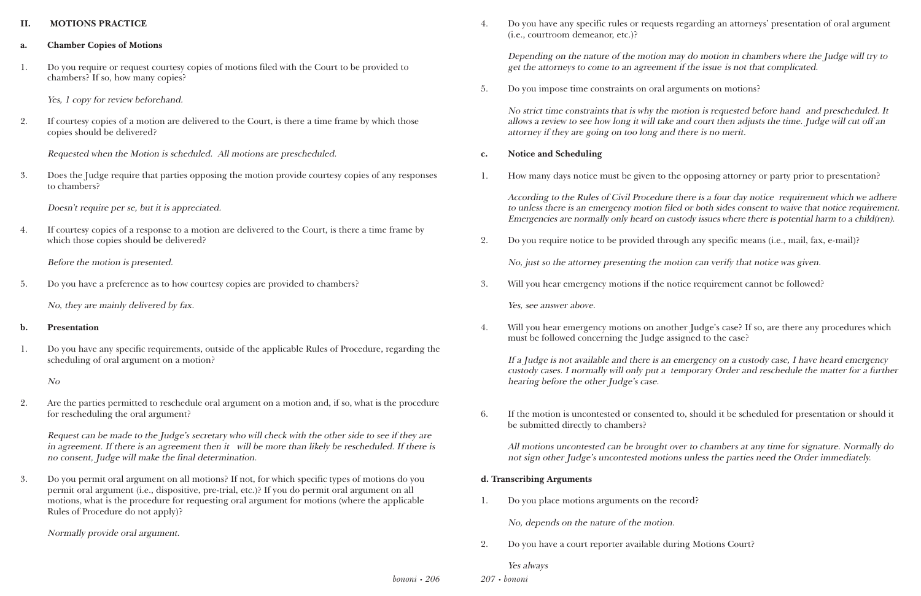## II. MOTIONS PRACTICE

### a. Chamber Copies of Motions

1. Do you require or request courtesy copies of motions filed with the Court to be provided to chambers? If so, how many copies?

   *Yes, 1 copy for review beforehand.*

2. If courtesy copies of a motion are delivered to the Court, is there a time frame by which those copies should be delivered?

   *Requested when the Motion is scheduled. All motions are prescheduled.*

3. Does the Judge require that parties opposing the motion provide courtesy copies of any responses to chambers?

   *Doesn't require per se, but it is appreciated.*

4. If courtesy copies of a response to a motion are delivered to the Court, is there a time frame by which those copies should be delivered?

   *Before the motion is presented.*

5. Do you have a preference as to how courtesy copies are provided to chambers?

   *No, they are mainly delivered by fax.*

### b. Presentation

1. Do you have any specific requirements, outside of the applicable Rules of Procedure, regarding the scheduling of oral argument on a motion?

   *No*

2. Are the parties permitted to reschedule oral argument on a motion and, if so, what is the procedure for rescheduling the oral argument?

   *Request can be made to the Judge's secretary who will check with the other side to see if they are in agreement. If there is an agreement then it will be more than likely be rescheduled. If there is no consent, Judge will make the final determination.*

3. Do you permit oral argument on all motions? If not, for which specific types of motions do you permit oral argument (i.e., dispositive, pre-trial, etc.)? If you do permit oral argument on all motions, what is the procedure for requesting oral argument for motions (where the applicable Rules of Procedure do not apply)?

   *Normally provide oral argument.*

4. Do you have any specific rules or requests regarding an attorneys' presentation of oral argument (i.e., courtroom demeanor, etc.)?

   *Depending on the nature of the motion may do motion in chambers where the Judge will try to get the attorneys to come to an agreement if the issue is not that complicated.*

5. Do you impose time constraints on oral arguments on motions?

   *No strict time constraints that is why the motion is requested before hand and prescheduled. It allows a review to see how long it will take and court then adjusts the time. Judge will cut off an attorney if they are going on too long and there is no merit.*

### c. Notice and Scheduling

1. How many days notice must be given to the opposing attorney or party prior to presentation?

   *According to the Rules of Civil Procedure there is a four day notice requirement which we adhere to unless there is an emergency motion filed or both sides consent to waive that notice requirement. Emergencies are normally only heard on custody issues where there is potential harm to a child(ren).*

2. Do you require notice to be provided through any specific means (i.e., mail, fax, e-mail)?

   *No, just so the attorney presenting the motion can verify that notice was given.*

3. Will you hear emergency motions if the notice requirement cannot be followed?

   *Yes, see answer above.*

4. Will you hear emergency motions on another Judge's case? If so, are there any procedures which must be followed concerning the Judge assigned to the case?

   *If a Judge is not available and there is an emergency on a custody case, I have heard emergency custody cases. I normally will only put a temporary Order and reschedule the matter for a further hearing before the other Judge's case.*

6. If the motion is uncontested or consented to, should it be scheduled for presentation or should it be submitted directly to chambers?

   *All motions uncontested can be brought over to chambers at any time for signature. Normally do not sign other Judge's uncontested motions unless the parties need the Order immediately.*

### d. Transcribing Arguments

1. Do you place motions arguments on the record?

   *No, depends on the nature of the motion.*

2. Do you have a court reporter available during Motions Court?

   *Yes always*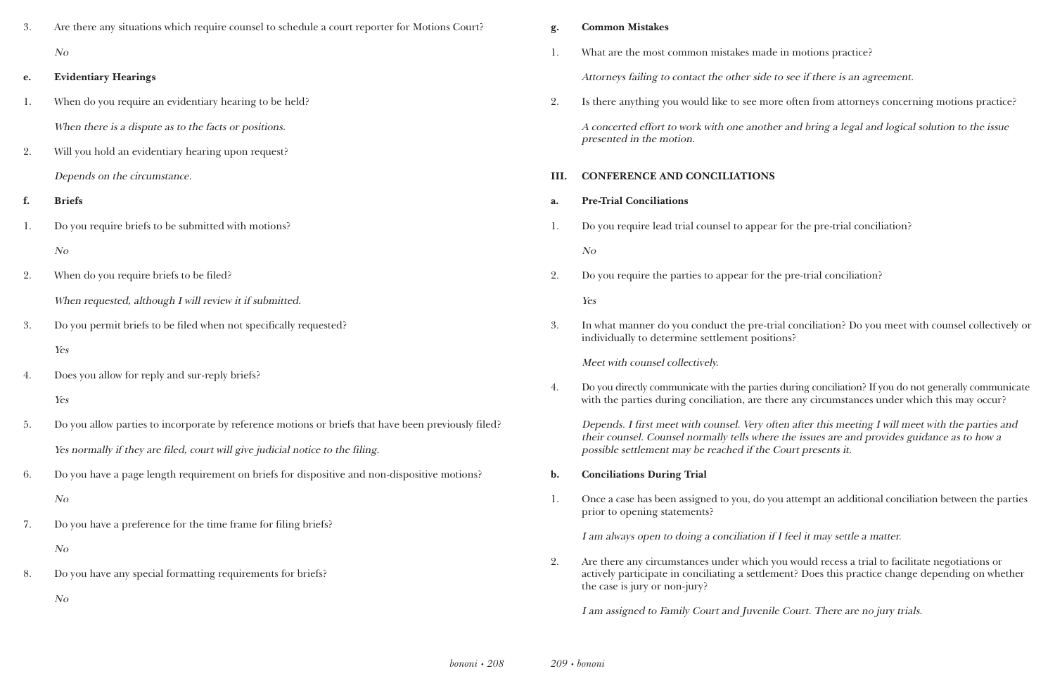3. Are there any situations which require counsel to schedule a court reporter for Motions Court?

   *No*

**e. Evidentiary Hearings**

1. When do you require an evidentiary hearing to be held?

   *When there is a dispute as to the facts or positions.*

2. Will you hold an evidentiary hearing upon request?

   *Depends on the circumstance.*

**f. Briefs**

1. Do you require briefs to be submitted with motions?

   *No*

2. When do you require briefs to be filed?

   *When requested, although I will review it if submitted.*

3. Do you permit briefs to be filed when not specifically requested?

   *Yes*

4. Does you allow for reply and sur-reply briefs?

   *Yes*

5. Do you allow parties to incorporate by reference motions or briefs that have been previously filed?

   *Yes normally if they are filed, court will give judicial notice to the filing.*

6. Do you have a page length requirement on briefs for dispositive and non-dispositive motions?

   *No*

7. Do you have a preference for the time frame for filing briefs?

   *No*

8. Do you have any special formatting requirements for briefs?

   *No*

**g. Common Mistakes**

1. What are the most common mistakes made in motions practice?

   *Attorneys failing to contact the other side to see if there is an agreement.*

2. Is there anything you would like to see more often from attorneys concerning motions practice?

   *A concerted effort to work with one another and bring a legal and logical solution to the issue presented in the motion.*

## III. CONFERENCE AND CONCILIATIONS

**a. Pre-Trial Conciliations**

1. Do you require lead trial counsel to appear for the pre-trial conciliation?

   *No*

2. Do you require the parties to appear for the pre-trial conciliation?

   *Yes*

3. In what manner do you conduct the pre-trial conciliation? Do you meet with counsel collectively or individually to determine settlement positions?

   *Meet with counsel collectively.*

4. Do you directly communicate with the parties during conciliation? If you do not generally communicate with the parties during conciliation, are there any circumstances under which this may occur?

   *Depends. I first meet with counsel. Very often after this meeting I will meet with the parties and their counsel. Counsel normally tells where the issues are and provides guidance as to how a possible settlement may be reached if the Court presents it.*

**b. Conciliations During Trial**

1. Once a case has been assigned to you, do you attempt an additional conciliation between the parties prior to opening statements?

   *I am always open to doing a conciliation if I feel it may settle a matter.*

2. Are there any circumstances under which you would recess a trial to facilitate negotiations or actively participate in conciliating a settlement? Does this practice change depending on whether the case is jury or non-jury?

   *I am assigned to Family Court and Juvenile Court. There are no jury trials.*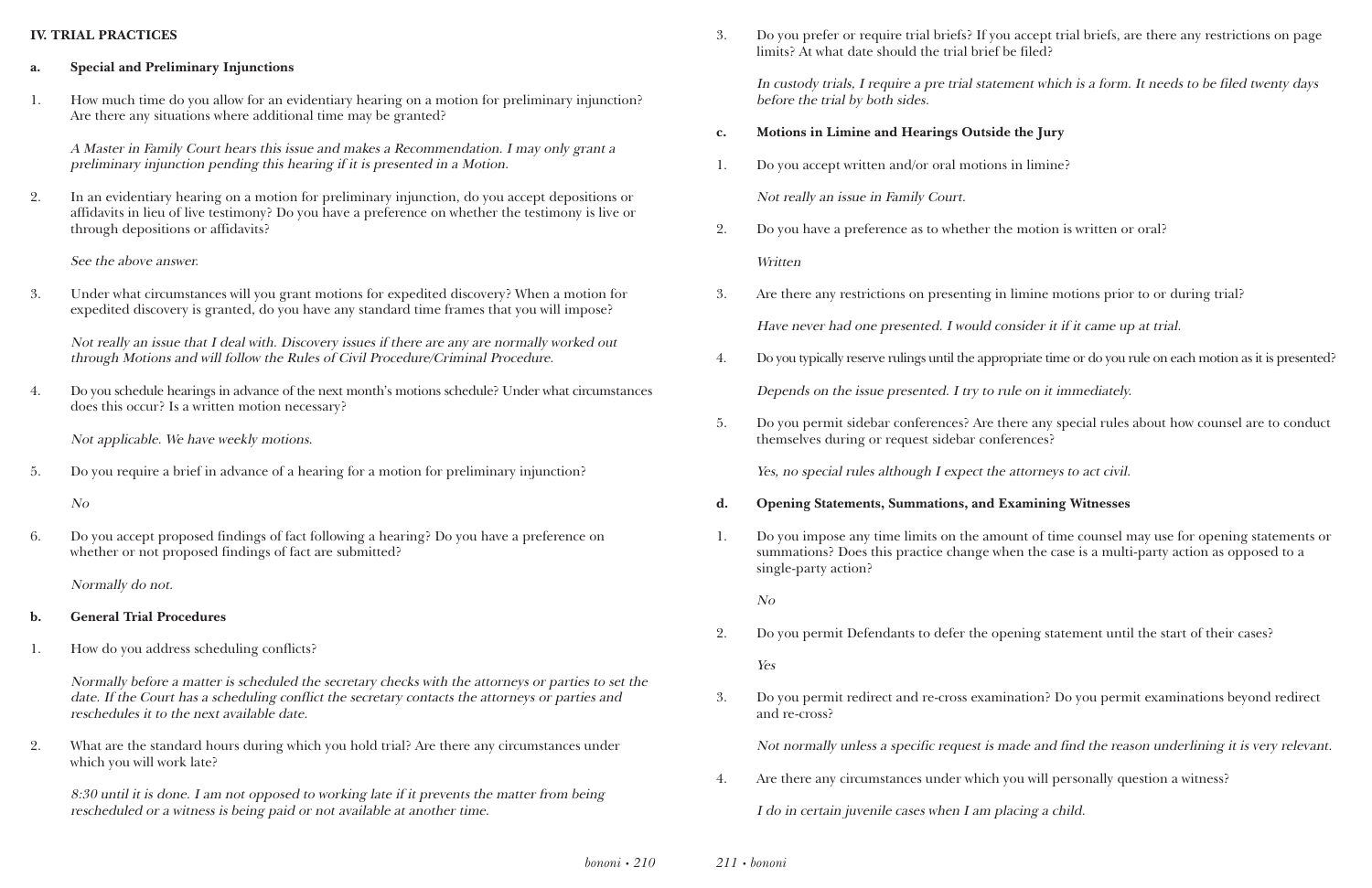## IV. TRIAL PRACTICES

### a. Special and Preliminary Injunctions

1. How much time do you allow for an evidentiary hearing on a motion for preliminary injunction? Are there any situations where additional time may be granted?

   *A Master in Family Court hears this issue and makes a Recommendation. I may only grant a preliminary injunction pending this hearing if it is presented in a Motion.*

2. In an evidentiary hearing on a motion for preliminary injunction, do you accept depositions or affidavits in lieu of live testimony? Do you have a preference on whether the testimony is live or through depositions or affidavits?

   *See the above answer.*

3. Under what circumstances will you grant motions for expedited discovery? When a motion for expedited discovery is granted, do you have any standard time frames that you will impose?

   *Not really an issue that I deal with. Discovery issues if there are any are normally worked out through Motions and will follow the Rules of Civil Procedure/Criminal Procedure.*

4. Do you schedule hearings in advance of the next month's motions schedule? Under what circumstances does this occur? Is a written motion necessary?

   *Not applicable. We have weekly motions.*

5. Do you require a brief in advance of a hearing for a motion for preliminary injunction?

   *No*

6. Do you accept proposed findings of fact following a hearing? Do you have a preference on whether or not proposed findings of fact are submitted?

   *Normally do not.*

### b. General Trial Procedures

1. How do you address scheduling conflicts?

   *Normally before a matter is scheduled the secretary checks with the attorneys or parties to set the date. If the Court has a scheduling conflict the secretary contacts the attorneys or parties and reschedules it to the next available date.*

2. What are the standard hours during which you hold trial? Are there any circumstances under which you will work late?

   *8:30 until it is done. I am not opposed to working late if it prevents the matter from being rescheduled or a witness is being paid or not available at another time.*

3. Do you prefer or require trial briefs? If you accept trial briefs, are there any restrictions on page limits? At what date should the trial brief be filed?

   *In custody trials, I require a pre trial statement which is a form. It needs to be filed twenty days before the trial by both sides.*

### c. Motions in Limine and Hearings Outside the Jury

1. Do you accept written and/or oral motions in limine?

   *Not really an issue in Family Court.*

2. Do you have a preference as to whether the motion is written or oral?

   *Written*

3. Are there any restrictions on presenting in limine motions prior to or during trial?

   *Have never had one presented. I would consider it if it came up at trial.*

4. Do you typically reserve rulings until the appropriate time or do you rule on each motion as it is presented?

   *Depends on the issue presented. I try to rule on it immediately.*

5. Do you permit sidebar conferences? Are there any special rules about how counsel are to conduct themselves during or request sidebar conferences?

   *Yes, no special rules although I expect the attorneys to act civil.*

### d. Opening Statements, Summations, and Examining Witnesses

1. Do you impose any time limits on the amount of time counsel may use for opening statements or summations? Does this practice change when the case is a multi-party action as opposed to a single-party action?

   *No*

2. Do you permit Defendants to defer the opening statement until the start of their cases?

   *Yes*

3. Do you permit redirect and re-cross examination? Do you permit examinations beyond redirect and re-cross?

   *Not normally unless a specific request is made and find the reason underlining it is very relevant.*

4. Are there any circumstances under which you will personally question a witness?

   *I do in certain juvenile cases when I am placing a child.*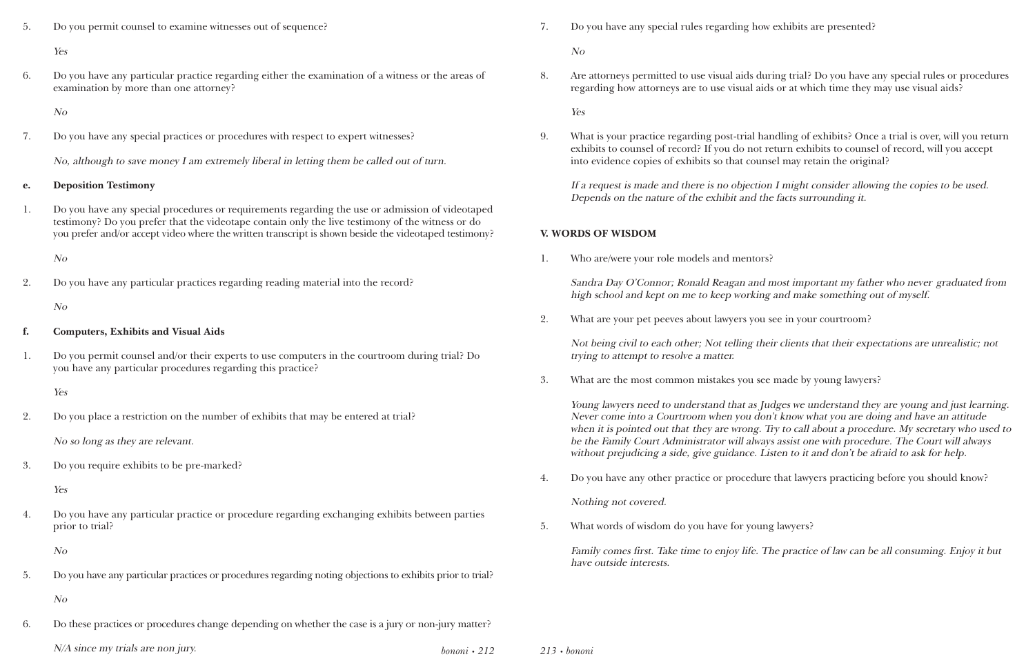5. Do you permit counsel to examine witnesses out of sequence?

   *Yes*

6. Do you have any particular practice regarding either the examination of a witness or the areas of examination by more than one attorney?

   *No*

7. Do you have any special practices or procedures with respect to expert witnesses?

   *No, although to save money I am extremely liberal in letting them be called out of turn.*

**e. Deposition Testimony**

1. Do you have any special procedures or requirements regarding the use or admission of videotaped testimony? Do you prefer that the videotape contain only the live testimony of the witness or do you prefer and/or accept video where the written transcript is shown beside the videotaped testimony?

   *No*

2. Do you have any particular practices regarding reading material into the record?

   *No*

**f. Computers, Exhibits and Visual Aids**

1. Do you permit counsel and/or their experts to use computers in the courtroom during trial? Do you have any particular procedures regarding this practice?

   *Yes*

2. Do you place a restriction on the number of exhibits that may be entered at trial?

   *No so long as they are relevant.*

3. Do you require exhibits to be pre-marked?

   *Yes*

4. Do you have any particular practice or procedure regarding exchanging exhibits between parties prior to trial?

   *No*

5. Do you have any particular practices or procedures regarding noting objections to exhibits prior to trial?

   *No*

6. Do these practices or procedures change depending on whether the case is a jury or non-jury matter?

   *N/A since my trials are non jury.*

7. Do you have any special rules regarding how exhibits are presented?

   *No*

8. Are attorneys permitted to use visual aids during trial? Do you have any special rules or procedures regarding how attorneys are to use visual aids or at which time they may use visual aids?

   *Yes*

9. What is your practice regarding post-trial handling of exhibits? Once a trial is over, will you return exhibits to counsel of record? If you do not return exhibits to counsel of record, will you accept into evidence copies of exhibits so that counsel may retain the original?

   *If a request is made and there is no objection I might consider allowing the copies to be used. Depends on the nature of the exhibit and the facts surrounding it.*

## V. WORDS OF WISDOM

1. Who are/were your role models and mentors?

   *Sandra Day O'Connor; Ronald Reagan and most important my father who never graduated from high school and kept on me to keep working and make something out of myself.*

2. What are your pet peeves about lawyers you see in your courtroom?

   *Not being civil to each other; Not telling their clients that their expectations are unrealistic; not trying to attempt to resolve a matter.*

3. What are the most common mistakes you see made by young lawyers?

   *Young lawyers need to understand that as Judges we understand they are young and just learning. Never come into a Courtroom when you don't know what you are doing and have an attitude when it is pointed out that they are wrong. Try to call about a procedure. My secretary who used to be the Family Court Administrator will always assist one with procedure. The Court will always without prejudicing a side, give guidance. Listen to it and don't be afraid to ask for help.*

4. Do you have any other practice or procedure that lawyers practicing before you should know?

   *Nothing not covered.*

5. What words of wisdom do you have for young lawyers?

   *Family comes first. Take time to enjoy life. The practice of law can be all consuming. Enjoy it but have outside interests.*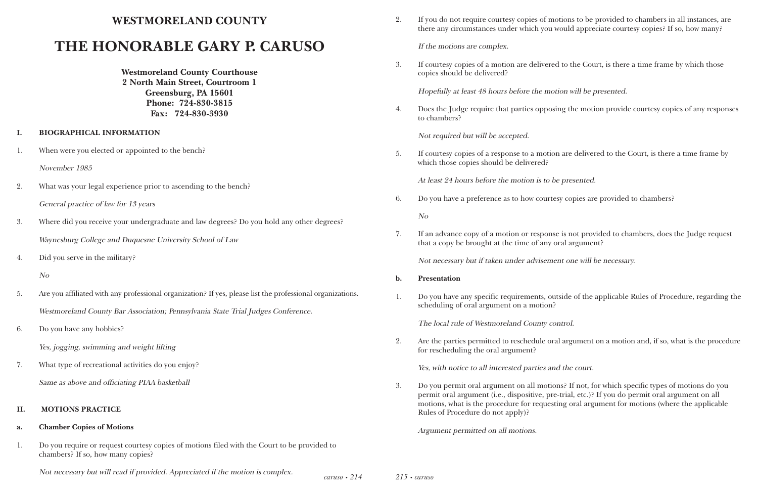# WESTMORELAND COUNTY

# THE HONORABLE GARY P. CARUSO

**Westmoreland County Courthouse**
**2 North Main Street, Courtroom 1**
**Greensburg, PA 15601**
**Phone: 724-830-3815**
**Fax: 724-830-3930**

## I. BIOGRAPHICAL INFORMATION

1. When were you elected or appointed to the bench?

   *November 1985*

2. What was your legal experience prior to ascending to the bench?

   *General practice of law for 13 years*

3. Where did you receive your undergraduate and law degrees? Do you hold any other degrees?

   *Waynesburg College and Duquesne University School of Law*

4. Did you serve in the military?

   *No*

5. Are you affiliated with any professional organization? If yes, please list the professional organizations.

   *Westmoreland County Bar Association; Pennsylvania State Trial Judges Conference.*

6. Do you have any hobbies?

   *Yes, jogging, swimming and weight lifting*

7. What type of recreational activities do you enjoy?

   *Same as above and officiating PIAA basketball*

## II. MOTIONS PRACTICE

### a. Chamber Copies of Motions

1. Do you require or request courtesy copies of motions filed with the Court to be provided to chambers? If so, how many copies?

   *Not necessary but will read if provided. Appreciated if the motion is complex.*

2. If you do not require courtesy copies of motions to be provided to chambers in all instances, are there any circumstances under which you would appreciate courtesy copies? If so, how many?

   *If the motions are complex.*

3. If courtesy copies of a motion are delivered to the Court, is there a time frame by which those copies should be delivered?

   *Hopefully at least 48 hours before the motion will be presented.*

4. Does the Judge require that parties opposing the motion provide courtesy copies of any responses to chambers?

   *Not required but will be accepted.*

5. If courtesy copies of a response to a motion are delivered to the Court, is there a time frame by which those copies should be delivered?

   *At least 24 hours before the motion is to be presented.*

6. Do you have a preference as to how courtesy copies are provided to chambers?

   *No*

7. If an advance copy of a motion or response is not provided to chambers, does the Judge request that a copy be brought at the time of any oral argument?

   *Not necessary but if taken under advisement one will be necessary.*

### b. Presentation

1. Do you have any specific requirements, outside of the applicable Rules of Procedure, regarding the scheduling of oral argument on a motion?

   *The local rule of Westmoreland County control.*

2. Are the parties permitted to reschedule oral argument on a motion and, if so, what is the procedure for rescheduling the oral argument?

   *Yes, with notice to all interested parties and the court.*

3. Do you permit oral argument on all motions? If not, for which specific types of motions do you permit oral argument (i.e., dispositive, pre-trial, etc.)? If you do permit oral argument on all motions, what is the procedure for requesting oral argument for motions (where the applicable Rules of Procedure do not apply)?

   *Argument permitted on all motions.*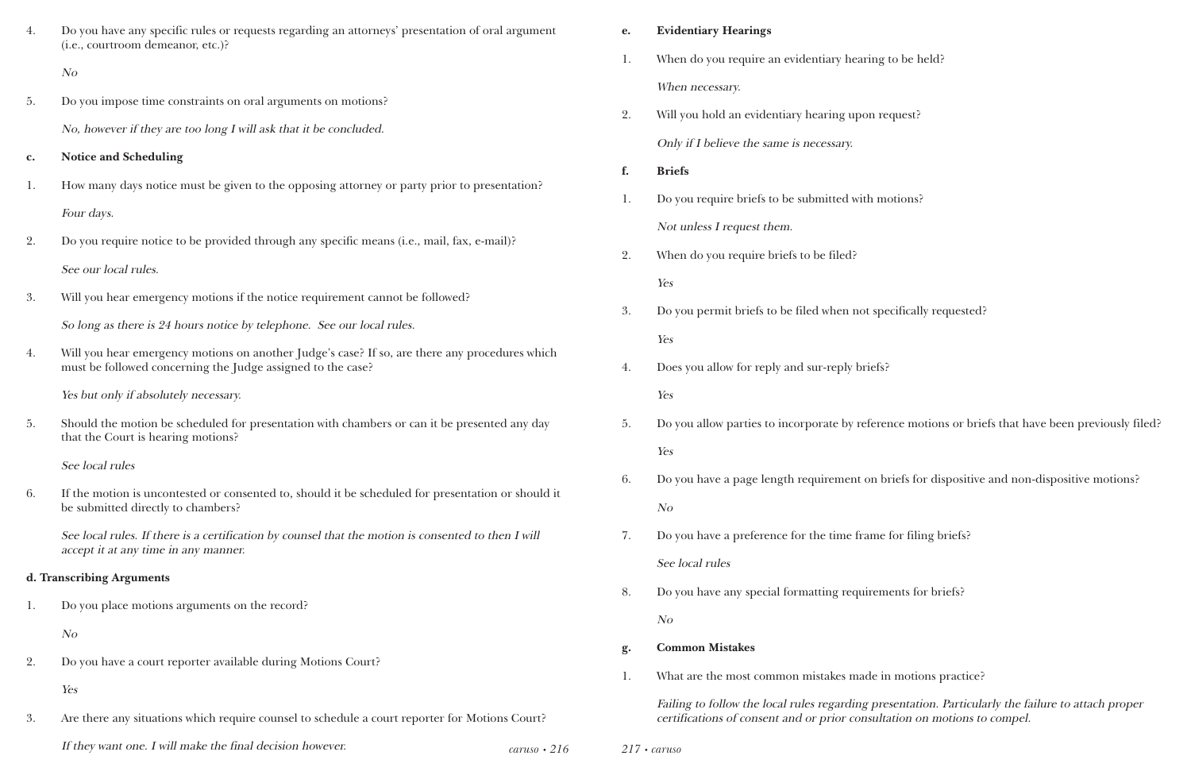4. Do you have any specific rules or requests regarding an attorneys' presentation of oral argument (i.e., courtroom demeanor, etc.)?

   *No*

5. Do you impose time constraints on oral arguments on motions?

   *No, however if they are too long I will ask that it be concluded.*

**c. Notice and Scheduling**

1. How many days notice must be given to the opposing attorney or party prior to presentation?

   *Four days.*

2. Do you require notice to be provided through any specific means (i.e., mail, fax, e-mail)?

   *See our local rules.*

3. Will you hear emergency motions if the notice requirement cannot be followed?

   *So long as there is 24 hours notice by telephone. See our local rules.*

4. Will you hear emergency motions on another Judge's case? If so, are there any procedures which must be followed concerning the Judge assigned to the case?

   *Yes but only if absolutely necessary.*

5. Should the motion be scheduled for presentation with chambers or can it be presented any day that the Court is hearing motions?

   *See local rules*

6. If the motion is uncontested or consented to, should it be scheduled for presentation or should it be submitted directly to chambers?

   *See local rules. If there is a certification by counsel that the motion is consented to then I will accept it at any time in any manner.*

**d. Transcribing Arguments**

1. Do you place motions arguments on the record?

   *No*

2. Do you have a court reporter available during Motions Court?

   *Yes*

3. Are there any situations which require counsel to schedule a court reporter for Motions Court?

   *If they want one. I will make the final decision however.*

**e. Evidentiary Hearings**

1. When do you require an evidentiary hearing to be held?

   *When necessary.*

2. Will you hold an evidentiary hearing upon request?

   *Only if I believe the same is necessary.*

**f. Briefs**

1. Do you require briefs to be submitted with motions?

   *Not unless I request them.*

2. When do you require briefs to be filed?

   *Yes*

3. Do you permit briefs to be filed when not specifically requested?

   *Yes*

4. Does you allow for reply and sur-reply briefs?

   *Yes*

5. Do you allow parties to incorporate by reference motions or briefs that have been previously filed?

   *Yes*

6. Do you have a page length requirement on briefs for dispositive and non-dispositive motions?

   *No*

7. Do you have a preference for the time frame for filing briefs?

   *See local rules*

8. Do you have any special formatting requirements for briefs?

   *No*

**g. Common Mistakes**

1. What are the most common mistakes made in motions practice?

   *Failing to follow the local rules regarding presentation. Particularly the failure to attach proper certifications of consent and or prior consultation on motions to compel.*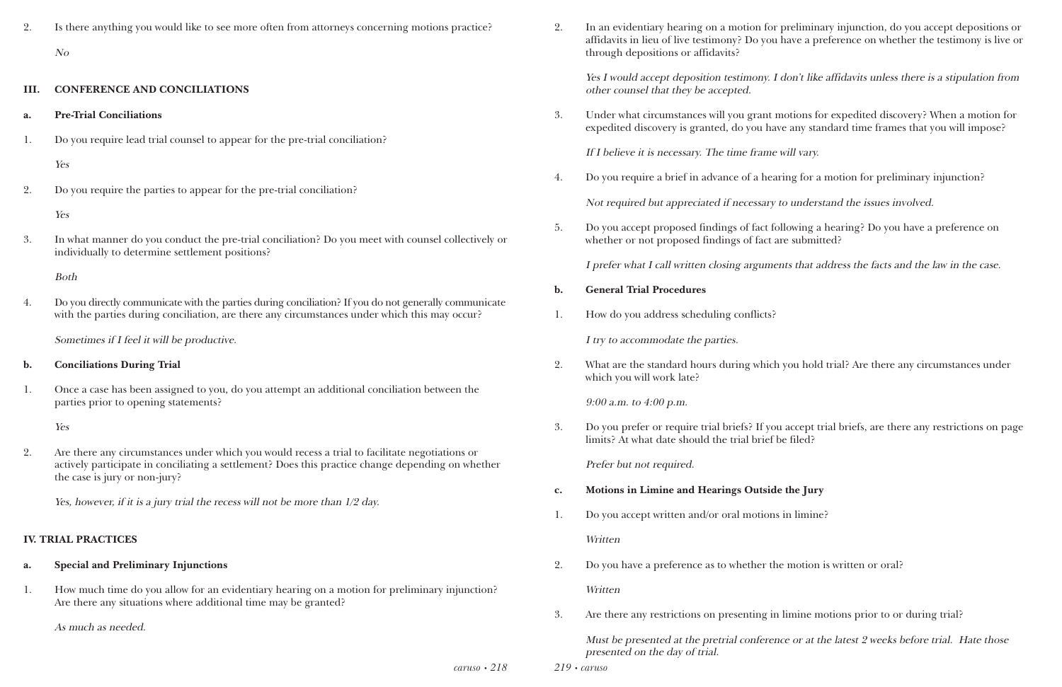2. Is there anything you would like to see more often from attorneys concerning motions practice?

*No*

## III. CONFERENCE AND CONCILIATIONS

### a. Pre-Trial Conciliations

1. Do you require lead trial counsel to appear for the pre-trial conciliation?

*Yes*

2. Do you require the parties to appear for the pre-trial conciliation?

*Yes*

3. In what manner do you conduct the pre-trial conciliation? Do you meet with counsel collectively or individually to determine settlement positions?

*Both*

4. Do you directly communicate with the parties during conciliation? If you do not generally communicate with the parties during conciliation, are there any circumstances under which this may occur?

*Sometimes if I feel it will be productive.*

### b. Conciliations During Trial

1. Once a case has been assigned to you, do you attempt an additional conciliation between the parties prior to opening statements?

*Yes*

2. Are there any circumstances under which you would recess a trial to facilitate negotiations or actively participate in conciliating a settlement? Does this practice change depending on whether the case is jury or non-jury?

*Yes, however, if it is a jury trial the recess will not be more than 1/2 day.*

## IV. TRIAL PRACTICES

### a. Special and Preliminary Injunctions

1. How much time do you allow for an evidentiary hearing on a motion for preliminary injunction? Are there any situations where additional time may be granted?

*As much as needed.*

2. In an evidentiary hearing on a motion for preliminary injunction, do you accept depositions or affidavits in lieu of live testimony? Do you have a preference on whether the testimony is live or through depositions or affidavits?

*Yes I would accept deposition testimony. I don't like affidavits unless there is a stipulation from other counsel that they be accepted.*

3. Under what circumstances will you grant motions for expedited discovery? When a motion for expedited discovery is granted, do you have any standard time frames that you will impose?

*If I believe it is necessary. The time frame will vary.*

4. Do you require a brief in advance of a hearing for a motion for preliminary injunction?

*Not required but appreciated if necessary to understand the issues involved.*

5. Do you accept proposed findings of fact following a hearing? Do you have a preference on whether or not proposed findings of fact are submitted?

*I prefer what I call written closing arguments that address the facts and the law in the case.*

### b. General Trial Procedures

1. How do you address scheduling conflicts?

*I try to accommodate the parties.*

2. What are the standard hours during which you hold trial? Are there any circumstances under which you will work late?

*9:00 a.m. to 4:00 p.m.*

3. Do you prefer or require trial briefs? If you accept trial briefs, are there any restrictions on page limits? At what date should the trial brief be filed?

*Prefer but not required.*

### c. Motions in Limine and Hearings Outside the Jury

1. Do you accept written and/or oral motions in limine?

*Written*

2. Do you have a preference as to whether the motion is written or oral?

*Written*

3. Are there any restrictions on presenting in limine motions prior to or during trial?

*Must be presented at the pretrial conference or at the latest 2 weeks before trial. Hate those presented on the day of trial.*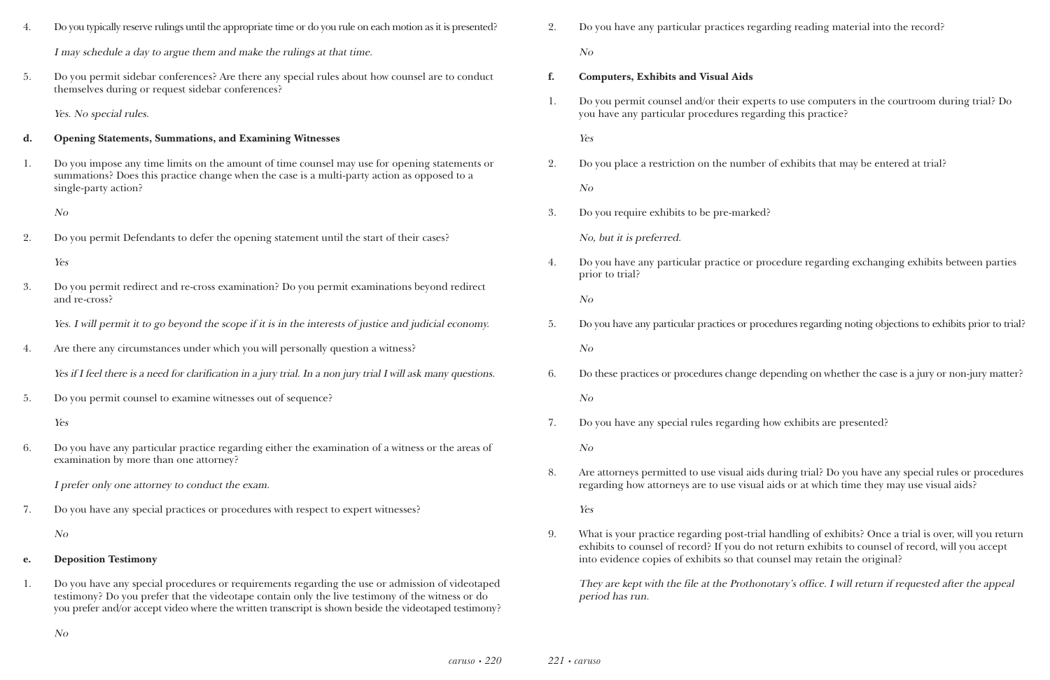4. Do you typically reserve rulings until the appropriate time or do you rule on each motion as it is presented?

   *I may schedule a day to argue them and make the rulings at that time.*

5. Do you permit sidebar conferences? Are there any special rules about how counsel are to conduct themselves during or request sidebar conferences?

   *Yes. No special rules.*

**d. Opening Statements, Summations, and Examining Witnesses**

1. Do you impose any time limits on the amount of time counsel may use for opening statements or summations? Does this practice change when the case is a multi-party action as opposed to a single-party action?

   *No*

2. Do you permit Defendants to defer the opening statement until the start of their cases?

   *Yes*

3. Do you permit redirect and re-cross examination? Do you permit examinations beyond redirect and re-cross?

   *Yes. I will permit it to go beyond the scope if it is in the interests of justice and judicial economy.*

4. Are there any circumstances under which you will personally question a witness?

   *Yes if I feel there is a need for clarification in a jury trial. In a non jury trial I will ask many questions.*

5. Do you permit counsel to examine witnesses out of sequence?

   *Yes*

6. Do you have any particular practice regarding either the examination of a witness or the areas of examination by more than one attorney?

   *I prefer only one attorney to conduct the exam.*

7. Do you have any special practices or procedures with respect to expert witnesses?

   *No*

**e. Deposition Testimony**

1. Do you have any special procedures or requirements regarding the use or admission of videotaped testimony? Do you prefer that the videotape contain only the live testimony of the witness or do you prefer and/or accept video where the written transcript is shown beside the videotaped testimony?

   *No*

2. Do you have any particular practices regarding reading material into the record?

   *No*

**f. Computers, Exhibits and Visual Aids**

1. Do you permit counsel and/or their experts to use computers in the courtroom during trial? Do you have any particular procedures regarding this practice?

   *Yes*

2. Do you place a restriction on the number of exhibits that may be entered at trial?

   *No*

3. Do you require exhibits to be pre-marked?

   *No, but it is preferred.*

4. Do you have any particular practice or procedure regarding exchanging exhibits between parties prior to trial?

   *No*

5. Do you have any particular practices or procedures regarding noting objections to exhibits prior to trial?

   *No*

6. Do these practices or procedures change depending on whether the case is a jury or non-jury matter?

   *No*

7. Do you have any special rules regarding how exhibits are presented?

   *No*

8. Are attorneys permitted to use visual aids during trial? Do you have any special rules or procedures regarding how attorneys are to use visual aids or at which time they may use visual aids?

   *Yes*

9. What is your practice regarding post-trial handling of exhibits? Once a trial is over, will you return exhibits to counsel of record? If you do not return exhibits to counsel of record, will you accept into evidence copies of exhibits so that counsel may retain the original?

   *They are kept with the file at the Prothonotary's office. I will return if requested after the appeal period has run.*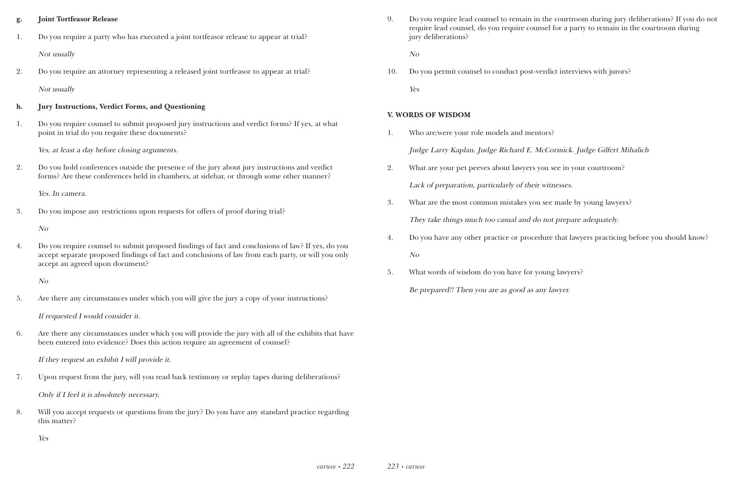**g. Joint Tortfeasor Release**

1. Do you require a party who has executed a joint tortfeasor release to appear at trial?

   *Not usually*

2. Do you require an attorney representing a released joint tortfeasor to appear at trial?

   *Not usually*

**h. Jury Instructions, Verdict Forms, and Questioning**

1. Do you require counsel to submit proposed jury instructions and verdict forms? If yes, at what point in trial do you require these documents?

   *Yes, at least a day before closing arguments.*

2. Do you hold conferences outside the presence of the jury about jury instructions and verdict forms? Are these conferences held in chambers, at sidebar, or through some other manner?

   *Yes. In camera.*

3. Do you impose any restrictions upon requests for offers of proof during trial?

   *No*

4. Do you require counsel to submit proposed findings of fact and conclusions of law? If yes, do you accept separate proposed findings of fact and conclusions of law from each party, or will you only accept an agreed upon document?

   *No*

5. Are there any circumstances under which you will give the jury a copy of your instructions?

   *If requested I would consider it.*

6. Are there any circumstances under which you will provide the jury with all of the exhibits that have been entered into evidence? Does this action require an agreement of counsel?

   *If they request an exhibit I will provide it.*

7. Upon request from the jury, will you read back testimony or replay tapes during deliberations?

   *Only if I feel it is absolutely necessary.*

8. Will you accept requests or questions from the jury? Do you have any standard practice regarding this matter?

   *Yes*

9. Do you require lead counsel to remain in the courtroom during jury deliberations? If you do not require lead counsel, do you require counsel for a party to remain in the courtroom during jury deliberations?

   *No*

10. Do you permit counsel to conduct post-verdict interviews with jurors?

    *Yes*

## V. WORDS OF WISDOM

1. Who are/were your role models and mentors?

   *Judge Larry Kaplan. Judge Richard E. McCormick. Judge Gilfert Mihalich*

2. What are your pet peeves about lawyers you see in your courtroom?

   *Lack of preparation, particularly of their witnesses.*

3. What are the most common mistakes you see made by young lawyers?

   *They take things much too casual and do not prepare adequately.*

4. Do you have any other practice or procedure that lawyers practicing before you should know?

   *No*

5. What words of wisdom do you have for young lawyers?

   *Be prepared!! Then you are as good as any lawyer.*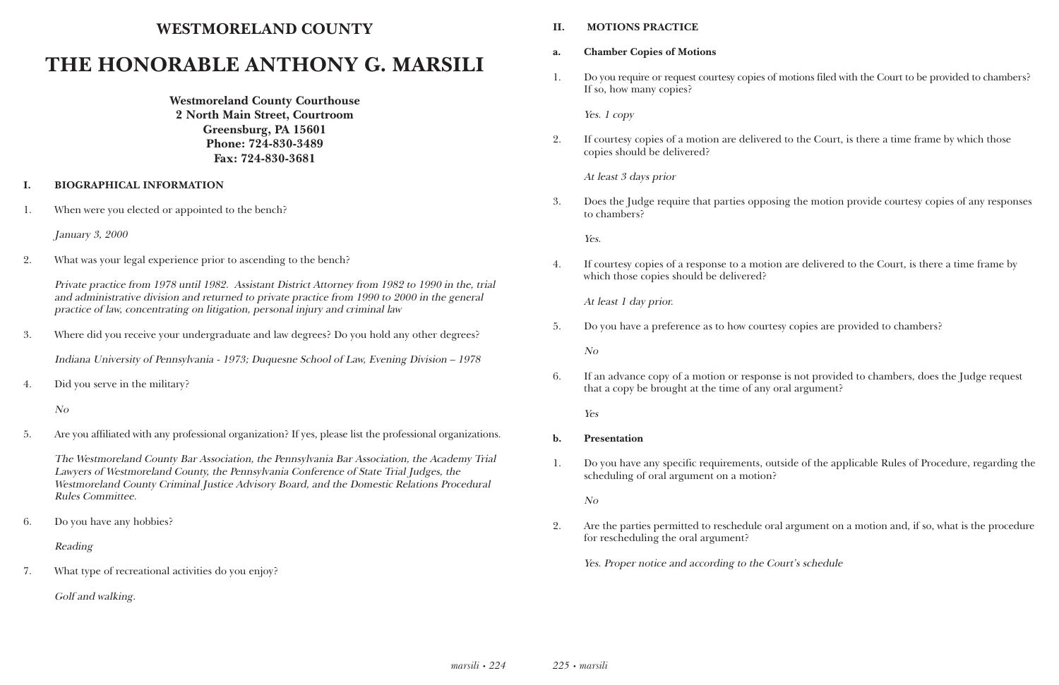# WESTMORELAND COUNTY

# THE HONORABLE ANTHONY G. MARSILI

**Westmoreland County Courthouse**
**2 North Main Street, Courtroom**
**Greensburg, PA 15601**
**Phone: 724-830-3489**
**Fax: 724-830-3681**

## I. BIOGRAPHICAL INFORMATION

1. When were you elected or appointed to the bench?

   *January 3, 2000*

2. What was your legal experience prior to ascending to the bench?

   *Private practice from 1978 until 1982. Assistant District Attorney from 1982 to 1990 in the, trial and administrative division and returned to private practice from 1990 to 2000 in the general practice of law, concentrating on litigation, personal injury and criminal law*

3. Where did you receive your undergraduate and law degrees? Do you hold any other degrees?

   *Indiana University of Pennsylvania - 1973; Duquesne School of Law, Evening Division – 1978*

4. Did you serve in the military?

   *No*

5. Are you affiliated with any professional organization? If yes, please list the professional organizations.

   *The Westmoreland County Bar Association, the Pennsylvania Bar Association, the Academy Trial Lawyers of Westmoreland County, the Pennsylvania Conference of State Trial Judges, the Westmoreland County Criminal Justice Advisory Board, and the Domestic Relations Procedural Rules Committee.*

6. Do you have any hobbies?

   *Reading*

7. What type of recreational activities do you enjoy?

   *Golf and walking.*

## II. MOTIONS PRACTICE

### a. Chamber Copies of Motions

1. Do you require or request courtesy copies of motions filed with the Court to be provided to chambers? If so, how many copies?

   *Yes. 1 copy*

2. If courtesy copies of a motion are delivered to the Court, is there a time frame by which those copies should be delivered?

   *At least 3 days prior*

3. Does the Judge require that parties opposing the motion provide courtesy copies of any responses to chambers?

   *Yes.*

4. If courtesy copies of a response to a motion are delivered to the Court, is there a time frame by which those copies should be delivered?

   *At least 1 day prior.*

5. Do you have a preference as to how courtesy copies are provided to chambers?

   *No*

6. If an advance copy of a motion or response is not provided to chambers, does the Judge request that a copy be brought at the time of any oral argument?

   *Yes*

### b. Presentation

1. Do you have any specific requirements, outside of the applicable Rules of Procedure, regarding the scheduling of oral argument on a motion?

   *No*

2. Are the parties permitted to reschedule oral argument on a motion and, if so, what is the procedure for rescheduling the oral argument?

   *Yes. Proper notice and according to the Court's schedule*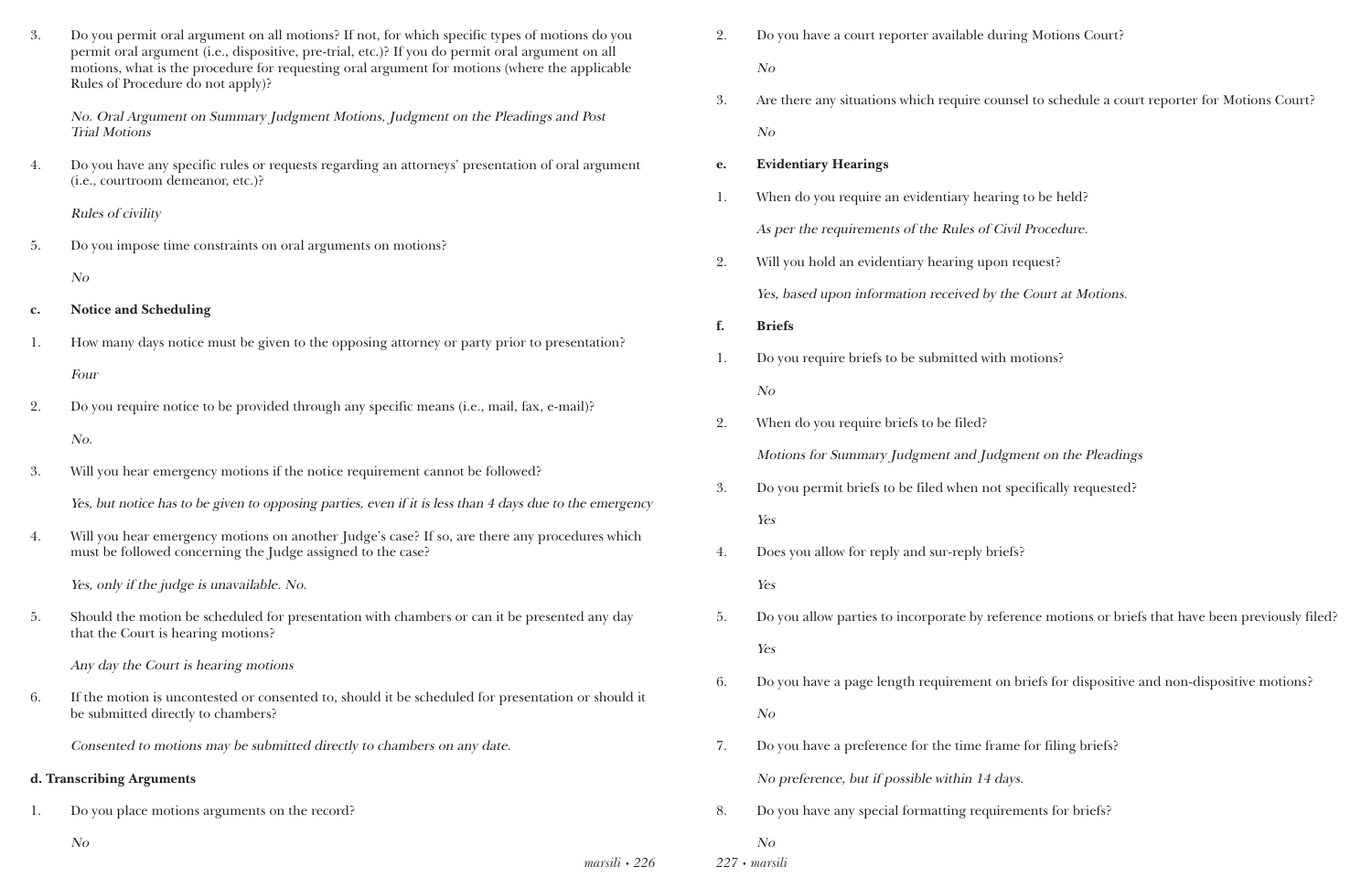3. Do you permit oral argument on all motions? If not, for which specific types of motions do you permit oral argument (i.e., dispositive, pre-trial, etc.)? If you do permit oral argument on all motions, what is the procedure for requesting oral argument for motions (where the applicable Rules of Procedure do not apply)?

   *No. Oral Argument on Summary Judgment Motions, Judgment on the Pleadings and Post Trial Motions*

4. Do you have any specific rules or requests regarding an attorneys' presentation of oral argument (i.e., courtroom demeanor, etc.)?

   *Rules of civility*

5. Do you impose time constraints on oral arguments on motions?

   *No*

**c. Notice and Scheduling**

1. How many days notice must be given to the opposing attorney or party prior to presentation?

   *Four*

2. Do you require notice to be provided through any specific means (i.e., mail, fax, e-mail)?

   *No.*

3. Will you hear emergency motions if the notice requirement cannot be followed?

   *Yes, but notice has to be given to opposing parties, even if it is less than 4 days due to the emergency*

4. Will you hear emergency motions on another Judge's case? If so, are there any procedures which must be followed concerning the Judge assigned to the case?

   *Yes, only if the judge is unavailable. No.*

5. Should the motion be scheduled for presentation with chambers or can it be presented any day that the Court is hearing motions?

   *Any day the Court is hearing motions*

6. If the motion is uncontested or consented to, should it be scheduled for presentation or should it be submitted directly to chambers?

   *Consented to motions may be submitted directly to chambers on any date.*

**d. Transcribing Arguments**

1. Do you place motions arguments on the record?

   *No*

2. Do you have a court reporter available during Motions Court?

   *No*

3. Are there any situations which require counsel to schedule a court reporter for Motions Court?

   *No*

**e. Evidentiary Hearings**

1. When do you require an evidentiary hearing to be held?

   *As per the requirements of the Rules of Civil Procedure.*

2. Will you hold an evidentiary hearing upon request?

   *Yes, based upon information received by the Court at Motions.*

**f. Briefs**

1. Do you require briefs to be submitted with motions?

   *No*

2. When do you require briefs to be filed?

   *Motions for Summary Judgment and Judgment on the Pleadings*

3. Do you permit briefs to be filed when not specifically requested?

   *Yes*

4. Does you allow for reply and sur-reply briefs?

   *Yes*

5. Do you allow parties to incorporate by reference motions or briefs that have been previously filed?

   *Yes*

6. Do you have a page length requirement on briefs for dispositive and non-dispositive motions?

   *No*

7. Do you have a preference for the time frame for filing briefs?

   *No preference, but if possible within 14 days.*

8. Do you have any special formatting requirements for briefs?

   *No*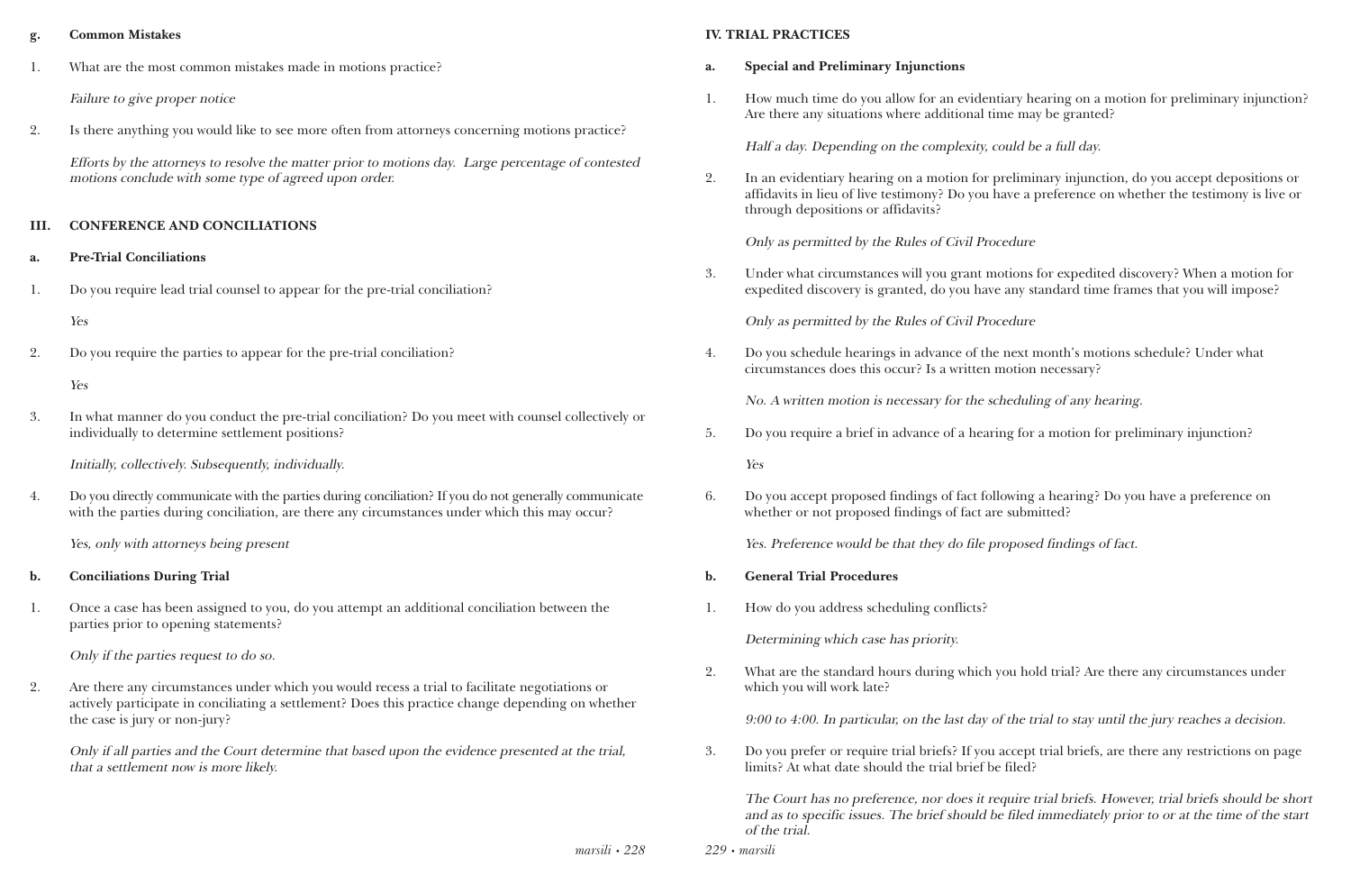**g. Common Mistakes**

1. What are the most common mistakes made in motions practice?

   *Failure to give proper notice*

2. Is there anything you would like to see more often from attorneys concerning motions practice?

   *Efforts by the attorneys to resolve the matter prior to motions day. Large percentage of contested motions conclude with some type of agreed upon order.*

## III. CONFERENCE AND CONCILIATIONS

**a. Pre-Trial Conciliations**

1. Do you require lead trial counsel to appear for the pre-trial conciliation?

   *Yes*

2. Do you require the parties to appear for the pre-trial conciliation?

   *Yes*

3. In what manner do you conduct the pre-trial conciliation? Do you meet with counsel collectively or individually to determine settlement positions?

   *Initially, collectively. Subsequently, individually.*

4. Do you directly communicate with the parties during conciliation? If you do not generally communicate with the parties during conciliation, are there any circumstances under which this may occur?

   *Yes, only with attorneys being present*

**b. Conciliations During Trial**

1. Once a case has been assigned to you, do you attempt an additional conciliation between the parties prior to opening statements?

   *Only if the parties request to do so.*

2. Are there any circumstances under which you would recess a trial to facilitate negotiations or actively participate in conciliating a settlement? Does this practice change depending on whether the case is jury or non-jury?

   *Only if all parties and the Court determine that based upon the evidence presented at the trial, that a settlement now is more likely.*

## IV. TRIAL PRACTICES

**a. Special and Preliminary Injunctions**

1. How much time do you allow for an evidentiary hearing on a motion for preliminary injunction? Are there any situations where additional time may be granted?

   *Half a day. Depending on the complexity, could be a full day.*

2. In an evidentiary hearing on a motion for preliminary injunction, do you accept depositions or affidavits in lieu of live testimony? Do you have a preference on whether the testimony is live or through depositions or affidavits?

   *Only as permitted by the Rules of Civil Procedure*

3. Under what circumstances will you grant motions for expedited discovery? When a motion for expedited discovery is granted, do you have any standard time frames that you will impose?

   *Only as permitted by the Rules of Civil Procedure*

4. Do you schedule hearings in advance of the next month's motions schedule? Under what circumstances does this occur? Is a written motion necessary?

   *No. A written motion is necessary for the scheduling of any hearing.*

5. Do you require a brief in advance of a hearing for a motion for preliminary injunction?

   *Yes*

6. Do you accept proposed findings of fact following a hearing? Do you have a preference on whether or not proposed findings of fact are submitted?

   *Yes. Preference would be that they do file proposed findings of fact.*

**b. General Trial Procedures**

1. How do you address scheduling conflicts?

   *Determining which case has priority.*

2. What are the standard hours during which you hold trial? Are there any circumstances under which you will work late?

   *9:00 to 4:00. In particular, on the last day of the trial to stay until the jury reaches a decision.*

3. Do you prefer or require trial briefs? If you accept trial briefs, are there any restrictions on page limits? At what date should the trial brief be filed?

   *The Court has no preference, nor does it require trial briefs. However, trial briefs should be short and as to specific issues. The brief should be filed immediately prior to or at the time of the start of the trial.*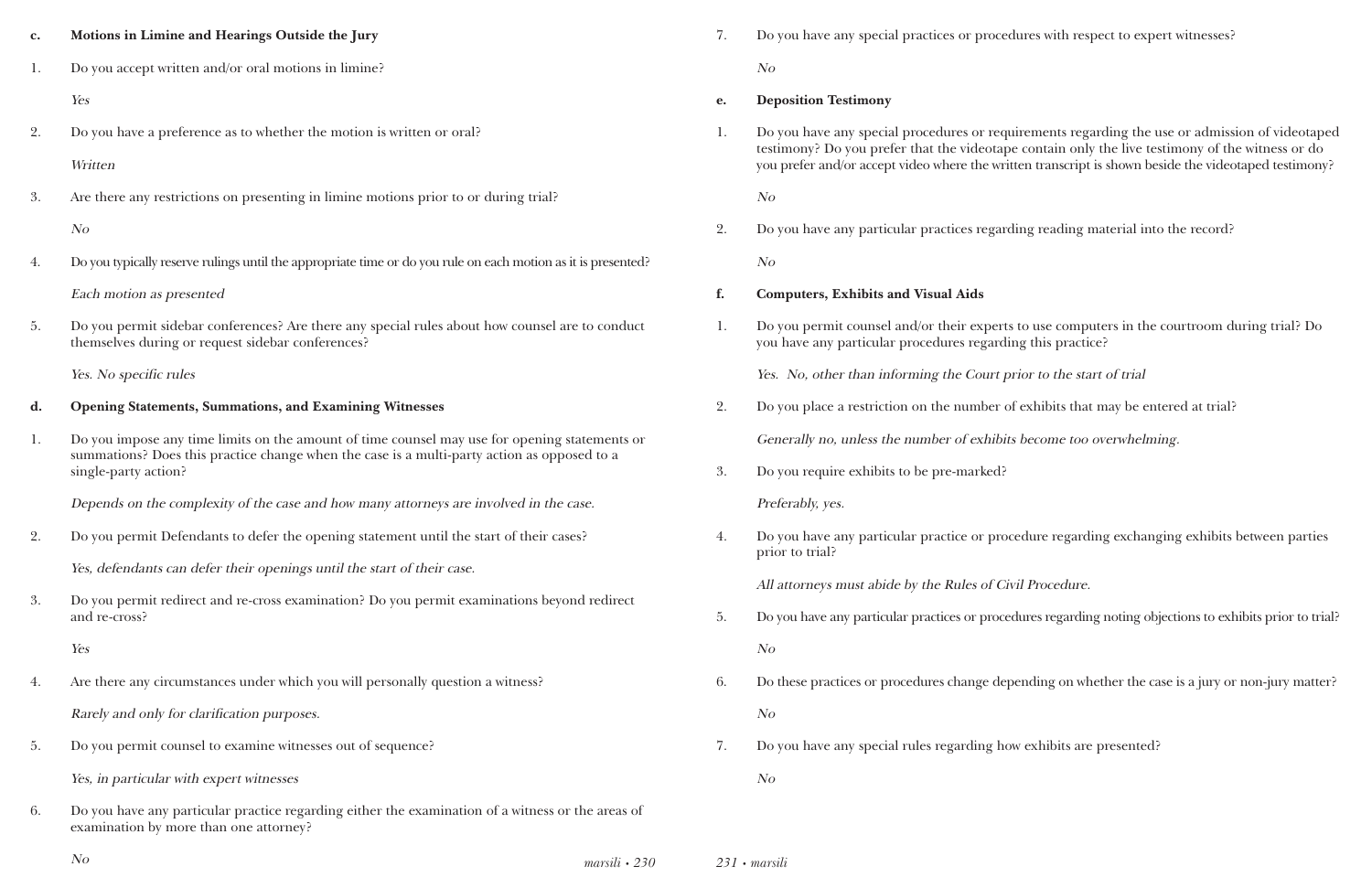**c. Motions in Limine and Hearings Outside the Jury**

1. Do you accept written and/or oral motions in limine?

   *Yes*

2. Do you have a preference as to whether the motion is written or oral?

   *Written*

3. Are there any restrictions on presenting in limine motions prior to or during trial?

   *No*

4. Do you typically reserve rulings until the appropriate time or do you rule on each motion as it is presented?

   *Each motion as presented*

5. Do you permit sidebar conferences? Are there any special rules about how counsel are to conduct themselves during or request sidebar conferences?

   *Yes. No specific rules*

**d. Opening Statements, Summations, and Examining Witnesses**

1. Do you impose any time limits on the amount of time counsel may use for opening statements or summations? Does this practice change when the case is a multi-party action as opposed to a single-party action?

   *Depends on the complexity of the case and how many attorneys are involved in the case.*

2. Do you permit Defendants to defer the opening statement until the start of their cases?

   *Yes, defendants can defer their openings until the start of their case.*

3. Do you permit redirect and re-cross examination? Do you permit examinations beyond redirect and re-cross?

   *Yes*

4. Are there any circumstances under which you will personally question a witness?

   *Rarely and only for clarification purposes.*

5. Do you permit counsel to examine witnesses out of sequence?

   *Yes, in particular with expert witnesses*

6. Do you have any particular practice regarding either the examination of a witness or the areas of examination by more than one attorney?

   *No*

7. Do you have any special practices or procedures with respect to expert witnesses?

   *No*

**e. Deposition Testimony**

1. Do you have any special procedures or requirements regarding the use or admission of videotaped testimony? Do you prefer that the videotape contain only the live testimony of the witness or do you prefer and/or accept video where the written transcript is shown beside the videotaped testimony?

   *No*

2. Do you have any particular practices regarding reading material into the record?

   *No*

**f. Computers, Exhibits and Visual Aids**

1. Do you permit counsel and/or their experts to use computers in the courtroom during trial? Do you have any particular procedures regarding this practice?

   *Yes. No, other than informing the Court prior to the start of trial*

2. Do you place a restriction on the number of exhibits that may be entered at trial?

   *Generally no, unless the number of exhibits become too overwhelming.*

3. Do you require exhibits to be pre-marked?

   *Preferably, yes.*

4. Do you have any particular practice or procedure regarding exchanging exhibits between parties prior to trial?

   *All attorneys must abide by the Rules of Civil Procedure.*

5. Do you have any particular practices or procedures regarding noting objections to exhibits prior to trial?

   *No*

6. Do these practices or procedures change depending on whether the case is a jury or non-jury matter?

   *No*

7. Do you have any special rules regarding how exhibits are presented?

   *No*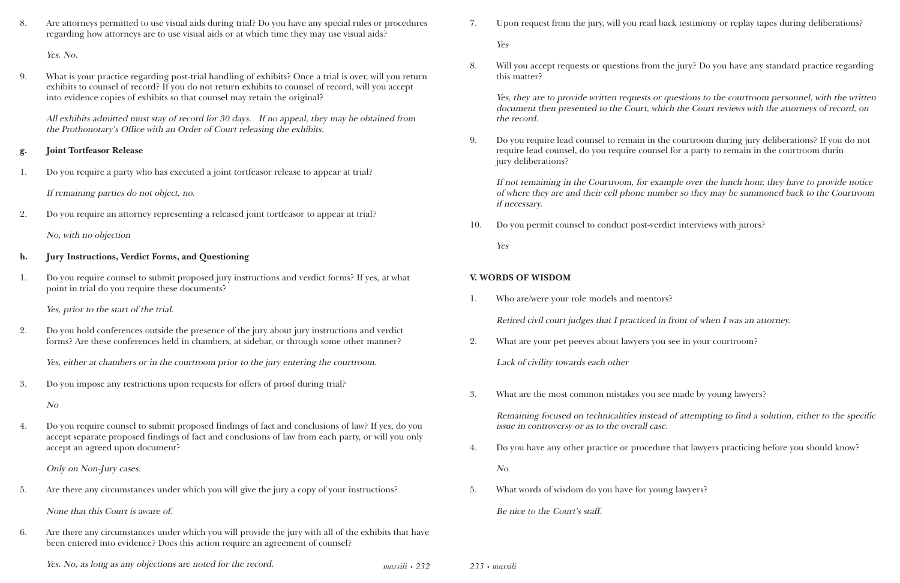8. Are attorneys permitted to use visual aids during trial? Do you have any special rules or procedures regarding how attorneys are to use visual aids or at which time they may use visual aids?

   *Yes. No.*

9. What is your practice regarding post-trial handling of exhibits? Once a trial is over, will you return exhibits to counsel of record? If you do not return exhibits to counsel of record, will you accept into evidence copies of exhibits so that counsel may retain the original?

   *All exhibits admitted must stay of record for 30 days. If no appeal, they may be obtained from the Prothonotary's Office with an Order of Court releasing the exhibits.*

**g. Joint Tortfeasor Release**

1. Do you require a party who has executed a joint tortfeasor release to appear at trial?

   *If remaining parties do not object, no.*

2. Do you require an attorney representing a released joint tortfeasor to appear at trial?

   *No, with no objection*

**h. Jury Instructions, Verdict Forms, and Questioning**

1. Do you require counsel to submit proposed jury instructions and verdict forms? If yes, at what point in trial do you require these documents?

   *Yes, prior to the start of the trial.*

2. Do you hold conferences outside the presence of the jury about jury instructions and verdict forms? Are these conferences held in chambers, at sidebar, or through some other manner?

   *Yes, either at chambers or in the courtroom prior to the jury entering the courtroom.*

3. Do you impose any restrictions upon requests for offers of proof during trial?

   *No*

4. Do you require counsel to submit proposed findings of fact and conclusions of law? If yes, do you accept separate proposed findings of fact and conclusions of law from each party, or will you only accept an agreed upon document?

   *Only on Non-Jury cases.*

5. Are there any circumstances under which you will give the jury a copy of your instructions?

   *None that this Court is aware of.*

6. Are there any circumstances under which you will provide the jury with all of the exhibits that have been entered into evidence? Does this action require an agreement of counsel?

   *Yes. No, as long as any objections are noted for the record.*

7. Upon request from the jury, will you read back testimony or replay tapes during deliberations?

   *Yes*

8. Will you accept requests or questions from the jury? Do you have any standard practice regarding this matter?

   *Yes, they are to provide written requests or questions to the courtroom personnel, with the written document then presented to the Court, which the Court reviews with the attorneys of record, on the record.*

9. Do you require lead counsel to remain in the courtroom during jury deliberations? If you do not require lead counsel, do you require counsel for a party to remain in the courtroom durin jury deliberations?

   *If not remaining in the Courtroom, for example over the lunch hour, they have to provide notice of where they are and their cell phone number so they may be summoned back to the Courtroom if necessary.*

10. Do you permit counsel to conduct post-verdict interviews with jurors?

    *Yes*

## V. WORDS OF WISDOM

1. Who are/were your role models and mentors?

   *Retired civil court judges that I practiced in front of when I was an attorney.*

2. What are your pet peeves about lawyers you see in your courtroom?

   *Lack of civility towards each other*

3. What are the most common mistakes you see made by young lawyers?

   *Remaining focused on technicalities instead of attempting to find a solution, either to the specific issue in controversy or as to the overall case.*

4. Do you have any other practice or procedure that lawyers practicing before you should know?

   *No*

5. What words of wisdom do you have for young lawyers?

   *Be nice to the Court's staff.*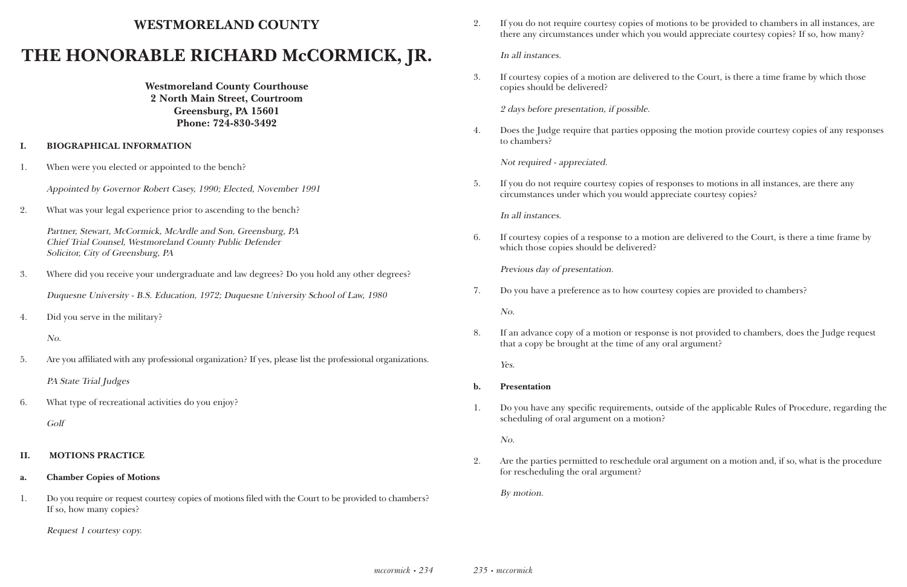# WESTMORELAND COUNTY

# THE HONORABLE RICHARD McCORMICK, JR.

**Westmoreland County Courthouse**
**2 North Main Street, Courtroom**
**Greensburg, PA 15601**
**Phone: 724-830-3492**

## I. BIOGRAPHICAL INFORMATION

1. When were you elected or appointed to the bench?

   *Appointed by Governor Robert Casey, 1990; Elected, November 1991*

2. What was your legal experience prior to ascending to the bench?

   *Partner, Stewart, McCormick, McArdle and Son, Greensburg, PA*
   *Chief Trial Counsel, Westmoreland County Public Defender*
   *Solicitor, City of Greensburg, PA*

3. Where did you receive your undergraduate and law degrees? Do you hold any other degrees?

   *Duquesne University - B.S. Education, 1972; Duquesne University School of Law, 1980*

4. Did you serve in the military?

   *No.*

5. Are you affiliated with any professional organization? If yes, please list the professional organizations.

   *PA State Trial Judges*

6. What type of recreational activities do you enjoy?

   *Golf*

## II. MOTIONS PRACTICE

### a. Chamber Copies of Motions

1. Do you require or request courtesy copies of motions filed with the Court to be provided to chambers? If so, how many copies?

   *Request 1 courtesy copy.*

2. If you do not require courtesy copies of motions to be provided to chambers in all instances, are there any circumstances under which you would appreciate courtesy copies? If so, how many?

   *In all instances.*

3. If courtesy copies of a motion are delivered to the Court, is there a time frame by which those copies should be delivered?

   *2 days before presentation, if possible.*

4. Does the Judge require that parties opposing the motion provide courtesy copies of any responses to chambers?

   *Not required - appreciated.*

5. If you do not require courtesy copies of responses to motions in all instances, are there any circumstances under which you would appreciate courtesy copies?

   *In all instances.*

6. If courtesy copies of a response to a motion are delivered to the Court, is there a time frame by which those copies should be delivered?

   *Previous day of presentation.*

7. Do you have a preference as to how courtesy copies are provided to chambers?

   *No.*

8. If an advance copy of a motion or response is not provided to chambers, does the Judge request that a copy be brought at the time of any oral argument?

   *Yes.*

### b. Presentation

1. Do you have any specific requirements, outside of the applicable Rules of Procedure, regarding the scheduling of oral argument on a motion?

   *No.*

2. Are the parties permitted to reschedule oral argument on a motion and, if so, what is the procedure for rescheduling the oral argument?

   *By motion.*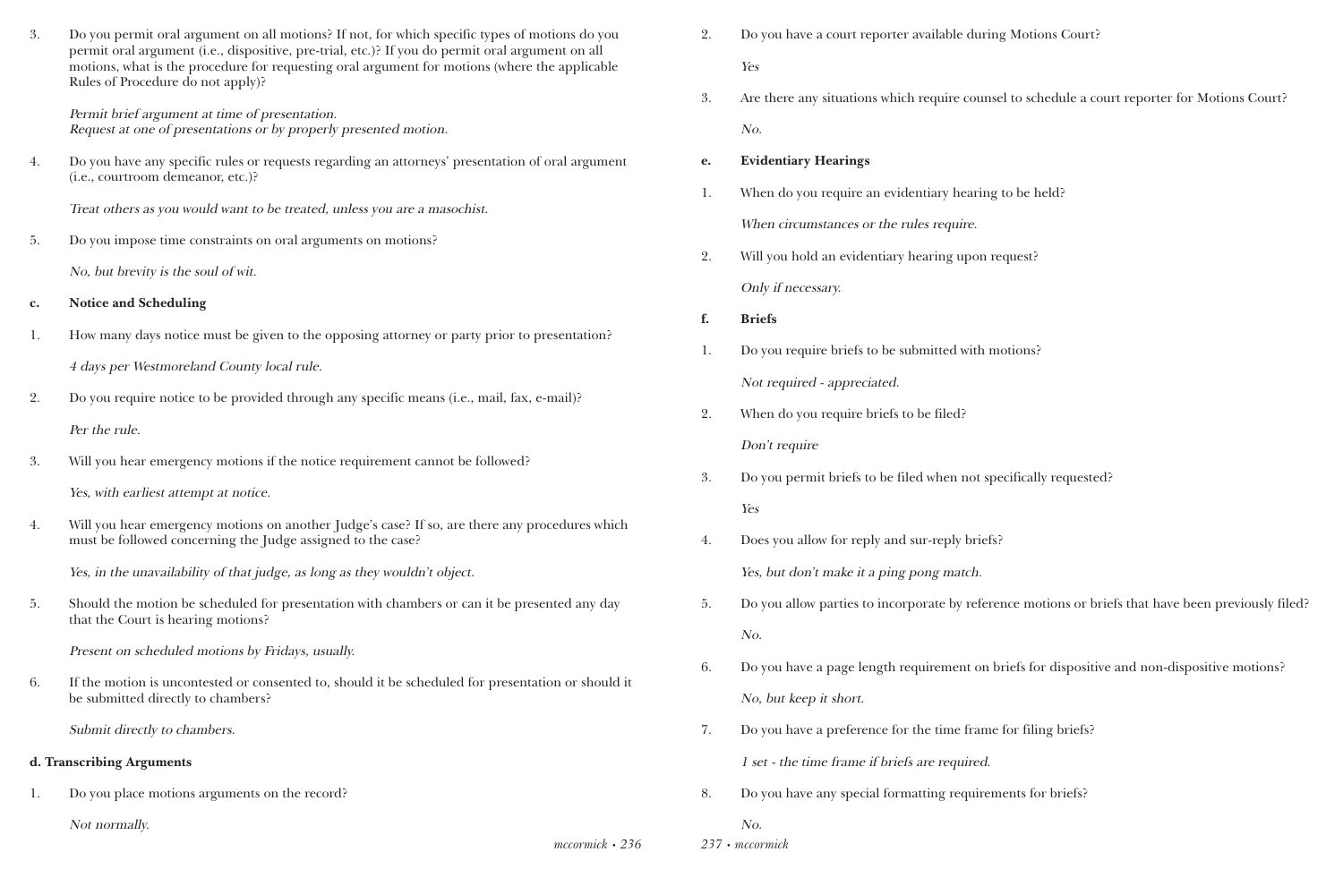3. Do you permit oral argument on all motions? If not, for which specific types of motions do you permit oral argument (i.e., dispositive, pre-trial, etc.)? If you do permit oral argument on all motions, what is the procedure for requesting oral argument for motions (where the applicable Rules of Procedure do not apply)?

   *Permit brief argument at time of presentation.*
   *Request at one of presentations or by properly presented motion.*

4. Do you have any specific rules or requests regarding an attorneys' presentation of oral argument (i.e., courtroom demeanor, etc.)?

   *Treat others as you would want to be treated, unless you are a masochist.*

5. Do you impose time constraints on oral arguments on motions?

   *No, but brevity is the soul of wit.*

**c. Notice and Scheduling**

1. How many days notice must be given to the opposing attorney or party prior to presentation?

   *4 days per Westmoreland County local rule.*

2. Do you require notice to be provided through any specific means (i.e., mail, fax, e-mail)?

   *Per the rule.*

3. Will you hear emergency motions if the notice requirement cannot be followed?

   *Yes, with earliest attempt at notice.*

4. Will you hear emergency motions on another Judge's case? If so, are there any procedures which must be followed concerning the Judge assigned to the case?

   *Yes, in the unavailability of that judge, as long as they wouldn't object.*

5. Should the motion be scheduled for presentation with chambers or can it be presented any day that the Court is hearing motions?

   *Present on scheduled motions by Fridays, usually.*

6. If the motion is uncontested or consented to, should it be scheduled for presentation or should it be submitted directly to chambers?

   *Submit directly to chambers.*

**d. Transcribing Arguments**

1. Do you place motions arguments on the record?

   *Not normally.*

2. Do you have a court reporter available during Motions Court?

   *Yes*

3. Are there any situations which require counsel to schedule a court reporter for Motions Court?

   *No.*

**e. Evidentiary Hearings**

1. When do you require an evidentiary hearing to be held?

   *When circumstances or the rules require.*

2. Will you hold an evidentiary hearing upon request?

   *Only if necessary.*

**f. Briefs**

1. Do you require briefs to be submitted with motions?

   *Not required - appreciated.*

2. When do you require briefs to be filed?

   *Don't require*

3. Do you permit briefs to be filed when not specifically requested?

   *Yes*

4. Does you allow for reply and sur-reply briefs?

   *Yes, but don't make it a ping pong match.*

5. Do you allow parties to incorporate by reference motions or briefs that have been previously filed?

   *No.*

6. Do you have a page length requirement on briefs for dispositive and non-dispositive motions?

   *No, but keep it short.*

7. Do you have a preference for the time frame for filing briefs?

   *1 set - the time frame if briefs are required.*

8. Do you have any special formatting requirements for briefs?

   *No.*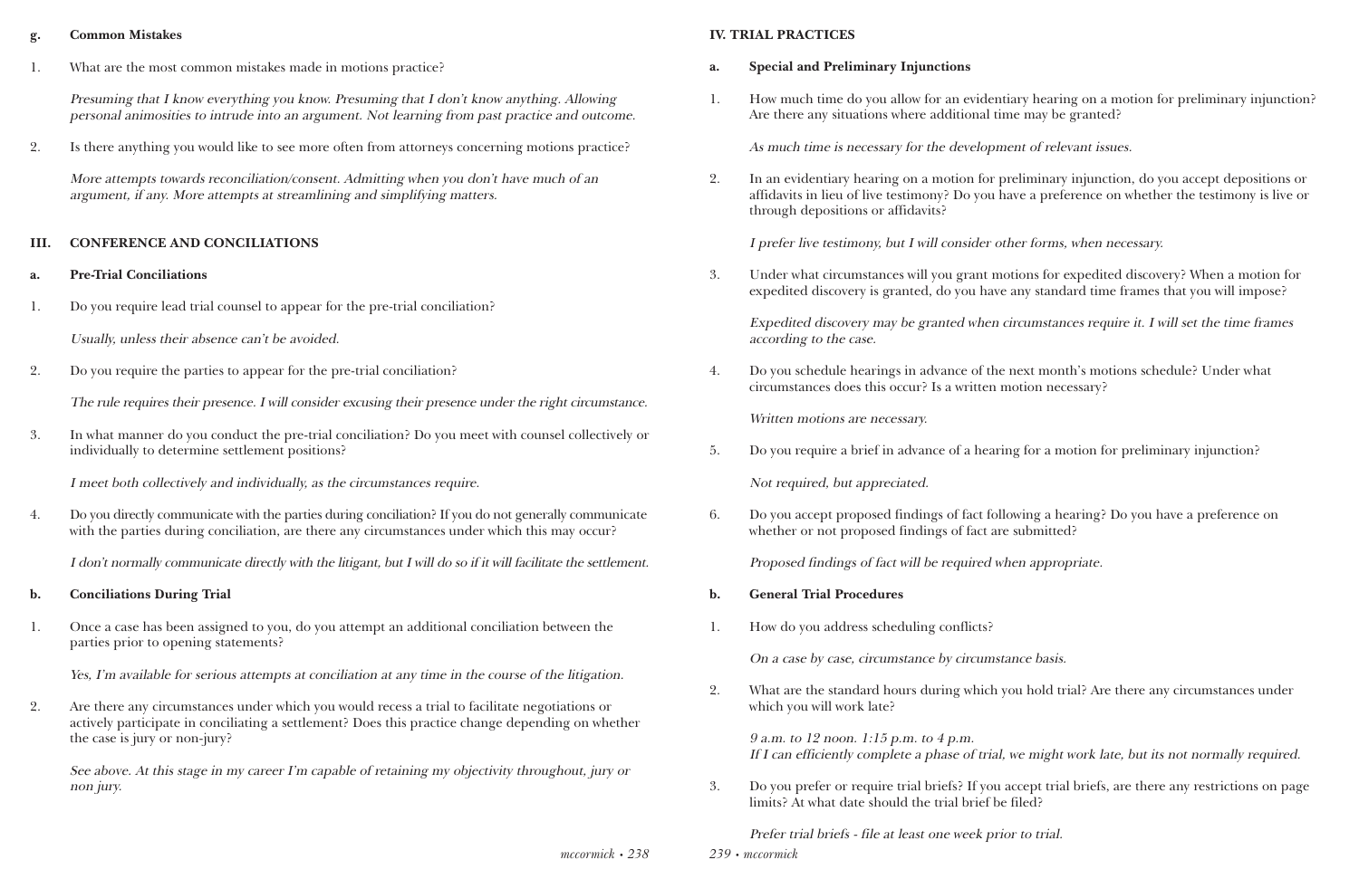### g. Common Mistakes

1. What are the most common mistakes made in motions practice?

   *Presuming that I know everything you know. Presuming that I don't know anything. Allowing personal animosities to intrude into an argument. Not learning from past practice and outcome.*

2. Is there anything you would like to see more often from attorneys concerning motions practice?

   *More attempts towards reconciliation/consent. Admitting when you don't have much of an argument, if any. More attempts at streamlining and simplifying matters.*

## III. CONFERENCE AND CONCILIATIONS

### a. Pre-Trial Conciliations

1. Do you require lead trial counsel to appear for the pre-trial conciliation?

   *Usually, unless their absence can't be avoided.*

2. Do you require the parties to appear for the pre-trial conciliation?

   *The rule requires their presence. I will consider excusing their presence under the right circumstance.*

3. In what manner do you conduct the pre-trial conciliation? Do you meet with counsel collectively or individually to determine settlement positions?

   *I meet both collectively and individually, as the circumstances require.*

4. Do you directly communicate with the parties during conciliation? If you do not generally communicate with the parties during conciliation, are there any circumstances under which this may occur?

   *I don't normally communicate directly with the litigant, but I will do so if it will facilitate the settlement.*

### b. Conciliations During Trial

1. Once a case has been assigned to you, do you attempt an additional conciliation between the parties prior to opening statements?

   *Yes, I'm available for serious attempts at conciliation at any time in the course of the litigation.*

2. Are there any circumstances under which you would recess a trial to facilitate negotiations or actively participate in conciliating a settlement? Does this practice change depending on whether the case is jury or non-jury?

   *See above. At this stage in my career I'm capable of retaining my objectivity throughout, jury or non jury.*

## IV. TRIAL PRACTICES

### a. Special and Preliminary Injunctions

1. How much time do you allow for an evidentiary hearing on a motion for preliminary injunction? Are there any situations where additional time may be granted?

   *As much time is necessary for the development of relevant issues.*

2. In an evidentiary hearing on a motion for preliminary injunction, do you accept depositions or affidavits in lieu of live testimony? Do you have a preference on whether the testimony is live or through depositions or affidavits?

   *I prefer live testimony, but I will consider other forms, when necessary.*

3. Under what circumstances will you grant motions for expedited discovery? When a motion for expedited discovery is granted, do you have any standard time frames that you will impose?

   *Expedited discovery may be granted when circumstances require it. I will set the time frames according to the case.*

4. Do you schedule hearings in advance of the next month's motions schedule? Under what circumstances does this occur? Is a written motion necessary?

   *Written motions are necessary.*

5. Do you require a brief in advance of a hearing for a motion for preliminary injunction?

   *Not required, but appreciated.*

6. Do you accept proposed findings of fact following a hearing? Do you have a preference on whether or not proposed findings of fact are submitted?

   *Proposed findings of fact will be required when appropriate.*

### b. General Trial Procedures

1. How do you address scheduling conflicts?

   *On a case by case, circumstance by circumstance basis.*

2. What are the standard hours during which you hold trial? Are there any circumstances under which you will work late?

   *9 a.m. to 12 noon. 1:15 p.m. to 4 p.m.*
   *If I can efficiently complete a phase of trial, we might work late, but its not normally required.*

3. Do you prefer or require trial briefs? If you accept trial briefs, are there any restrictions on page limits? At what date should the trial brief be filed?

   *Prefer trial briefs - file at least one week prior to trial.*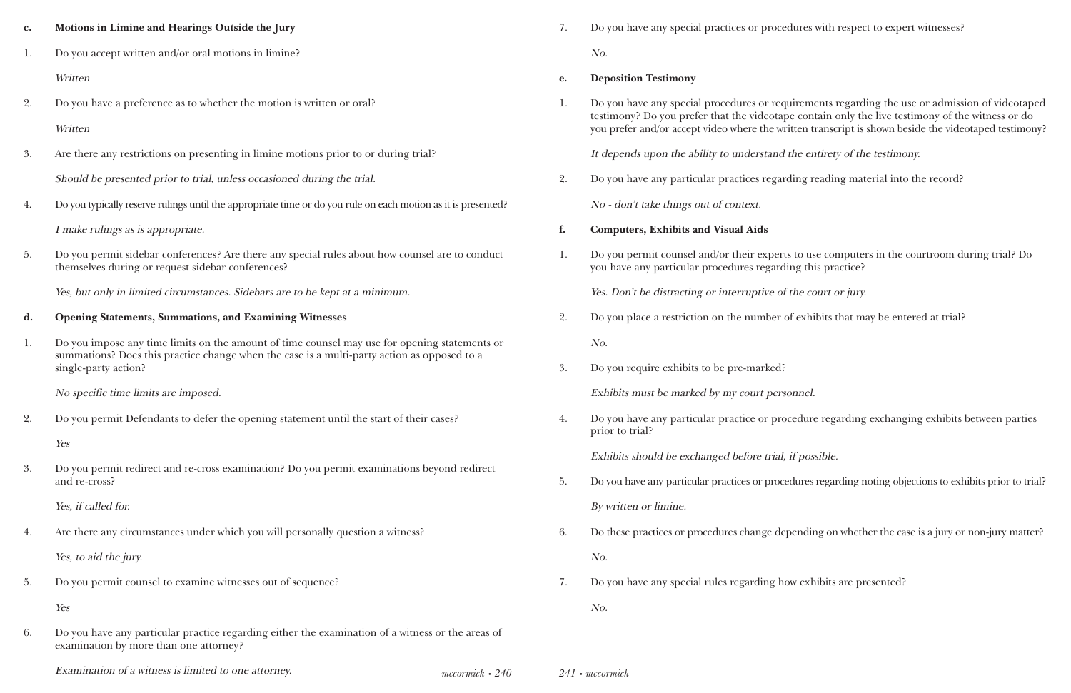**c. Motions in Limine and Hearings Outside the Jury**

1. Do you accept written and/or oral motions in limine?

   *Written*

2. Do you have a preference as to whether the motion is written or oral?

   *Written*

3. Are there any restrictions on presenting in limine motions prior to or during trial?

   *Should be presented prior to trial, unless occasioned during the trial.*

4. Do you typically reserve rulings until the appropriate time or do you rule on each motion as it is presented?

   *I make rulings as is appropriate.*

5. Do you permit sidebar conferences? Are there any special rules about how counsel are to conduct themselves during or request sidebar conferences?

   *Yes, but only in limited circumstances. Sidebars are to be kept at a minimum.*

**d. Opening Statements, Summations, and Examining Witnesses**

1. Do you impose any time limits on the amount of time counsel may use for opening statements or summations? Does this practice change when the case is a multi-party action as opposed to a single-party action?

   *No specific time limits are imposed.*

2. Do you permit Defendants to defer the opening statement until the start of their cases?

   *Yes*

3. Do you permit redirect and re-cross examination? Do you permit examinations beyond redirect and re-cross?

   *Yes, if called for.*

4. Are there any circumstances under which you will personally question a witness?

   *Yes, to aid the jury.*

5. Do you permit counsel to examine witnesses out of sequence?

   *Yes*

6. Do you have any particular practice regarding either the examination of a witness or the areas of examination by more than one attorney?

   *Examination of a witness is limited to one attorney.*

7. Do you have any special practices or procedures with respect to expert witnesses?

   *No.*

**e. Deposition Testimony**

1. Do you have any special procedures or requirements regarding the use or admission of videotaped testimony? Do you prefer that the videotape contain only the live testimony of the witness or do you prefer and/or accept video where the written transcript is shown beside the videotaped testimony?

   *It depends upon the ability to understand the entirety of the testimony.*

2. Do you have any particular practices regarding reading material into the record?

   *No - don't take things out of context.*

**f. Computers, Exhibits and Visual Aids**

1. Do you permit counsel and/or their experts to use computers in the courtroom during trial? Do you have any particular procedures regarding this practice?

   *Yes. Don't be distracting or interruptive of the court or jury.*

2. Do you place a restriction on the number of exhibits that may be entered at trial?

   *No.*

3. Do you require exhibits to be pre-marked?

   *Exhibits must be marked by my court personnel.*

4. Do you have any particular practice or procedure regarding exchanging exhibits between parties prior to trial?

   *Exhibits should be exchanged before trial, if possible.*

5. Do you have any particular practices or procedures regarding noting objections to exhibits prior to trial?

   *By written or limine.*

6. Do these practices or procedures change depending on whether the case is a jury or non-jury matter?

   *No.*

7. Do you have any special rules regarding how exhibits are presented?

   *No.*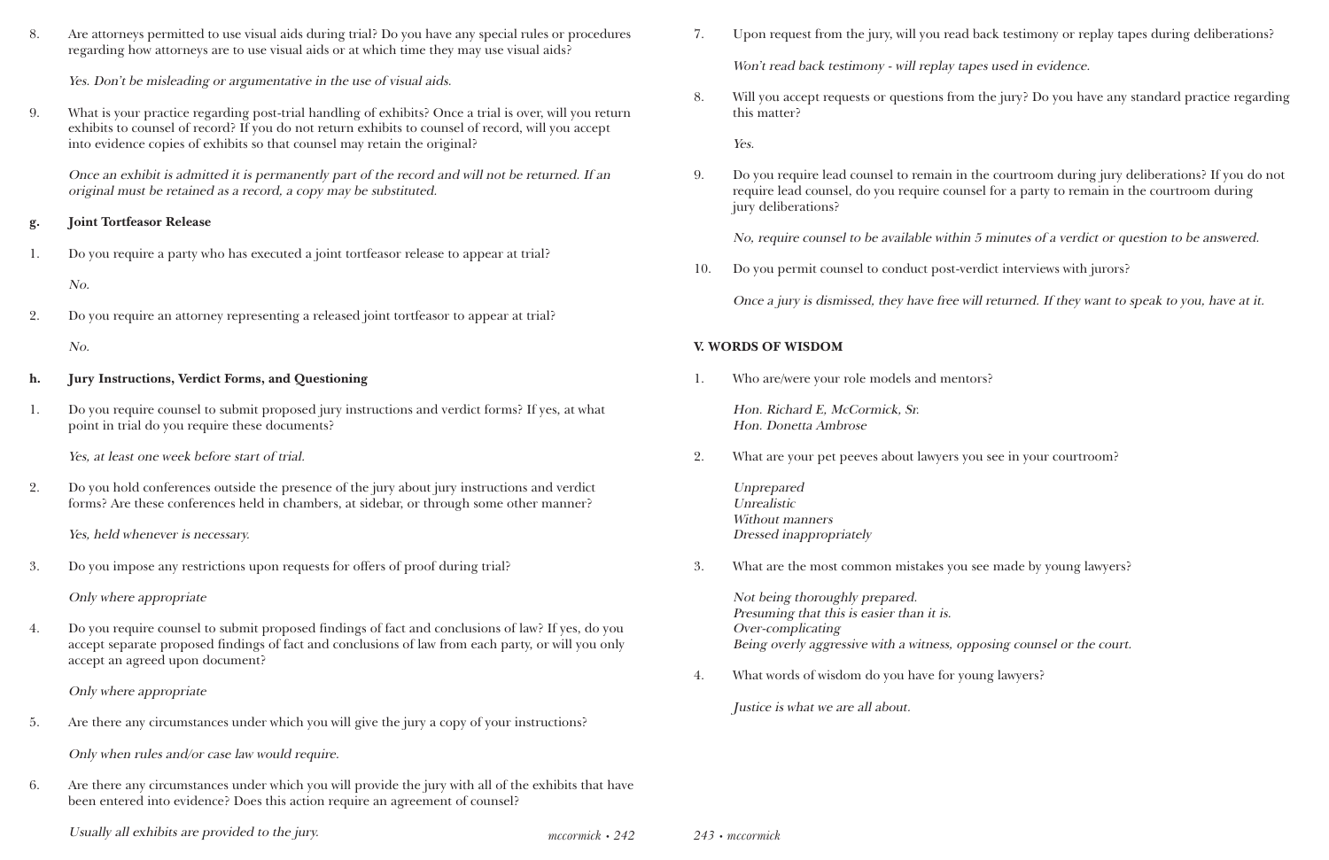8. Are attorneys permitted to use visual aids during trial? Do you have any special rules or procedures regarding how attorneys are to use visual aids or at which time they may use visual aids?

   *Yes. Don't be misleading or argumentative in the use of visual aids.*

9. What is your practice regarding post-trial handling of exhibits? Once a trial is over, will you return exhibits to counsel of record? If you do not return exhibits to counsel of record, will you accept into evidence copies of exhibits so that counsel may retain the original?

   *Once an exhibit is admitted it is permanently part of the record and will not be returned. If an original must be retained as a record, a copy may be substituted.*

**g. Joint Tortfeasor Release**

1. Do you require a party who has executed a joint tortfeasor release to appear at trial?

   *No.*

2. Do you require an attorney representing a released joint tortfeasor to appear at trial?

   *No.*

**h. Jury Instructions, Verdict Forms, and Questioning**

1. Do you require counsel to submit proposed jury instructions and verdict forms? If yes, at what point in trial do you require these documents?

   *Yes, at least one week before start of trial.*

2. Do you hold conferences outside the presence of the jury about jury instructions and verdict forms? Are these conferences held in chambers, at sidebar, or through some other manner?

   *Yes, held whenever is necessary.*

3. Do you impose any restrictions upon requests for offers of proof during trial?

   *Only where appropriate*

4. Do you require counsel to submit proposed findings of fact and conclusions of law? If yes, do you accept separate proposed findings of fact and conclusions of law from each party, or will you only accept an agreed upon document?

   *Only where appropriate*

5. Are there any circumstances under which you will give the jury a copy of your instructions?

   *Only when rules and/or case law would require.*

6. Are there any circumstances under which you will provide the jury with all of the exhibits that have been entered into evidence? Does this action require an agreement of counsel?

   *Usually all exhibits are provided to the jury.*

7. Upon request from the jury, will you read back testimony or replay tapes during deliberations?

   *Won't read back testimony - will replay tapes used in evidence.*

8. Will you accept requests or questions from the jury? Do you have any standard practice regarding this matter?

   *Yes.*

9. Do you require lead counsel to remain in the courtroom during jury deliberations? If you do not require lead counsel, do you require counsel for a party to remain in the courtroom during jury deliberations?

   *No, require counsel to be available within 5 minutes of a verdict or question to be answered.*

10. Do you permit counsel to conduct post-verdict interviews with jurors?

    *Once a jury is dismissed, they have free will returned. If they want to speak to you, have at it.*

## V. WORDS OF WISDOM

1. Who are/were your role models and mentors?

   *Hon. Richard E, McCormick, Sr.*
   *Hon. Donetta Ambrose*

2. What are your pet peeves about lawyers you see in your courtroom?

   *Unprepared*
   *Unrealistic*
   *Without manners*
   *Dressed inappropriately*

3. What are the most common mistakes you see made by young lawyers?

   *Not being thoroughly prepared.*
   *Presuming that this is easier than it is.*
   *Over-complicating*
   *Being overly aggressive with a witness, opposing counsel or the court.*

4. What words of wisdom do you have for young lawyers?

   *Justice is what we are all about.*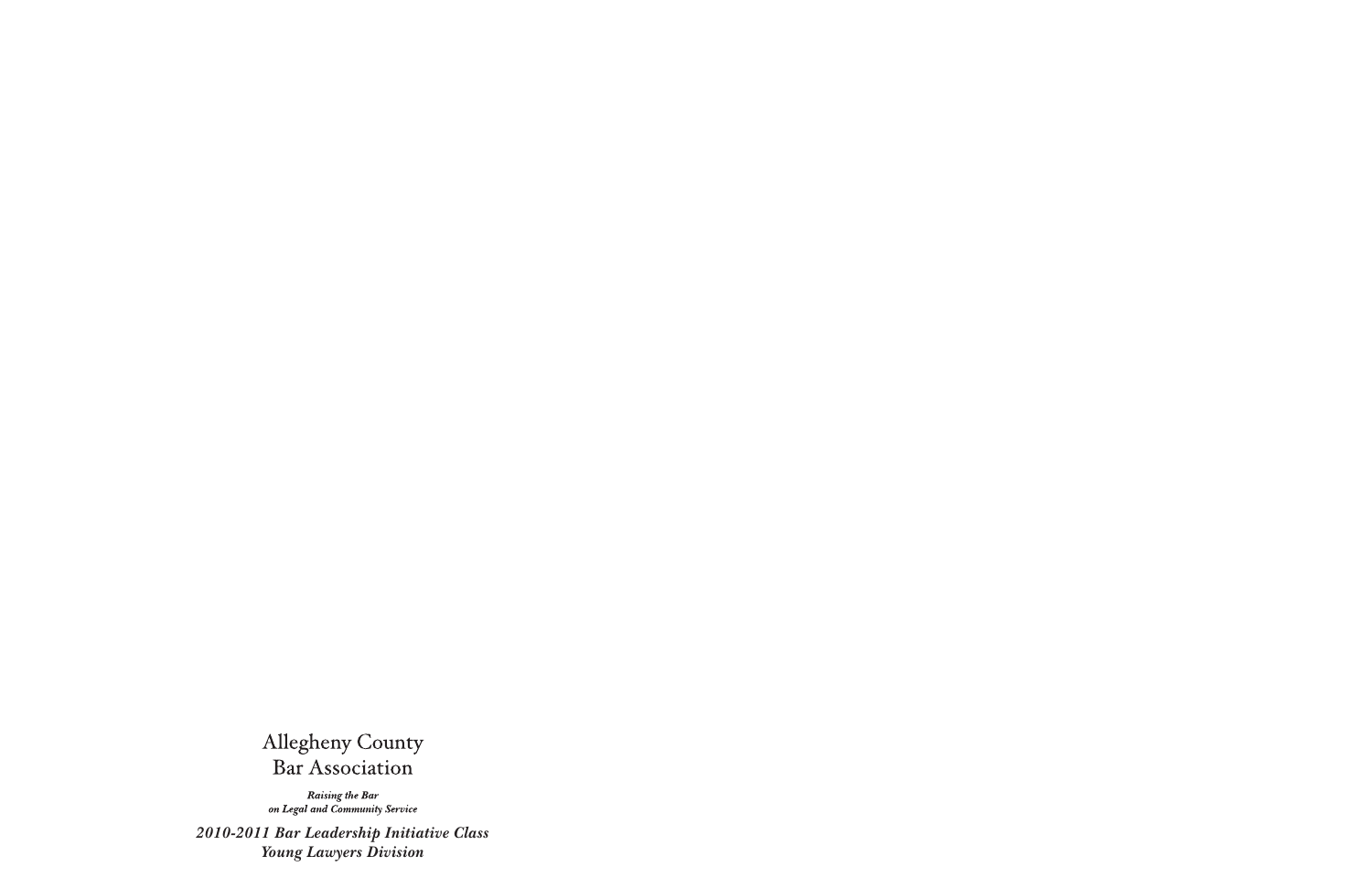Allegheny County
Bar Association

*Raising the Bar*
*on Legal and Community Service*

***2010-2011 Bar Leadership Initiative Class***
***Young Lawyers Division***